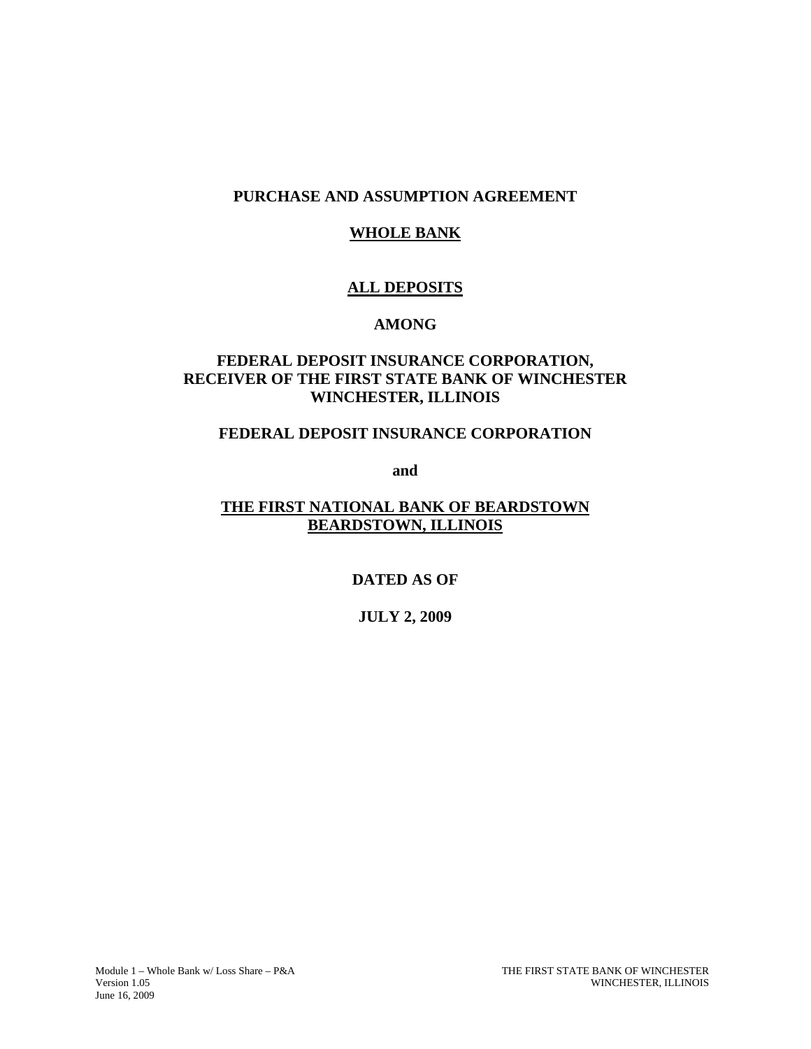**PURCHASE AND ASSUMPTION AGREEMENT**

**WHOLE BANK**

**ALL DEPOSITS**

**AMONG**

**FEDERAL DEPOSIT INSURANCE CORPORATION, RECEIVER OF THE FIRST STATE BANK OF WINCHESTER WINCHESTER, ILLINOIS**

**FEDERAL DEPOSIT INSURANCE CORPORATION**

**and**

**THE FIRST NATIONAL BANK OF BEARDSTOWN BEARDSTOWN, ILLINOIS**

**DATED AS OF**

**JULY 2, 2009**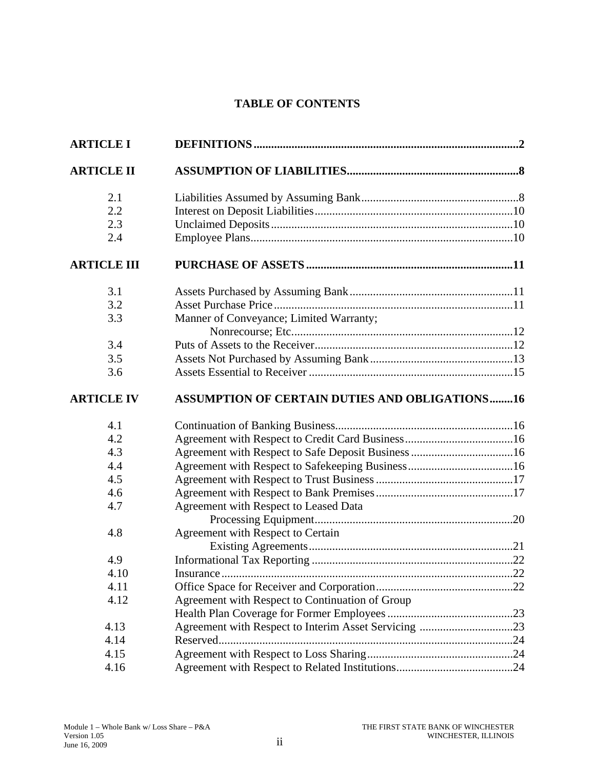# TABLE OF CONTENTS

| | | |
|---|---|---|
| **ARTICLE I** | **DEFINITIONS** | **2** |
| **ARTICLE II** | **ASSUMPTION OF LIABILITIES** | **8** |
| 2.1 | Liabilities Assumed by Assuming Bank | 8 |
| 2.2 | Interest on Deposit Liabilities | 10 |
| 2.3 | Unclaimed Deposits | 10 |
| 2.4 | Employee Plans | 10 |
| **ARTICLE III** | **PURCHASE OF ASSETS** | **11** |
| 3.1 | Assets Purchased by Assuming Bank | 11 |
| 3.2 | Asset Purchase Price | 11 |
| 3.3 | Manner of Conveyance; Limited Warranty; Nonrecourse; Etc. | 12 |
| 3.4 | Puts of Assets to the Receiver | 12 |
| 3.5 | Assets Not Purchased by Assuming Bank | 13 |
| 3.6 | Assets Essential to Receiver | 15 |
| **ARTICLE IV** | **ASSUMPTION OF CERTAIN DUTIES AND OBLIGATIONS** | **16** |
| 4.1 | Continuation of Banking Business | 16 |
| 4.2 | Agreement with Respect to Credit Card Business | 16 |
| 4.3 | Agreement with Respect to Safe Deposit Business | 16 |
| 4.4 | Agreement with Respect to Safekeeping Business | 16 |
| 4.5 | Agreement with Respect to Trust Business | 17 |
| 4.6 | Agreement with Respect to Bank Premises | 17 |
| 4.7 | Agreement with Respect to Leased Data Processing Equipment | 20 |
| 4.8 | Agreement with Respect to Certain Existing Agreements | 21 |
| 4.9 | Informational Tax Reporting | 22 |
| 4.10 | Insurance | 22 |
| 4.11 | Office Space for Receiver and Corporation | 22 |
| 4.12 | Agreement with Respect to Continuation of Group Health Plan Coverage for Former Employees | 23 |
| 4.13 | Agreement with Respect to Interim Asset Servicing | 23 |
| 4.14 | Reserved | 24 |
| 4.15 | Agreement with Respect to Loss Sharing | 24 |
| 4.16 | Agreement with Respect to Related Institutions | 24 |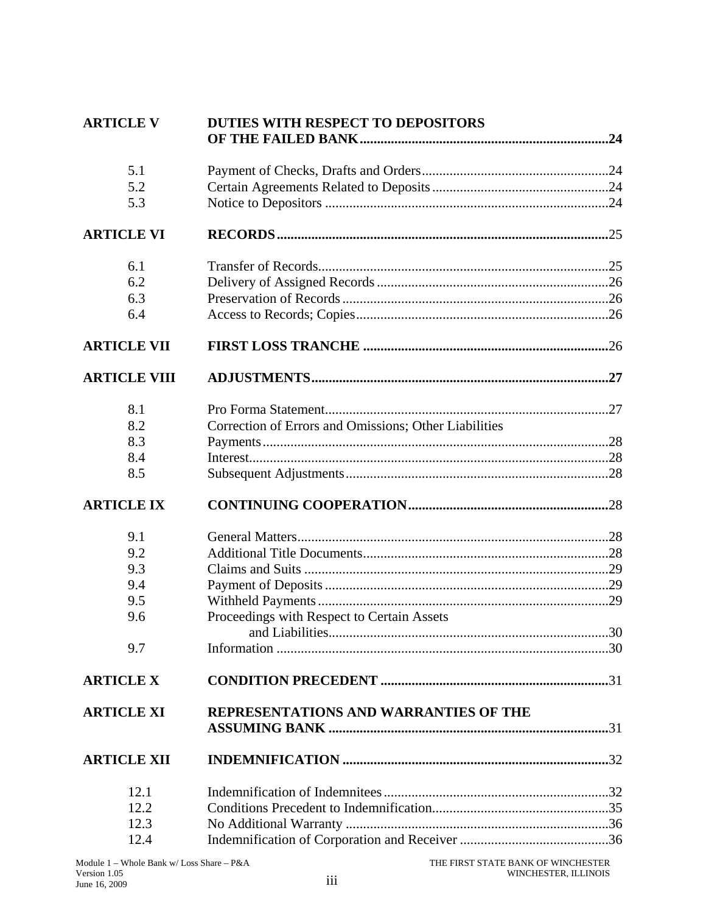| | | |
|---|---|---|
| **ARTICLE V** | **DUTIES WITH RESPECT TO DEPOSITORS OF THE FAILED BANK** | **24** |
| 5.1 | Payment of Checks, Drafts and Orders | 24 |
| 5.2 | Certain Agreements Related to Deposits | 24 |
| 5.3 | Notice to Depositors | 24 |
| **ARTICLE VI** | **RECORDS** | 25 |
| 6.1 | Transfer of Records | 25 |
| 6.2 | Delivery of Assigned Records | 26 |
| 6.3 | Preservation of Records | 26 |
| 6.4 | Access to Records; Copies | 26 |
| **ARTICLE VII** | **FIRST LOSS TRANCHE** | 26 |
| **ARTICLE VIII** | **ADJUSTMENTS** | **27** |
| 8.1 | Pro Forma Statement | 27 |
| 8.2 | Correction of Errors and Omissions; Other Liabilities | |
| 8.3 | Payments | 28 |
| 8.4 | Interest | 28 |
| 8.5 | Subsequent Adjustments | 28 |
| **ARTICLE IX** | **CONTINUING COOPERATION** | 28 |
| 9.1 | General Matters | 28 |
| 9.2 | Additional Title Documents | 28 |
| 9.3 | Claims and Suits | 29 |
| 9.4 | Payment of Deposits | 29 |
| 9.5 | Withheld Payments | 29 |
| 9.6 | Proceedings with Respect to Certain Assets and Liabilities | 30 |
| 9.7 | Information | 30 |
| **ARTICLE X** | **CONDITION PRECEDENT** | 31 |
| **ARTICLE XI** | **REPRESENTATIONS AND WARRANTIES OF THE ASSUMING BANK** | 31 |
| **ARTICLE XII** | **INDEMNIFICATION** | 32 |
| 12.1 | Indemnification of Indemnitees | 32 |
| 12.2 | Conditions Precedent to Indemnification | 35 |
| 12.3 | No Additional Warranty | 36 |
| 12.4 | Indemnification of Corporation and Receiver | 36 |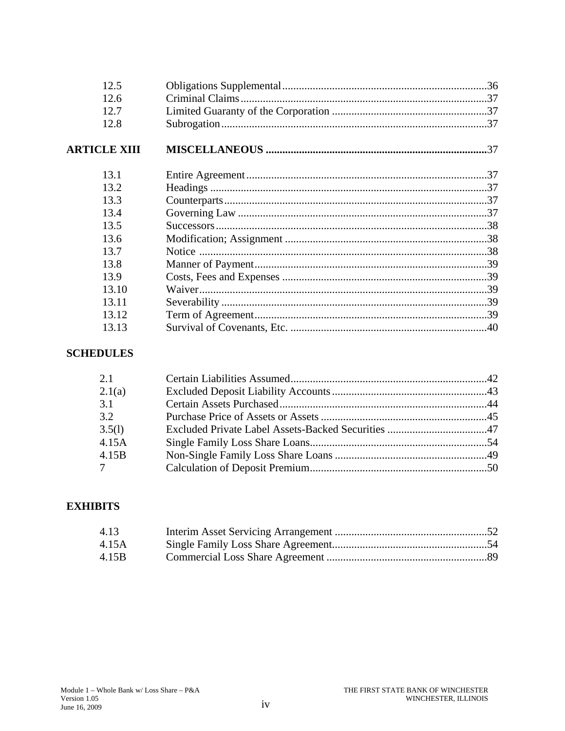| | | |
|---|---|---|
| 12.5 | Obligations Supplemental | 36 |
| 12.6 | Criminal Claims | 37 |
| 12.7 | Limited Guaranty of the Corporation | 37 |
| 12.8 | Subrogation | 37 |
| **ARTICLE XIII** | **MISCELLANEOUS** | **37** |
| 13.1 | Entire Agreement | 37 |
| 13.2 | Headings | 37 |
| 13.3 | Counterparts | 37 |
| 13.4 | Governing Law | 37 |
| 13.5 | Successors | 38 |
| 13.6 | Modification; Assignment | 38 |
| 13.7 | Notice | 38 |
| 13.8 | Manner of Payment | 39 |
| 13.9 | Costs, Fees and Expenses | 39 |
| 13.10 | Waiver | 39 |
| 13.11 | Severability | 39 |
| 13.12 | Term of Agreement | 39 |
| 13.13 | Survival of Covenants, Etc. | 40 |

**SCHEDULES**

| | | |
|---|---|---|
| 2.1 | Certain Liabilities Assumed | 42 |
| 2.1(a) | Excluded Deposit Liability Accounts | 43 |
| 3.1 | Certain Assets Purchased | 44 |
| 3.2 | Purchase Price of Assets or Assets | 45 |
| 3.5(l) | Excluded Private Label Assets-Backed Securities | 47 |
| 4.15A | Single Family Loss Share Loans | 54 |
| 4.15B | Non-Single Family Loss Share Loans | 49 |
| 7 | Calculation of Deposit Premium | 50 |

**EXHIBITS**

| | | |
|---|---|---|
| 4.13 | Interim Asset Servicing Arrangement | 52 |
| 4.15A | Single Family Loss Share Agreement | 54 |
| 4.15B | Commercial Loss Share Agreement | 89 |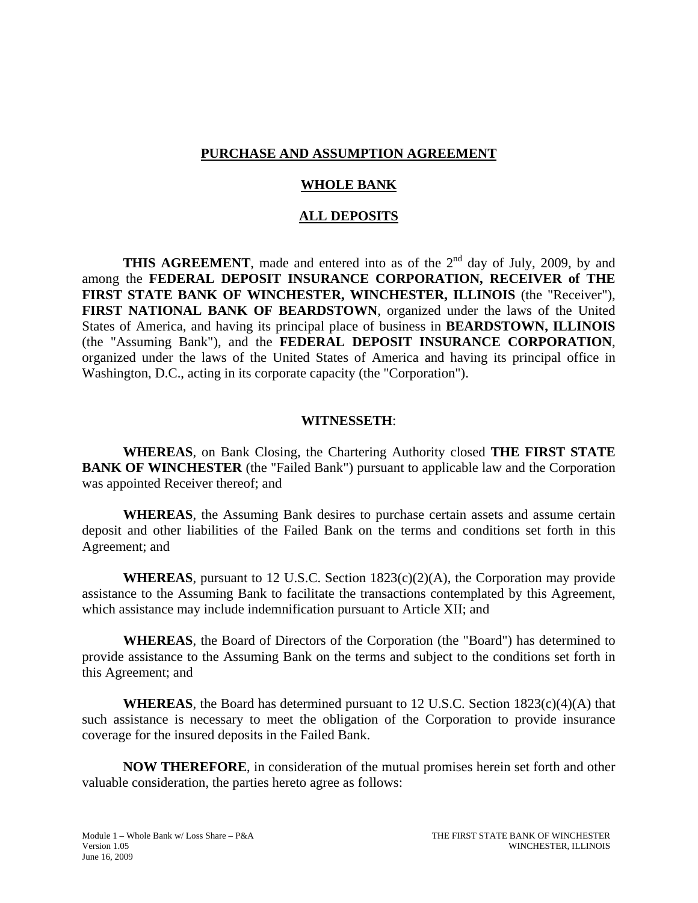**PURCHASE AND ASSUMPTION AGREEMENT**

**WHOLE BANK**

**ALL DEPOSITS**

**THIS AGREEMENT**, made and entered into as of the 2nd day of July, 2009, by and among the **FEDERAL DEPOSIT INSURANCE CORPORATION, RECEIVER of THE FIRST STATE BANK OF WINCHESTER, WINCHESTER, ILLINOIS** (the "Receiver"), **FIRST NATIONAL BANK OF BEARDSTOWN**, organized under the laws of the United States of America, and having its principal place of business in **BEARDSTOWN, ILLINOIS** (the "Assuming Bank"), and the **FEDERAL DEPOSIT INSURANCE CORPORATION**, organized under the laws of the United States of America and having its principal office in Washington, D.C., acting in its corporate capacity (the "Corporation").

**WITNESSETH**:

**WHEREAS**, on Bank Closing, the Chartering Authority closed **THE FIRST STATE BANK OF WINCHESTER** (the "Failed Bank") pursuant to applicable law and the Corporation was appointed Receiver thereof; and

**WHEREAS**, the Assuming Bank desires to purchase certain assets and assume certain deposit and other liabilities of the Failed Bank on the terms and conditions set forth in this Agreement; and

**WHEREAS**, pursuant to 12 U.S.C. Section 1823(c)(2)(A), the Corporation may provide assistance to the Assuming Bank to facilitate the transactions contemplated by this Agreement, which assistance may include indemnification pursuant to Article XII; and

**WHEREAS**, the Board of Directors of the Corporation (the "Board") has determined to provide assistance to the Assuming Bank on the terms and subject to the conditions set forth in this Agreement; and

**WHEREAS**, the Board has determined pursuant to 12 U.S.C. Section 1823(c)(4)(A) that such assistance is necessary to meet the obligation of the Corporation to provide insurance coverage for the insured deposits in the Failed Bank.

**NOW THEREFORE**, in consideration of the mutual promises herein set forth and other valuable consideration, the parties hereto agree as follows: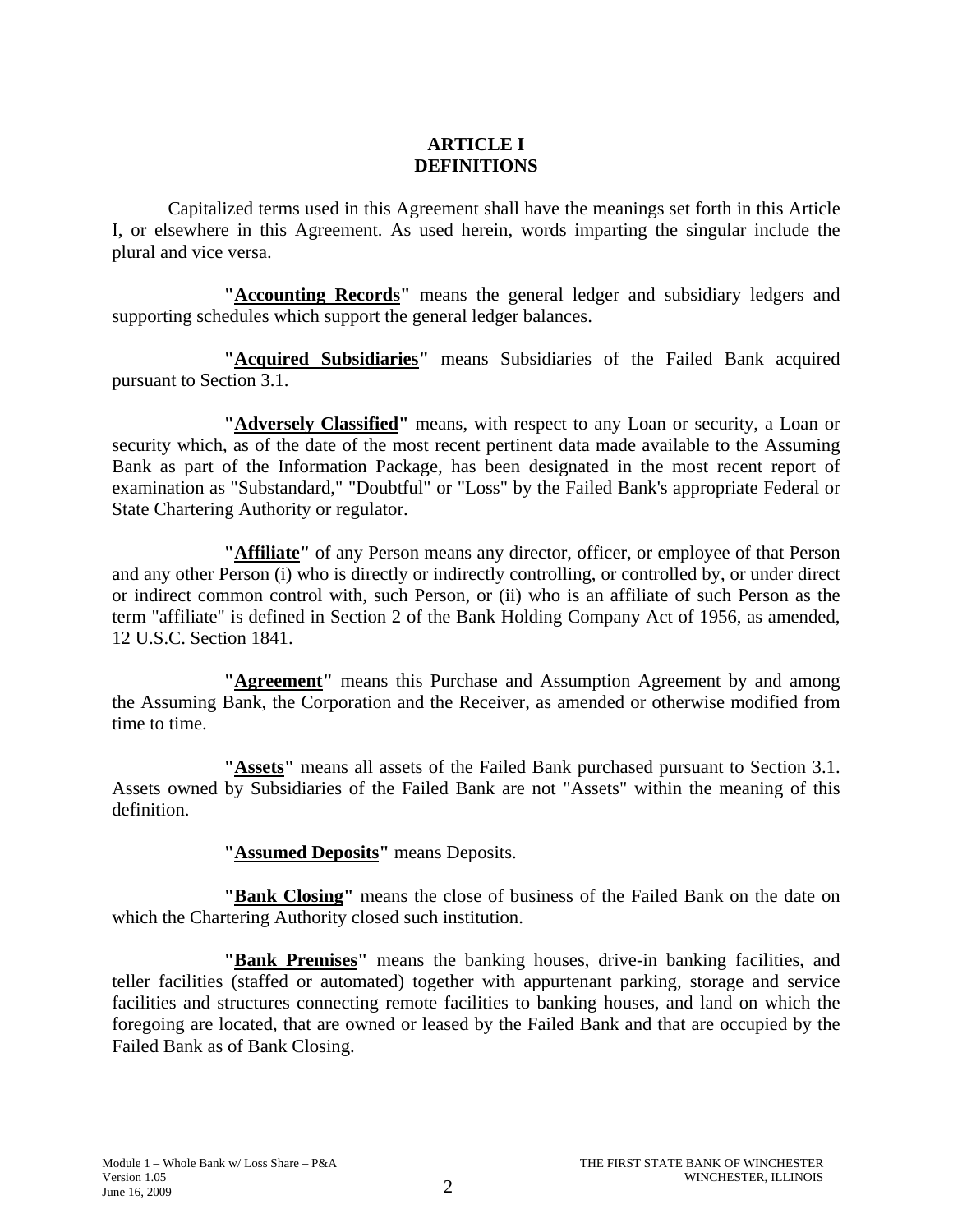# ARTICLE I
# DEFINITIONS

Capitalized terms used in this Agreement shall have the meanings set forth in this Article I, or elsewhere in this Agreement. As used herein, words imparting the singular include the plural and vice versa.

**"Accounting Records"** means the general ledger and subsidiary ledgers and supporting schedules which support the general ledger balances.

**"Acquired Subsidiaries"** means Subsidiaries of the Failed Bank acquired pursuant to Section 3.1.

**"Adversely Classified"** means, with respect to any Loan or security, a Loan or security which, as of the date of the most recent pertinent data made available to the Assuming Bank as part of the Information Package, has been designated in the most recent report of examination as "Substandard," "Doubtful" or "Loss" by the Failed Bank's appropriate Federal or State Chartering Authority or regulator.

**"Affiliate"** of any Person means any director, officer, or employee of that Person and any other Person (i) who is directly or indirectly controlling, or controlled by, or under direct or indirect common control with, such Person, or (ii) who is an affiliate of such Person as the term "affiliate" is defined in Section 2 of the Bank Holding Company Act of 1956, as amended, 12 U.S.C. Section 1841.

**"Agreement"** means this Purchase and Assumption Agreement by and among the Assuming Bank, the Corporation and the Receiver, as amended or otherwise modified from time to time.

**"Assets"** means all assets of the Failed Bank purchased pursuant to Section 3.1. Assets owned by Subsidiaries of the Failed Bank are not "Assets" within the meaning of this definition.

**"Assumed Deposits"** means Deposits.

**"Bank Closing"** means the close of business of the Failed Bank on the date on which the Chartering Authority closed such institution.

**"Bank Premises"** means the banking houses, drive-in banking facilities, and teller facilities (staffed or automated) together with appurtenant parking, storage and service facilities and structures connecting remote facilities to banking houses, and land on which the foregoing are located, that are owned or leased by the Failed Bank and that are occupied by the Failed Bank as of Bank Closing.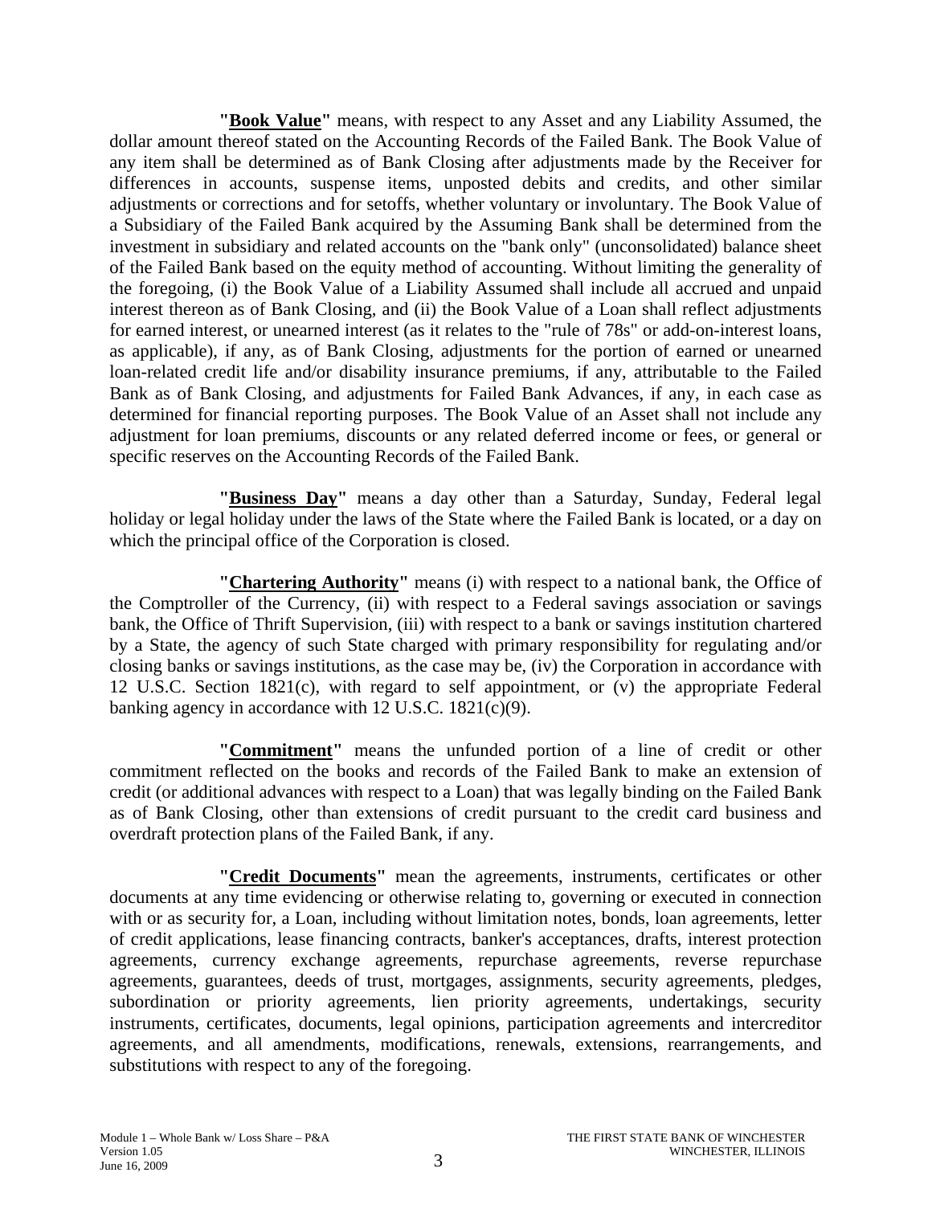**"Book Value"** means, with respect to any Asset and any Liability Assumed, the dollar amount thereof stated on the Accounting Records of the Failed Bank. The Book Value of any item shall be determined as of Bank Closing after adjustments made by the Receiver for differences in accounts, suspense items, unposted debits and credits, and other similar adjustments or corrections and for setoffs, whether voluntary or involuntary. The Book Value of a Subsidiary of the Failed Bank acquired by the Assuming Bank shall be determined from the investment in subsidiary and related accounts on the "bank only" (unconsolidated) balance sheet of the Failed Bank based on the equity method of accounting. Without limiting the generality of the foregoing, (i) the Book Value of a Liability Assumed shall include all accrued and unpaid interest thereon as of Bank Closing, and (ii) the Book Value of a Loan shall reflect adjustments for earned interest, or unearned interest (as it relates to the "rule of 78s" or add-on-interest loans, as applicable), if any, as of Bank Closing, adjustments for the portion of earned or unearned loan-related credit life and/or disability insurance premiums, if any, attributable to the Failed Bank as of Bank Closing, and adjustments for Failed Bank Advances, if any, in each case as determined for financial reporting purposes. The Book Value of an Asset shall not include any adjustment for loan premiums, discounts or any related deferred income or fees, or general or specific reserves on the Accounting Records of the Failed Bank.

**"Business Day"** means a day other than a Saturday, Sunday, Federal legal holiday or legal holiday under the laws of the State where the Failed Bank is located, or a day on which the principal office of the Corporation is closed.

**"Chartering Authority"** means (i) with respect to a national bank, the Office of the Comptroller of the Currency, (ii) with respect to a Federal savings association or savings bank, the Office of Thrift Supervision, (iii) with respect to a bank or savings institution chartered by a State, the agency of such State charged with primary responsibility for regulating and/or closing banks or savings institutions, as the case may be, (iv) the Corporation in accordance with 12 U.S.C. Section 1821(c), with regard to self appointment, or (v) the appropriate Federal banking agency in accordance with 12 U.S.C. 1821(c)(9).

**"Commitment"** means the unfunded portion of a line of credit or other commitment reflected on the books and records of the Failed Bank to make an extension of credit (or additional advances with respect to a Loan) that was legally binding on the Failed Bank as of Bank Closing, other than extensions of credit pursuant to the credit card business and overdraft protection plans of the Failed Bank, if any.

**"Credit Documents"** mean the agreements, instruments, certificates or other documents at any time evidencing or otherwise relating to, governing or executed in connection with or as security for, a Loan, including without limitation notes, bonds, loan agreements, letter of credit applications, lease financing contracts, banker's acceptances, drafts, interest protection agreements, currency exchange agreements, repurchase agreements, reverse repurchase agreements, guarantees, deeds of trust, mortgages, assignments, security agreements, pledges, subordination or priority agreements, lien priority agreements, undertakings, security instruments, certificates, documents, legal opinions, participation agreements and intercreditor agreements, and all amendments, modifications, renewals, extensions, rearrangements, and substitutions with respect to any of the foregoing.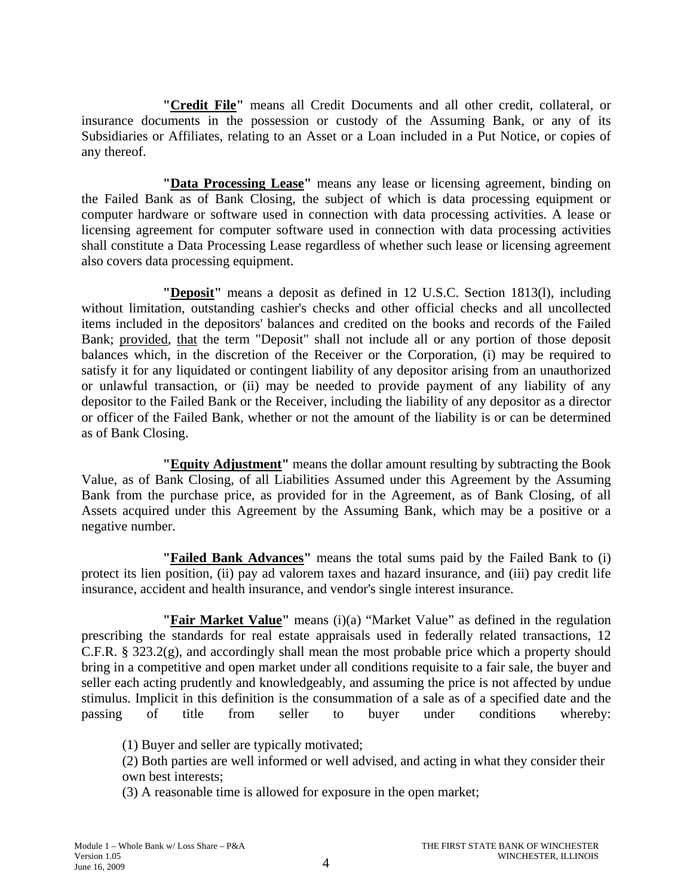**"Credit File"** means all Credit Documents and all other credit, collateral, or insurance documents in the possession or custody of the Assuming Bank, or any of its Subsidiaries or Affiliates, relating to an Asset or a Loan included in a Put Notice, or copies of any thereof.

**"Data Processing Lease"** means any lease or licensing agreement, binding on the Failed Bank as of Bank Closing, the subject of which is data processing equipment or computer hardware or software used in connection with data processing activities. A lease or licensing agreement for computer software used in connection with data processing activities shall constitute a Data Processing Lease regardless of whether such lease or licensing agreement also covers data processing equipment.

**"Deposit"** means a deposit as defined in 12 U.S.C. Section 1813(l), including without limitation, outstanding cashier's checks and other official checks and all uncollected items included in the depositors' balances and credited on the books and records of the Failed Bank; provided, that the term "Deposit" shall not include all or any portion of those deposit balances which, in the discretion of the Receiver or the Corporation, (i) may be required to satisfy it for any liquidated or contingent liability of any depositor arising from an unauthorized or unlawful transaction, or (ii) may be needed to provide payment of any liability of any depositor to the Failed Bank or the Receiver, including the liability of any depositor as a director or officer of the Failed Bank, whether or not the amount of the liability is or can be determined as of Bank Closing.

**"Equity Adjustment"** means the dollar amount resulting by subtracting the Book Value, as of Bank Closing, of all Liabilities Assumed under this Agreement by the Assuming Bank from the purchase price, as provided for in the Agreement, as of Bank Closing, of all Assets acquired under this Agreement by the Assuming Bank, which may be a positive or a negative number.

**"Failed Bank Advances"** means the total sums paid by the Failed Bank to (i) protect its lien position, (ii) pay ad valorem taxes and hazard insurance, and (iii) pay credit life insurance, accident and health insurance, and vendor's single interest insurance.

**"Fair Market Value"** means (i)(a) "Market Value" as defined in the regulation prescribing the standards for real estate appraisals used in federally related transactions, 12 C.F.R. § 323.2(g), and accordingly shall mean the most probable price which a property should bring in a competitive and open market under all conditions requisite to a fair sale, the buyer and seller each acting prudently and knowledgeably, and assuming the price is not affected by undue stimulus. Implicit in this definition is the consummation of a sale as of a specified date and the passing of title from seller to buyer under conditions whereby:

(1) Buyer and seller are typically motivated;

(2) Both parties are well informed or well advised, and acting in what they consider their own best interests;

(3) A reasonable time is allowed for exposure in the open market;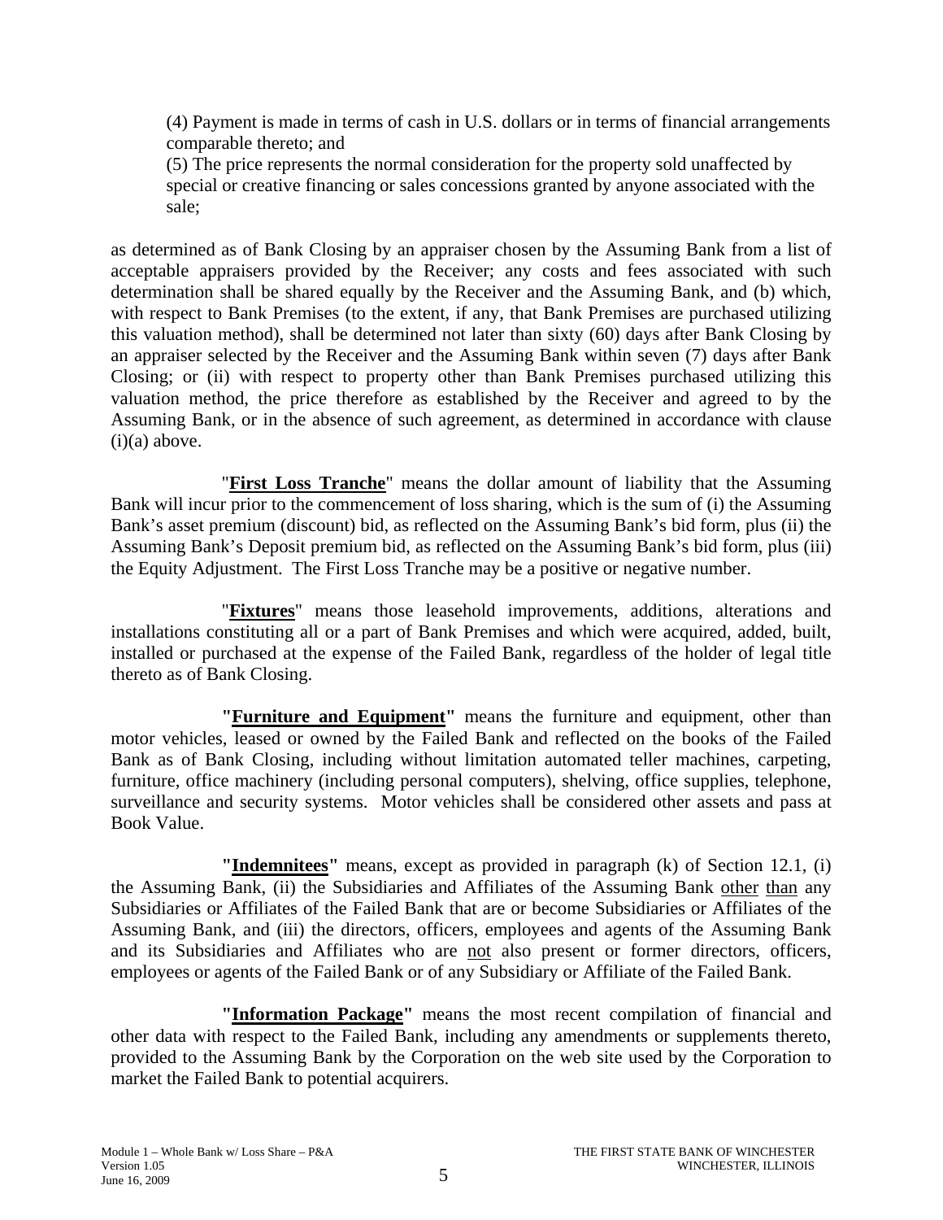(4) Payment is made in terms of cash in U.S. dollars or in terms of financial arrangements comparable thereto; and

(5) The price represents the normal consideration for the property sold unaffected by special or creative financing or sales concessions granted by anyone associated with the sale;

as determined as of Bank Closing by an appraiser chosen by the Assuming Bank from a list of acceptable appraisers provided by the Receiver; any costs and fees associated with such determination shall be shared equally by the Receiver and the Assuming Bank, and (b) which, with respect to Bank Premises (to the extent, if any, that Bank Premises are purchased utilizing this valuation method), shall be determined not later than sixty (60) days after Bank Closing by an appraiser selected by the Receiver and the Assuming Bank within seven (7) days after Bank Closing; or (ii) with respect to property other than Bank Premises purchased utilizing this valuation method, the price therefore as established by the Receiver and agreed to by the Assuming Bank, or in the absence of such agreement, as determined in accordance with clause (i)(a) above.

"**First Loss Tranche**" means the dollar amount of liability that the Assuming Bank will incur prior to the commencement of loss sharing, which is the sum of (i) the Assuming Bank's asset premium (discount) bid, as reflected on the Assuming Bank's bid form, plus (ii) the Assuming Bank's Deposit premium bid, as reflected on the Assuming Bank's bid form, plus (iii) the Equity Adjustment. The First Loss Tranche may be a positive or negative number.

"**Fixtures**" means those leasehold improvements, additions, alterations and installations constituting all or a part of Bank Premises and which were acquired, added, built, installed or purchased at the expense of the Failed Bank, regardless of the holder of legal title thereto as of Bank Closing.

**"Furniture and Equipment"** means the furniture and equipment, other than motor vehicles, leased or owned by the Failed Bank and reflected on the books of the Failed Bank as of Bank Closing, including without limitation automated teller machines, carpeting, furniture, office machinery (including personal computers), shelving, office supplies, telephone, surveillance and security systems. Motor vehicles shall be considered other assets and pass at Book Value.

**"Indemnitees"** means, except as provided in paragraph (k) of Section 12.1, (i) the Assuming Bank, (ii) the Subsidiaries and Affiliates of the Assuming Bank other than any Subsidiaries or Affiliates of the Failed Bank that are or become Subsidiaries or Affiliates of the Assuming Bank, and (iii) the directors, officers, employees and agents of the Assuming Bank and its Subsidiaries and Affiliates who are not also present or former directors, officers, employees or agents of the Failed Bank or of any Subsidiary or Affiliate of the Failed Bank.

**"Information Package"** means the most recent compilation of financial and other data with respect to the Failed Bank, including any amendments or supplements thereto, provided to the Assuming Bank by the Corporation on the web site used by the Corporation to market the Failed Bank to potential acquirers.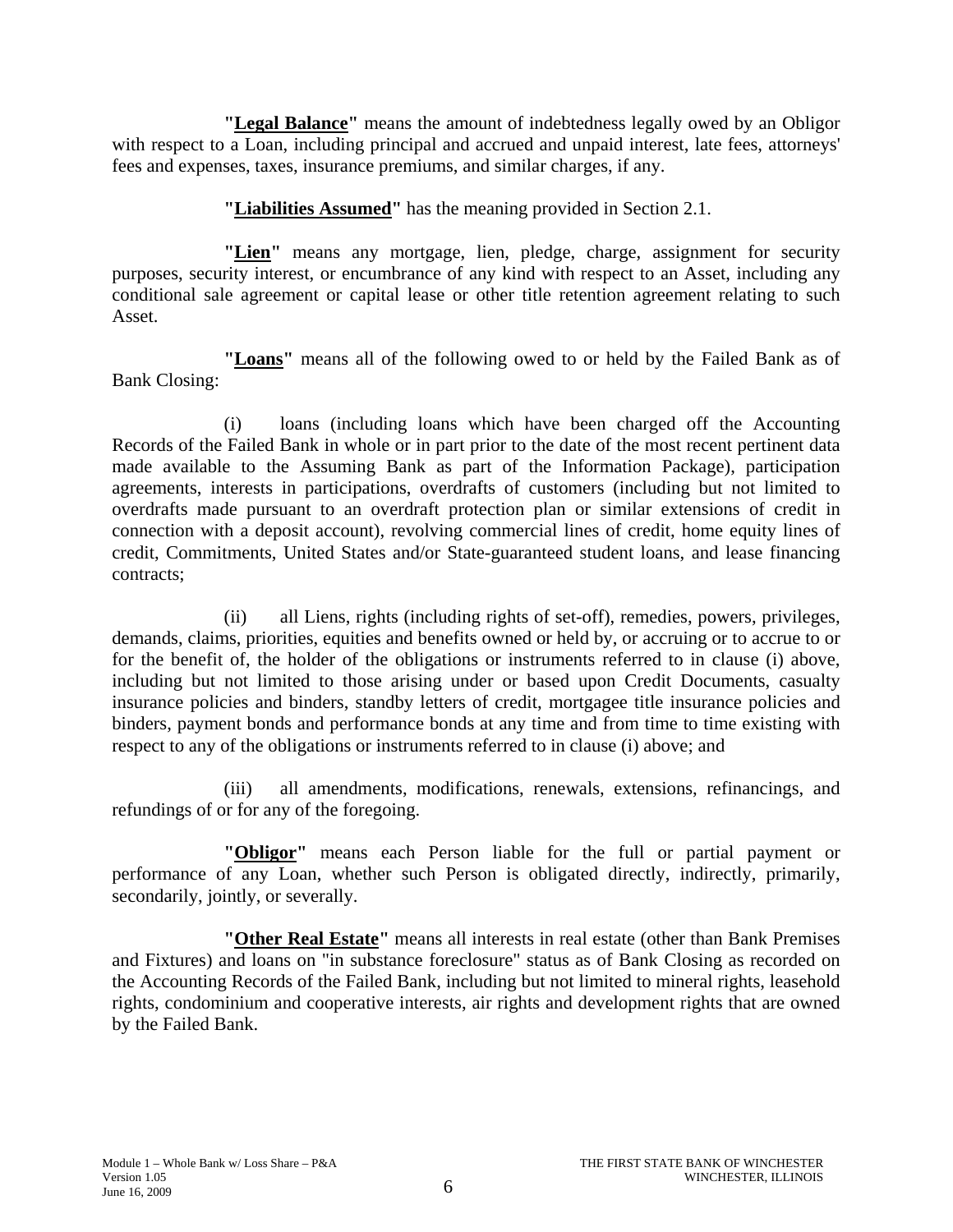**"Legal Balance"** means the amount of indebtedness legally owed by an Obligor with respect to a Loan, including principal and accrued and unpaid interest, late fees, attorneys' fees and expenses, taxes, insurance premiums, and similar charges, if any.

**"Liabilities Assumed"** has the meaning provided in Section 2.1.

**"Lien"** means any mortgage, lien, pledge, charge, assignment for security purposes, security interest, or encumbrance of any kind with respect to an Asset, including any conditional sale agreement or capital lease or other title retention agreement relating to such Asset.

**"Loans"** means all of the following owed to or held by the Failed Bank as of Bank Closing:

(i) loans (including loans which have been charged off the Accounting Records of the Failed Bank in whole or in part prior to the date of the most recent pertinent data made available to the Assuming Bank as part of the Information Package), participation agreements, interests in participations, overdrafts of customers (including but not limited to overdrafts made pursuant to an overdraft protection plan or similar extensions of credit in connection with a deposit account), revolving commercial lines of credit, home equity lines of credit, Commitments, United States and/or State-guaranteed student loans, and lease financing contracts;

(ii) all Liens, rights (including rights of set-off), remedies, powers, privileges, demands, claims, priorities, equities and benefits owned or held by, or accruing or to accrue to or for the benefit of, the holder of the obligations or instruments referred to in clause (i) above, including but not limited to those arising under or based upon Credit Documents, casualty insurance policies and binders, standby letters of credit, mortgagee title insurance policies and binders, payment bonds and performance bonds at any time and from time to time existing with respect to any of the obligations or instruments referred to in clause (i) above; and

(iii) all amendments, modifications, renewals, extensions, refinancings, and refundings of or for any of the foregoing.

**"Obligor"** means each Person liable for the full or partial payment or performance of any Loan, whether such Person is obligated directly, indirectly, primarily, secondarily, jointly, or severally.

**"Other Real Estate"** means all interests in real estate (other than Bank Premises and Fixtures) and loans on "in substance foreclosure" status as of Bank Closing as recorded on the Accounting Records of the Failed Bank, including but not limited to mineral rights, leasehold rights, condominium and cooperative interests, air rights and development rights that are owned by the Failed Bank.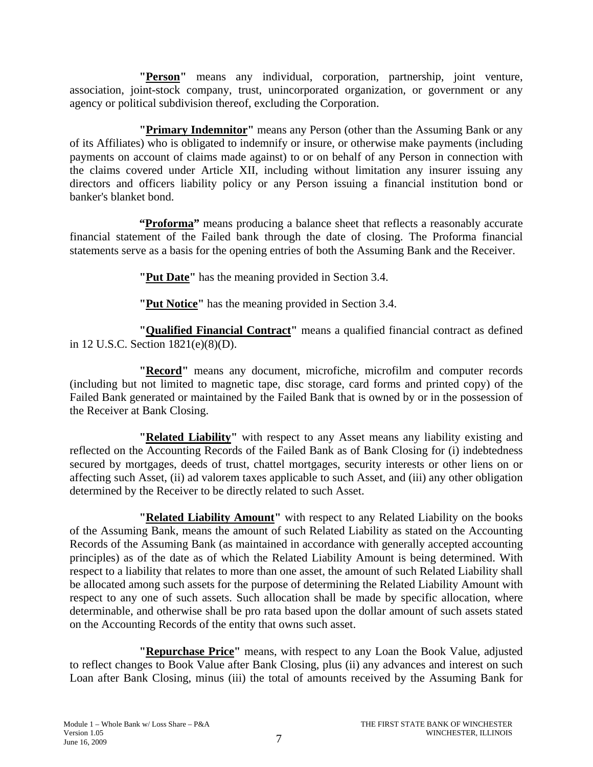**"Person"** means any individual, corporation, partnership, joint venture, association, joint-stock company, trust, unincorporated organization, or government or any agency or political subdivision thereof, excluding the Corporation.

**"Primary Indemnitor"** means any Person (other than the Assuming Bank or any of its Affiliates) who is obligated to indemnify or insure, or otherwise make payments (including payments on account of claims made against) to or on behalf of any Person in connection with the claims covered under Article XII, including without limitation any insurer issuing any directors and officers liability policy or any Person issuing a financial institution bond or banker's blanket bond.

**"Proforma"** means producing a balance sheet that reflects a reasonably accurate financial statement of the Failed bank through the date of closing. The Proforma financial statements serve as a basis for the opening entries of both the Assuming Bank and the Receiver.

**"Put Date"** has the meaning provided in Section 3.4.

**"Put Notice"** has the meaning provided in Section 3.4.

**"Qualified Financial Contract"** means a qualified financial contract as defined in 12 U.S.C. Section 1821(e)(8)(D).

**"Record"** means any document, microfiche, microfilm and computer records (including but not limited to magnetic tape, disc storage, card forms and printed copy) of the Failed Bank generated or maintained by the Failed Bank that is owned by or in the possession of the Receiver at Bank Closing.

**"Related Liability"** with respect to any Asset means any liability existing and reflected on the Accounting Records of the Failed Bank as of Bank Closing for (i) indebtedness secured by mortgages, deeds of trust, chattel mortgages, security interests or other liens on or affecting such Asset, (ii) ad valorem taxes applicable to such Asset, and (iii) any other obligation determined by the Receiver to be directly related to such Asset.

**"Related Liability Amount"** with respect to any Related Liability on the books of the Assuming Bank, means the amount of such Related Liability as stated on the Accounting Records of the Assuming Bank (as maintained in accordance with generally accepted accounting principles) as of the date as of which the Related Liability Amount is being determined. With respect to a liability that relates to more than one asset, the amount of such Related Liability shall be allocated among such assets for the purpose of determining the Related Liability Amount with respect to any one of such assets. Such allocation shall be made by specific allocation, where determinable, and otherwise shall be pro rata based upon the dollar amount of such assets stated on the Accounting Records of the entity that owns such asset.

**"Repurchase Price"** means, with respect to any Loan the Book Value, adjusted to reflect changes to Book Value after Bank Closing, plus (ii) any advances and interest on such Loan after Bank Closing, minus (iii) the total of amounts received by the Assuming Bank for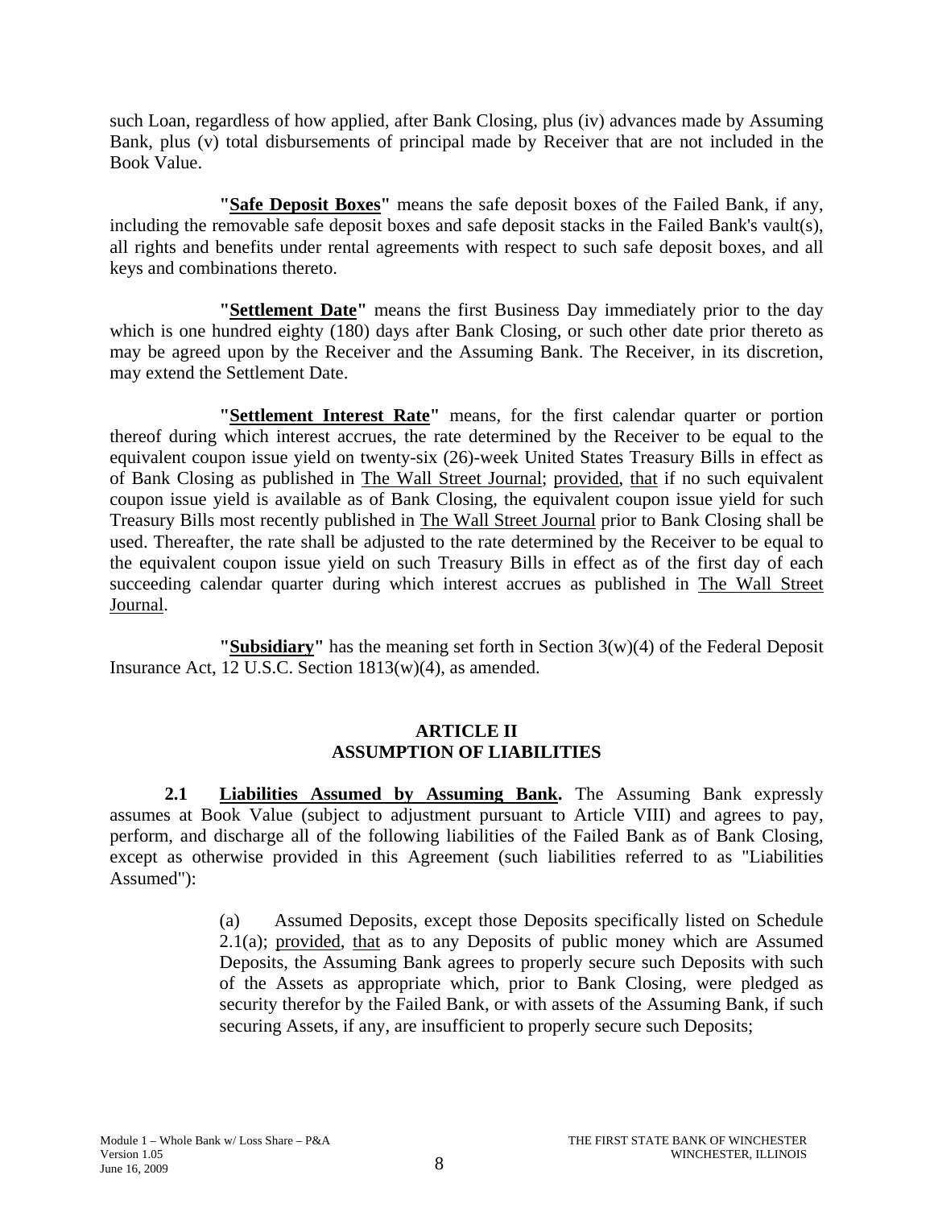such Loan, regardless of how applied, after Bank Closing, plus (iv) advances made by Assuming Bank, plus (v) total disbursements of principal made by Receiver that are not included in the Book Value.

**"Safe Deposit Boxes"** means the safe deposit boxes of the Failed Bank, if any, including the removable safe deposit boxes and safe deposit stacks in the Failed Bank's vault(s), all rights and benefits under rental agreements with respect to such safe deposit boxes, and all keys and combinations thereto.

**"Settlement Date"** means the first Business Day immediately prior to the day which is one hundred eighty (180) days after Bank Closing, or such other date prior thereto as may be agreed upon by the Receiver and the Assuming Bank. The Receiver, in its discretion, may extend the Settlement Date.

**"Settlement Interest Rate"** means, for the first calendar quarter or portion thereof during which interest accrues, the rate determined by the Receiver to be equal to the equivalent coupon issue yield on twenty-six (26)-week United States Treasury Bills in effect as of Bank Closing as published in The Wall Street Journal; provided, that if no such equivalent coupon issue yield is available as of Bank Closing, the equivalent coupon issue yield for such Treasury Bills most recently published in The Wall Street Journal prior to Bank Closing shall be used. Thereafter, the rate shall be adjusted to the rate determined by the Receiver to be equal to the equivalent coupon issue yield on such Treasury Bills in effect as of the first day of each succeeding calendar quarter during which interest accrues as published in The Wall Street Journal.

**"Subsidiary"** has the meaning set forth in Section 3(w)(4) of the Federal Deposit Insurance Act, 12 U.S.C. Section 1813(w)(4), as amended.

## ARTICLE II
## ASSUMPTION OF LIABILITIES

**2.1 Liabilities Assumed by Assuming Bank.** The Assuming Bank expressly assumes at Book Value (subject to adjustment pursuant to Article VIII) and agrees to pay, perform, and discharge all of the following liabilities of the Failed Bank as of Bank Closing, except as otherwise provided in this Agreement (such liabilities referred to as "Liabilities Assumed"):

(a) Assumed Deposits, except those Deposits specifically listed on Schedule 2.1(a); provided, that as to any Deposits of public money which are Assumed Deposits, the Assuming Bank agrees to properly secure such Deposits with such of the Assets as appropriate which, prior to Bank Closing, were pledged as security therefor by the Failed Bank, or with assets of the Assuming Bank, if such securing Assets, if any, are insufficient to properly secure such Deposits;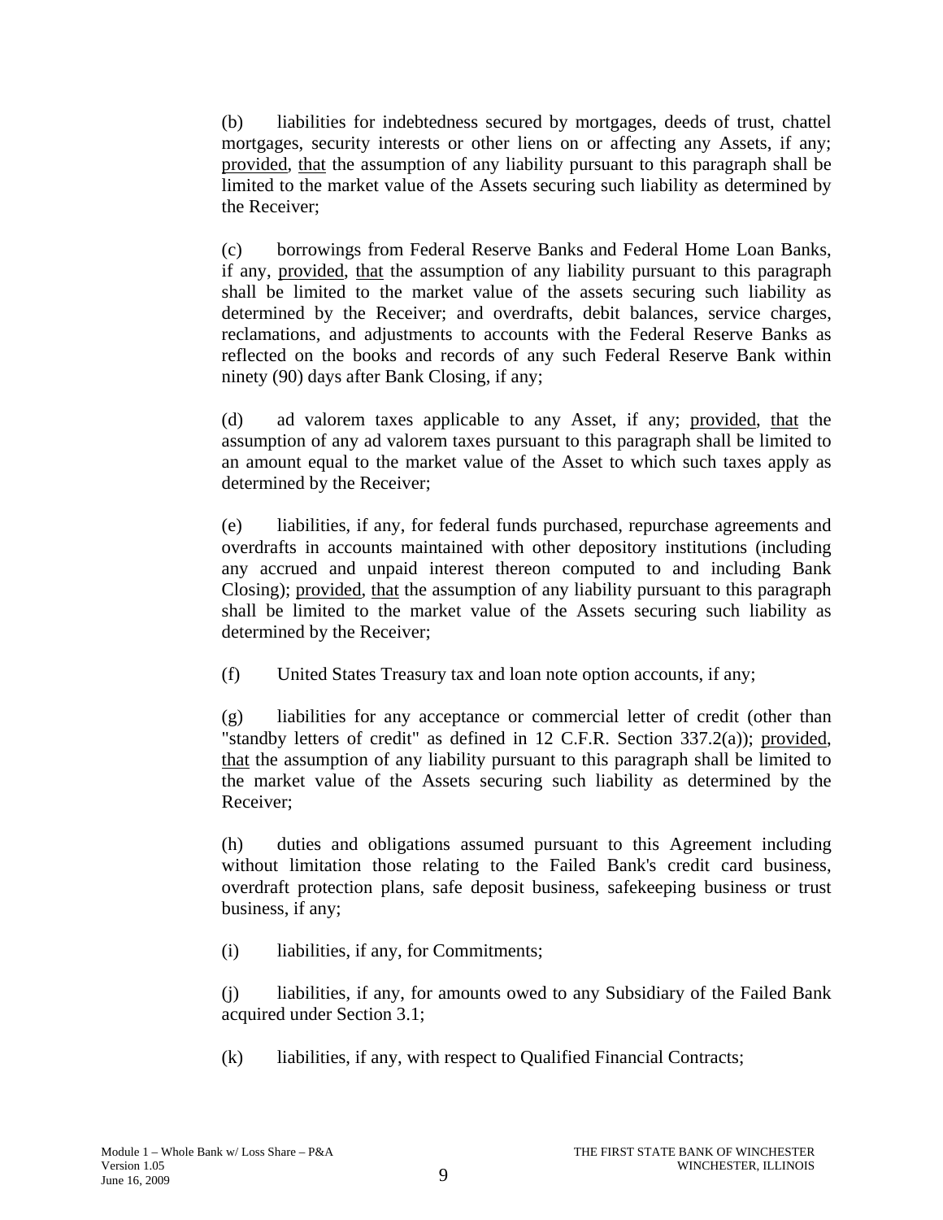(b) liabilities for indebtedness secured by mortgages, deeds of trust, chattel mortgages, security interests or other liens on or affecting any Assets, if any; provided, that the assumption of any liability pursuant to this paragraph shall be limited to the market value of the Assets securing such liability as determined by the Receiver;

(c) borrowings from Federal Reserve Banks and Federal Home Loan Banks, if any, provided, that the assumption of any liability pursuant to this paragraph shall be limited to the market value of the assets securing such liability as determined by the Receiver; and overdrafts, debit balances, service charges, reclamations, and adjustments to accounts with the Federal Reserve Banks as reflected on the books and records of any such Federal Reserve Bank within ninety (90) days after Bank Closing, if any;

(d) ad valorem taxes applicable to any Asset, if any; provided, that the assumption of any ad valorem taxes pursuant to this paragraph shall be limited to an amount equal to the market value of the Asset to which such taxes apply as determined by the Receiver;

(e) liabilities, if any, for federal funds purchased, repurchase agreements and overdrafts in accounts maintained with other depository institutions (including any accrued and unpaid interest thereon computed to and including Bank Closing); provided, that the assumption of any liability pursuant to this paragraph shall be limited to the market value of the Assets securing such liability as determined by the Receiver;

(f) United States Treasury tax and loan note option accounts, if any;

(g) liabilities for any acceptance or commercial letter of credit (other than "standby letters of credit" as defined in 12 C.F.R. Section 337.2(a)); provided, that the assumption of any liability pursuant to this paragraph shall be limited to the market value of the Assets securing such liability as determined by the Receiver;

(h) duties and obligations assumed pursuant to this Agreement including without limitation those relating to the Failed Bank's credit card business, overdraft protection plans, safe deposit business, safekeeping business or trust business, if any;

(i) liabilities, if any, for Commitments;

(j) liabilities, if any, for amounts owed to any Subsidiary of the Failed Bank acquired under Section 3.1;

(k) liabilities, if any, with respect to Qualified Financial Contracts;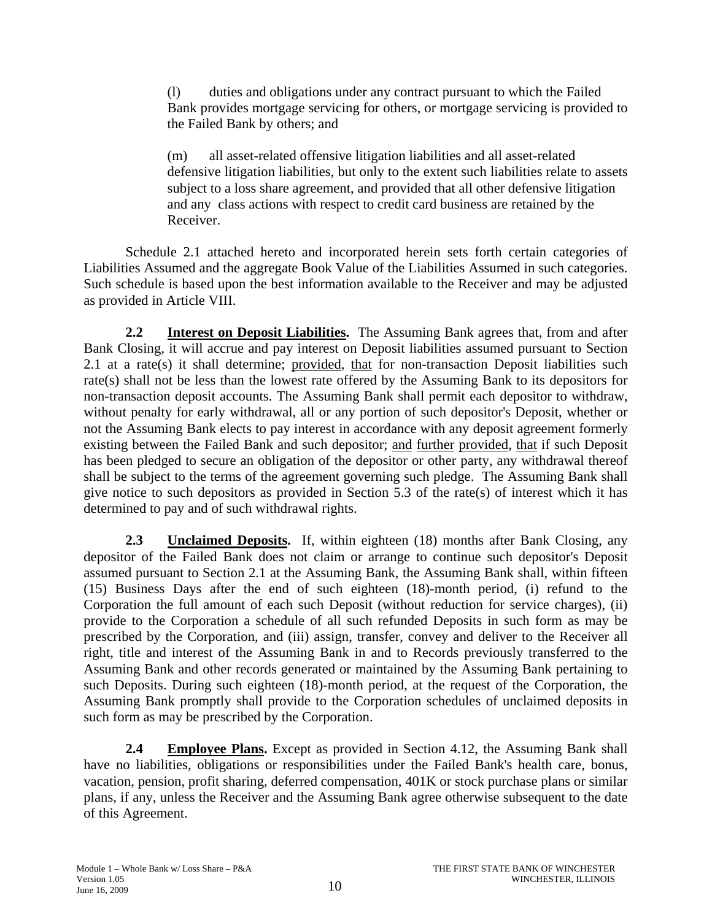(l) duties and obligations under any contract pursuant to which the Failed Bank provides mortgage servicing for others, or mortgage servicing is provided to the Failed Bank by others; and

(m) all asset-related offensive litigation liabilities and all asset-related defensive litigation liabilities, but only to the extent such liabilities relate to assets subject to a loss share agreement, and provided that all other defensive litigation and any class actions with respect to credit card business are retained by the Receiver.

Schedule 2.1 attached hereto and incorporated herein sets forth certain categories of Liabilities Assumed and the aggregate Book Value of the Liabilities Assumed in such categories. Such schedule is based upon the best information available to the Receiver and may be adjusted as provided in Article VIII.

**2.2 Interest on Deposit Liabilities.** The Assuming Bank agrees that, from and after Bank Closing, it will accrue and pay interest on Deposit liabilities assumed pursuant to Section 2.1 at a rate(s) it shall determine; provided, that for non-transaction Deposit liabilities such rate(s) shall not be less than the lowest rate offered by the Assuming Bank to its depositors for non-transaction deposit accounts. The Assuming Bank shall permit each depositor to withdraw, without penalty for early withdrawal, all or any portion of such depositor's Deposit, whether or not the Assuming Bank elects to pay interest in accordance with any deposit agreement formerly existing between the Failed Bank and such depositor; and further provided, that if such Deposit has been pledged to secure an obligation of the depositor or other party, any withdrawal thereof shall be subject to the terms of the agreement governing such pledge. The Assuming Bank shall give notice to such depositors as provided in Section 5.3 of the rate(s) of interest which it has determined to pay and of such withdrawal rights.

**2.3 Unclaimed Deposits.** If, within eighteen (18) months after Bank Closing, any depositor of the Failed Bank does not claim or arrange to continue such depositor's Deposit assumed pursuant to Section 2.1 at the Assuming Bank, the Assuming Bank shall, within fifteen (15) Business Days after the end of such eighteen (18)-month period, (i) refund to the Corporation the full amount of each such Deposit (without reduction for service charges), (ii) provide to the Corporation a schedule of all such refunded Deposits in such form as may be prescribed by the Corporation, and (iii) assign, transfer, convey and deliver to the Receiver all right, title and interest of the Assuming Bank in and to Records previously transferred to the Assuming Bank and other records generated or maintained by the Assuming Bank pertaining to such Deposits. During such eighteen (18)-month period, at the request of the Corporation, the Assuming Bank promptly shall provide to the Corporation schedules of unclaimed deposits in such form as may be prescribed by the Corporation.

**2.4 Employee Plans.** Except as provided in Section 4.12, the Assuming Bank shall have no liabilities, obligations or responsibilities under the Failed Bank's health care, bonus, vacation, pension, profit sharing, deferred compensation, 401K or stock purchase plans or similar plans, if any, unless the Receiver and the Assuming Bank agree otherwise subsequent to the date of this Agreement.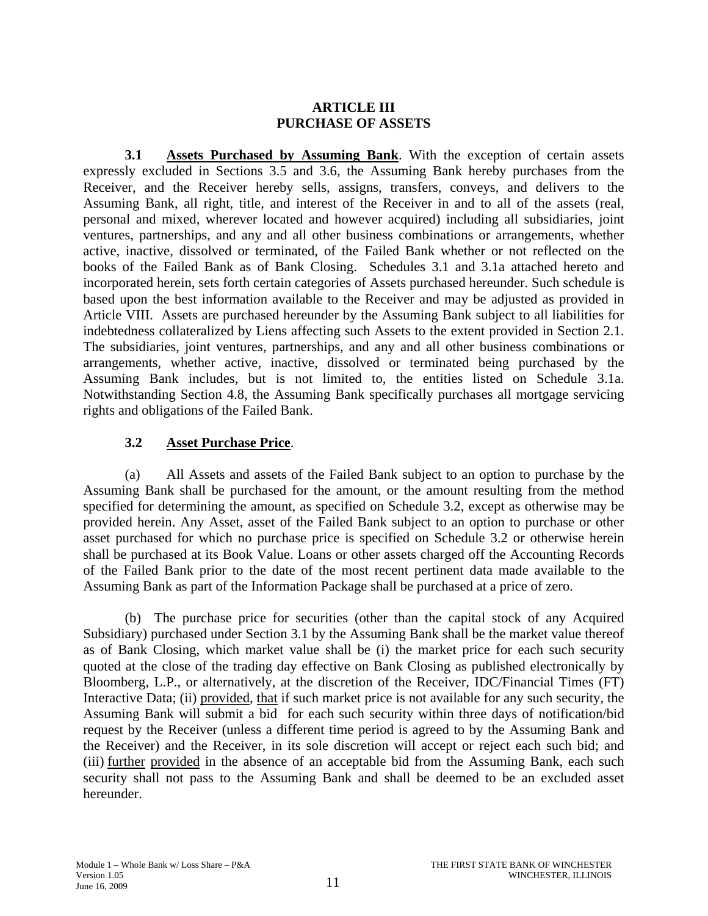# ARTICLE III
# PURCHASE OF ASSETS

**3.1 Assets Purchased by Assuming Bank**. With the exception of certain assets expressly excluded in Sections 3.5 and 3.6, the Assuming Bank hereby purchases from the Receiver, and the Receiver hereby sells, assigns, transfers, conveys, and delivers to the Assuming Bank, all right, title, and interest of the Receiver in and to all of the assets (real, personal and mixed, wherever located and however acquired) including all subsidiaries, joint ventures, partnerships, and any and all other business combinations or arrangements, whether active, inactive, dissolved or terminated, of the Failed Bank whether or not reflected on the books of the Failed Bank as of Bank Closing. Schedules 3.1 and 3.1a attached hereto and incorporated herein, sets forth certain categories of Assets purchased hereunder. Such schedule is based upon the best information available to the Receiver and may be adjusted as provided in Article VIII. Assets are purchased hereunder by the Assuming Bank subject to all liabilities for indebtedness collateralized by Liens affecting such Assets to the extent provided in Section 2.1. The subsidiaries, joint ventures, partnerships, and any and all other business combinations or arrangements, whether active, inactive, dissolved or terminated being purchased by the Assuming Bank includes, but is not limited to, the entities listed on Schedule 3.1a. Notwithstanding Section 4.8, the Assuming Bank specifically purchases all mortgage servicing rights and obligations of the Failed Bank.

**3.2 Asset Purchase Price**.

(a) All Assets and assets of the Failed Bank subject to an option to purchase by the Assuming Bank shall be purchased for the amount, or the amount resulting from the method specified for determining the amount, as specified on Schedule 3.2, except as otherwise may be provided herein. Any Asset, asset of the Failed Bank subject to an option to purchase or other asset purchased for which no purchase price is specified on Schedule 3.2 or otherwise herein shall be purchased at its Book Value. Loans or other assets charged off the Accounting Records of the Failed Bank prior to the date of the most recent pertinent data made available to the Assuming Bank as part of the Information Package shall be purchased at a price of zero.

(b) The purchase price for securities (other than the capital stock of any Acquired Subsidiary) purchased under Section 3.1 by the Assuming Bank shall be the market value thereof as of Bank Closing, which market value shall be (i) the market price for each such security quoted at the close of the trading day effective on Bank Closing as published electronically by Bloomberg, L.P., or alternatively, at the discretion of the Receiver, IDC/Financial Times (FT) Interactive Data; (ii) provided, that if such market price is not available for any such security, the Assuming Bank will submit a bid for each such security within three days of notification/bid request by the Receiver (unless a different time period is agreed to by the Assuming Bank and the Receiver) and the Receiver, in its sole discretion will accept or reject each such bid; and (iii) further provided in the absence of an acceptable bid from the Assuming Bank, each such security shall not pass to the Assuming Bank and shall be deemed to be an excluded asset hereunder.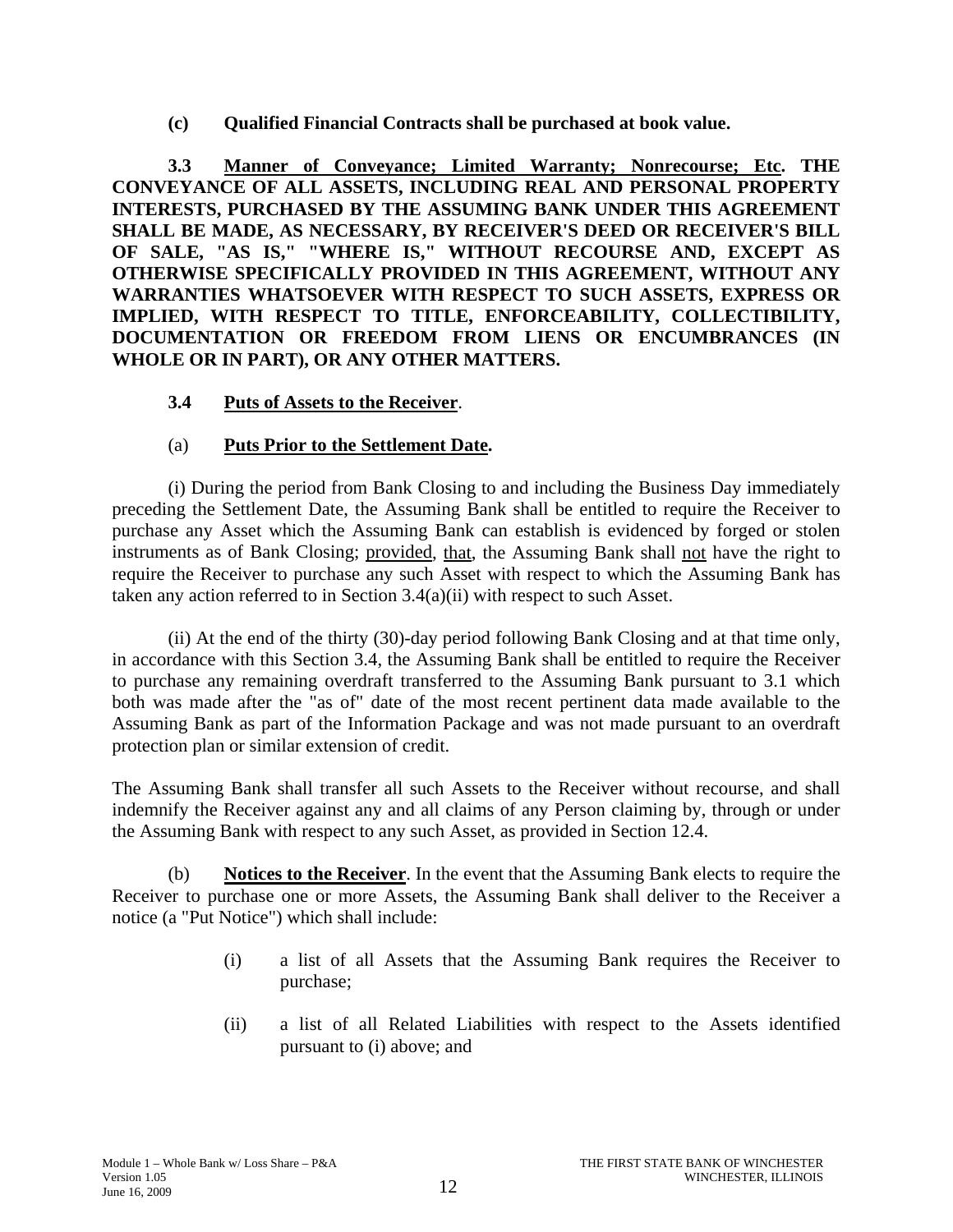**(c) Qualified Financial Contracts shall be purchased at book value.**

**3.3 Manner of Conveyance; Limited Warranty; Nonrecourse; Etc. THE CONVEYANCE OF ALL ASSETS, INCLUDING REAL AND PERSONAL PROPERTY INTERESTS, PURCHASED BY THE ASSUMING BANK UNDER THIS AGREEMENT SHALL BE MADE, AS NECESSARY, BY RECEIVER'S DEED OR RECEIVER'S BILL OF SALE, "AS IS," "WHERE IS," WITHOUT RECOURSE AND, EXCEPT AS OTHERWISE SPECIFICALLY PROVIDED IN THIS AGREEMENT, WITHOUT ANY WARRANTIES WHATSOEVER WITH RESPECT TO SUCH ASSETS, EXPRESS OR IMPLIED, WITH RESPECT TO TITLE, ENFORCEABILITY, COLLECTIBILITY, DOCUMENTATION OR FREEDOM FROM LIENS OR ENCUMBRANCES (IN WHOLE OR IN PART), OR ANY OTHER MATTERS.**

**3.4 Puts of Assets to the Receiver**.

(a) **Puts Prior to the Settlement Date.**

(i) During the period from Bank Closing to and including the Business Day immediately preceding the Settlement Date, the Assuming Bank shall be entitled to require the Receiver to purchase any Asset which the Assuming Bank can establish is evidenced by forged or stolen instruments as of Bank Closing; provided, that, the Assuming Bank shall not have the right to require the Receiver to purchase any such Asset with respect to which the Assuming Bank has taken any action referred to in Section 3.4(a)(ii) with respect to such Asset.

(ii) At the end of the thirty (30)-day period following Bank Closing and at that time only, in accordance with this Section 3.4, the Assuming Bank shall be entitled to require the Receiver to purchase any remaining overdraft transferred to the Assuming Bank pursuant to 3.1 which both was made after the "as of" date of the most recent pertinent data made available to the Assuming Bank as part of the Information Package and was not made pursuant to an overdraft protection plan or similar extension of credit.

The Assuming Bank shall transfer all such Assets to the Receiver without recourse, and shall indemnify the Receiver against any and all claims of any Person claiming by, through or under the Assuming Bank with respect to any such Asset, as provided in Section 12.4.

(b) **Notices to the Receiver**. In the event that the Assuming Bank elects to require the Receiver to purchase one or more Assets, the Assuming Bank shall deliver to the Receiver a notice (a "Put Notice") which shall include:

(i) a list of all Assets that the Assuming Bank requires the Receiver to purchase;

(ii) a list of all Related Liabilities with respect to the Assets identified pursuant to (i) above; and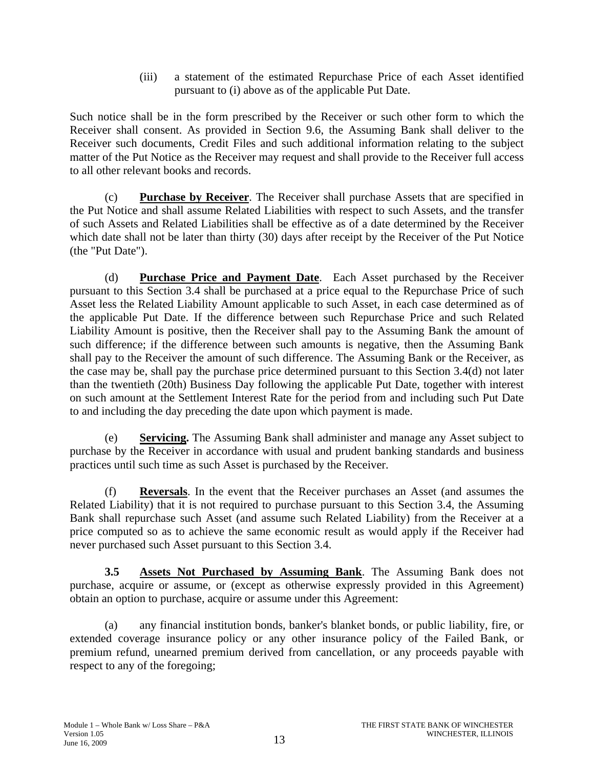(iii) a statement of the estimated Repurchase Price of each Asset identified pursuant to (i) above as of the applicable Put Date.

Such notice shall be in the form prescribed by the Receiver or such other form to which the Receiver shall consent. As provided in Section 9.6, the Assuming Bank shall deliver to the Receiver such documents, Credit Files and such additional information relating to the subject matter of the Put Notice as the Receiver may request and shall provide to the Receiver full access to all other relevant books and records.

(c) **Purchase by Receiver**. The Receiver shall purchase Assets that are specified in the Put Notice and shall assume Related Liabilities with respect to such Assets, and the transfer of such Assets and Related Liabilities shall be effective as of a date determined by the Receiver which date shall not be later than thirty (30) days after receipt by the Receiver of the Put Notice (the "Put Date").

(d) **Purchase Price and Payment Date**. Each Asset purchased by the Receiver pursuant to this Section 3.4 shall be purchased at a price equal to the Repurchase Price of such Asset less the Related Liability Amount applicable to such Asset, in each case determined as of the applicable Put Date. If the difference between such Repurchase Price and such Related Liability Amount is positive, then the Receiver shall pay to the Assuming Bank the amount of such difference; if the difference between such amounts is negative, then the Assuming Bank shall pay to the Receiver the amount of such difference. The Assuming Bank or the Receiver, as the case may be, shall pay the purchase price determined pursuant to this Section 3.4(d) not later than the twentieth (20th) Business Day following the applicable Put Date, together with interest on such amount at the Settlement Interest Rate for the period from and including such Put Date to and including the day preceding the date upon which payment is made.

(e) **Servicing.** The Assuming Bank shall administer and manage any Asset subject to purchase by the Receiver in accordance with usual and prudent banking standards and business practices until such time as such Asset is purchased by the Receiver.

(f) **Reversals**. In the event that the Receiver purchases an Asset (and assumes the Related Liability) that it is not required to purchase pursuant to this Section 3.4, the Assuming Bank shall repurchase such Asset (and assume such Related Liability) from the Receiver at a price computed so as to achieve the same economic result as would apply if the Receiver had never purchased such Asset pursuant to this Section 3.4.

**3.5 Assets Not Purchased by Assuming Bank**. The Assuming Bank does not purchase, acquire or assume, or (except as otherwise expressly provided in this Agreement) obtain an option to purchase, acquire or assume under this Agreement:

(a) any financial institution bonds, banker's blanket bonds, or public liability, fire, or extended coverage insurance policy or any other insurance policy of the Failed Bank, or premium refund, unearned premium derived from cancellation, or any proceeds payable with respect to any of the foregoing;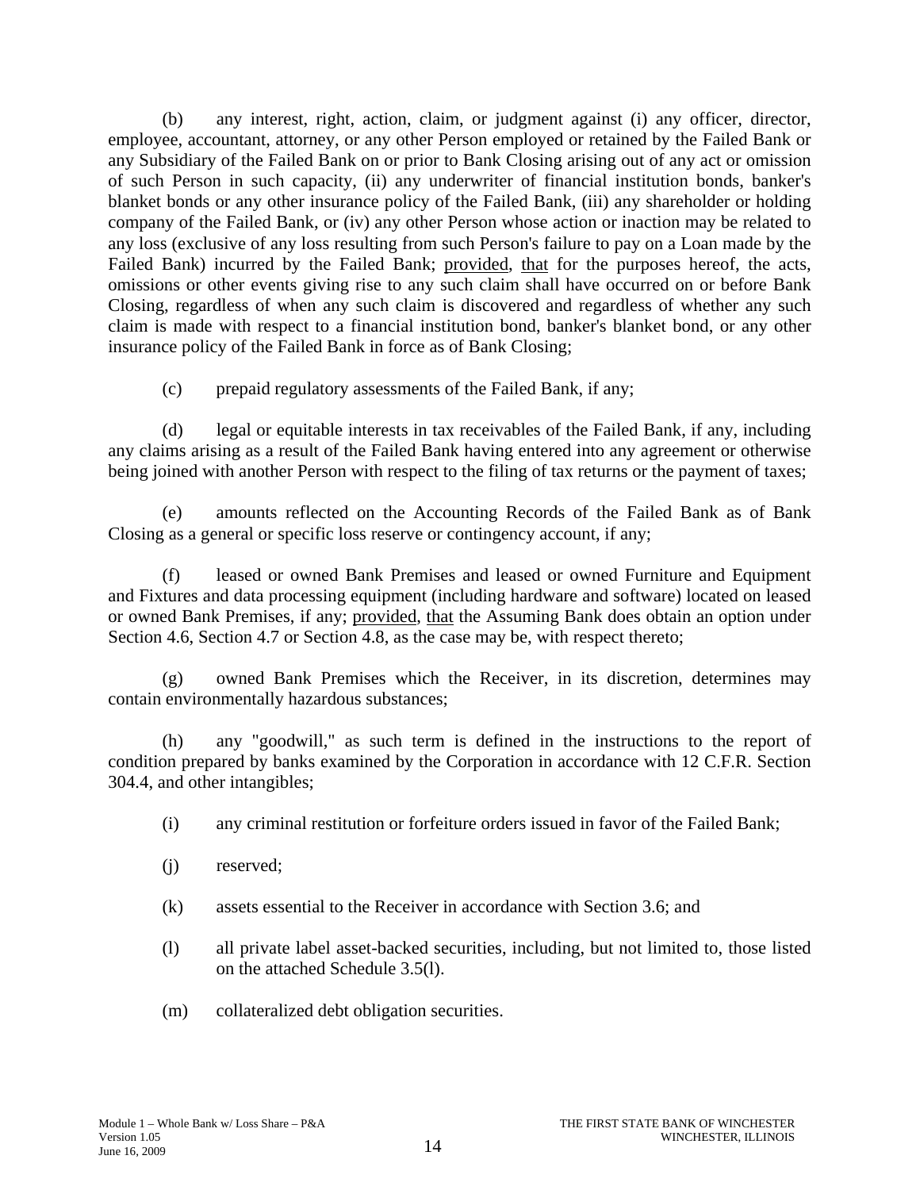(b) any interest, right, action, claim, or judgment against (i) any officer, director, employee, accountant, attorney, or any other Person employed or retained by the Failed Bank or any Subsidiary of the Failed Bank on or prior to Bank Closing arising out of any act or omission of such Person in such capacity, (ii) any underwriter of financial institution bonds, banker's blanket bonds or any other insurance policy of the Failed Bank, (iii) any shareholder or holding company of the Failed Bank, or (iv) any other Person whose action or inaction may be related to any loss (exclusive of any loss resulting from such Person's failure to pay on a Loan made by the Failed Bank) incurred by the Failed Bank; provided, that for the purposes hereof, the acts, omissions or other events giving rise to any such claim shall have occurred on or before Bank Closing, regardless of when any such claim is discovered and regardless of whether any such claim is made with respect to a financial institution bond, banker's blanket bond, or any other insurance policy of the Failed Bank in force as of Bank Closing;

(c) prepaid regulatory assessments of the Failed Bank, if any;

(d) legal or equitable interests in tax receivables of the Failed Bank, if any, including any claims arising as a result of the Failed Bank having entered into any agreement or otherwise being joined with another Person with respect to the filing of tax returns or the payment of taxes;

(e) amounts reflected on the Accounting Records of the Failed Bank as of Bank Closing as a general or specific loss reserve or contingency account, if any;

(f) leased or owned Bank Premises and leased or owned Furniture and Equipment and Fixtures and data processing equipment (including hardware and software) located on leased or owned Bank Premises, if any; provided, that the Assuming Bank does obtain an option under Section 4.6, Section 4.7 or Section 4.8, as the case may be, with respect thereto;

(g) owned Bank Premises which the Receiver, in its discretion, determines may contain environmentally hazardous substances;

(h) any "goodwill," as such term is defined in the instructions to the report of condition prepared by banks examined by the Corporation in accordance with 12 C.F.R. Section 304.4, and other intangibles;

(i) any criminal restitution or forfeiture orders issued in favor of the Failed Bank;

(j) reserved;

(k) assets essential to the Receiver in accordance with Section 3.6; and

(l) all private label asset-backed securities, including, but not limited to, those listed on the attached Schedule 3.5(l).

(m) collateralized debt obligation securities.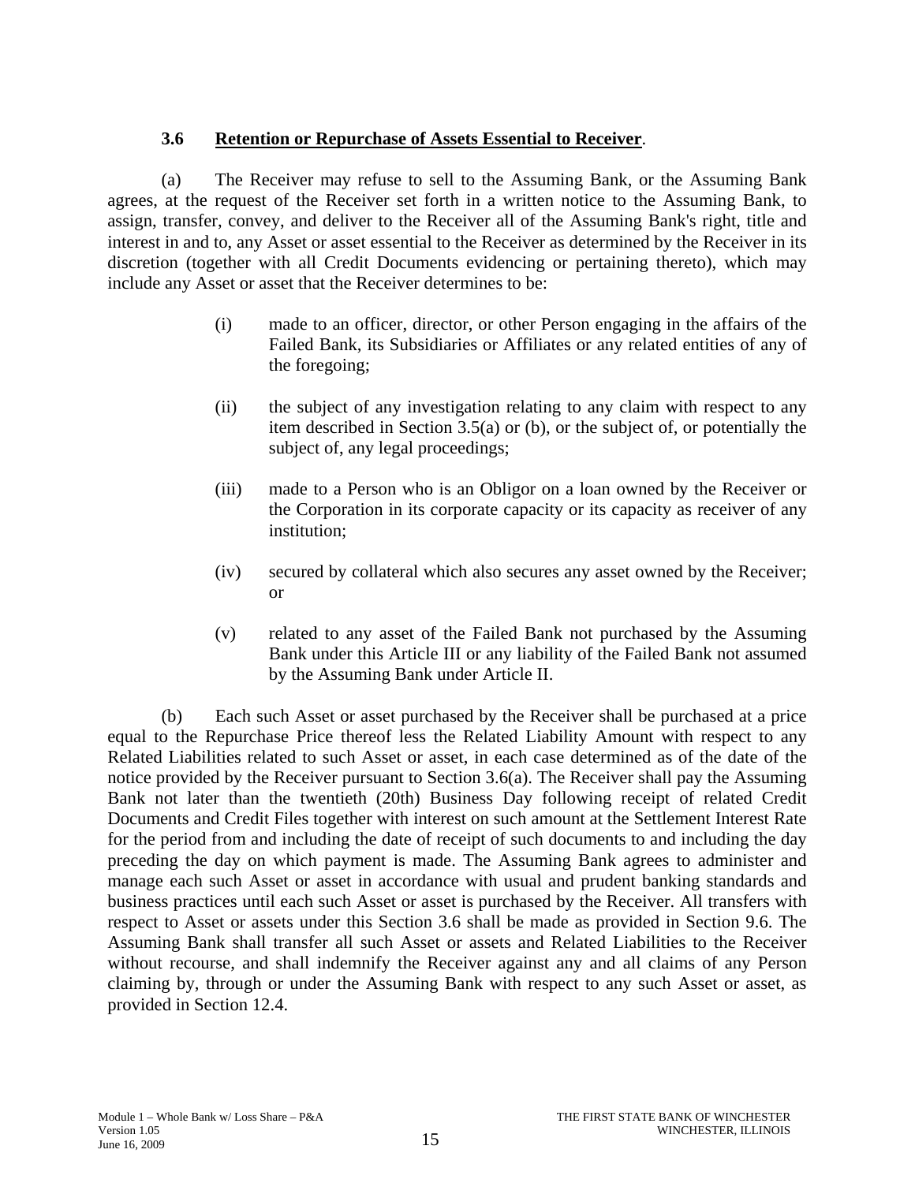### **3.6 Retention or Repurchase of Assets Essential to Receiver**.

(a) The Receiver may refuse to sell to the Assuming Bank, or the Assuming Bank agrees, at the request of the Receiver set forth in a written notice to the Assuming Bank, to assign, transfer, convey, and deliver to the Receiver all of the Assuming Bank's right, title and interest in and to, any Asset or asset essential to the Receiver as determined by the Receiver in its discretion (together with all Credit Documents evidencing or pertaining thereto), which may include any Asset or asset that the Receiver determines to be:

(i) made to an officer, director, or other Person engaging in the affairs of the Failed Bank, its Subsidiaries or Affiliates or any related entities of any of the foregoing;

(ii) the subject of any investigation relating to any claim with respect to any item described in Section 3.5(a) or (b), or the subject of, or potentially the subject of, any legal proceedings;

(iii) made to a Person who is an Obligor on a loan owned by the Receiver or the Corporation in its corporate capacity or its capacity as receiver of any institution;

(iv) secured by collateral which also secures any asset owned by the Receiver; or

(v) related to any asset of the Failed Bank not purchased by the Assuming Bank under this Article III or any liability of the Failed Bank not assumed by the Assuming Bank under Article II.

(b) Each such Asset or asset purchased by the Receiver shall be purchased at a price equal to the Repurchase Price thereof less the Related Liability Amount with respect to any Related Liabilities related to such Asset or asset, in each case determined as of the date of the notice provided by the Receiver pursuant to Section 3.6(a). The Receiver shall pay the Assuming Bank not later than the twentieth (20th) Business Day following receipt of related Credit Documents and Credit Files together with interest on such amount at the Settlement Interest Rate for the period from and including the date of receipt of such documents to and including the day preceding the day on which payment is made. The Assuming Bank agrees to administer and manage each such Asset or asset in accordance with usual and prudent banking standards and business practices until each such Asset or asset is purchased by the Receiver. All transfers with respect to Asset or assets under this Section 3.6 shall be made as provided in Section 9.6. The Assuming Bank shall transfer all such Asset or assets and Related Liabilities to the Receiver without recourse, and shall indemnify the Receiver against any and all claims of any Person claiming by, through or under the Assuming Bank with respect to any such Asset or asset, as provided in Section 12.4.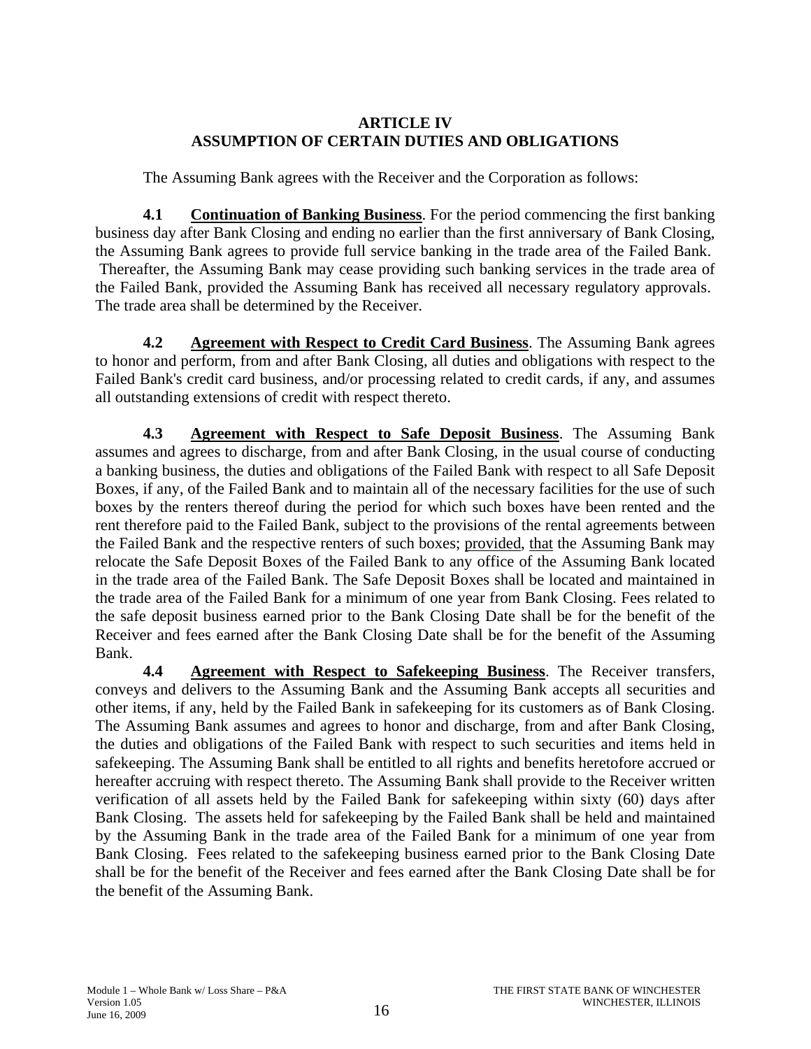## ARTICLE IV
## ASSUMPTION OF CERTAIN DUTIES AND OBLIGATIONS

The Assuming Bank agrees with the Receiver and the Corporation as follows:

**4.1 Continuation of Banking Business**. For the period commencing the first banking business day after Bank Closing and ending no earlier than the first anniversary of Bank Closing, the Assuming Bank agrees to provide full service banking in the trade area of the Failed Bank. Thereafter, the Assuming Bank may cease providing such banking services in the trade area of the Failed Bank, provided the Assuming Bank has received all necessary regulatory approvals. The trade area shall be determined by the Receiver.

**4.2 Agreement with Respect to Credit Card Business**. The Assuming Bank agrees to honor and perform, from and after Bank Closing, all duties and obligations with respect to the Failed Bank's credit card business, and/or processing related to credit cards, if any, and assumes all outstanding extensions of credit with respect thereto.

**4.3 Agreement with Respect to Safe Deposit Business**. The Assuming Bank assumes and agrees to discharge, from and after Bank Closing, in the usual course of conducting a banking business, the duties and obligations of the Failed Bank with respect to all Safe Deposit Boxes, if any, of the Failed Bank and to maintain all of the necessary facilities for the use of such boxes by the renters thereof during the period for which such boxes have been rented and the rent therefore paid to the Failed Bank, subject to the provisions of the rental agreements between the Failed Bank and the respective renters of such boxes; provided, that the Assuming Bank may relocate the Safe Deposit Boxes of the Failed Bank to any office of the Assuming Bank located in the trade area of the Failed Bank. The Safe Deposit Boxes shall be located and maintained in the trade area of the Failed Bank for a minimum of one year from Bank Closing. Fees related to the safe deposit business earned prior to the Bank Closing Date shall be for the benefit of the Receiver and fees earned after the Bank Closing Date shall be for the benefit of the Assuming Bank.

**4.4 Agreement with Respect to Safekeeping Business**. The Receiver transfers, conveys and delivers to the Assuming Bank and the Assuming Bank accepts all securities and other items, if any, held by the Failed Bank in safekeeping for its customers as of Bank Closing. The Assuming Bank assumes and agrees to honor and discharge, from and after Bank Closing, the duties and obligations of the Failed Bank with respect to such securities and items held in safekeeping. The Assuming Bank shall be entitled to all rights and benefits heretofore accrued or hereafter accruing with respect thereto. The Assuming Bank shall provide to the Receiver written verification of all assets held by the Failed Bank for safekeeping within sixty (60) days after Bank Closing. The assets held for safekeeping by the Failed Bank shall be held and maintained by the Assuming Bank in the trade area of the Failed Bank for a minimum of one year from Bank Closing. Fees related to the safekeeping business earned prior to the Bank Closing Date shall be for the benefit of the Receiver and fees earned after the Bank Closing Date shall be for the benefit of the Assuming Bank.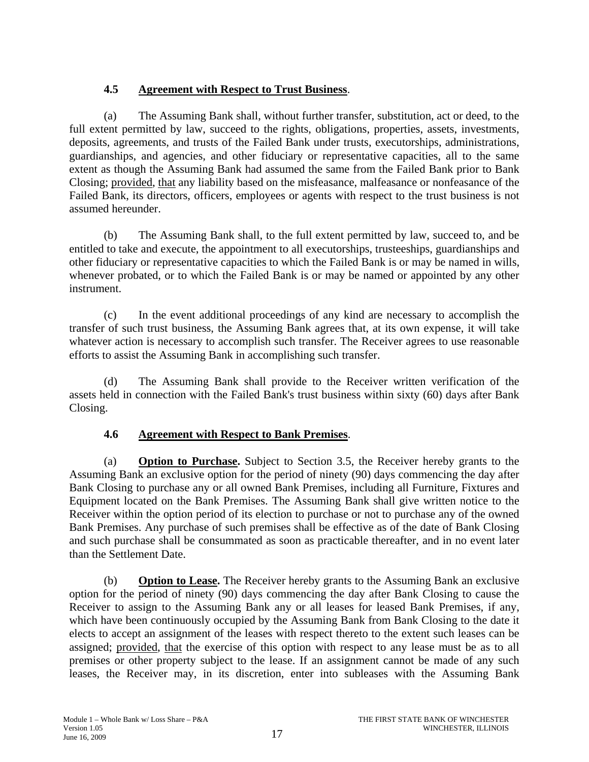### 4.5 <u>Agreement with Respect to Trust Business</u>.

(a) The Assuming Bank shall, without further transfer, substitution, act or deed, to the full extent permitted by law, succeed to the rights, obligations, properties, assets, investments, deposits, agreements, and trusts of the Failed Bank under trusts, executorships, administrations, guardianships, and agencies, and other fiduciary or representative capacities, all to the same extent as though the Assuming Bank had assumed the same from the Failed Bank prior to Bank Closing; <u>provided</u>, <u>that</u> any liability based on the misfeasance, malfeasance or nonfeasance of the Failed Bank, its directors, officers, employees or agents with respect to the trust business is not assumed hereunder.

(b) The Assuming Bank shall, to the full extent permitted by law, succeed to, and be entitled to take and execute, the appointment to all executorships, trusteeships, guardianships and other fiduciary or representative capacities to which the Failed Bank is or may be named in wills, whenever probated, or to which the Failed Bank is or may be named or appointed by any other instrument.

(c) In the event additional proceedings of any kind are necessary to accomplish the transfer of such trust business, the Assuming Bank agrees that, at its own expense, it will take whatever action is necessary to accomplish such transfer. The Receiver agrees to use reasonable efforts to assist the Assuming Bank in accomplishing such transfer.

(d) The Assuming Bank shall provide to the Receiver written verification of the assets held in connection with the Failed Bank's trust business within sixty (60) days after Bank Closing.

### 4.6 <u>Agreement with Respect to Bank Premises</u>.

(a) **<u>Option to Purchase</u>.** Subject to Section 3.5, the Receiver hereby grants to the Assuming Bank an exclusive option for the period of ninety (90) days commencing the day after Bank Closing to purchase any or all owned Bank Premises, including all Furniture, Fixtures and Equipment located on the Bank Premises. The Assuming Bank shall give written notice to the Receiver within the option period of its election to purchase or not to purchase any of the owned Bank Premises. Any purchase of such premises shall be effective as of the date of Bank Closing and such purchase shall be consummated as soon as practicable thereafter, and in no event later than the Settlement Date.

(b) **<u>Option to Lease</u>.** The Receiver hereby grants to the Assuming Bank an exclusive option for the period of ninety (90) days commencing the day after Bank Closing to cause the Receiver to assign to the Assuming Bank any or all leases for leased Bank Premises, if any, which have been continuously occupied by the Assuming Bank from Bank Closing to the date it elects to accept an assignment of the leases with respect thereto to the extent such leases can be assigned; <u>provided</u>, <u>that</u> the exercise of this option with respect to any lease must be as to all premises or other property subject to the lease. If an assignment cannot be made of any such leases, the Receiver may, in its discretion, enter into subleases with the Assuming Bank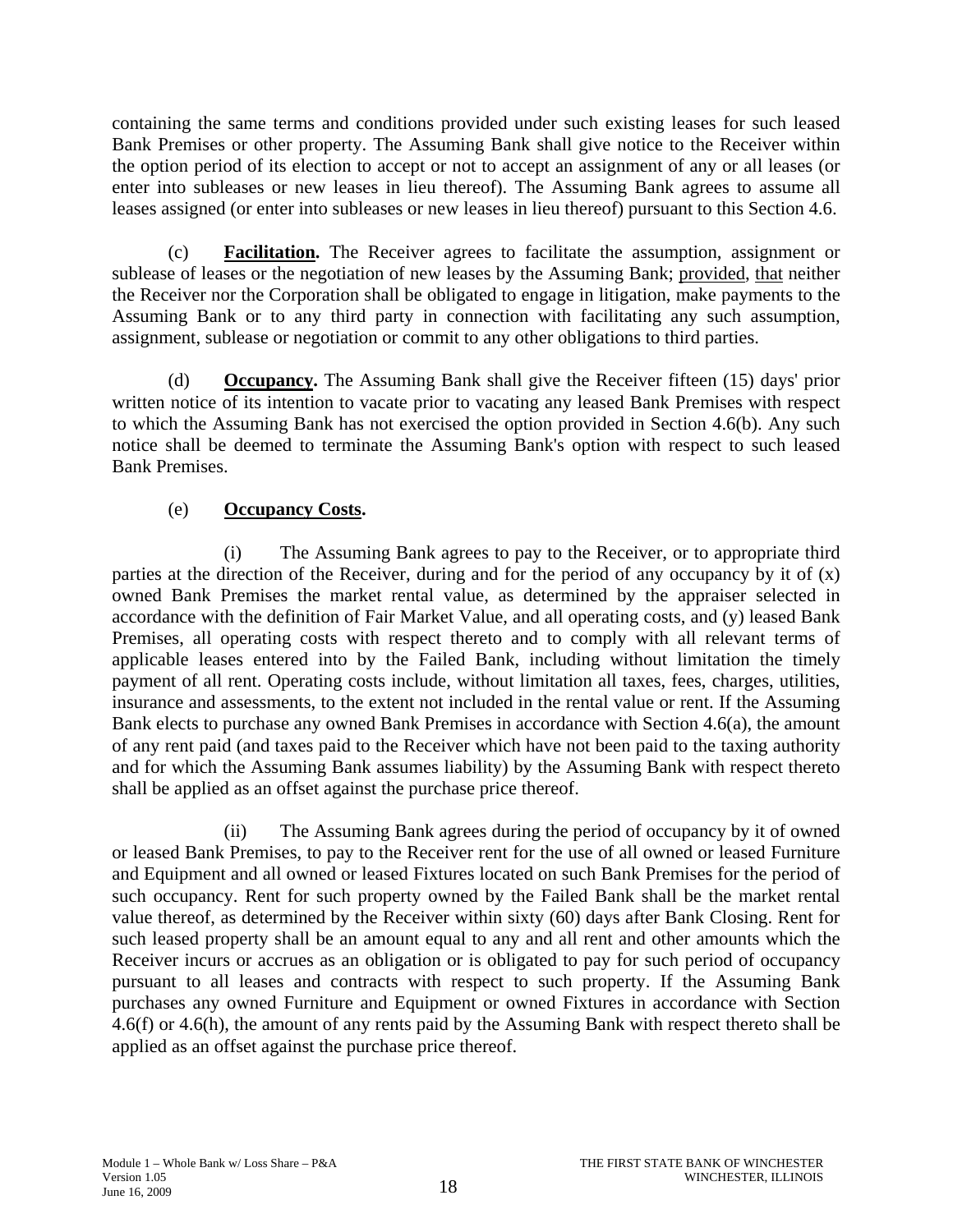containing the same terms and conditions provided under such existing leases for such leased Bank Premises or other property. The Assuming Bank shall give notice to the Receiver within the option period of its election to accept or not to accept an assignment of any or all leases (or enter into subleases or new leases in lieu thereof). The Assuming Bank agrees to assume all leases assigned (or enter into subleases or new leases in lieu thereof) pursuant to this Section 4.6.

(c) **Facilitation.** The Receiver agrees to facilitate the assumption, assignment or sublease of leases or the negotiation of new leases by the Assuming Bank; provided, that neither the Receiver nor the Corporation shall be obligated to engage in litigation, make payments to the Assuming Bank or to any third party in connection with facilitating any such assumption, assignment, sublease or negotiation or commit to any other obligations to third parties.

(d) **Occupancy.** The Assuming Bank shall give the Receiver fifteen (15) days' prior written notice of its intention to vacate prior to vacating any leased Bank Premises with respect to which the Assuming Bank has not exercised the option provided in Section 4.6(b). Any such notice shall be deemed to terminate the Assuming Bank's option with respect to such leased Bank Premises.

(e) **Occupancy Costs.**

(i) The Assuming Bank agrees to pay to the Receiver, or to appropriate third parties at the direction of the Receiver, during and for the period of any occupancy by it of (x) owned Bank Premises the market rental value, as determined by the appraiser selected in accordance with the definition of Fair Market Value, and all operating costs, and (y) leased Bank Premises, all operating costs with respect thereto and to comply with all relevant terms of applicable leases entered into by the Failed Bank, including without limitation the timely payment of all rent. Operating costs include, without limitation all taxes, fees, charges, utilities, insurance and assessments, to the extent not included in the rental value or rent. If the Assuming Bank elects to purchase any owned Bank Premises in accordance with Section 4.6(a), the amount of any rent paid (and taxes paid to the Receiver which have not been paid to the taxing authority and for which the Assuming Bank assumes liability) by the Assuming Bank with respect thereto shall be applied as an offset against the purchase price thereof.

(ii) The Assuming Bank agrees during the period of occupancy by it of owned or leased Bank Premises, to pay to the Receiver rent for the use of all owned or leased Furniture and Equipment and all owned or leased Fixtures located on such Bank Premises for the period of such occupancy. Rent for such property owned by the Failed Bank shall be the market rental value thereof, as determined by the Receiver within sixty (60) days after Bank Closing. Rent for such leased property shall be an amount equal to any and all rent and other amounts which the Receiver incurs or accrues as an obligation or is obligated to pay for such period of occupancy pursuant to all leases and contracts with respect to such property. If the Assuming Bank purchases any owned Furniture and Equipment or owned Fixtures in accordance with Section 4.6(f) or 4.6(h), the amount of any rents paid by the Assuming Bank with respect thereto shall be applied as an offset against the purchase price thereof.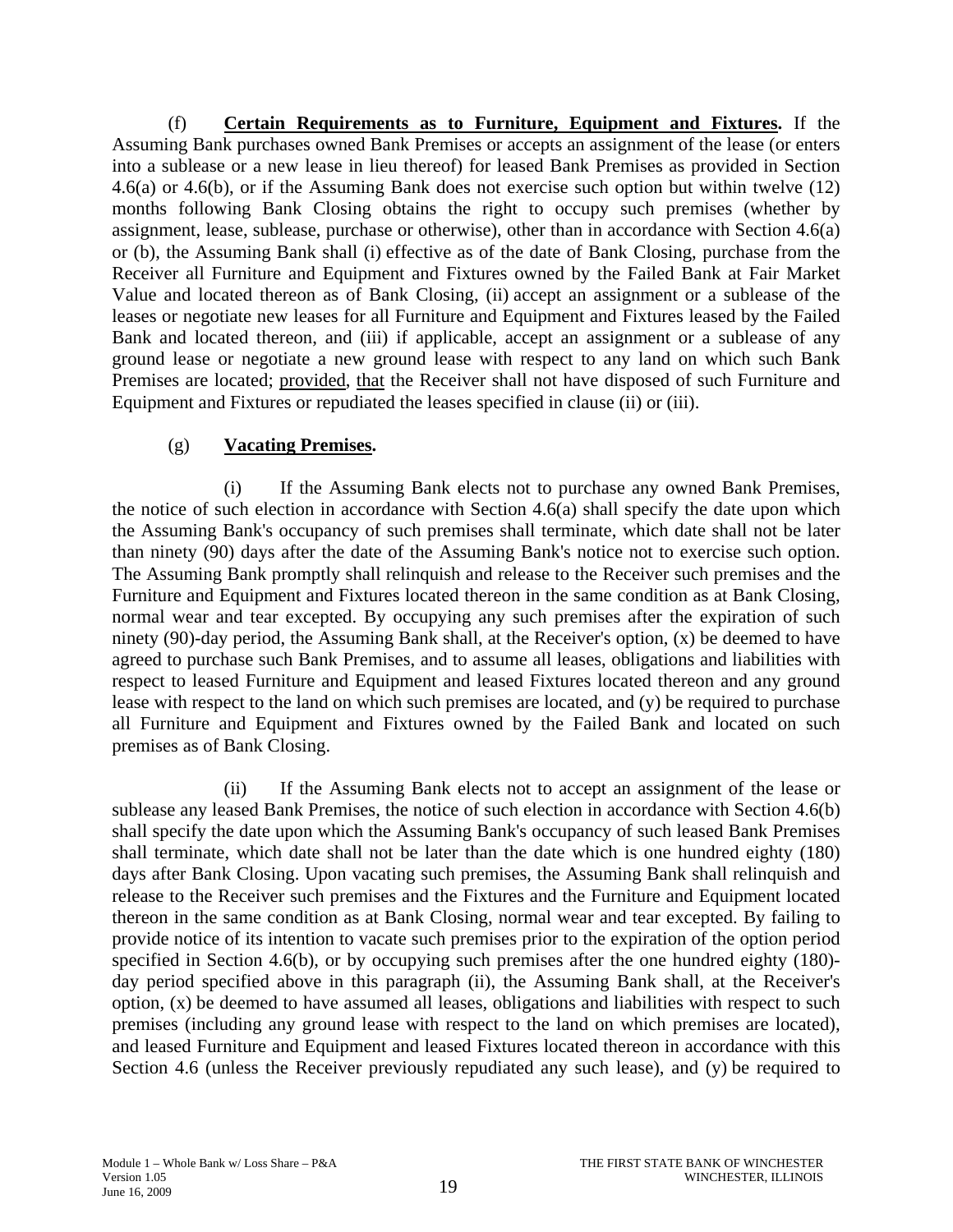(f) **Certain Requirements as to Furniture, Equipment and Fixtures.** If the Assuming Bank purchases owned Bank Premises or accepts an assignment of the lease (or enters into a sublease or a new lease in lieu thereof) for leased Bank Premises as provided in Section 4.6(a) or 4.6(b), or if the Assuming Bank does not exercise such option but within twelve (12) months following Bank Closing obtains the right to occupy such premises (whether by assignment, lease, sublease, purchase or otherwise), other than in accordance with Section 4.6(a) or (b), the Assuming Bank shall (i) effective as of the date of Bank Closing, purchase from the Receiver all Furniture and Equipment and Fixtures owned by the Failed Bank at Fair Market Value and located thereon as of Bank Closing, (ii) accept an assignment or a sublease of the leases or negotiate new leases for all Furniture and Equipment and Fixtures leased by the Failed Bank and located thereon, and (iii) if applicable, accept an assignment or a sublease of any ground lease or negotiate a new ground lease with respect to any land on which such Bank Premises are located; provided, that the Receiver shall not have disposed of such Furniture and Equipment and Fixtures or repudiated the leases specified in clause (ii) or (iii).

(g) **Vacating Premises.**

(i) If the Assuming Bank elects not to purchase any owned Bank Premises, the notice of such election in accordance with Section 4.6(a) shall specify the date upon which the Assuming Bank's occupancy of such premises shall terminate, which date shall not be later than ninety (90) days after the date of the Assuming Bank's notice not to exercise such option. The Assuming Bank promptly shall relinquish and release to the Receiver such premises and the Furniture and Equipment and Fixtures located thereon in the same condition as at Bank Closing, normal wear and tear excepted. By occupying any such premises after the expiration of such ninety (90)-day period, the Assuming Bank shall, at the Receiver's option, (x) be deemed to have agreed to purchase such Bank Premises, and to assume all leases, obligations and liabilities with respect to leased Furniture and Equipment and leased Fixtures located thereon and any ground lease with respect to the land on which such premises are located, and (y) be required to purchase all Furniture and Equipment and Fixtures owned by the Failed Bank and located on such premises as of Bank Closing.

(ii) If the Assuming Bank elects not to accept an assignment of the lease or sublease any leased Bank Premises, the notice of such election in accordance with Section 4.6(b) shall specify the date upon which the Assuming Bank's occupancy of such leased Bank Premises shall terminate, which date shall not be later than the date which is one hundred eighty (180) days after Bank Closing. Upon vacating such premises, the Assuming Bank shall relinquish and release to the Receiver such premises and the Fixtures and the Furniture and Equipment located thereon in the same condition as at Bank Closing, normal wear and tear excepted. By failing to provide notice of its intention to vacate such premises prior to the expiration of the option period specified in Section 4.6(b), or by occupying such premises after the one hundred eighty (180)-day period specified above in this paragraph (ii), the Assuming Bank shall, at the Receiver's option, (x) be deemed to have assumed all leases, obligations and liabilities with respect to such premises (including any ground lease with respect to the land on which premises are located), and leased Furniture and Equipment and leased Fixtures located thereon in accordance with this Section 4.6 (unless the Receiver previously repudiated any such lease), and (y) be required to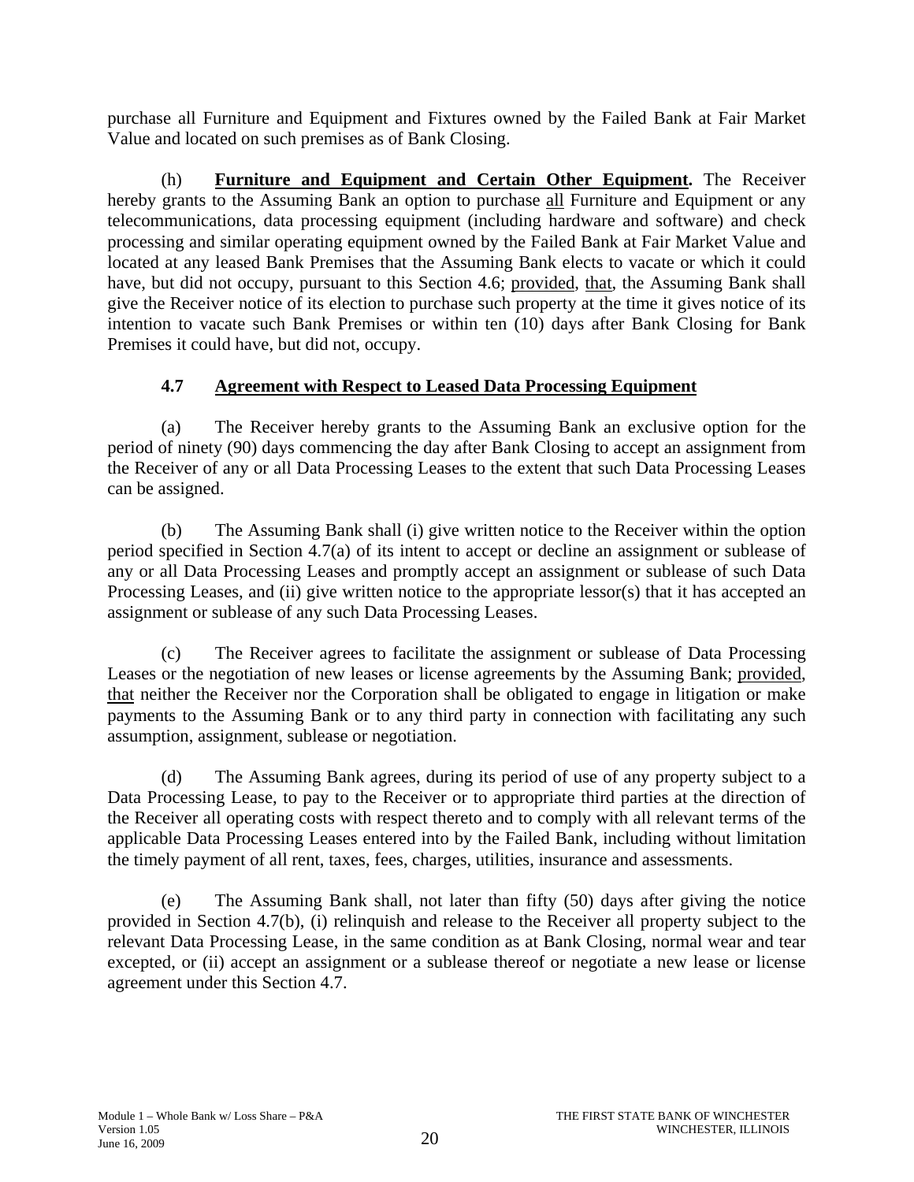purchase all Furniture and Equipment and Fixtures owned by the Failed Bank at Fair Market Value and located on such premises as of Bank Closing.

(h) **Furniture and Equipment and Certain Other Equipment.** The Receiver hereby grants to the Assuming Bank an option to purchase all Furniture and Equipment or any telecommunications, data processing equipment (including hardware and software) and check processing and similar operating equipment owned by the Failed Bank at Fair Market Value and located at any leased Bank Premises that the Assuming Bank elects to vacate or which it could have, but did not occupy, pursuant to this Section 4.6; provided, that, the Assuming Bank shall give the Receiver notice of its election to purchase such property at the time it gives notice of its intention to vacate such Bank Premises or within ten (10) days after Bank Closing for Bank Premises it could have, but did not, occupy.

### 4.7 Agreement with Respect to Leased Data Processing Equipment

(a) The Receiver hereby grants to the Assuming Bank an exclusive option for the period of ninety (90) days commencing the day after Bank Closing to accept an assignment from the Receiver of any or all Data Processing Leases to the extent that such Data Processing Leases can be assigned.

(b) The Assuming Bank shall (i) give written notice to the Receiver within the option period specified in Section 4.7(a) of its intent to accept or decline an assignment or sublease of any or all Data Processing Leases and promptly accept an assignment or sublease of such Data Processing Leases, and (ii) give written notice to the appropriate lessor(s) that it has accepted an assignment or sublease of any such Data Processing Leases.

(c) The Receiver agrees to facilitate the assignment or sublease of Data Processing Leases or the negotiation of new leases or license agreements by the Assuming Bank; provided, that neither the Receiver nor the Corporation shall be obligated to engage in litigation or make payments to the Assuming Bank or to any third party in connection with facilitating any such assumption, assignment, sublease or negotiation.

(d) The Assuming Bank agrees, during its period of use of any property subject to a Data Processing Lease, to pay to the Receiver or to appropriate third parties at the direction of the Receiver all operating costs with respect thereto and to comply with all relevant terms of the applicable Data Processing Leases entered into by the Failed Bank, including without limitation the timely payment of all rent, taxes, fees, charges, utilities, insurance and assessments.

(e) The Assuming Bank shall, not later than fifty (50) days after giving the notice provided in Section 4.7(b), (i) relinquish and release to the Receiver all property subject to the relevant Data Processing Lease, in the same condition as at Bank Closing, normal wear and tear excepted, or (ii) accept an assignment or a sublease thereof or negotiate a new lease or license agreement under this Section 4.7.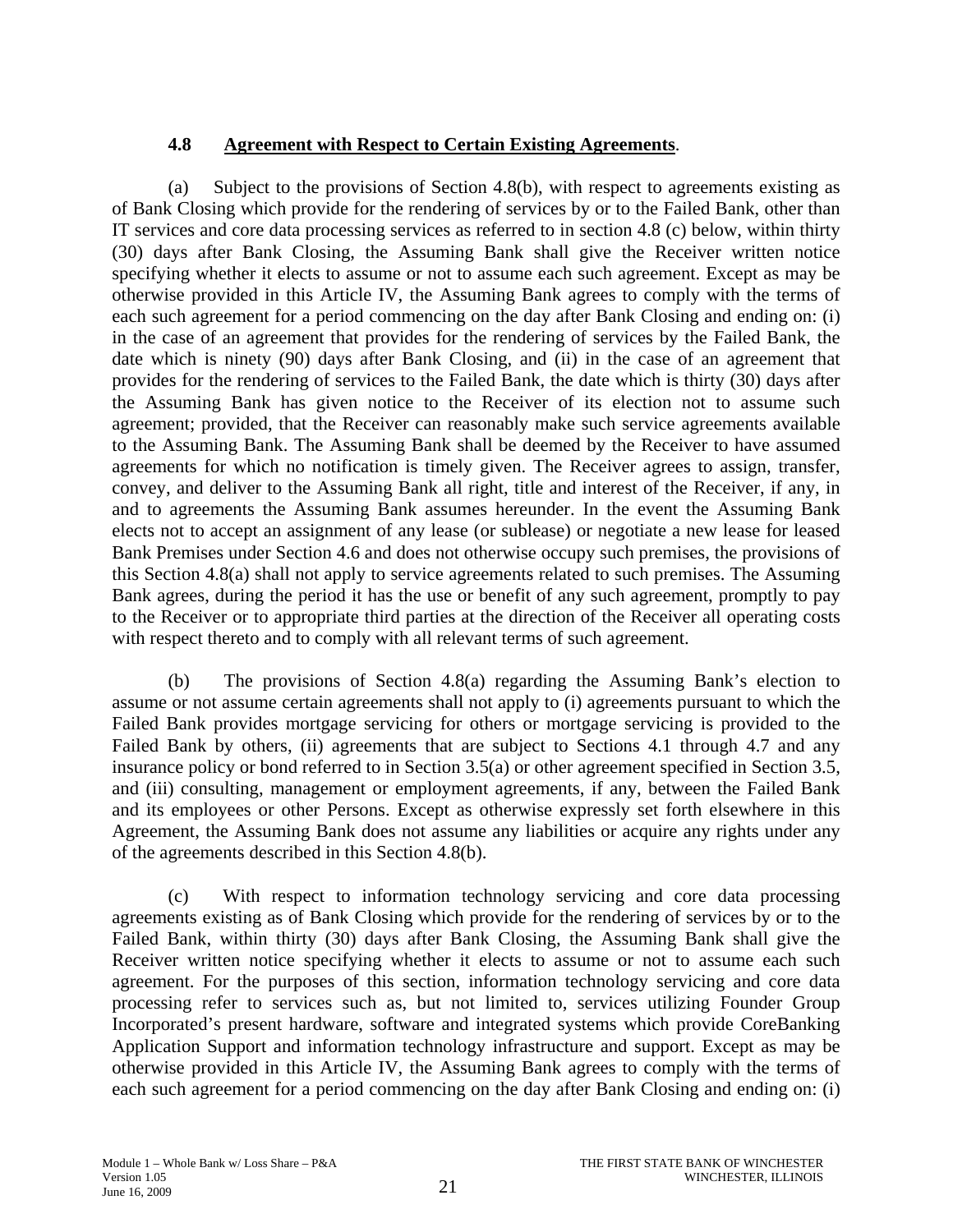### 4.8 Agreement with Respect to Certain Existing Agreements.

(a) Subject to the provisions of Section 4.8(b), with respect to agreements existing as of Bank Closing which provide for the rendering of services by or to the Failed Bank, other than IT services and core data processing services as referred to in section 4.8 (c) below, within thirty (30) days after Bank Closing, the Assuming Bank shall give the Receiver written notice specifying whether it elects to assume or not to assume each such agreement. Except as may be otherwise provided in this Article IV, the Assuming Bank agrees to comply with the terms of each such agreement for a period commencing on the day after Bank Closing and ending on: (i) in the case of an agreement that provides for the rendering of services by the Failed Bank, the date which is ninety (90) days after Bank Closing, and (ii) in the case of an agreement that provides for the rendering of services to the Failed Bank, the date which is thirty (30) days after the Assuming Bank has given notice to the Receiver of its election not to assume such agreement; provided, that the Receiver can reasonably make such service agreements available to the Assuming Bank. The Assuming Bank shall be deemed by the Receiver to have assumed agreements for which no notification is timely given. The Receiver agrees to assign, transfer, convey, and deliver to the Assuming Bank all right, title and interest of the Receiver, if any, in and to agreements the Assuming Bank assumes hereunder. In the event the Assuming Bank elects not to accept an assignment of any lease (or sublease) or negotiate a new lease for leased Bank Premises under Section 4.6 and does not otherwise occupy such premises, the provisions of this Section 4.8(a) shall not apply to service agreements related to such premises. The Assuming Bank agrees, during the period it has the use or benefit of any such agreement, promptly to pay to the Receiver or to appropriate third parties at the direction of the Receiver all operating costs with respect thereto and to comply with all relevant terms of such agreement.

(b) The provisions of Section 4.8(a) regarding the Assuming Bank's election to assume or not assume certain agreements shall not apply to (i) agreements pursuant to which the Failed Bank provides mortgage servicing for others or mortgage servicing is provided to the Failed Bank by others, (ii) agreements that are subject to Sections 4.1 through 4.7 and any insurance policy or bond referred to in Section 3.5(a) or other agreement specified in Section 3.5, and (iii) consulting, management or employment agreements, if any, between the Failed Bank and its employees or other Persons. Except as otherwise expressly set forth elsewhere in this Agreement, the Assuming Bank does not assume any liabilities or acquire any rights under any of the agreements described in this Section 4.8(b).

(c) With respect to information technology servicing and core data processing agreements existing as of Bank Closing which provide for the rendering of services by or to the Failed Bank, within thirty (30) days after Bank Closing, the Assuming Bank shall give the Receiver written notice specifying whether it elects to assume or not to assume each such agreement. For the purposes of this section, information technology servicing and core data processing refer to services such as, but not limited to, services utilizing Founder Group Incorporated's present hardware, software and integrated systems which provide CoreBanking Application Support and information technology infrastructure and support. Except as may be otherwise provided in this Article IV, the Assuming Bank agrees to comply with the terms of each such agreement for a period commencing on the day after Bank Closing and ending on: (i)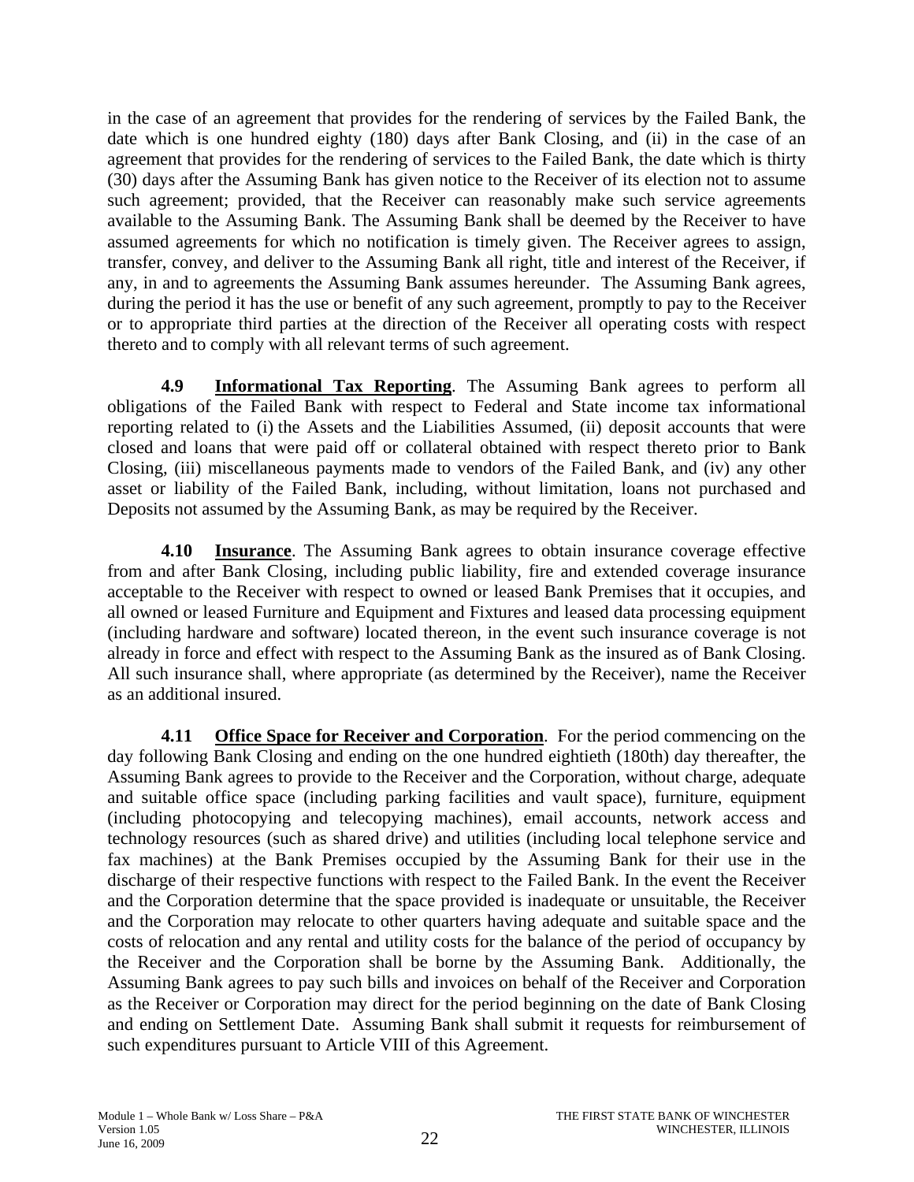in the case of an agreement that provides for the rendering of services by the Failed Bank, the date which is one hundred eighty (180) days after Bank Closing, and (ii) in the case of an agreement that provides for the rendering of services to the Failed Bank, the date which is thirty (30) days after the Assuming Bank has given notice to the Receiver of its election not to assume such agreement; provided, that the Receiver can reasonably make such service agreements available to the Assuming Bank. The Assuming Bank shall be deemed by the Receiver to have assumed agreements for which no notification is timely given. The Receiver agrees to assign, transfer, convey, and deliver to the Assuming Bank all right, title and interest of the Receiver, if any, in and to agreements the Assuming Bank assumes hereunder. The Assuming Bank agrees, during the period it has the use or benefit of any such agreement, promptly to pay to the Receiver or to appropriate third parties at the direction of the Receiver all operating costs with respect thereto and to comply with all relevant terms of such agreement.

**4.9 Informational Tax Reporting**. The Assuming Bank agrees to perform all obligations of the Failed Bank with respect to Federal and State income tax informational reporting related to (i) the Assets and the Liabilities Assumed, (ii) deposit accounts that were closed and loans that were paid off or collateral obtained with respect thereto prior to Bank Closing, (iii) miscellaneous payments made to vendors of the Failed Bank, and (iv) any other asset or liability of the Failed Bank, including, without limitation, loans not purchased and Deposits not assumed by the Assuming Bank, as may be required by the Receiver.

**4.10 Insurance**. The Assuming Bank agrees to obtain insurance coverage effective from and after Bank Closing, including public liability, fire and extended coverage insurance acceptable to the Receiver with respect to owned or leased Bank Premises that it occupies, and all owned or leased Furniture and Equipment and Fixtures and leased data processing equipment (including hardware and software) located thereon, in the event such insurance coverage is not already in force and effect with respect to the Assuming Bank as the insured as of Bank Closing. All such insurance shall, where appropriate (as determined by the Receiver), name the Receiver as an additional insured.

**4.11 Office Space for Receiver and Corporation**. For the period commencing on the day following Bank Closing and ending on the one hundred eightieth (180th) day thereafter, the Assuming Bank agrees to provide to the Receiver and the Corporation, without charge, adequate and suitable office space (including parking facilities and vault space), furniture, equipment (including photocopying and telecopying machines), email accounts, network access and technology resources (such as shared drive) and utilities (including local telephone service and fax machines) at the Bank Premises occupied by the Assuming Bank for their use in the discharge of their respective functions with respect to the Failed Bank. In the event the Receiver and the Corporation determine that the space provided is inadequate or unsuitable, the Receiver and the Corporation may relocate to other quarters having adequate and suitable space and the costs of relocation and any rental and utility costs for the balance of the period of occupancy by the Receiver and the Corporation shall be borne by the Assuming Bank. Additionally, the Assuming Bank agrees to pay such bills and invoices on behalf of the Receiver and Corporation as the Receiver or Corporation may direct for the period beginning on the date of Bank Closing and ending on Settlement Date. Assuming Bank shall submit it requests for reimbursement of such expenditures pursuant to Article VIII of this Agreement.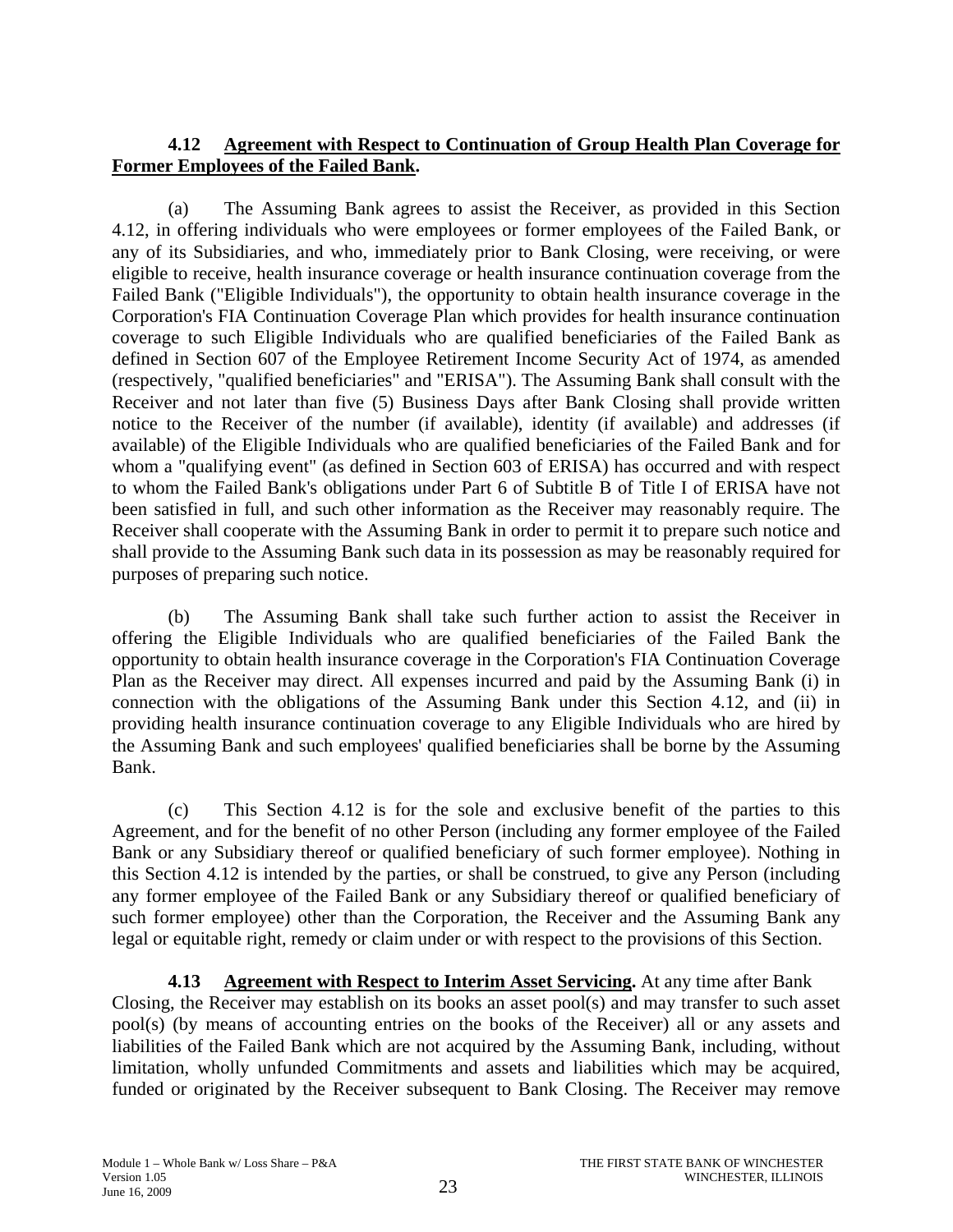**4.12 Agreement with Respect to Continuation of Group Health Plan Coverage for Former Employees of the Failed Bank.**

(a) The Assuming Bank agrees to assist the Receiver, as provided in this Section 4.12, in offering individuals who were employees or former employees of the Failed Bank, or any of its Subsidiaries, and who, immediately prior to Bank Closing, were receiving, or were eligible to receive, health insurance coverage or health insurance continuation coverage from the Failed Bank ("Eligible Individuals"), the opportunity to obtain health insurance coverage in the Corporation's FIA Continuation Coverage Plan which provides for health insurance continuation coverage to such Eligible Individuals who are qualified beneficiaries of the Failed Bank as defined in Section 607 of the Employee Retirement Income Security Act of 1974, as amended (respectively, "qualified beneficiaries" and "ERISA"). The Assuming Bank shall consult with the Receiver and not later than five (5) Business Days after Bank Closing shall provide written notice to the Receiver of the number (if available), identity (if available) and addresses (if available) of the Eligible Individuals who are qualified beneficiaries of the Failed Bank and for whom a "qualifying event" (as defined in Section 603 of ERISA) has occurred and with respect to whom the Failed Bank's obligations under Part 6 of Subtitle B of Title I of ERISA have not been satisfied in full, and such other information as the Receiver may reasonably require. The Receiver shall cooperate with the Assuming Bank in order to permit it to prepare such notice and shall provide to the Assuming Bank such data in its possession as may be reasonably required for purposes of preparing such notice.

(b) The Assuming Bank shall take such further action to assist the Receiver in offering the Eligible Individuals who are qualified beneficiaries of the Failed Bank the opportunity to obtain health insurance coverage in the Corporation's FIA Continuation Coverage Plan as the Receiver may direct. All expenses incurred and paid by the Assuming Bank (i) in connection with the obligations of the Assuming Bank under this Section 4.12, and (ii) in providing health insurance continuation coverage to any Eligible Individuals who are hired by the Assuming Bank and such employees' qualified beneficiaries shall be borne by the Assuming Bank.

(c) This Section 4.12 is for the sole and exclusive benefit of the parties to this Agreement, and for the benefit of no other Person (including any former employee of the Failed Bank or any Subsidiary thereof or qualified beneficiary of such former employee). Nothing in this Section 4.12 is intended by the parties, or shall be construed, to give any Person (including any former employee of the Failed Bank or any Subsidiary thereof or qualified beneficiary of such former employee) other than the Corporation, the Receiver and the Assuming Bank any legal or equitable right, remedy or claim under or with respect to the provisions of this Section.

**4.13 Agreement with Respect to Interim Asset Servicing.** At any time after Bank Closing, the Receiver may establish on its books an asset pool(s) and may transfer to such asset pool(s) (by means of accounting entries on the books of the Receiver) all or any assets and liabilities of the Failed Bank which are not acquired by the Assuming Bank, including, without limitation, wholly unfunded Commitments and assets and liabilities which may be acquired, funded or originated by the Receiver subsequent to Bank Closing. The Receiver may remove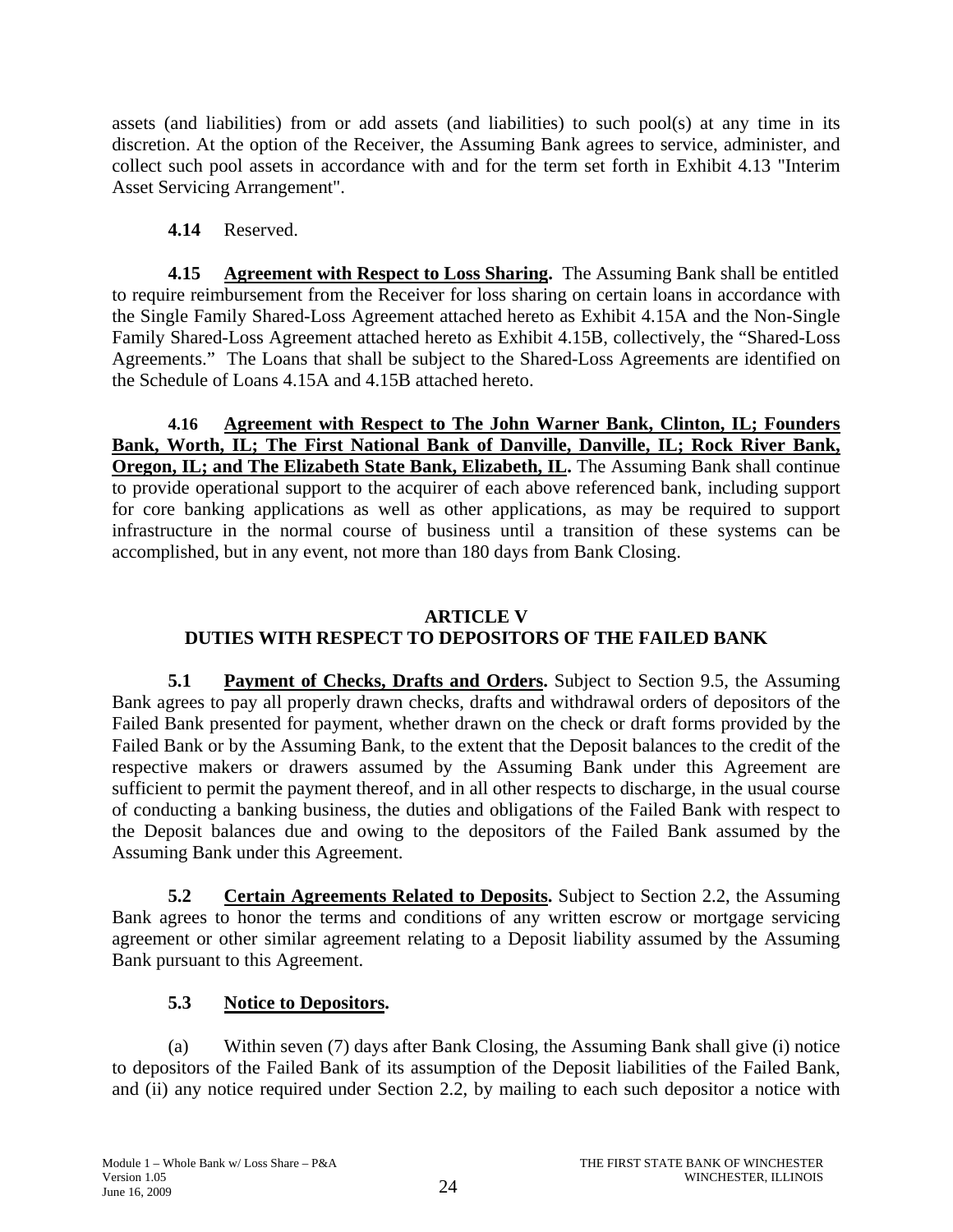assets (and liabilities) from or add assets (and liabilities) to such pool(s) at any time in its discretion. At the option of the Receiver, the Assuming Bank agrees to service, administer, and collect such pool assets in accordance with and for the term set forth in Exhibit 4.13 "Interim Asset Servicing Arrangement".

**4.14** Reserved.

**4.15 Agreement with Respect to Loss Sharing.** The Assuming Bank shall be entitled to require reimbursement from the Receiver for loss sharing on certain loans in accordance with the Single Family Shared-Loss Agreement attached hereto as Exhibit 4.15A and the Non-Single Family Shared-Loss Agreement attached hereto as Exhibit 4.15B, collectively, the "Shared-Loss Agreements." The Loans that shall be subject to the Shared-Loss Agreements are identified on the Schedule of Loans 4.15A and 4.15B attached hereto.

**4.16 Agreement with Respect to The John Warner Bank, Clinton, IL; Founders Bank, Worth, IL; The First National Bank of Danville, Danville, IL; Rock River Bank, Oregon, IL; and The Elizabeth State Bank, Elizabeth, IL.** The Assuming Bank shall continue to provide operational support to the acquirer of each above referenced bank, including support for core banking applications as well as other applications, as may be required to support infrastructure in the normal course of business until a transition of these systems can be accomplished, but in any event, not more than 180 days from Bank Closing.

## ARTICLE V
## DUTIES WITH RESPECT TO DEPOSITORS OF THE FAILED BANK

**5.1 Payment of Checks, Drafts and Orders.** Subject to Section 9.5, the Assuming Bank agrees to pay all properly drawn checks, drafts and withdrawal orders of depositors of the Failed Bank presented for payment, whether drawn on the check or draft forms provided by the Failed Bank or by the Assuming Bank, to the extent that the Deposit balances to the credit of the respective makers or drawers assumed by the Assuming Bank under this Agreement are sufficient to permit the payment thereof, and in all other respects to discharge, in the usual course of conducting a banking business, the duties and obligations of the Failed Bank with respect to the Deposit balances due and owing to the depositors of the Failed Bank assumed by the Assuming Bank under this Agreement.

**5.2 Certain Agreements Related to Deposits.** Subject to Section 2.2, the Assuming Bank agrees to honor the terms and conditions of any written escrow or mortgage servicing agreement or other similar agreement relating to a Deposit liability assumed by the Assuming Bank pursuant to this Agreement.

**5.3 Notice to Depositors.**

(a) Within seven (7) days after Bank Closing, the Assuming Bank shall give (i) notice to depositors of the Failed Bank of its assumption of the Deposit liabilities of the Failed Bank, and (ii) any notice required under Section 2.2, by mailing to each such depositor a notice with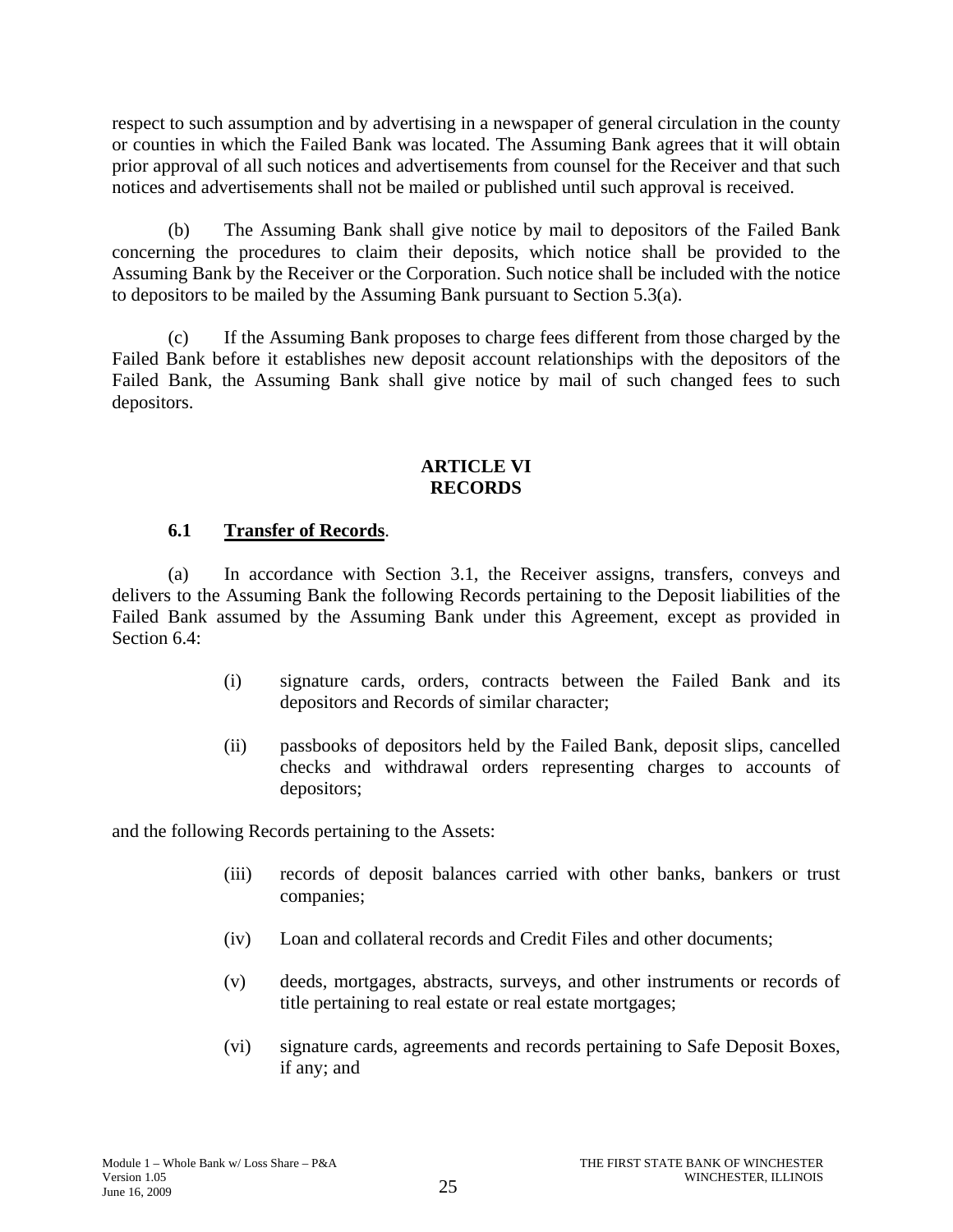respect to such assumption and by advertising in a newspaper of general circulation in the county or counties in which the Failed Bank was located. The Assuming Bank agrees that it will obtain prior approval of all such notices and advertisements from counsel for the Receiver and that such notices and advertisements shall not be mailed or published until such approval is received.

(b) The Assuming Bank shall give notice by mail to depositors of the Failed Bank concerning the procedures to claim their deposits, which notice shall be provided to the Assuming Bank by the Receiver or the Corporation. Such notice shall be included with the notice to depositors to be mailed by the Assuming Bank pursuant to Section 5.3(a).

(c) If the Assuming Bank proposes to charge fees different from those charged by the Failed Bank before it establishes new deposit account relationships with the depositors of the Failed Bank, the Assuming Bank shall give notice by mail of such changed fees to such depositors.

## ARTICLE VI
## RECORDS

### 6.1 Transfer of Records.

(a) In accordance with Section 3.1, the Receiver assigns, transfers, conveys and delivers to the Assuming Bank the following Records pertaining to the Deposit liabilities of the Failed Bank assumed by the Assuming Bank under this Agreement, except as provided in Section 6.4:

(i) signature cards, orders, contracts between the Failed Bank and its depositors and Records of similar character;

(ii) passbooks of depositors held by the Failed Bank, deposit slips, cancelled checks and withdrawal orders representing charges to accounts of depositors;

and the following Records pertaining to the Assets:

(iii) records of deposit balances carried with other banks, bankers or trust companies;

(iv) Loan and collateral records and Credit Files and other documents;

(v) deeds, mortgages, abstracts, surveys, and other instruments or records of title pertaining to real estate or real estate mortgages;

(vi) signature cards, agreements and records pertaining to Safe Deposit Boxes, if any; and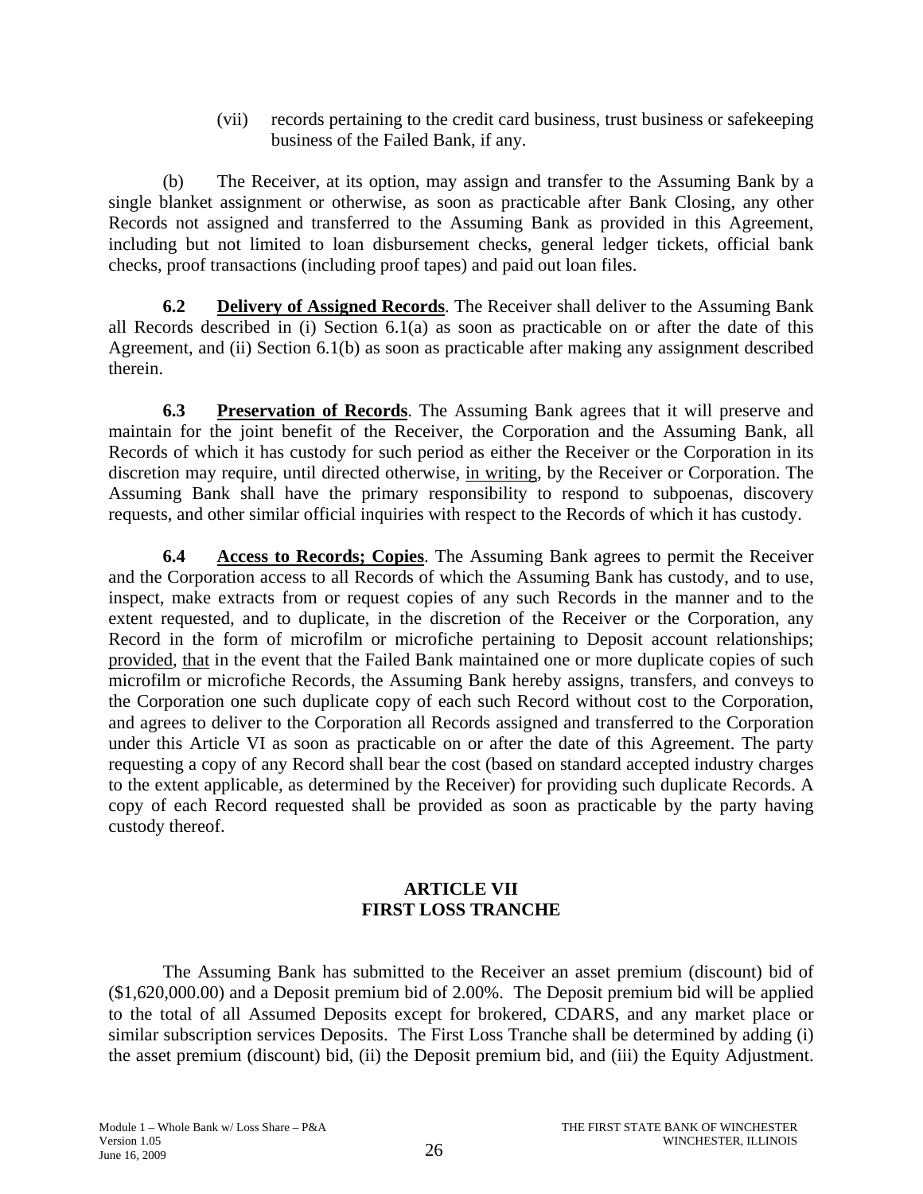(vii) records pertaining to the credit card business, trust business or safekeeping business of the Failed Bank, if any.

(b) The Receiver, at its option, may assign and transfer to the Assuming Bank by a single blanket assignment or otherwise, as soon as practicable after Bank Closing, any other Records not assigned and transferred to the Assuming Bank as provided in this Agreement, including but not limited to loan disbursement checks, general ledger tickets, official bank checks, proof transactions (including proof tapes) and paid out loan files.

**6.2 Delivery of Assigned Records**. The Receiver shall deliver to the Assuming Bank all Records described in (i) Section 6.1(a) as soon as practicable on or after the date of this Agreement, and (ii) Section 6.1(b) as soon as practicable after making any assignment described therein.

**6.3 Preservation of Records**. The Assuming Bank agrees that it will preserve and maintain for the joint benefit of the Receiver, the Corporation and the Assuming Bank, all Records of which it has custody for such period as either the Receiver or the Corporation in its discretion may require, until directed otherwise, in writing, by the Receiver or Corporation. The Assuming Bank shall have the primary responsibility to respond to subpoenas, discovery requests, and other similar official inquiries with respect to the Records of which it has custody.

**6.4 Access to Records; Copies**. The Assuming Bank agrees to permit the Receiver and the Corporation access to all Records of which the Assuming Bank has custody, and to use, inspect, make extracts from or request copies of any such Records in the manner and to the extent requested, and to duplicate, in the discretion of the Receiver or the Corporation, any Record in the form of microfilm or microfiche pertaining to Deposit account relationships; provided, that in the event that the Failed Bank maintained one or more duplicate copies of such microfilm or microfiche Records, the Assuming Bank hereby assigns, transfers, and conveys to the Corporation one such duplicate copy of each such Record without cost to the Corporation, and agrees to deliver to the Corporation all Records assigned and transferred to the Corporation under this Article VI as soon as practicable on or after the date of this Agreement. The party requesting a copy of any Record shall bear the cost (based on standard accepted industry charges to the extent applicable, as determined by the Receiver) for providing such duplicate Records. A copy of each Record requested shall be provided as soon as practicable by the party having custody thereof.

## ARTICLE VII
## FIRST LOSS TRANCHE

The Assuming Bank has submitted to the Receiver an asset premium (discount) bid of ($1,620,000.00) and a Deposit premium bid of 2.00%. The Deposit premium bid will be applied to the total of all Assumed Deposits except for brokered, CDARS, and any market place or similar subscription services Deposits. The First Loss Tranche shall be determined by adding (i) the asset premium (discount) bid, (ii) the Deposit premium bid, and (iii) the Equity Adjustment.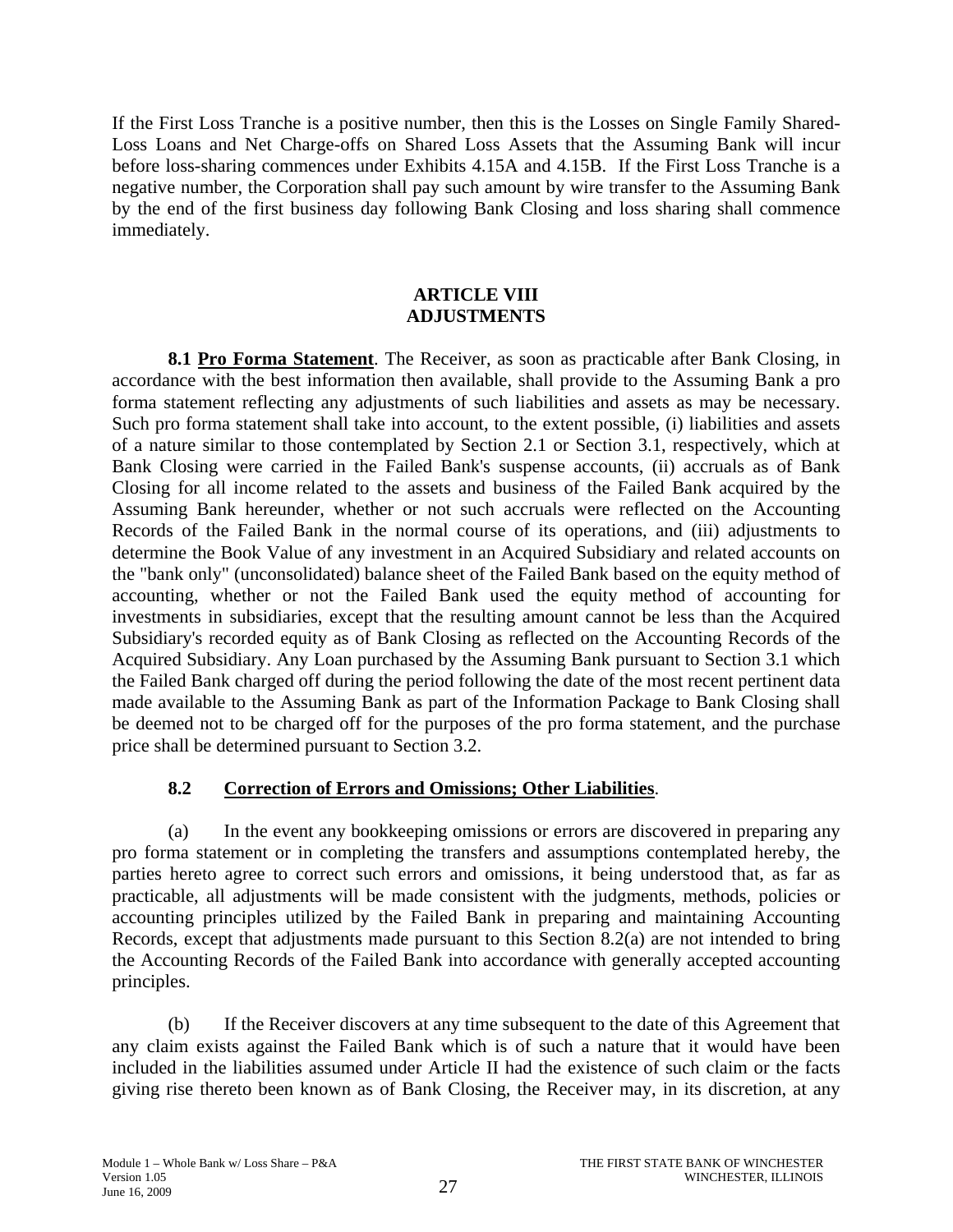If the First Loss Tranche is a positive number, then this is the Losses on Single Family Shared-Loss Loans and Net Charge-offs on Shared Loss Assets that the Assuming Bank will incur before loss-sharing commences under Exhibits 4.15A and 4.15B. If the First Loss Tranche is a negative number, the Corporation shall pay such amount by wire transfer to the Assuming Bank by the end of the first business day following Bank Closing and loss sharing shall commence immediately.

## ARTICLE VIII
## ADJUSTMENTS

**8.1 Pro Forma Statement**. The Receiver, as soon as practicable after Bank Closing, in accordance with the best information then available, shall provide to the Assuming Bank a pro forma statement reflecting any adjustments of such liabilities and assets as may be necessary. Such pro forma statement shall take into account, to the extent possible, (i) liabilities and assets of a nature similar to those contemplated by Section 2.1 or Section 3.1, respectively, which at Bank Closing were carried in the Failed Bank's suspense accounts, (ii) accruals as of Bank Closing for all income related to the assets and business of the Failed Bank acquired by the Assuming Bank hereunder, whether or not such accruals were reflected on the Accounting Records of the Failed Bank in the normal course of its operations, and (iii) adjustments to determine the Book Value of any investment in an Acquired Subsidiary and related accounts on the "bank only" (unconsolidated) balance sheet of the Failed Bank based on the equity method of accounting, whether or not the Failed Bank used the equity method of accounting for investments in subsidiaries, except that the resulting amount cannot be less than the Acquired Subsidiary's recorded equity as of Bank Closing as reflected on the Accounting Records of the Acquired Subsidiary. Any Loan purchased by the Assuming Bank pursuant to Section 3.1 which the Failed Bank charged off during the period following the date of the most recent pertinent data made available to the Assuming Bank as part of the Information Package to Bank Closing shall be deemed not to be charged off for the purposes of the pro forma statement, and the purchase price shall be determined pursuant to Section 3.2.

### 8.2 Correction of Errors and Omissions; Other Liabilities.

(a) In the event any bookkeeping omissions or errors are discovered in preparing any pro forma statement or in completing the transfers and assumptions contemplated hereby, the parties hereto agree to correct such errors and omissions, it being understood that, as far as practicable, all adjustments will be made consistent with the judgments, methods, policies or accounting principles utilized by the Failed Bank in preparing and maintaining Accounting Records, except that adjustments made pursuant to this Section 8.2(a) are not intended to bring the Accounting Records of the Failed Bank into accordance with generally accepted accounting principles.

(b) If the Receiver discovers at any time subsequent to the date of this Agreement that any claim exists against the Failed Bank which is of such a nature that it would have been included in the liabilities assumed under Article II had the existence of such claim or the facts giving rise thereto been known as of Bank Closing, the Receiver may, in its discretion, at any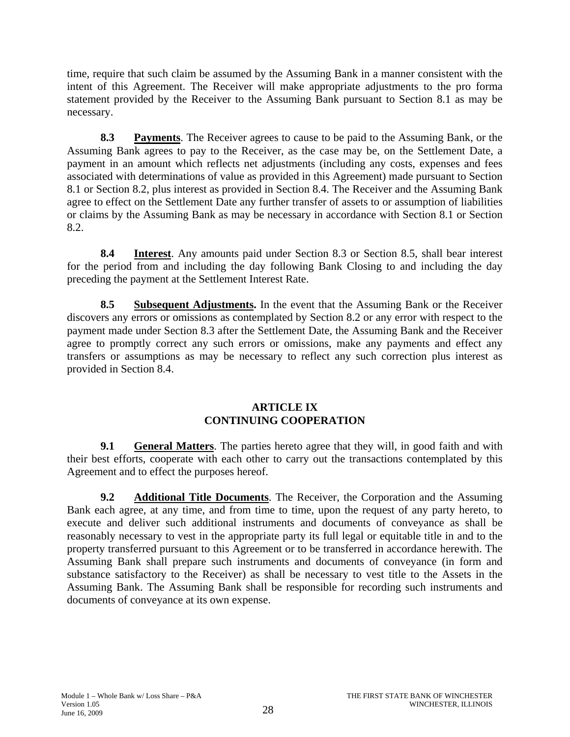time, require that such claim be assumed by the Assuming Bank in a manner consistent with the intent of this Agreement. The Receiver will make appropriate adjustments to the pro forma statement provided by the Receiver to the Assuming Bank pursuant to Section 8.1 as may be necessary.

**8.3 Payments**. The Receiver agrees to cause to be paid to the Assuming Bank, or the Assuming Bank agrees to pay to the Receiver, as the case may be, on the Settlement Date, a payment in an amount which reflects net adjustments (including any costs, expenses and fees associated with determinations of value as provided in this Agreement) made pursuant to Section 8.1 or Section 8.2, plus interest as provided in Section 8.4. The Receiver and the Assuming Bank agree to effect on the Settlement Date any further transfer of assets to or assumption of liabilities or claims by the Assuming Bank as may be necessary in accordance with Section 8.1 or Section 8.2.

**8.4 Interest**. Any amounts paid under Section 8.3 or Section 8.5, shall bear interest for the period from and including the day following Bank Closing to and including the day preceding the payment at the Settlement Interest Rate.

**8.5 Subsequent Adjustments.** In the event that the Assuming Bank or the Receiver discovers any errors or omissions as contemplated by Section 8.2 or any error with respect to the payment made under Section 8.3 after the Settlement Date, the Assuming Bank and the Receiver agree to promptly correct any such errors or omissions, make any payments and effect any transfers or assumptions as may be necessary to reflect any such correction plus interest as provided in Section 8.4.

## ARTICLE IX
## CONTINUING COOPERATION

**9.1 General Matters**. The parties hereto agree that they will, in good faith and with their best efforts, cooperate with each other to carry out the transactions contemplated by this Agreement and to effect the purposes hereof.

**9.2 Additional Title Documents**. The Receiver, the Corporation and the Assuming Bank each agree, at any time, and from time to time, upon the request of any party hereto, to execute and deliver such additional instruments and documents of conveyance as shall be reasonably necessary to vest in the appropriate party its full legal or equitable title in and to the property transferred pursuant to this Agreement or to be transferred in accordance herewith. The Assuming Bank shall prepare such instruments and documents of conveyance (in form and substance satisfactory to the Receiver) as shall be necessary to vest title to the Assets in the Assuming Bank. The Assuming Bank shall be responsible for recording such instruments and documents of conveyance at its own expense.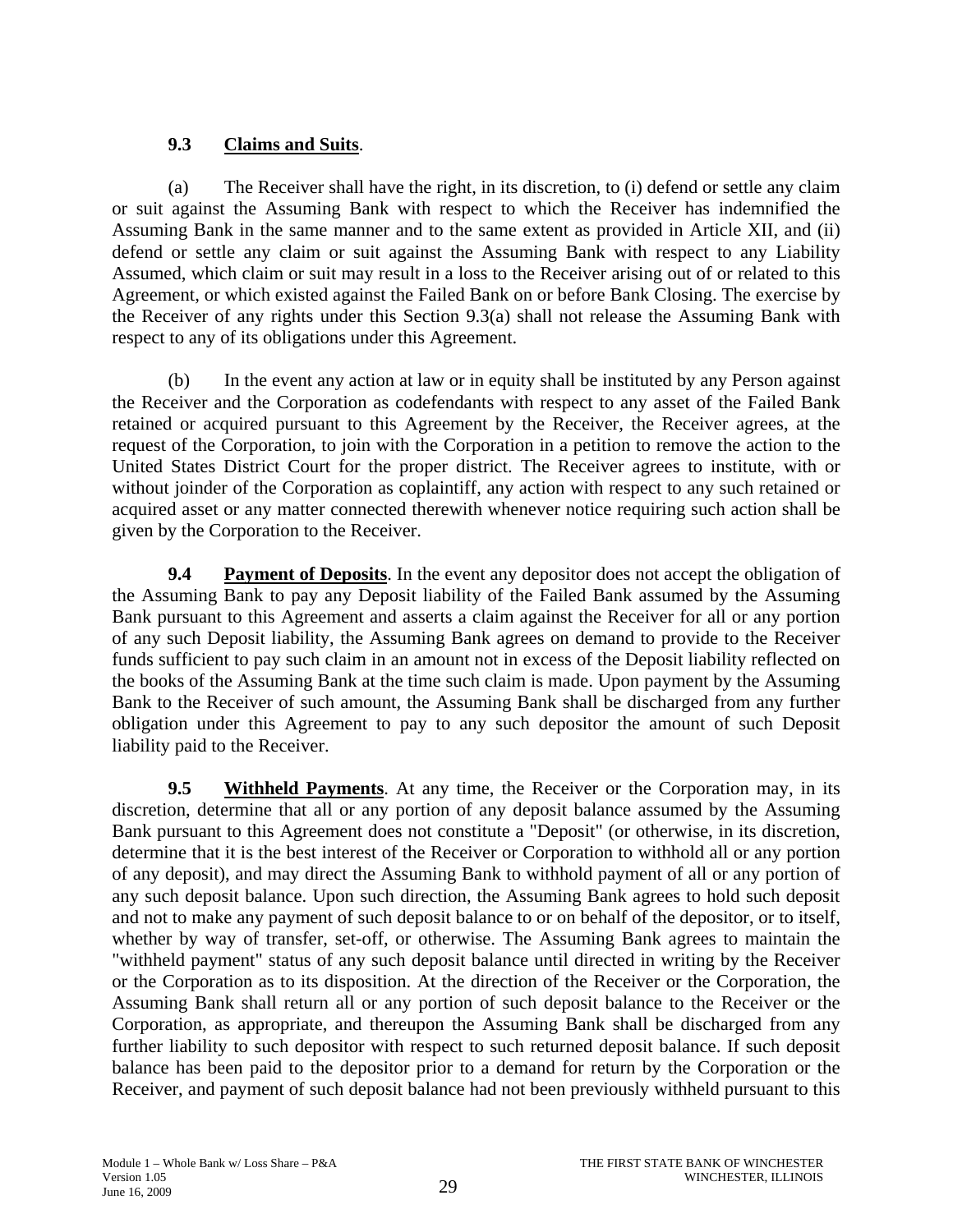**9.3 Claims and Suits**.

(a) The Receiver shall have the right, in its discretion, to (i) defend or settle any claim or suit against the Assuming Bank with respect to which the Receiver has indemnified the Assuming Bank in the same manner and to the same extent as provided in Article XII, and (ii) defend or settle any claim or suit against the Assuming Bank with respect to any Liability Assumed, which claim or suit may result in a loss to the Receiver arising out of or related to this Agreement, or which existed against the Failed Bank on or before Bank Closing. The exercise by the Receiver of any rights under this Section 9.3(a) shall not release the Assuming Bank with respect to any of its obligations under this Agreement.

(b) In the event any action at law or in equity shall be instituted by any Person against the Receiver and the Corporation as codefendants with respect to any asset of the Failed Bank retained or acquired pursuant to this Agreement by the Receiver, the Receiver agrees, at the request of the Corporation, to join with the Corporation in a petition to remove the action to the United States District Court for the proper district. The Receiver agrees to institute, with or without joinder of the Corporation as coplaintiff, any action with respect to any such retained or acquired asset or any matter connected therewith whenever notice requiring such action shall be given by the Corporation to the Receiver.

**9.4 Payment of Deposits**. In the event any depositor does not accept the obligation of the Assuming Bank to pay any Deposit liability of the Failed Bank assumed by the Assuming Bank pursuant to this Agreement and asserts a claim against the Receiver for all or any portion of any such Deposit liability, the Assuming Bank agrees on demand to provide to the Receiver funds sufficient to pay such claim in an amount not in excess of the Deposit liability reflected on the books of the Assuming Bank at the time such claim is made. Upon payment by the Assuming Bank to the Receiver of such amount, the Assuming Bank shall be discharged from any further obligation under this Agreement to pay to any such depositor the amount of such Deposit liability paid to the Receiver.

**9.5 Withheld Payments**. At any time, the Receiver or the Corporation may, in its discretion, determine that all or any portion of any deposit balance assumed by the Assuming Bank pursuant to this Agreement does not constitute a "Deposit" (or otherwise, in its discretion, determine that it is the best interest of the Receiver or Corporation to withhold all or any portion of any deposit), and may direct the Assuming Bank to withhold payment of all or any portion of any such deposit balance. Upon such direction, the Assuming Bank agrees to hold such deposit and not to make any payment of such deposit balance to or on behalf of the depositor, or to itself, whether by way of transfer, set-off, or otherwise. The Assuming Bank agrees to maintain the "withheld payment" status of any such deposit balance until directed in writing by the Receiver or the Corporation as to its disposition. At the direction of the Receiver or the Corporation, the Assuming Bank shall return all or any portion of such deposit balance to the Receiver or the Corporation, as appropriate, and thereupon the Assuming Bank shall be discharged from any further liability to such depositor with respect to such returned deposit balance. If such deposit balance has been paid to the depositor prior to a demand for return by the Corporation or the Receiver, and payment of such deposit balance had not been previously withheld pursuant to this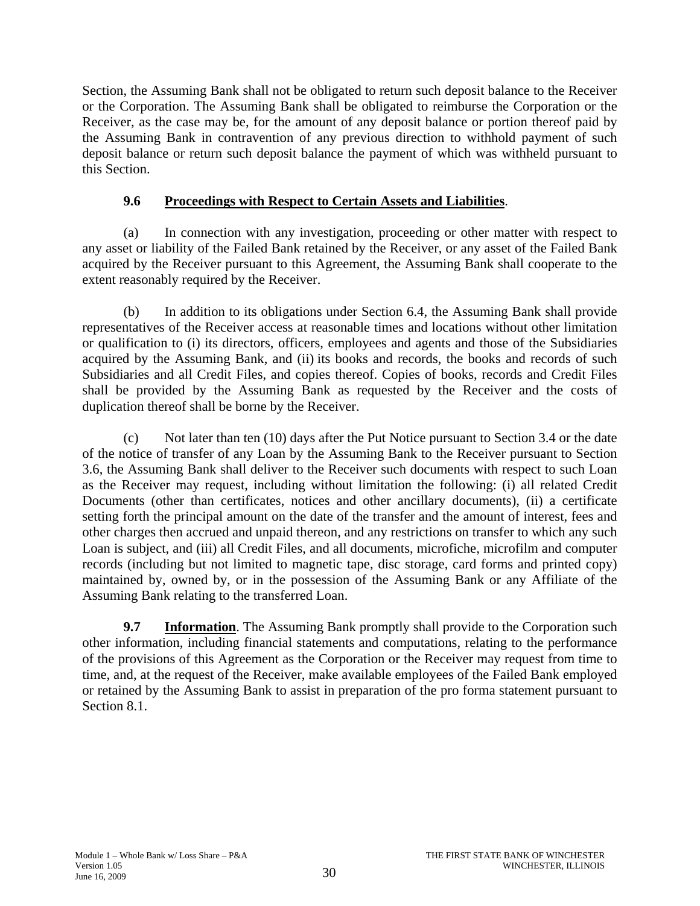Section, the Assuming Bank shall not be obligated to return such deposit balance to the Receiver or the Corporation. The Assuming Bank shall be obligated to reimburse the Corporation or the Receiver, as the case may be, for the amount of any deposit balance or portion thereof paid by the Assuming Bank in contravention of any previous direction to withhold payment of such deposit balance or return such deposit balance the payment of which was withheld pursuant to this Section.

### 9.6 Proceedings with Respect to Certain Assets and Liabilities.

(a) In connection with any investigation, proceeding or other matter with respect to any asset or liability of the Failed Bank retained by the Receiver, or any asset of the Failed Bank acquired by the Receiver pursuant to this Agreement, the Assuming Bank shall cooperate to the extent reasonably required by the Receiver.

(b) In addition to its obligations under Section 6.4, the Assuming Bank shall provide representatives of the Receiver access at reasonable times and locations without other limitation or qualification to (i) its directors, officers, employees and agents and those of the Subsidiaries acquired by the Assuming Bank, and (ii) its books and records, the books and records of such Subsidiaries and all Credit Files, and copies thereof. Copies of books, records and Credit Files shall be provided by the Assuming Bank as requested by the Receiver and the costs of duplication thereof shall be borne by the Receiver.

(c) Not later than ten (10) days after the Put Notice pursuant to Section 3.4 or the date of the notice of transfer of any Loan by the Assuming Bank to the Receiver pursuant to Section 3.6, the Assuming Bank shall deliver to the Receiver such documents with respect to such Loan as the Receiver may request, including without limitation the following: (i) all related Credit Documents (other than certificates, notices and other ancillary documents), (ii) a certificate setting forth the principal amount on the date of the transfer and the amount of interest, fees and other charges then accrued and unpaid thereon, and any restrictions on transfer to which any such Loan is subject, and (iii) all Credit Files, and all documents, microfiche, microfilm and computer records (including but not limited to magnetic tape, disc storage, card forms and printed copy) maintained by, owned by, or in the possession of the Assuming Bank or any Affiliate of the Assuming Bank relating to the transferred Loan.

**9.7 Information**. The Assuming Bank promptly shall provide to the Corporation such other information, including financial statements and computations, relating to the performance of the provisions of this Agreement as the Corporation or the Receiver may request from time to time, and, at the request of the Receiver, make available employees of the Failed Bank employed or retained by the Assuming Bank to assist in preparation of the pro forma statement pursuant to Section 8.1.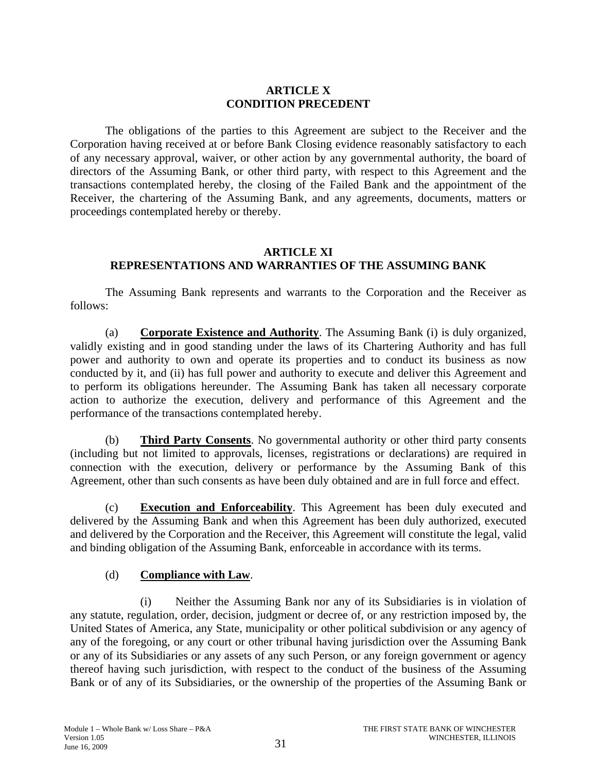# ARTICLE X
# CONDITION PRECEDENT

The obligations of the parties to this Agreement are subject to the Receiver and the Corporation having received at or before Bank Closing evidence reasonably satisfactory to each of any necessary approval, waiver, or other action by any governmental authority, the board of directors of the Assuming Bank, or other third party, with respect to this Agreement and the transactions contemplated hereby, the closing of the Failed Bank and the appointment of the Receiver, the chartering of the Assuming Bank, and any agreements, documents, matters or proceedings contemplated hereby or thereby.

# ARTICLE XI
# REPRESENTATIONS AND WARRANTIES OF THE ASSUMING BANK

The Assuming Bank represents and warrants to the Corporation and the Receiver as follows:

(a) **Corporate Existence and Authority**. The Assuming Bank (i) is duly organized, validly existing and in good standing under the laws of its Chartering Authority and has full power and authority to own and operate its properties and to conduct its business as now conducted by it, and (ii) has full power and authority to execute and deliver this Agreement and to perform its obligations hereunder. The Assuming Bank has taken all necessary corporate action to authorize the execution, delivery and performance of this Agreement and the performance of the transactions contemplated hereby.

(b) **Third Party Consents**. No governmental authority or other third party consents (including but not limited to approvals, licenses, registrations or declarations) are required in connection with the execution, delivery or performance by the Assuming Bank of this Agreement, other than such consents as have been duly obtained and are in full force and effect.

(c) **Execution and Enforceability**. This Agreement has been duly executed and delivered by the Assuming Bank and when this Agreement has been duly authorized, executed and delivered by the Corporation and the Receiver, this Agreement will constitute the legal, valid and binding obligation of the Assuming Bank, enforceable in accordance with its terms.

(d) **Compliance with Law**.

(i) Neither the Assuming Bank nor any of its Subsidiaries is in violation of any statute, regulation, order, decision, judgment or decree of, or any restriction imposed by, the United States of America, any State, municipality or other political subdivision or any agency of any of the foregoing, or any court or other tribunal having jurisdiction over the Assuming Bank or any of its Subsidiaries or any assets of any such Person, or any foreign government or agency thereof having such jurisdiction, with respect to the conduct of the business of the Assuming Bank or of any of its Subsidiaries, or the ownership of the properties of the Assuming Bank or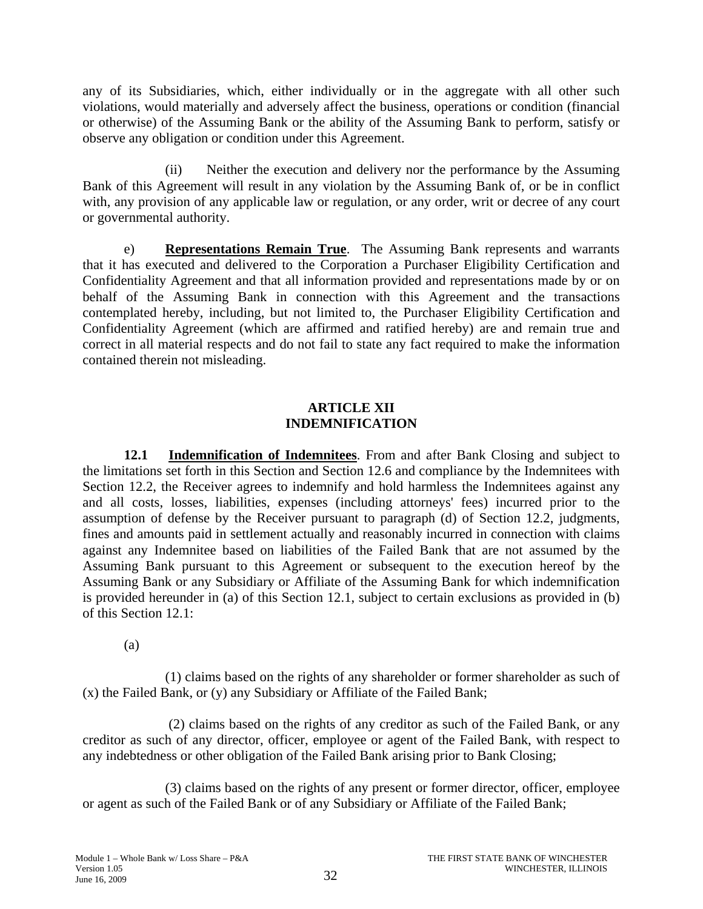any of its Subsidiaries, which, either individually or in the aggregate with all other such violations, would materially and adversely affect the business, operations or condition (financial or otherwise) of the Assuming Bank or the ability of the Assuming Bank to perform, satisfy or observe any obligation or condition under this Agreement.

(ii) Neither the execution and delivery nor the performance by the Assuming Bank of this Agreement will result in any violation by the Assuming Bank of, or be in conflict with, any provision of any applicable law or regulation, or any order, writ or decree of any court or governmental authority.

e) **Representations Remain True**. The Assuming Bank represents and warrants that it has executed and delivered to the Corporation a Purchaser Eligibility Certification and Confidentiality Agreement and that all information provided and representations made by or on behalf of the Assuming Bank in connection with this Agreement and the transactions contemplated hereby, including, but not limited to, the Purchaser Eligibility Certification and Confidentiality Agreement (which are affirmed and ratified hereby) are and remain true and correct in all material respects and do not fail to state any fact required to make the information contained therein not misleading.

## ARTICLE XII
## INDEMNIFICATION

**12.1 Indemnification of Indemnitees**. From and after Bank Closing and subject to the limitations set forth in this Section and Section 12.6 and compliance by the Indemnitees with Section 12.2, the Receiver agrees to indemnify and hold harmless the Indemnitees against any and all costs, losses, liabilities, expenses (including attorneys' fees) incurred prior to the assumption of defense by the Receiver pursuant to paragraph (d) of Section 12.2, judgments, fines and amounts paid in settlement actually and reasonably incurred in connection with claims against any Indemnitee based on liabilities of the Failed Bank that are not assumed by the Assuming Bank pursuant to this Agreement or subsequent to the execution hereof by the Assuming Bank or any Subsidiary or Affiliate of the Assuming Bank for which indemnification is provided hereunder in (a) of this Section 12.1, subject to certain exclusions as provided in (b) of this Section 12.1:

(a)

(1) claims based on the rights of any shareholder or former shareholder as such of (x) the Failed Bank, or (y) any Subsidiary or Affiliate of the Failed Bank;

(2) claims based on the rights of any creditor as such of the Failed Bank, or any creditor as such of any director, officer, employee or agent of the Failed Bank, with respect to any indebtedness or other obligation of the Failed Bank arising prior to Bank Closing;

(3) claims based on the rights of any present or former director, officer, employee or agent as such of the Failed Bank or of any Subsidiary or Affiliate of the Failed Bank;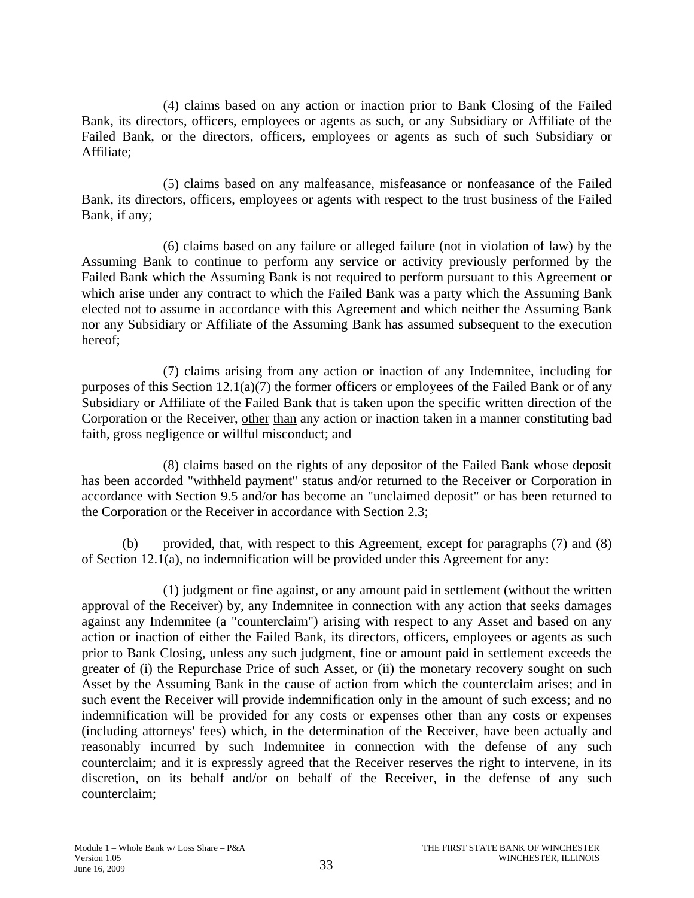(4) claims based on any action or inaction prior to Bank Closing of the Failed Bank, its directors, officers, employees or agents as such, or any Subsidiary or Affiliate of the Failed Bank, or the directors, officers, employees or agents as such of such Subsidiary or Affiliate;

(5) claims based on any malfeasance, misfeasance or nonfeasance of the Failed Bank, its directors, officers, employees or agents with respect to the trust business of the Failed Bank, if any;

(6) claims based on any failure or alleged failure (not in violation of law) by the Assuming Bank to continue to perform any service or activity previously performed by the Failed Bank which the Assuming Bank is not required to perform pursuant to this Agreement or which arise under any contract to which the Failed Bank was a party which the Assuming Bank elected not to assume in accordance with this Agreement and which neither the Assuming Bank nor any Subsidiary or Affiliate of the Assuming Bank has assumed subsequent to the execution hereof;

(7) claims arising from any action or inaction of any Indemnitee, including for purposes of this Section 12.1(a)(7) the former officers or employees of the Failed Bank or of any Subsidiary or Affiliate of the Failed Bank that is taken upon the specific written direction of the Corporation or the Receiver, other than any action or inaction taken in a manner constituting bad faith, gross negligence or willful misconduct; and

(8) claims based on the rights of any depositor of the Failed Bank whose deposit has been accorded "withheld payment" status and/or returned to the Receiver or Corporation in accordance with Section 9.5 and/or has become an "unclaimed deposit" or has been returned to the Corporation or the Receiver in accordance with Section 2.3;

(b) provided, that, with respect to this Agreement, except for paragraphs (7) and (8) of Section 12.1(a), no indemnification will be provided under this Agreement for any:

(1) judgment or fine against, or any amount paid in settlement (without the written approval of the Receiver) by, any Indemnitee in connection with any action that seeks damages against any Indemnitee (a "counterclaim") arising with respect to any Asset and based on any action or inaction of either the Failed Bank, its directors, officers, employees or agents as such prior to Bank Closing, unless any such judgment, fine or amount paid in settlement exceeds the greater of (i) the Repurchase Price of such Asset, or (ii) the monetary recovery sought on such Asset by the Assuming Bank in the cause of action from which the counterclaim arises; and in such event the Receiver will provide indemnification only in the amount of such excess; and no indemnification will be provided for any costs or expenses other than any costs or expenses (including attorneys' fees) which, in the determination of the Receiver, have been actually and reasonably incurred by such Indemnitee in connection with the defense of any such counterclaim; and it is expressly agreed that the Receiver reserves the right to intervene, in its discretion, on its behalf and/or on behalf of the Receiver, in the defense of any such counterclaim;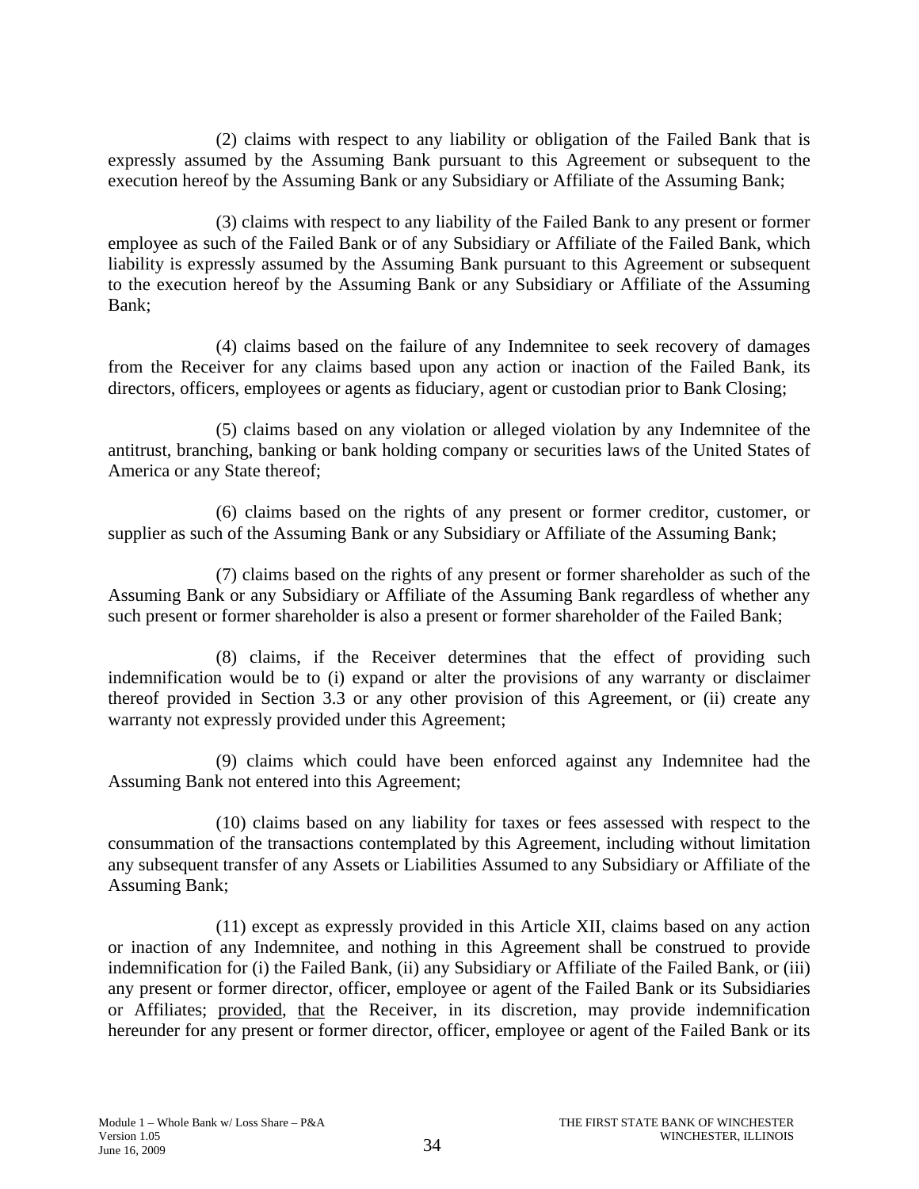(2) claims with respect to any liability or obligation of the Failed Bank that is expressly assumed by the Assuming Bank pursuant to this Agreement or subsequent to the execution hereof by the Assuming Bank or any Subsidiary or Affiliate of the Assuming Bank;

(3) claims with respect to any liability of the Failed Bank to any present or former employee as such of the Failed Bank or of any Subsidiary or Affiliate of the Failed Bank, which liability is expressly assumed by the Assuming Bank pursuant to this Agreement or subsequent to the execution hereof by the Assuming Bank or any Subsidiary or Affiliate of the Assuming Bank;

(4) claims based on the failure of any Indemnitee to seek recovery of damages from the Receiver for any claims based upon any action or inaction of the Failed Bank, its directors, officers, employees or agents as fiduciary, agent or custodian prior to Bank Closing;

(5) claims based on any violation or alleged violation by any Indemnitee of the antitrust, branching, banking or bank holding company or securities laws of the United States of America or any State thereof;

(6) claims based on the rights of any present or former creditor, customer, or supplier as such of the Assuming Bank or any Subsidiary or Affiliate of the Assuming Bank;

(7) claims based on the rights of any present or former shareholder as such of the Assuming Bank or any Subsidiary or Affiliate of the Assuming Bank regardless of whether any such present or former shareholder is also a present or former shareholder of the Failed Bank;

(8) claims, if the Receiver determines that the effect of providing such indemnification would be to (i) expand or alter the provisions of any warranty or disclaimer thereof provided in Section 3.3 or any other provision of this Agreement, or (ii) create any warranty not expressly provided under this Agreement;

(9) claims which could have been enforced against any Indemnitee had the Assuming Bank not entered into this Agreement;

(10) claims based on any liability for taxes or fees assessed with respect to the consummation of the transactions contemplated by this Agreement, including without limitation any subsequent transfer of any Assets or Liabilities Assumed to any Subsidiary or Affiliate of the Assuming Bank;

(11) except as expressly provided in this Article XII, claims based on any action or inaction of any Indemnitee, and nothing in this Agreement shall be construed to provide indemnification for (i) the Failed Bank, (ii) any Subsidiary or Affiliate of the Failed Bank, or (iii) any present or former director, officer, employee or agent of the Failed Bank or its Subsidiaries or Affiliates; provided, that the Receiver, in its discretion, may provide indemnification hereunder for any present or former director, officer, employee or agent of the Failed Bank or its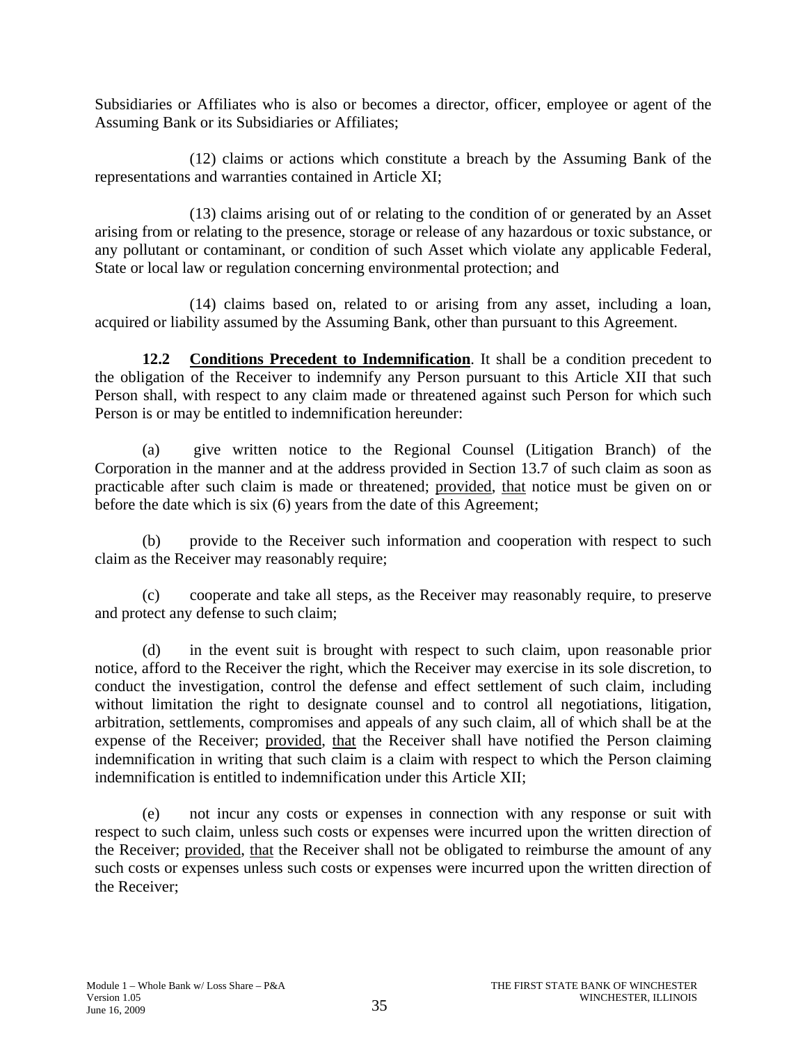Subsidiaries or Affiliates who is also or becomes a director, officer, employee or agent of the Assuming Bank or its Subsidiaries or Affiliates;

(12) claims or actions which constitute a breach by the Assuming Bank of the representations and warranties contained in Article XI;

(13) claims arising out of or relating to the condition of or generated by an Asset arising from or relating to the presence, storage or release of any hazardous or toxic substance, or any pollutant or contaminant, or condition of such Asset which violate any applicable Federal, State or local law or regulation concerning environmental protection; and

(14) claims based on, related to or arising from any asset, including a loan, acquired or liability assumed by the Assuming Bank, other than pursuant to this Agreement.

**12.2 Conditions Precedent to Indemnification**. It shall be a condition precedent to the obligation of the Receiver to indemnify any Person pursuant to this Article XII that such Person shall, with respect to any claim made or threatened against such Person for which such Person is or may be entitled to indemnification hereunder:

(a) give written notice to the Regional Counsel (Litigation Branch) of the Corporation in the manner and at the address provided in Section 13.7 of such claim as soon as practicable after such claim is made or threatened; provided, that notice must be given on or before the date which is six (6) years from the date of this Agreement;

(b) provide to the Receiver such information and cooperation with respect to such claim as the Receiver may reasonably require;

(c) cooperate and take all steps, as the Receiver may reasonably require, to preserve and protect any defense to such claim;

(d) in the event suit is brought with respect to such claim, upon reasonable prior notice, afford to the Receiver the right, which the Receiver may exercise in its sole discretion, to conduct the investigation, control the defense and effect settlement of such claim, including without limitation the right to designate counsel and to control all negotiations, litigation, arbitration, settlements, compromises and appeals of any such claim, all of which shall be at the expense of the Receiver; provided, that the Receiver shall have notified the Person claiming indemnification in writing that such claim is a claim with respect to which the Person claiming indemnification is entitled to indemnification under this Article XII;

(e) not incur any costs or expenses in connection with any response or suit with respect to such claim, unless such costs or expenses were incurred upon the written direction of the Receiver; provided, that the Receiver shall not be obligated to reimburse the amount of any such costs or expenses unless such costs or expenses were incurred upon the written direction of the Receiver;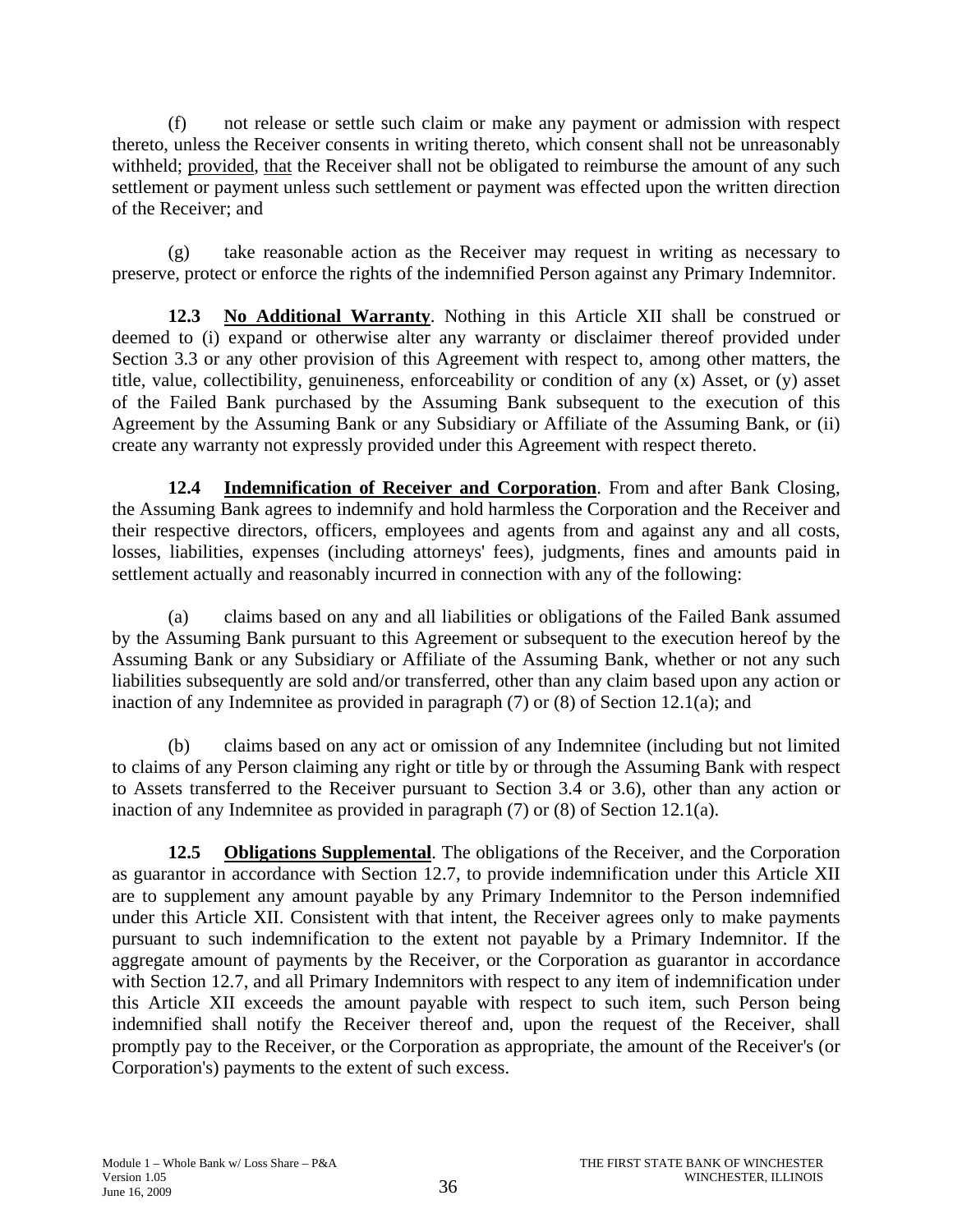(f) not release or settle such claim or make any payment or admission with respect thereto, unless the Receiver consents in writing thereto, which consent shall not be unreasonably withheld; provided, that the Receiver shall not be obligated to reimburse the amount of any such settlement or payment unless such settlement or payment was effected upon the written direction of the Receiver; and

(g) take reasonable action as the Receiver may request in writing as necessary to preserve, protect or enforce the rights of the indemnified Person against any Primary Indemnitor.

**12.3 No Additional Warranty**. Nothing in this Article XII shall be construed or deemed to (i) expand or otherwise alter any warranty or disclaimer thereof provided under Section 3.3 or any other provision of this Agreement with respect to, among other matters, the title, value, collectibility, genuineness, enforceability or condition of any (x) Asset, or (y) asset of the Failed Bank purchased by the Assuming Bank subsequent to the execution of this Agreement by the Assuming Bank or any Subsidiary or Affiliate of the Assuming Bank, or (ii) create any warranty not expressly provided under this Agreement with respect thereto.

**12.4 Indemnification of Receiver and Corporation**. From and after Bank Closing, the Assuming Bank agrees to indemnify and hold harmless the Corporation and the Receiver and their respective directors, officers, employees and agents from and against any and all costs, losses, liabilities, expenses (including attorneys' fees), judgments, fines and amounts paid in settlement actually and reasonably incurred in connection with any of the following:

(a) claims based on any and all liabilities or obligations of the Failed Bank assumed by the Assuming Bank pursuant to this Agreement or subsequent to the execution hereof by the Assuming Bank or any Subsidiary or Affiliate of the Assuming Bank, whether or not any such liabilities subsequently are sold and/or transferred, other than any claim based upon any action or inaction of any Indemnitee as provided in paragraph (7) or (8) of Section 12.1(a); and

(b) claims based on any act or omission of any Indemnitee (including but not limited to claims of any Person claiming any right or title by or through the Assuming Bank with respect to Assets transferred to the Receiver pursuant to Section 3.4 or 3.6), other than any action or inaction of any Indemnitee as provided in paragraph (7) or (8) of Section 12.1(a).

**12.5 Obligations Supplemental**. The obligations of the Receiver, and the Corporation as guarantor in accordance with Section 12.7, to provide indemnification under this Article XII are to supplement any amount payable by any Primary Indemnitor to the Person indemnified under this Article XII. Consistent with that intent, the Receiver agrees only to make payments pursuant to such indemnification to the extent not payable by a Primary Indemnitor. If the aggregate amount of payments by the Receiver, or the Corporation as guarantor in accordance with Section 12.7, and all Primary Indemnitors with respect to any item of indemnification under this Article XII exceeds the amount payable with respect to such item, such Person being indemnified shall notify the Receiver thereof and, upon the request of the Receiver, shall promptly pay to the Receiver, or the Corporation as appropriate, the amount of the Receiver's (or Corporation's) payments to the extent of such excess.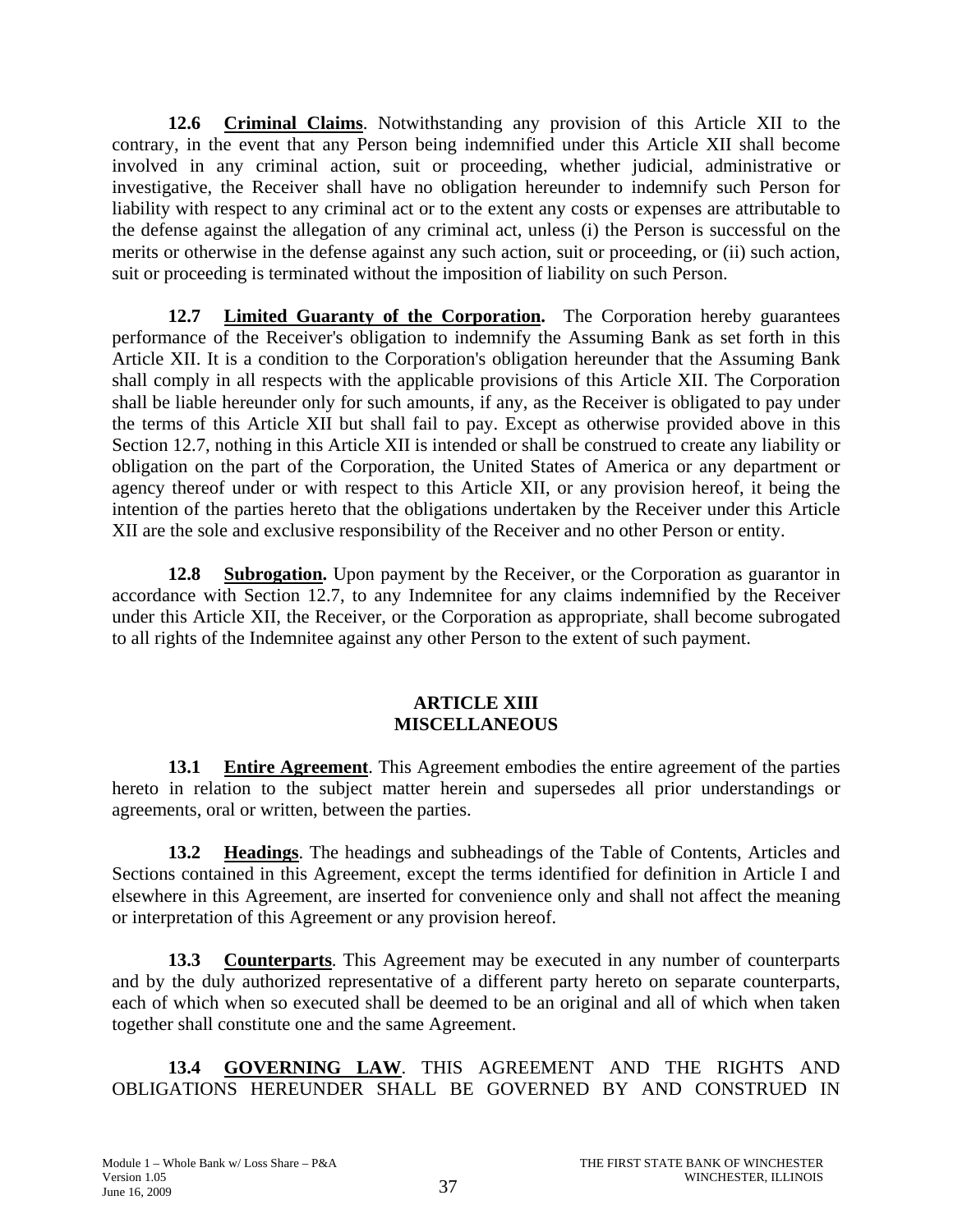**12.6 Criminal Claims**. Notwithstanding any provision of this Article XII to the contrary, in the event that any Person being indemnified under this Article XII shall become involved in any criminal action, suit or proceeding, whether judicial, administrative or investigative, the Receiver shall have no obligation hereunder to indemnify such Person for liability with respect to any criminal act or to the extent any costs or expenses are attributable to the defense against the allegation of any criminal act, unless (i) the Person is successful on the merits or otherwise in the defense against any such action, suit or proceeding, or (ii) such action, suit or proceeding is terminated without the imposition of liability on such Person.

**12.7 Limited Guaranty of the Corporation.** The Corporation hereby guarantees performance of the Receiver's obligation to indemnify the Assuming Bank as set forth in this Article XII. It is a condition to the Corporation's obligation hereunder that the Assuming Bank shall comply in all respects with the applicable provisions of this Article XII. The Corporation shall be liable hereunder only for such amounts, if any, as the Receiver is obligated to pay under the terms of this Article XII but shall fail to pay. Except as otherwise provided above in this Section 12.7, nothing in this Article XII is intended or shall be construed to create any liability or obligation on the part of the Corporation, the United States of America or any department or agency thereof under or with respect to this Article XII, or any provision hereof, it being the intention of the parties hereto that the obligations undertaken by the Receiver under this Article XII are the sole and exclusive responsibility of the Receiver and no other Person or entity.

**12.8 Subrogation.** Upon payment by the Receiver, or the Corporation as guarantor in accordance with Section 12.7, to any Indemnitee for any claims indemnified by the Receiver under this Article XII, the Receiver, or the Corporation as appropriate, shall become subrogated to all rights of the Indemnitee against any other Person to the extent of such payment.

## ARTICLE XIII
## MISCELLANEOUS

**13.1 Entire Agreement**. This Agreement embodies the entire agreement of the parties hereto in relation to the subject matter herein and supersedes all prior understandings or agreements, oral or written, between the parties.

**13.2 Headings**. The headings and subheadings of the Table of Contents, Articles and Sections contained in this Agreement, except the terms identified for definition in Article I and elsewhere in this Agreement, are inserted for convenience only and shall not affect the meaning or interpretation of this Agreement or any provision hereof.

**13.3 Counterparts**. This Agreement may be executed in any number of counterparts and by the duly authorized representative of a different party hereto on separate counterparts, each of which when so executed shall be deemed to be an original and all of which when taken together shall constitute one and the same Agreement.

**13.4 GOVERNING LAW**. THIS AGREEMENT AND THE RIGHTS AND OBLIGATIONS HEREUNDER SHALL BE GOVERNED BY AND CONSTRUED IN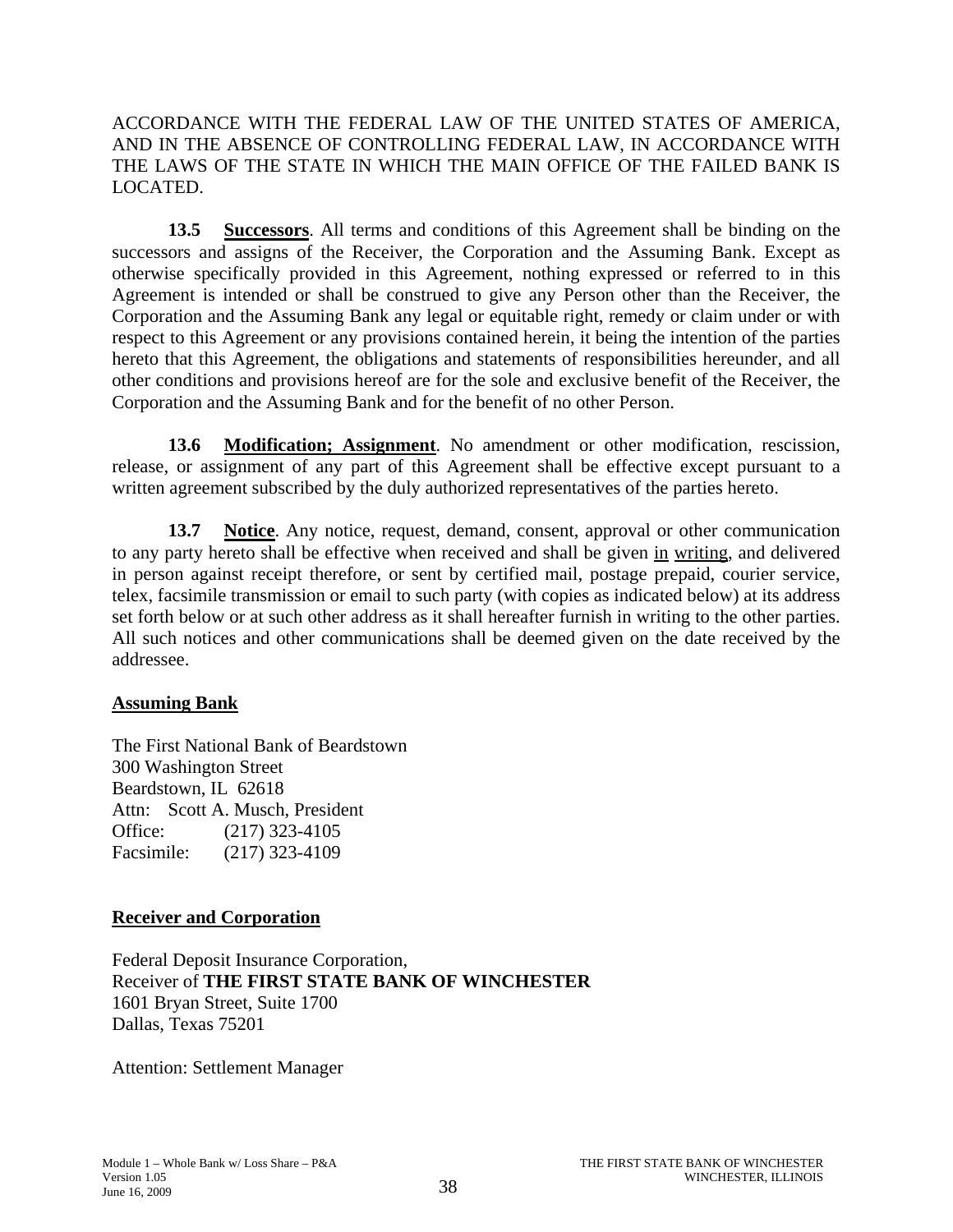ACCORDANCE WITH THE FEDERAL LAW OF THE UNITED STATES OF AMERICA, AND IN THE ABSENCE OF CONTROLLING FEDERAL LAW, IN ACCORDANCE WITH THE LAWS OF THE STATE IN WHICH THE MAIN OFFICE OF THE FAILED BANK IS LOCATED.

**13.5 Successors**. All terms and conditions of this Agreement shall be binding on the successors and assigns of the Receiver, the Corporation and the Assuming Bank. Except as otherwise specifically provided in this Agreement, nothing expressed or referred to in this Agreement is intended or shall be construed to give any Person other than the Receiver, the Corporation and the Assuming Bank any legal or equitable right, remedy or claim under or with respect to this Agreement or any provisions contained herein, it being the intention of the parties hereto that this Agreement, the obligations and statements of responsibilities hereunder, and all other conditions and provisions hereof are for the sole and exclusive benefit of the Receiver, the Corporation and the Assuming Bank and for the benefit of no other Person.

**13.6 Modification; Assignment**. No amendment or other modification, rescission, release, or assignment of any part of this Agreement shall be effective except pursuant to a written agreement subscribed by the duly authorized representatives of the parties hereto.

**13.7 Notice**. Any notice, request, demand, consent, approval or other communication to any party hereto shall be effective when received and shall be given in writing, and delivered in person against receipt therefore, or sent by certified mail, postage prepaid, courier service, telex, facsimile transmission or email to such party (with copies as indicated below) at its address set forth below or at such other address as it shall hereafter furnish in writing to the other parties. All such notices and other communications shall be deemed given on the date received by the addressee.

**Assuming Bank**

The First National Bank of Beardstown
300 Washington Street
Beardstown, IL 62618
Attn: Scott A. Musch, President
Office: (217) 323-4105
Facsimile: (217) 323-4109

**Receiver and Corporation**

Federal Deposit Insurance Corporation,
Receiver of **THE FIRST STATE BANK OF WINCHESTER**
1601 Bryan Street, Suite 1700
Dallas, Texas 75201

Attention: Settlement Manager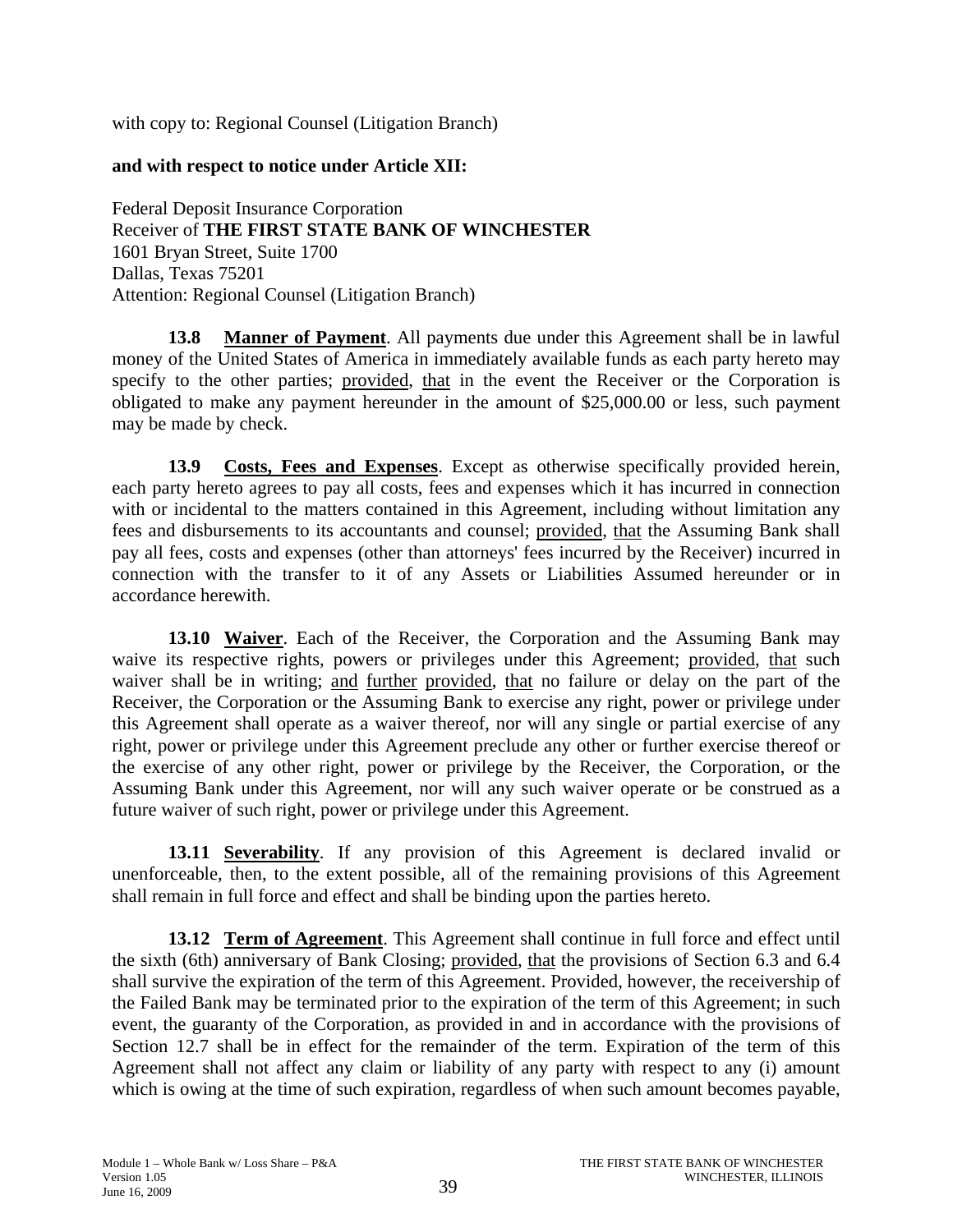with copy to: Regional Counsel (Litigation Branch)

**and with respect to notice under Article XII:**

Federal Deposit Insurance Corporation
Receiver of **THE FIRST STATE BANK OF WINCHESTER**
1601 Bryan Street, Suite 1700
Dallas, Texas 75201
Attention: Regional Counsel (Litigation Branch)

**13.8 Manner of Payment**. All payments due under this Agreement shall be in lawful money of the United States of America in immediately available funds as each party hereto may specify to the other parties; provided, that in the event the Receiver or the Corporation is obligated to make any payment hereunder in the amount of $25,000.00 or less, such payment may be made by check.

**13.9 Costs, Fees and Expenses**. Except as otherwise specifically provided herein, each party hereto agrees to pay all costs, fees and expenses which it has incurred in connection with or incidental to the matters contained in this Agreement, including without limitation any fees and disbursements to its accountants and counsel; provided, that the Assuming Bank shall pay all fees, costs and expenses (other than attorneys' fees incurred by the Receiver) incurred in connection with the transfer to it of any Assets or Liabilities Assumed hereunder or in accordance herewith.

**13.10 Waiver**. Each of the Receiver, the Corporation and the Assuming Bank may waive its respective rights, powers or privileges under this Agreement; provided, that such waiver shall be in writing; and further provided, that no failure or delay on the part of the Receiver, the Corporation or the Assuming Bank to exercise any right, power or privilege under this Agreement shall operate as a waiver thereof, nor will any single or partial exercise of any right, power or privilege under this Agreement preclude any other or further exercise thereof or the exercise of any other right, power or privilege by the Receiver, the Corporation, or the Assuming Bank under this Agreement, nor will any such waiver operate or be construed as a future waiver of such right, power or privilege under this Agreement.

**13.11 Severability**. If any provision of this Agreement is declared invalid or unenforceable, then, to the extent possible, all of the remaining provisions of this Agreement shall remain in full force and effect and shall be binding upon the parties hereto.

**13.12 Term of Agreement**. This Agreement shall continue in full force and effect until the sixth (6th) anniversary of Bank Closing; provided, that the provisions of Section 6.3 and 6.4 shall survive the expiration of the term of this Agreement. Provided, however, the receivership of the Failed Bank may be terminated prior to the expiration of the term of this Agreement; in such event, the guaranty of the Corporation, as provided in and in accordance with the provisions of Section 12.7 shall be in effect for the remainder of the term. Expiration of the term of this Agreement shall not affect any claim or liability of any party with respect to any (i) amount which is owing at the time of such expiration, regardless of when such amount becomes payable,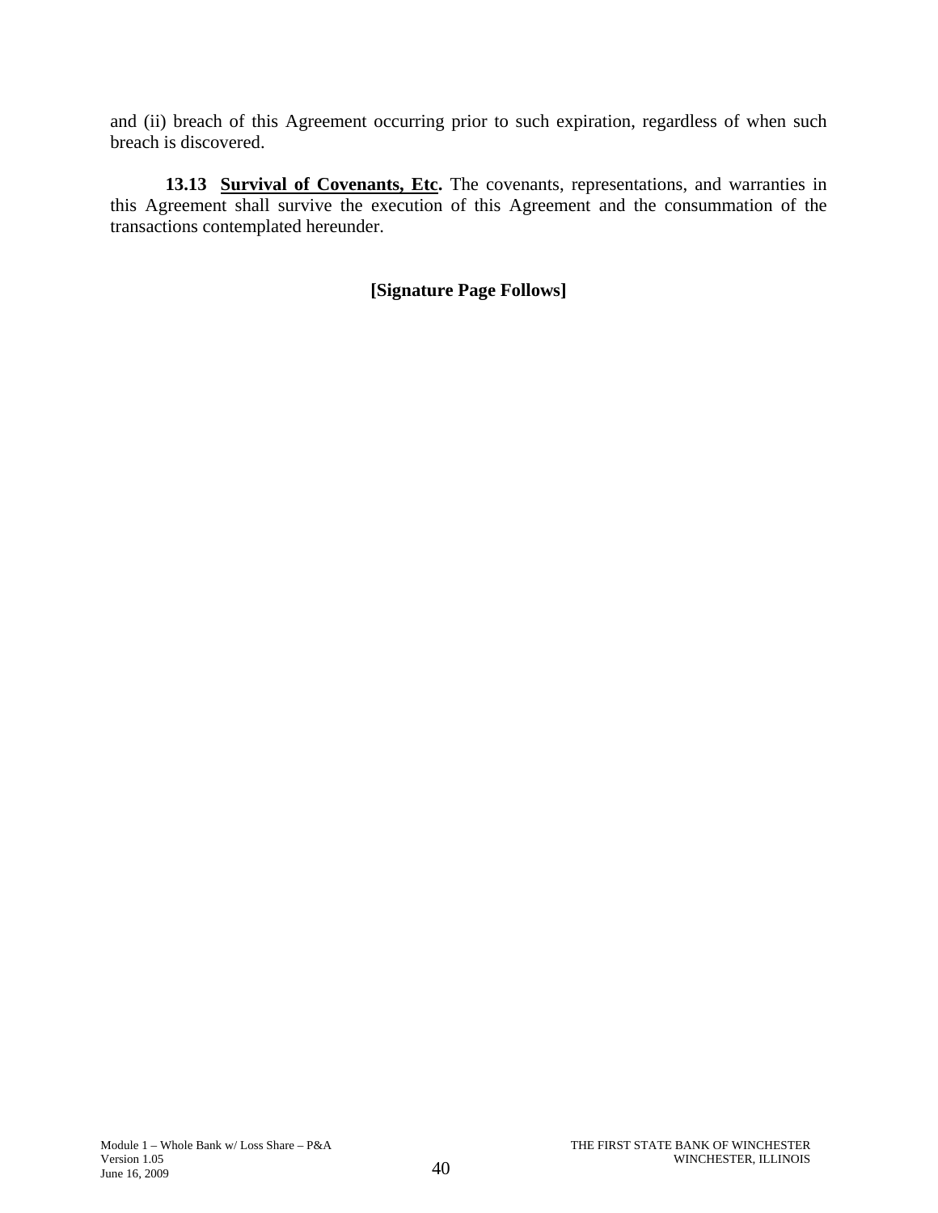and (ii) breach of this Agreement occurring prior to such expiration, regardless of when such breach is discovered.

**13.13 <u>Survival of Covenants, Etc</u>.** The covenants, representations, and warranties in this Agreement shall survive the execution of this Agreement and the consummation of the transactions contemplated hereunder.

**[Signature Page Follows]**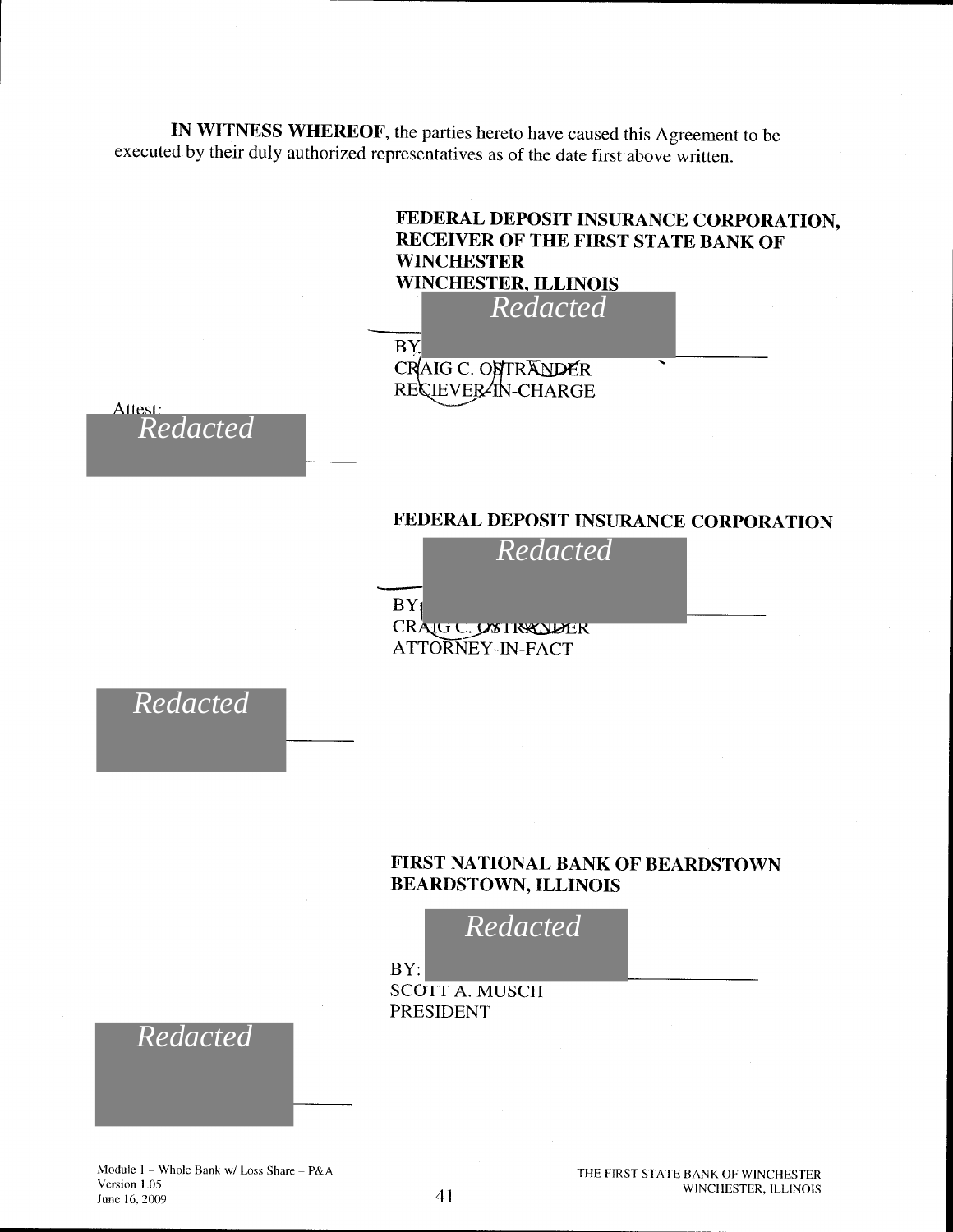**IN WITNESS WHEREOF**, the parties hereto have caused this Agreement to be executed by their duly authorized representatives as of the date first above written.

**FEDERAL DEPOSIT INSURANCE CORPORATION, RECEIVER OF THE FIRST STATE BANK OF WINCHESTER WINCHESTER, ILLINOIS**

*Redacted*

BY: \_\_\_\_\_\_\_\_\_\_\_\_\_\_\_\_\_\_\_\_

CRAIG C. OSTRANDER
RECIEVER-IN-CHARGE

Attest:

*Redacted*

\_\_\_\_\_\_\_\_\_\_\_\_\_\_\_\_\_\_\_\_

**FEDERAL DEPOSIT INSURANCE CORPORATION**

*Redacted*

BY: \_\_\_\_\_\_\_\_\_\_\_\_\_\_\_\_\_\_\_\_

CRAIG C. OSTRANDER
ATTORNEY-IN-FACT

*Redacted*

\_\_\_\_\_\_\_\_\_\_\_\_\_\_\_\_\_\_\_\_

**FIRST NATIONAL BANK OF BEARDSTOWN BEARDSTOWN, ILLINOIS**

*Redacted*

BY: \_\_\_\_\_\_\_\_\_\_\_\_\_\_\_\_\_\_\_\_

SCOTT A. MUSCH
PRESIDENT

*Redacted*

\_\_\_\_\_\_\_\_\_\_\_\_\_\_\_\_\_\_\_\_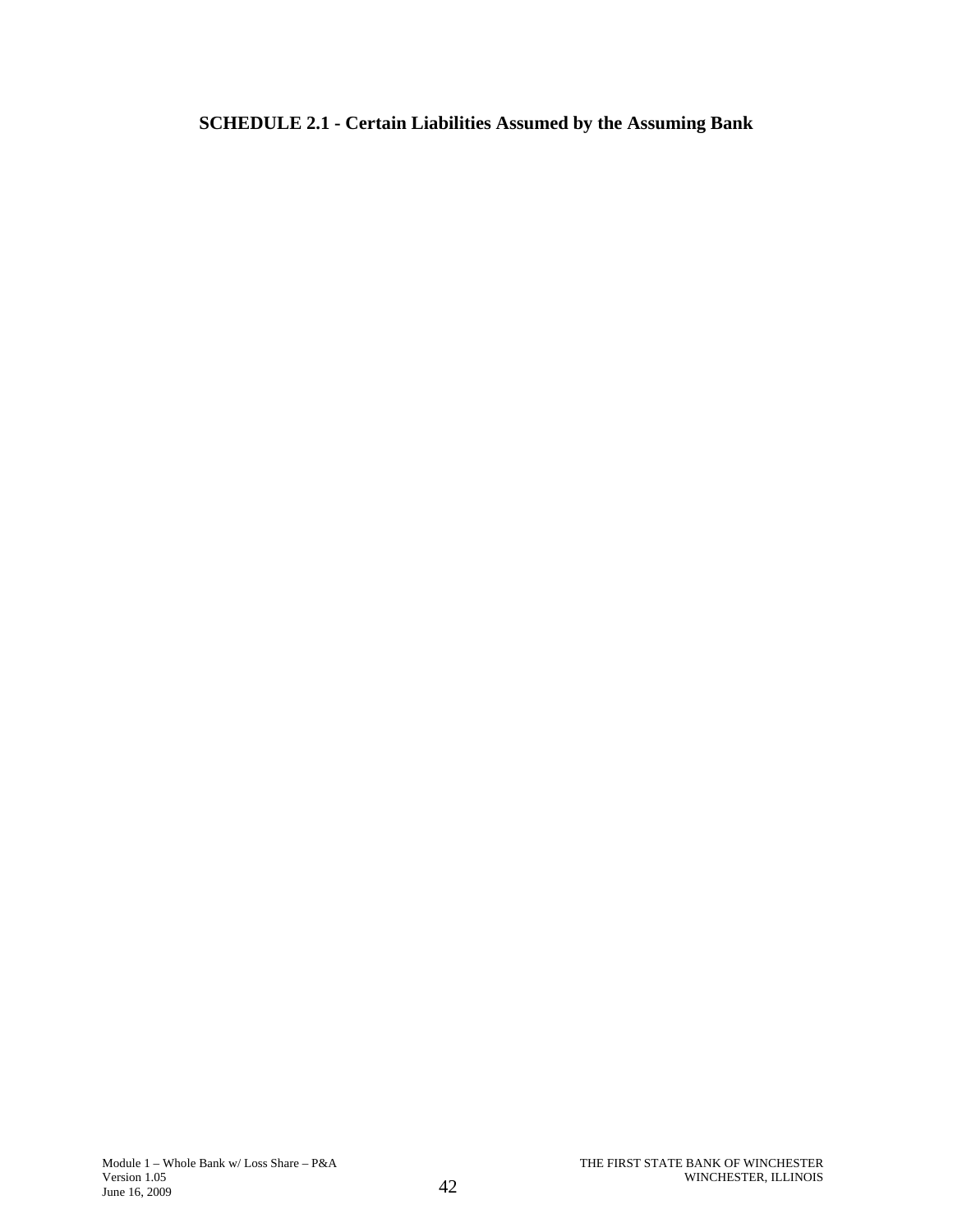**SCHEDULE 2.1 - Certain Liabilities Assumed by the Assuming Bank**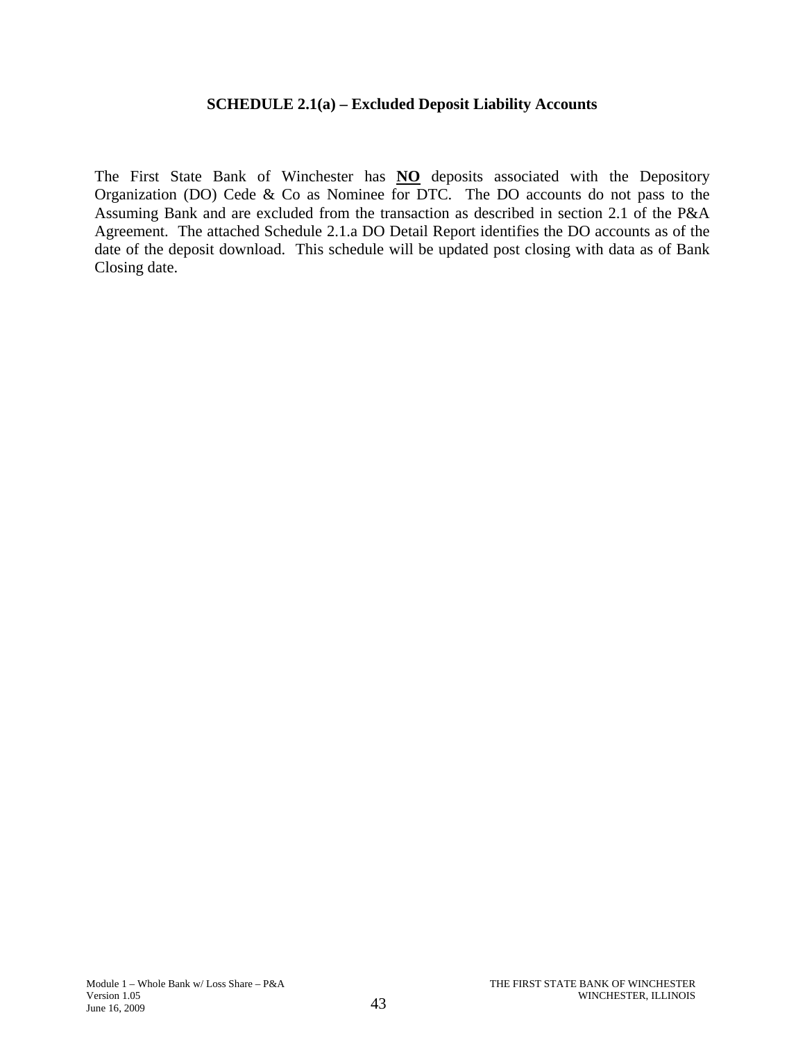**SCHEDULE 2.1(a) – Excluded Deposit Liability Accounts**

The First State Bank of Winchester has **NO** deposits associated with the Depository Organization (DO) Cede & Co as Nominee for DTC. The DO accounts do not pass to the Assuming Bank and are excluded from the transaction as described in section 2.1 of the P&A Agreement. The attached Schedule 2.1.a DO Detail Report identifies the DO accounts as of the date of the deposit download. This schedule will be updated post closing with data as of Bank Closing date.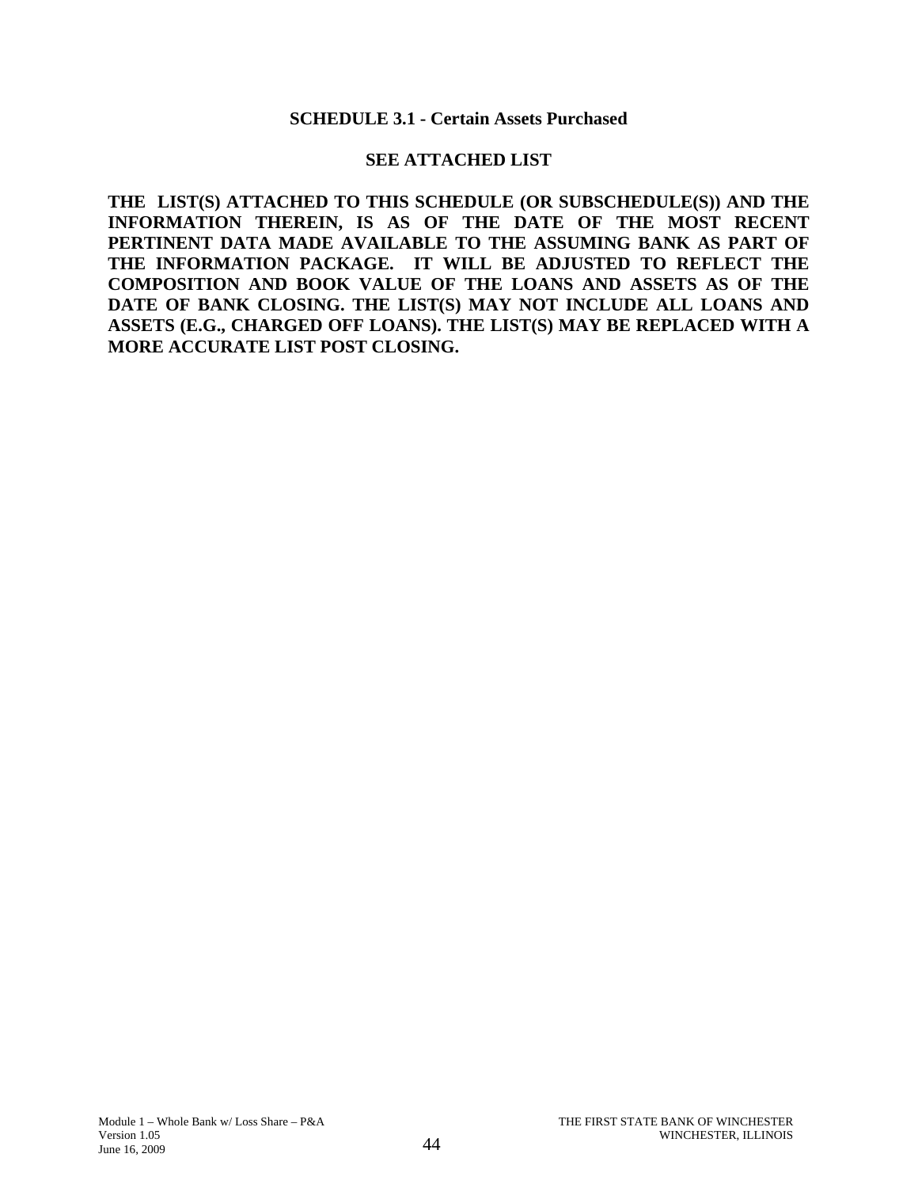## SCHEDULE 3.1 - Certain Assets Purchased

**SEE ATTACHED LIST**

**THE LIST(S) ATTACHED TO THIS SCHEDULE (OR SUBSCHEDULE(S)) AND THE INFORMATION THEREIN, IS AS OF THE DATE OF THE MOST RECENT PERTINENT DATA MADE AVAILABLE TO THE ASSUMING BANK AS PART OF THE INFORMATION PACKAGE. IT WILL BE ADJUSTED TO REFLECT THE COMPOSITION AND BOOK VALUE OF THE LOANS AND ASSETS AS OF THE DATE OF BANK CLOSING. THE LIST(S) MAY NOT INCLUDE ALL LOANS AND ASSETS (E.G., CHARGED OFF LOANS). THE LIST(S) MAY BE REPLACED WITH A MORE ACCURATE LIST POST CLOSING.**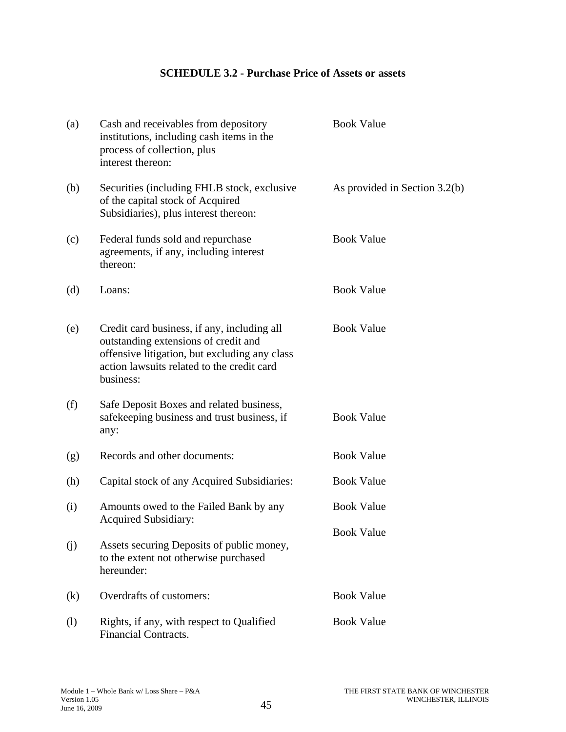## SCHEDULE 3.2 - Purchase Price of Assets or assets

| | | |
|---|---|---|
| (a) | Cash and receivables from depository institutions, including cash items in the process of collection, plus interest thereon: | Book Value |
| (b) | Securities (including FHLB stock, exclusive of the capital stock of Acquired Subsidiaries), plus interest thereon: | As provided in Section 3.2(b) |
| (c) | Federal funds sold and repurchase agreements, if any, including interest thereon: | Book Value |
| (d) | Loans: | Book Value |
| (e) | Credit card business, if any, including all outstanding extensions of credit and offensive litigation, but excluding any class action lawsuits related to the credit card business: | Book Value |
| (f) | Safe Deposit Boxes and related business, safekeeping business and trust business, if any: | Book Value |
| (g) | Records and other documents: | Book Value |
| (h) | Capital stock of any Acquired Subsidiaries: | Book Value |
| (i) | Amounts owed to the Failed Bank by any Acquired Subsidiary: | Book Value |
| (j) | Assets securing Deposits of public money, to the extent not otherwise purchased hereunder: | Book Value |
| (k) | Overdrafts of customers: | Book Value |
| (l) | Rights, if any, with respect to Qualified Financial Contracts. | Book Value |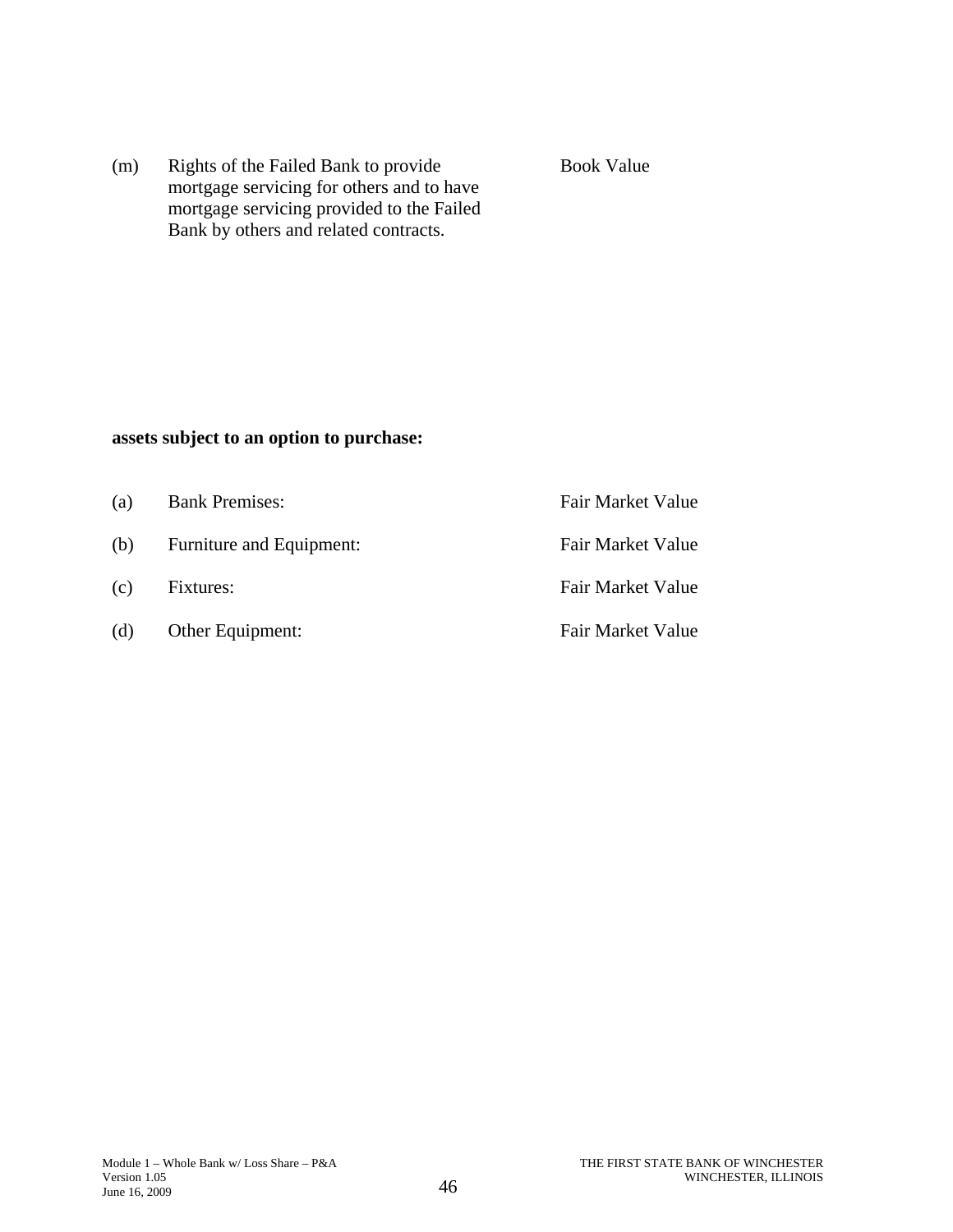| | | |
|---|---|---|
| (m) | Rights of the Failed Bank to provide mortgage servicing for others and to have mortgage servicing provided to the Failed Bank by others and related contracts. | Book Value |

**assets subject to an option to purchase:**

| | | |
|---|---|---|
| (a) | Bank Premises: | Fair Market Value |
| (b) | Furniture and Equipment: | Fair Market Value |
| (c) | Fixtures: | Fair Market Value |
| (d) | Other Equipment: | Fair Market Value |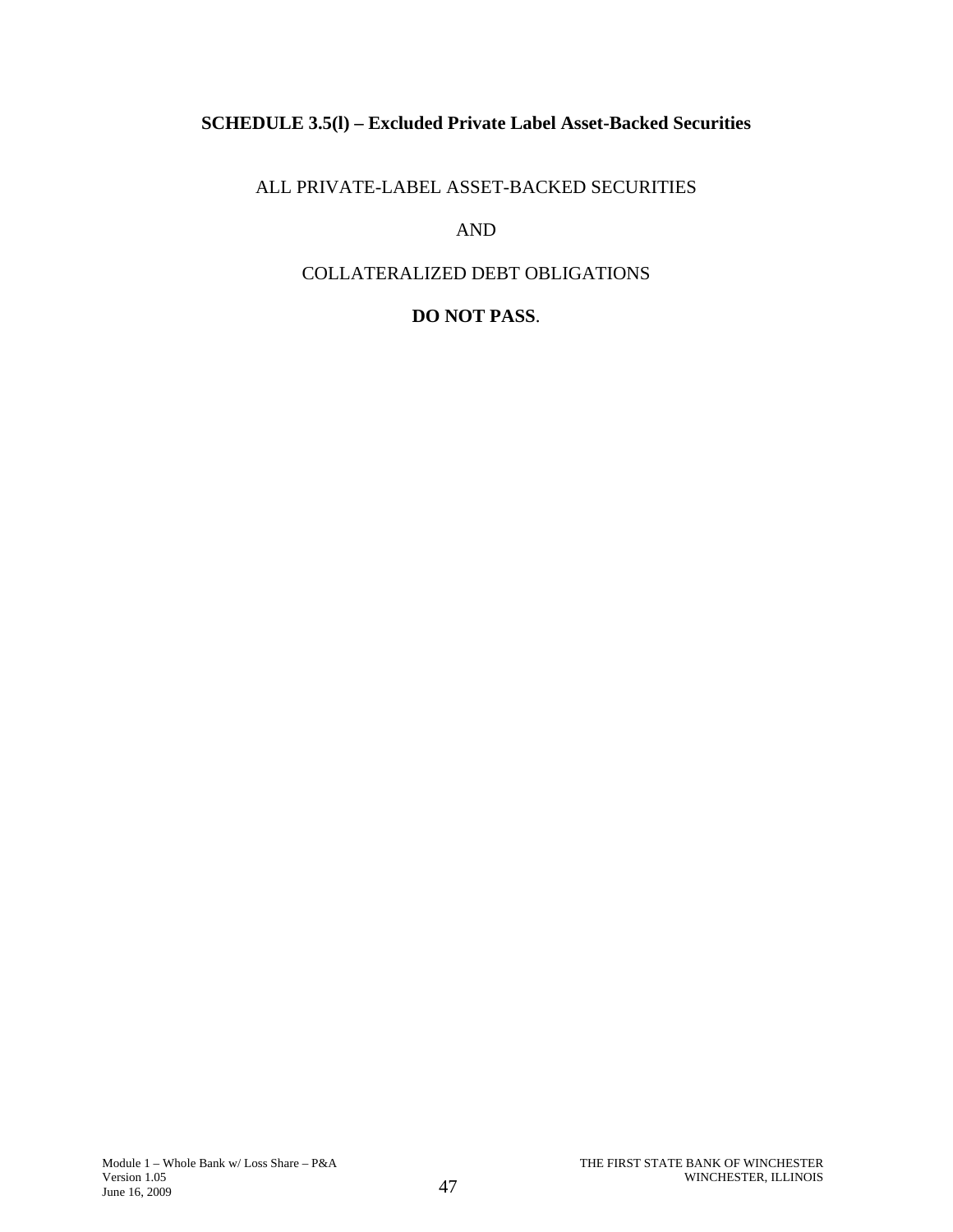**SCHEDULE 3.5(l) – Excluded Private Label Asset-Backed Securities**

ALL PRIVATE-LABEL ASSET-BACKED SECURITIES

AND

COLLATERALIZED DEBT OBLIGATIONS

**DO NOT PASS**.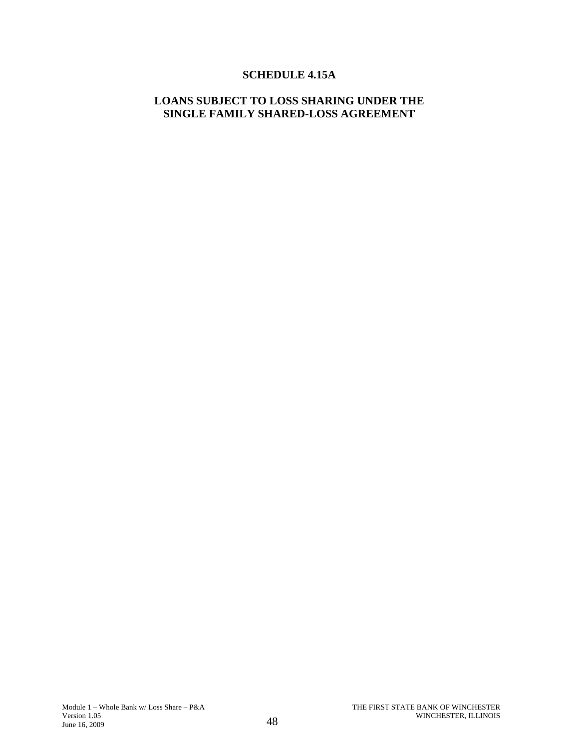# SCHEDULE 4.15A

## LOANS SUBJECT TO LOSS SHARING UNDER THE SINGLE FAMILY SHARED-LOSS AGREEMENT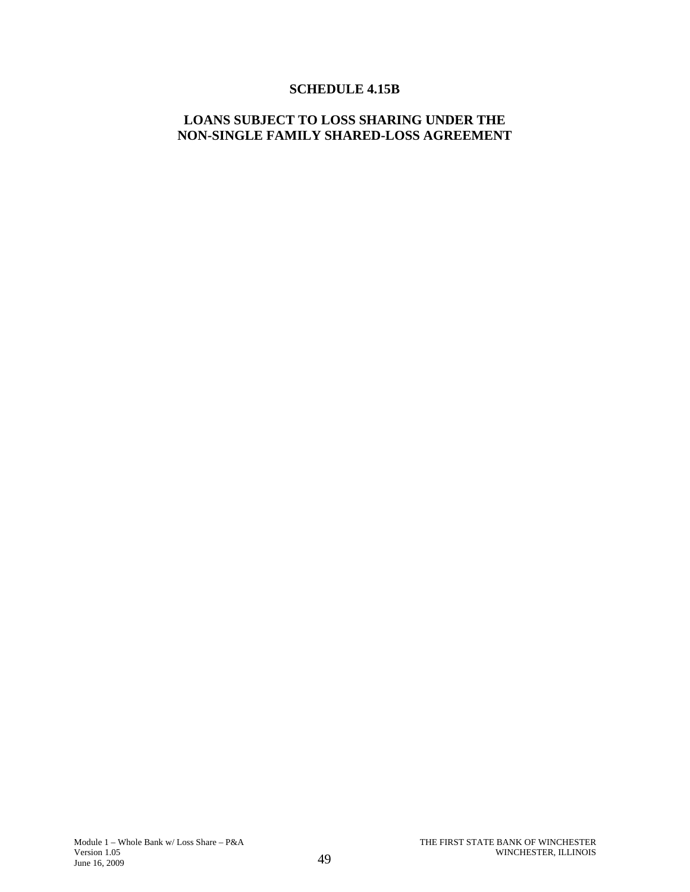# SCHEDULE 4.15B

## LOANS SUBJECT TO LOSS SHARING UNDER THE NON-SINGLE FAMILY SHARED-LOSS AGREEMENT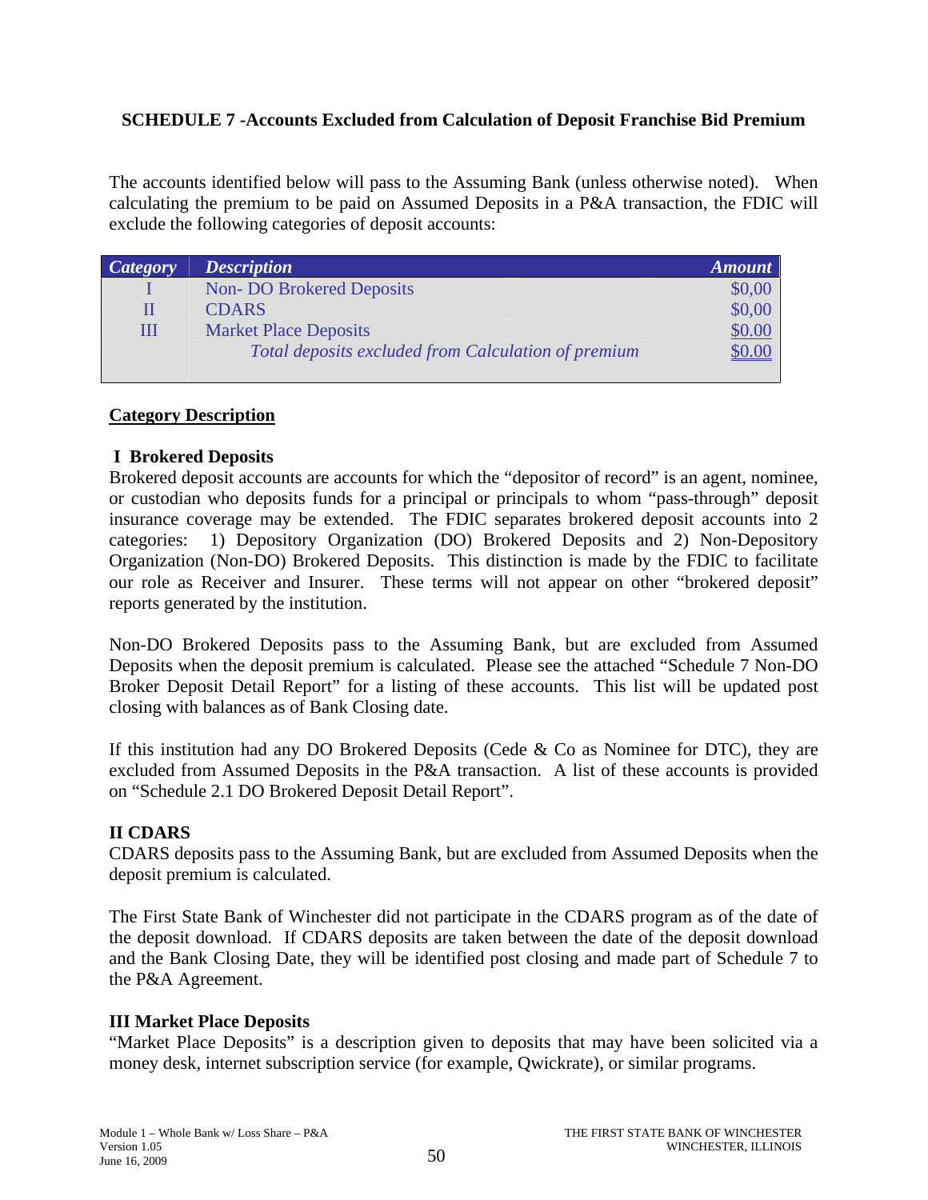**SCHEDULE 7 -Accounts Excluded from Calculation of Deposit Franchise Bid Premium**

The accounts identified below will pass to the Assuming Bank (unless otherwise noted). When calculating the premium to be paid on Assumed Deposits in a P&A transaction, the FDIC will exclude the following categories of deposit accounts:

| *Category* | *Description* | *Amount* |
|---|---|---|
| I | Non- DO Brokered Deposits | $0,00 |
| II | CDARS | $0,00 |
| III | Market Place Deposits | $0.00 |
| | *Total deposits excluded from Calculation of premium* | $0.00 |

**Category Description**

**I Brokered Deposits**

Brokered deposit accounts are accounts for which the "depositor of record" is an agent, nominee, or custodian who deposits funds for a principal or principals to whom "pass-through" deposit insurance coverage may be extended. The FDIC separates brokered deposit accounts into 2 categories: 1) Depository Organization (DO) Brokered Deposits and 2) Non-Depository Organization (Non-DO) Brokered Deposits. This distinction is made by the FDIC to facilitate our role as Receiver and Insurer. These terms will not appear on other "brokered deposit" reports generated by the institution.

Non-DO Brokered Deposits pass to the Assuming Bank, but are excluded from Assumed Deposits when the deposit premium is calculated. Please see the attached "Schedule 7 Non-DO Broker Deposit Detail Report" for a listing of these accounts. This list will be updated post closing with balances as of Bank Closing date.

If this institution had any DO Brokered Deposits (Cede & Co as Nominee for DTC), they are excluded from Assumed Deposits in the P&A transaction. A list of these accounts is provided on "Schedule 2.1 DO Brokered Deposit Detail Report".

**II CDARS**

CDARS deposits pass to the Assuming Bank, but are excluded from Assumed Deposits when the deposit premium is calculated.

The First State Bank of Winchester did not participate in the CDARS program as of the date of the deposit download. If CDARS deposits are taken between the date of the deposit download and the Bank Closing Date, they will be identified post closing and made part of Schedule 7 to the P&A Agreement.

**III Market Place Deposits**

"Market Place Deposits" is a description given to deposits that may have been solicited via a money desk, internet subscription service (for example, Qwickrate), or similar programs.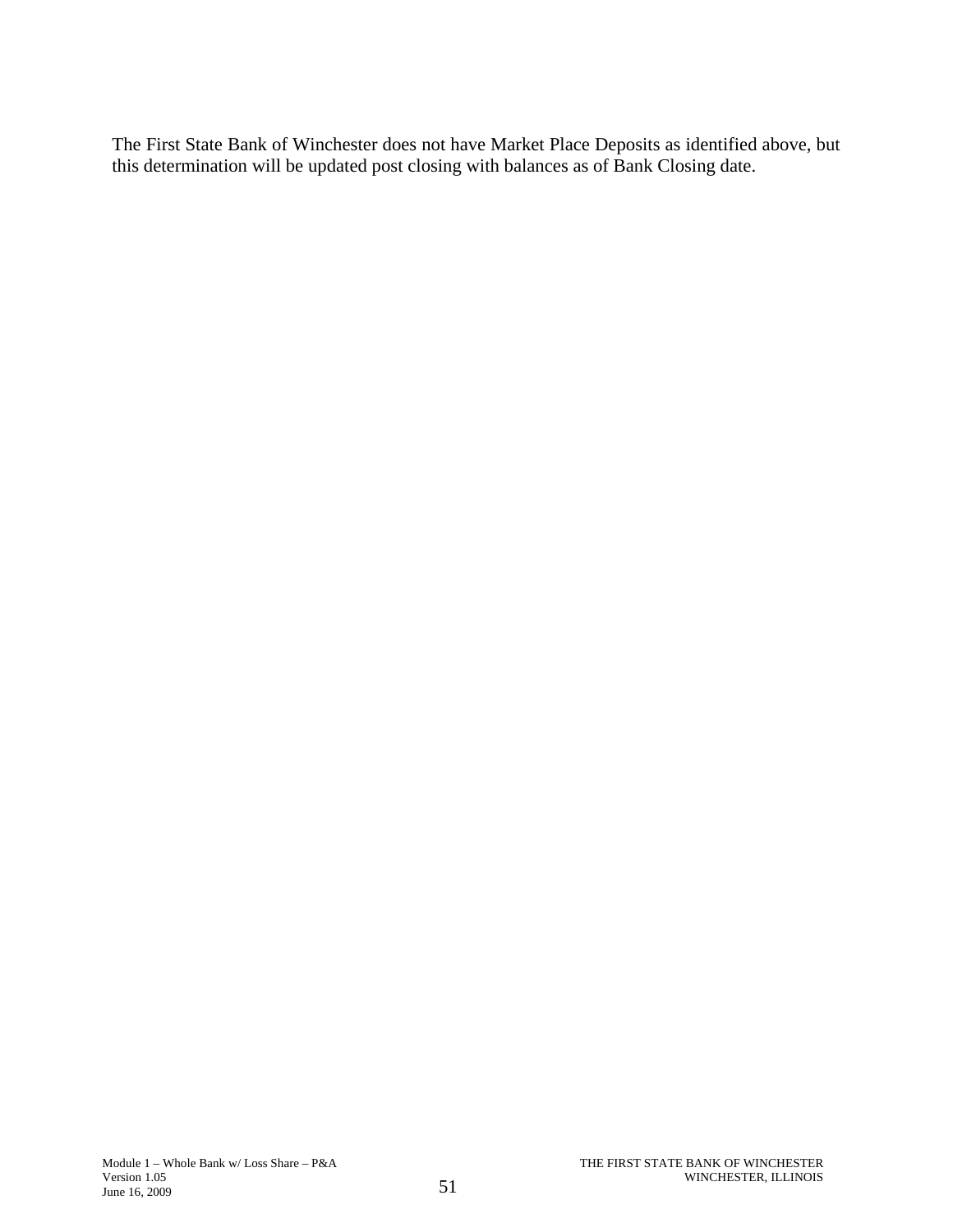The First State Bank of Winchester does not have Market Place Deposits as identified above, but this determination will be updated post closing with balances as of Bank Closing date.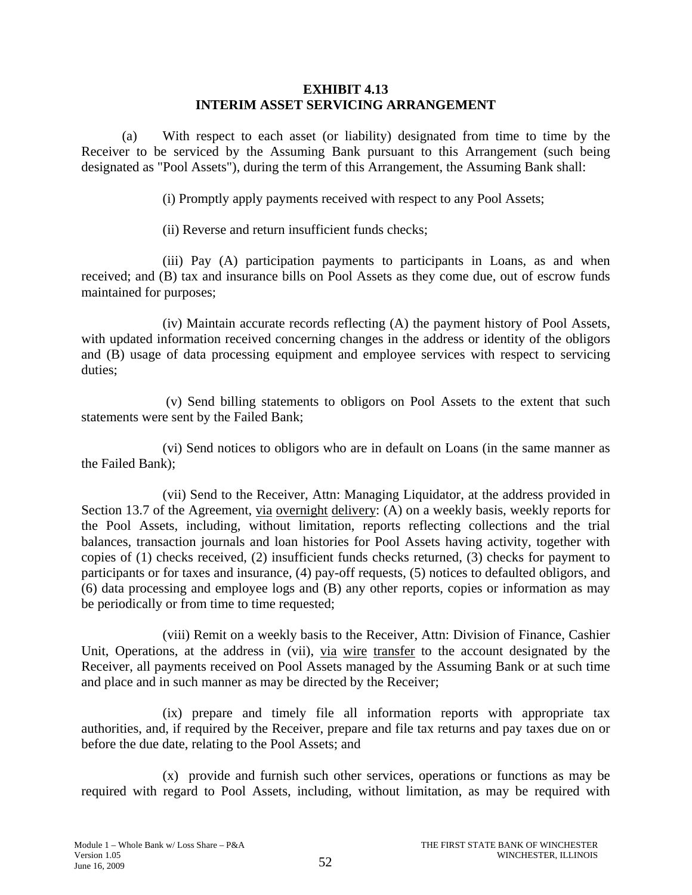**EXHIBIT 4.13**
**INTERIM ASSET SERVICING ARRANGEMENT**

(a) With respect to each asset (or liability) designated from time to time by the Receiver to be serviced by the Assuming Bank pursuant to this Arrangement (such being designated as "Pool Assets"), during the term of this Arrangement, the Assuming Bank shall:

(i) Promptly apply payments received with respect to any Pool Assets;

(ii) Reverse and return insufficient funds checks;

(iii) Pay (A) participation payments to participants in Loans, as and when received; and (B) tax and insurance bills on Pool Assets as they come due, out of escrow funds maintained for purposes;

(iv) Maintain accurate records reflecting (A) the payment history of Pool Assets, with updated information received concerning changes in the address or identity of the obligors and (B) usage of data processing equipment and employee services with respect to servicing duties;

(v) Send billing statements to obligors on Pool Assets to the extent that such statements were sent by the Failed Bank;

(vi) Send notices to obligors who are in default on Loans (in the same manner as the Failed Bank);

(vii) Send to the Receiver, Attn: Managing Liquidator, at the address provided in Section 13.7 of the Agreement, via overnight delivery: (A) on a weekly basis, weekly reports for the Pool Assets, including, without limitation, reports reflecting collections and the trial balances, transaction journals and loan histories for Pool Assets having activity, together with copies of (1) checks received, (2) insufficient funds checks returned, (3) checks for payment to participants or for taxes and insurance, (4) pay-off requests, (5) notices to defaulted obligors, and (6) data processing and employee logs and (B) any other reports, copies or information as may be periodically or from time to time requested;

(viii) Remit on a weekly basis to the Receiver, Attn: Division of Finance, Cashier Unit, Operations, at the address in (vii), via wire transfer to the account designated by the Receiver, all payments received on Pool Assets managed by the Assuming Bank or at such time and place and in such manner as may be directed by the Receiver;

(ix) prepare and timely file all information reports with appropriate tax authorities, and, if required by the Receiver, prepare and file tax returns and pay taxes due on or before the due date, relating to the Pool Assets; and

(x) provide and furnish such other services, operations or functions as may be required with regard to Pool Assets, including, without limitation, as may be required with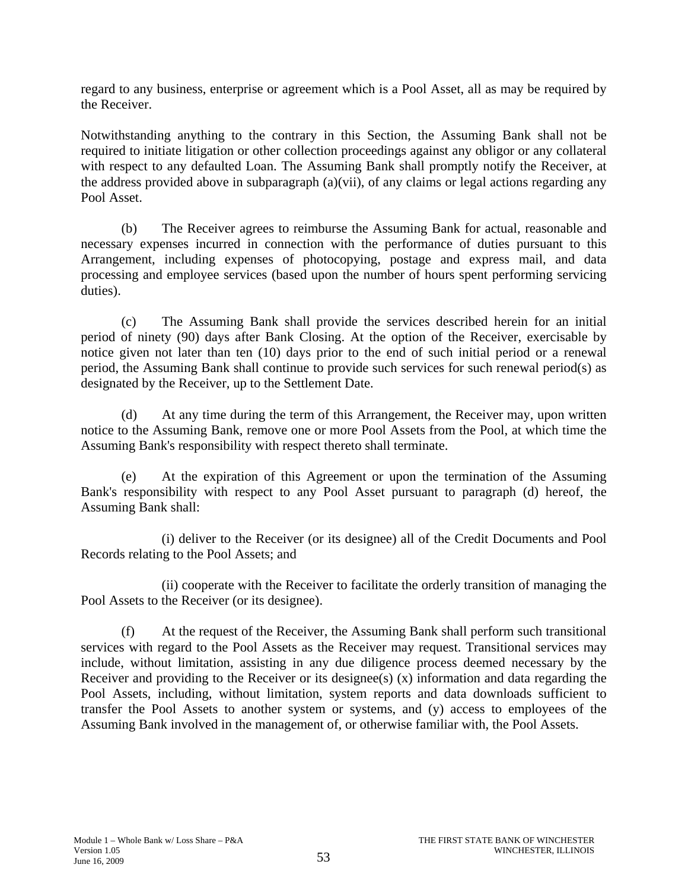regard to any business, enterprise or agreement which is a Pool Asset, all as may be required by the Receiver.

Notwithstanding anything to the contrary in this Section, the Assuming Bank shall not be required to initiate litigation or other collection proceedings against any obligor or any collateral with respect to any defaulted Loan. The Assuming Bank shall promptly notify the Receiver, at the address provided above in subparagraph (a)(vii), of any claims or legal actions regarding any Pool Asset.

(b) The Receiver agrees to reimburse the Assuming Bank for actual, reasonable and necessary expenses incurred in connection with the performance of duties pursuant to this Arrangement, including expenses of photocopying, postage and express mail, and data processing and employee services (based upon the number of hours spent performing servicing duties).

(c) The Assuming Bank shall provide the services described herein for an initial period of ninety (90) days after Bank Closing. At the option of the Receiver, exercisable by notice given not later than ten (10) days prior to the end of such initial period or a renewal period, the Assuming Bank shall continue to provide such services for such renewal period(s) as designated by the Receiver, up to the Settlement Date.

(d) At any time during the term of this Arrangement, the Receiver may, upon written notice to the Assuming Bank, remove one or more Pool Assets from the Pool, at which time the Assuming Bank's responsibility with respect thereto shall terminate.

(e) At the expiration of this Agreement or upon the termination of the Assuming Bank's responsibility with respect to any Pool Asset pursuant to paragraph (d) hereof, the Assuming Bank shall:

(i) deliver to the Receiver (or its designee) all of the Credit Documents and Pool Records relating to the Pool Assets; and

(ii) cooperate with the Receiver to facilitate the orderly transition of managing the Pool Assets to the Receiver (or its designee).

(f) At the request of the Receiver, the Assuming Bank shall perform such transitional services with regard to the Pool Assets as the Receiver may request. Transitional services may include, without limitation, assisting in any due diligence process deemed necessary by the Receiver and providing to the Receiver or its designee(s) (x) information and data regarding the Pool Assets, including, without limitation, system reports and data downloads sufficient to transfer the Pool Assets to another system or systems, and (y) access to employees of the Assuming Bank involved in the management of, or otherwise familiar with, the Pool Assets.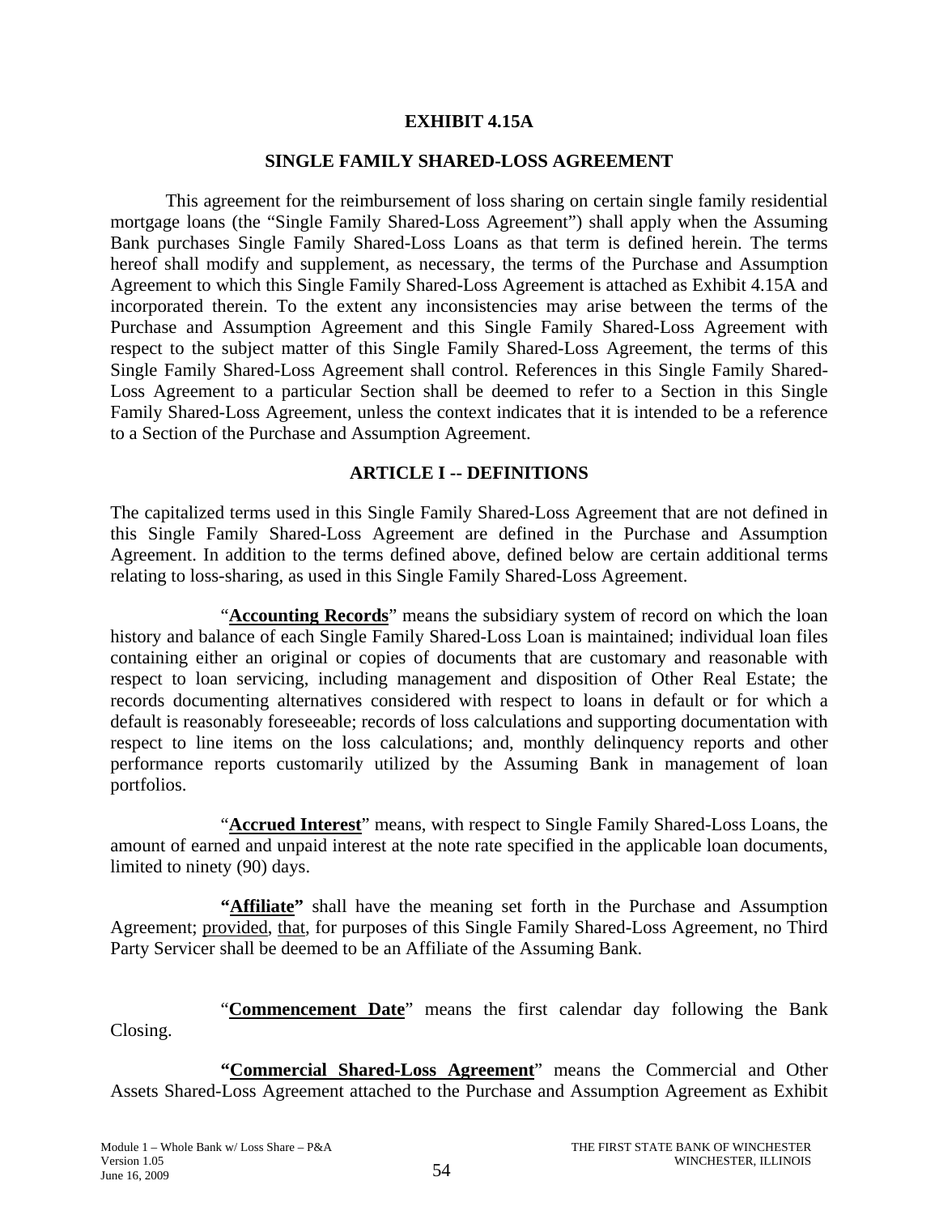# EXHIBIT 4.15A

## SINGLE FAMILY SHARED-LOSS AGREEMENT

This agreement for the reimbursement of loss sharing on certain single family residential mortgage loans (the "Single Family Shared-Loss Agreement") shall apply when the Assuming Bank purchases Single Family Shared-Loss Loans as that term is defined herein. The terms hereof shall modify and supplement, as necessary, the terms of the Purchase and Assumption Agreement to which this Single Family Shared-Loss Agreement is attached as Exhibit 4.15A and incorporated therein. To the extent any inconsistencies may arise between the terms of the Purchase and Assumption Agreement and this Single Family Shared-Loss Agreement with respect to the subject matter of this Single Family Shared-Loss Agreement, the terms of this Single Family Shared-Loss Agreement shall control. References in this Single Family Shared-Loss Agreement to a particular Section shall be deemed to refer to a Section in this Single Family Shared-Loss Agreement, unless the context indicates that it is intended to be a reference to a Section of the Purchase and Assumption Agreement.

## ARTICLE I -- DEFINITIONS

The capitalized terms used in this Single Family Shared-Loss Agreement that are not defined in this Single Family Shared-Loss Agreement are defined in the Purchase and Assumption Agreement. In addition to the terms defined above, defined below are certain additional terms relating to loss-sharing, as used in this Single Family Shared-Loss Agreement.

"**Accounting Records**" means the subsidiary system of record on which the loan history and balance of each Single Family Shared-Loss Loan is maintained; individual loan files containing either an original or copies of documents that are customary and reasonable with respect to loan servicing, including management and disposition of Other Real Estate; the records documenting alternatives considered with respect to loans in default or for which a default is reasonably foreseeable; records of loss calculations and supporting documentation with respect to line items on the loss calculations; and, monthly delinquency reports and other performance reports customarily utilized by the Assuming Bank in management of loan portfolios.

"**Accrued Interest**" means, with respect to Single Family Shared-Loss Loans, the amount of earned and unpaid interest at the note rate specified in the applicable loan documents, limited to ninety (90) days.

**"Affiliate"** shall have the meaning set forth in the Purchase and Assumption Agreement; provided, that, for purposes of this Single Family Shared-Loss Agreement, no Third Party Servicer shall be deemed to be an Affiliate of the Assuming Bank.

"**Commencement Date**" means the first calendar day following the Bank Closing.

**"Commercial Shared-Loss Agreement"** means the Commercial and Other Assets Shared-Loss Agreement attached to the Purchase and Assumption Agreement as Exhibit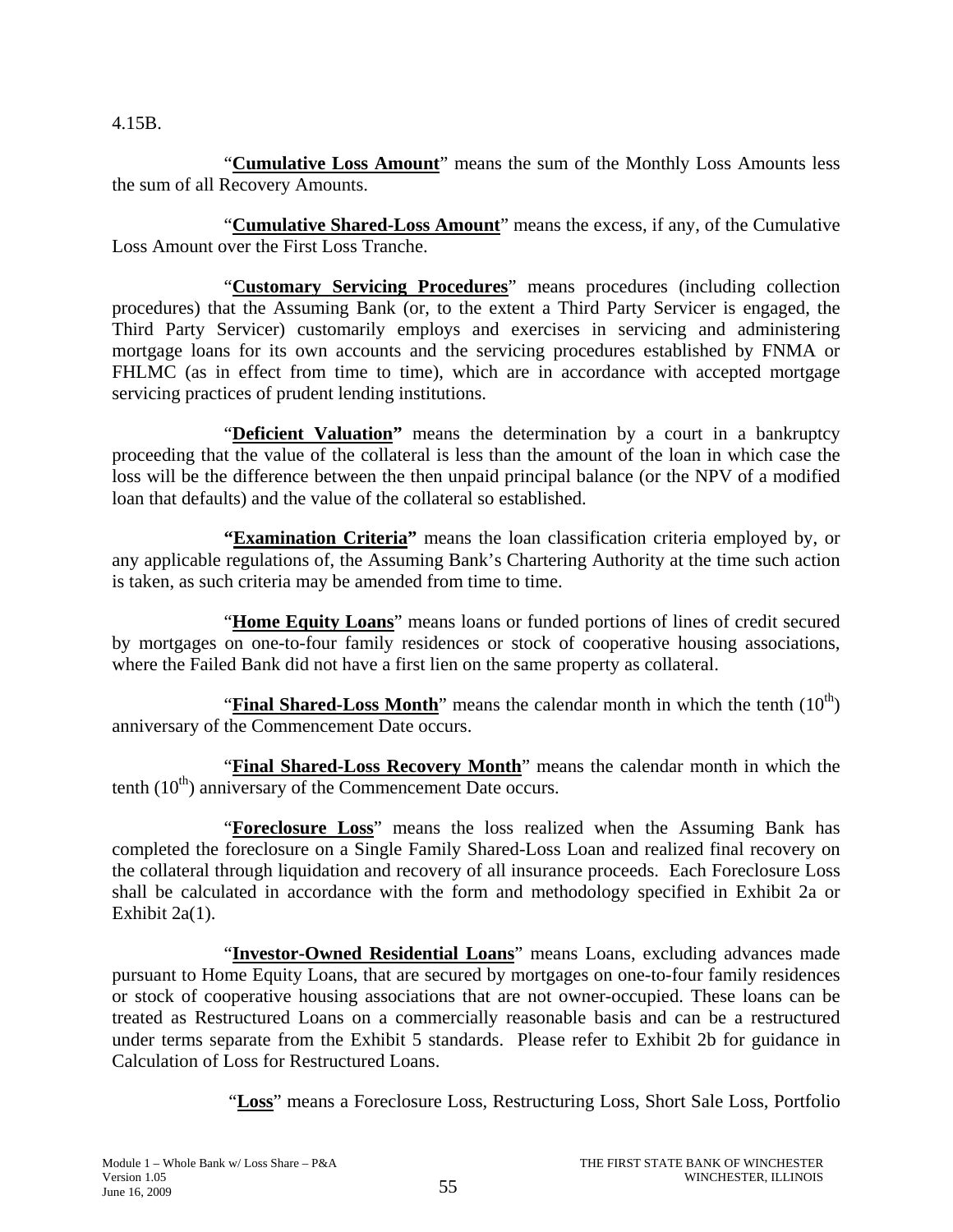4.15B.

"**Cumulative Loss Amount**" means the sum of the Monthly Loss Amounts less the sum of all Recovery Amounts.

"**Cumulative Shared-Loss Amount**" means the excess, if any, of the Cumulative Loss Amount over the First Loss Tranche.

"**Customary Servicing Procedures**" means procedures (including collection procedures) that the Assuming Bank (or, to the extent a Third Party Servicer is engaged, the Third Party Servicer) customarily employs and exercises in servicing and administering mortgage loans for its own accounts and the servicing procedures established by FNMA or FHLMC (as in effect from time to time), which are in accordance with accepted mortgage servicing practices of prudent lending institutions.

"**Deficient Valuation**" means the determination by a court in a bankruptcy proceeding that the value of the collateral is less than the amount of the loan in which case the loss will be the difference between the then unpaid principal balance (or the NPV of a modified loan that defaults) and the value of the collateral so established.

**"Examination Criteria"** means the loan classification criteria employed by, or any applicable regulations of, the Assuming Bank's Chartering Authority at the time such action is taken, as such criteria may be amended from time to time.

"**Home Equity Loans**" means loans or funded portions of lines of credit secured by mortgages on one-to-four family residences or stock of cooperative housing associations, where the Failed Bank did not have a first lien on the same property as collateral.

"**Final Shared-Loss Month**" means the calendar month in which the tenth ($10^{th}$) anniversary of the Commencement Date occurs.

"**Final Shared-Loss Recovery Month**" means the calendar month in which the tenth ($10^{th}$) anniversary of the Commencement Date occurs.

"**Foreclosure Loss**" means the loss realized when the Assuming Bank has completed the foreclosure on a Single Family Shared-Loss Loan and realized final recovery on the collateral through liquidation and recovery of all insurance proceeds. Each Foreclosure Loss shall be calculated in accordance with the form and methodology specified in Exhibit 2a or Exhibit 2a(1).

"**Investor-Owned Residential Loans**" means Loans, excluding advances made pursuant to Home Equity Loans, that are secured by mortgages on one-to-four family residences or stock of cooperative housing associations that are not owner-occupied. These loans can be treated as Restructured Loans on a commercially reasonable basis and can be a restructured under terms separate from the Exhibit 5 standards. Please refer to Exhibit 2b for guidance in Calculation of Loss for Restructured Loans.

"**Loss**" means a Foreclosure Loss, Restructuring Loss, Short Sale Loss, Portfolio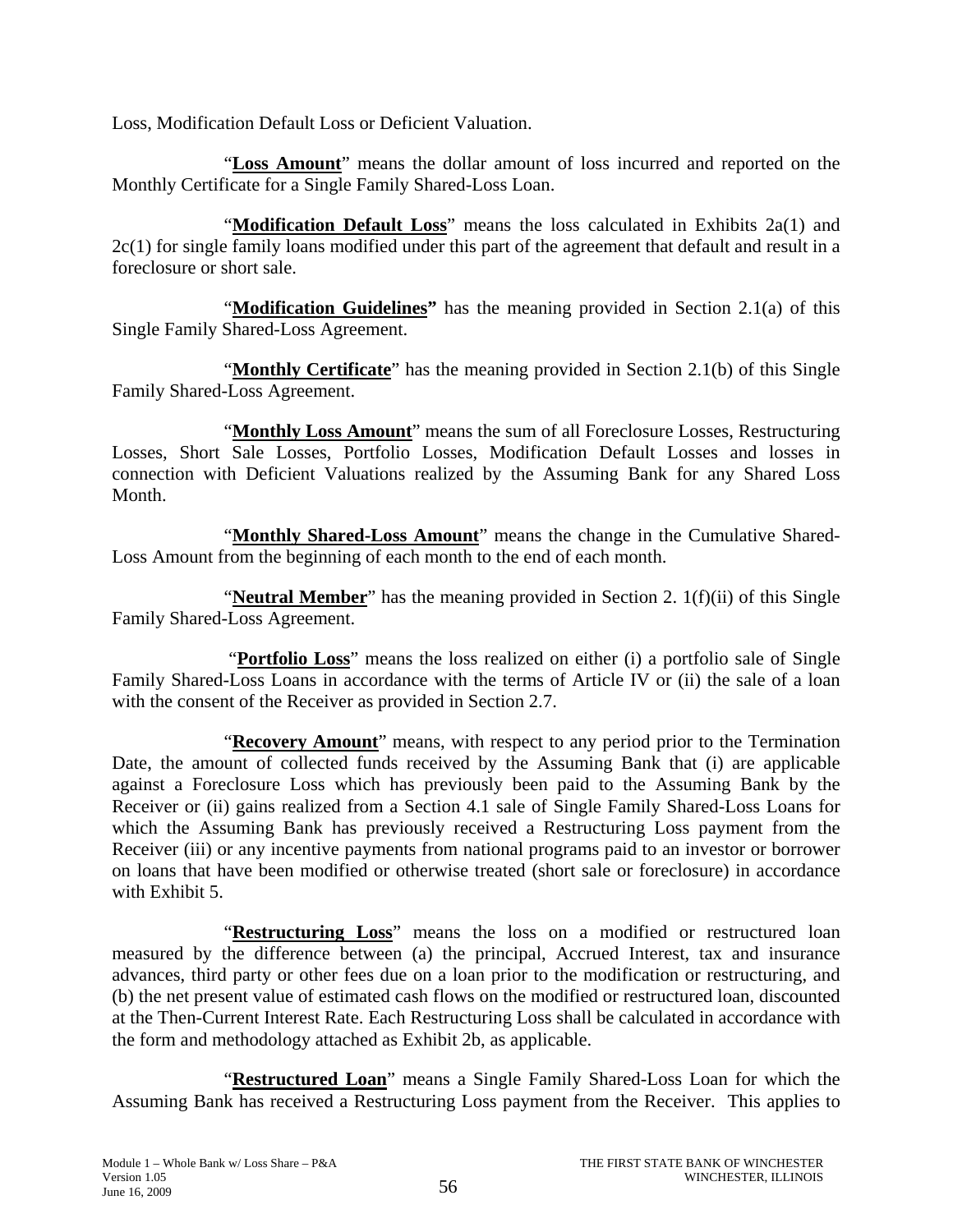Loss, Modification Default Loss or Deficient Valuation.

"**Loss Amount**" means the dollar amount of loss incurred and reported on the Monthly Certificate for a Single Family Shared-Loss Loan.

"**Modification Default Loss**" means the loss calculated in Exhibits 2a(1) and 2c(1) for single family loans modified under this part of the agreement that default and result in a foreclosure or short sale.

"**Modification Guidelines"** has the meaning provided in Section 2.1(a) of this Single Family Shared-Loss Agreement.

"**Monthly Certificate**" has the meaning provided in Section 2.1(b) of this Single Family Shared-Loss Agreement.

"**Monthly Loss Amount**" means the sum of all Foreclosure Losses, Restructuring Losses, Short Sale Losses, Portfolio Losses, Modification Default Losses and losses in connection with Deficient Valuations realized by the Assuming Bank for any Shared Loss Month.

"**Monthly Shared-Loss Amount**" means the change in the Cumulative Shared-Loss Amount from the beginning of each month to the end of each month.

"**Neutral Member**" has the meaning provided in Section 2. 1(f)(ii) of this Single Family Shared-Loss Agreement.

"**Portfolio Loss**" means the loss realized on either (i) a portfolio sale of Single Family Shared-Loss Loans in accordance with the terms of Article IV or (ii) the sale of a loan with the consent of the Receiver as provided in Section 2.7.

"**Recovery Amount**" means, with respect to any period prior to the Termination Date, the amount of collected funds received by the Assuming Bank that (i) are applicable against a Foreclosure Loss which has previously been paid to the Assuming Bank by the Receiver or (ii) gains realized from a Section 4.1 sale of Single Family Shared-Loss Loans for which the Assuming Bank has previously received a Restructuring Loss payment from the Receiver (iii) or any incentive payments from national programs paid to an investor or borrower on loans that have been modified or otherwise treated (short sale or foreclosure) in accordance with Exhibit 5.

"**Restructuring Loss**" means the loss on a modified or restructured loan measured by the difference between (a) the principal, Accrued Interest, tax and insurance advances, third party or other fees due on a loan prior to the modification or restructuring, and (b) the net present value of estimated cash flows on the modified or restructured loan, discounted at the Then-Current Interest Rate. Each Restructuring Loss shall be calculated in accordance with the form and methodology attached as Exhibit 2b, as applicable.

"**Restructured Loan**" means a Single Family Shared-Loss Loan for which the Assuming Bank has received a Restructuring Loss payment from the Receiver. This applies to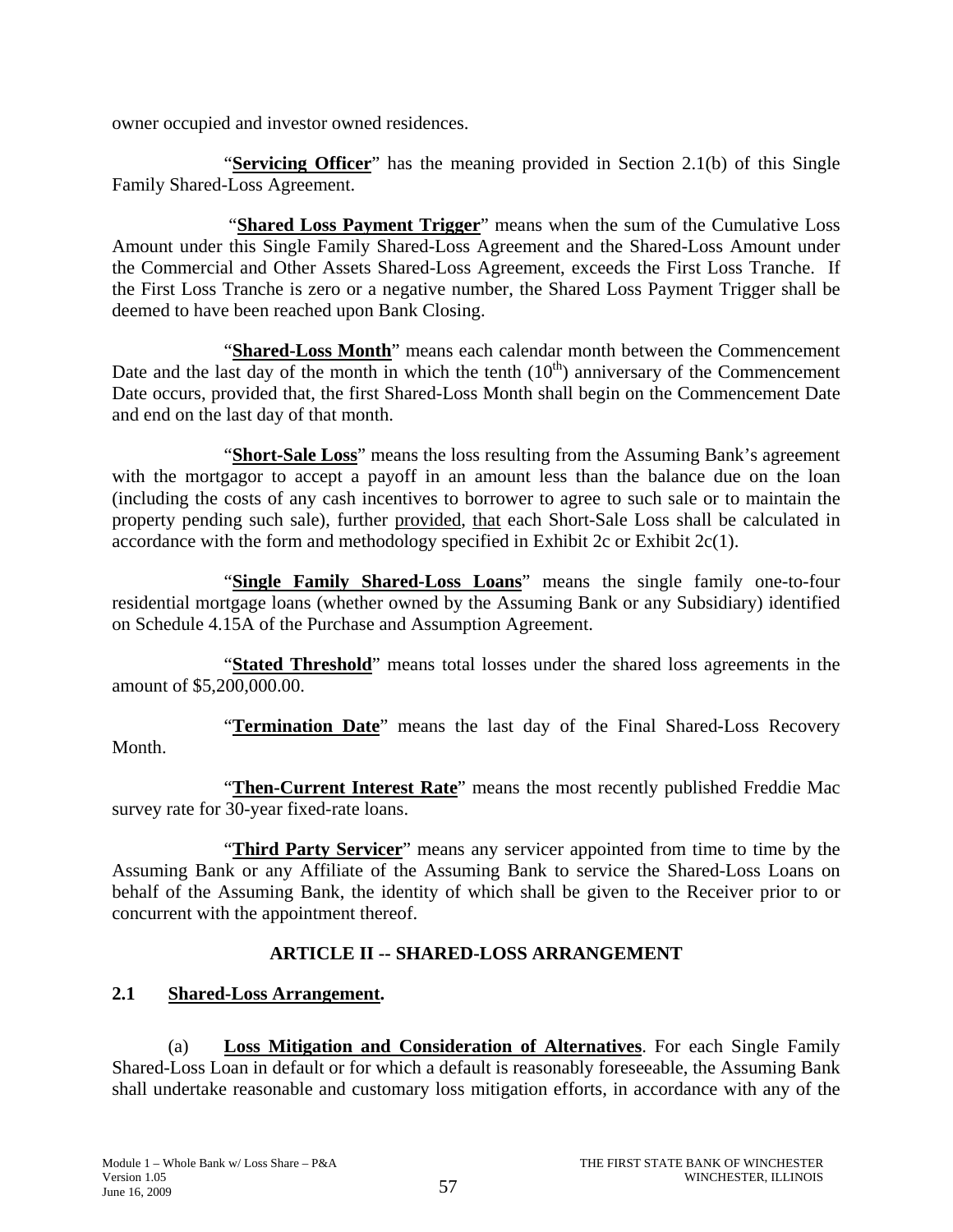owner occupied and investor owned residences.

"**Servicing Officer**" has the meaning provided in Section 2.1(b) of this Single Family Shared-Loss Agreement.

"**Shared Loss Payment Trigger**" means when the sum of the Cumulative Loss Amount under this Single Family Shared-Loss Agreement and the Shared-Loss Amount under the Commercial and Other Assets Shared-Loss Agreement, exceeds the First Loss Tranche. If the First Loss Tranche is zero or a negative number, the Shared Loss Payment Trigger shall be deemed to have been reached upon Bank Closing.

"**Shared-Loss Month**" means each calendar month between the Commencement Date and the last day of the month in which the tenth ($10^{th}$) anniversary of the Commencement Date occurs, provided that, the first Shared-Loss Month shall begin on the Commencement Date and end on the last day of that month.

"**Short-Sale Loss**" means the loss resulting from the Assuming Bank's agreement with the mortgagor to accept a payoff in an amount less than the balance due on the loan (including the costs of any cash incentives to borrower to agree to such sale or to maintain the property pending such sale), further provided, that each Short-Sale Loss shall be calculated in accordance with the form and methodology specified in Exhibit 2c or Exhibit 2c(1).

"**Single Family Shared-Loss Loans**" means the single family one-to-four residential mortgage loans (whether owned by the Assuming Bank or any Subsidiary) identified on Schedule 4.15A of the Purchase and Assumption Agreement.

"**Stated Threshold**" means total losses under the shared loss agreements in the amount of $5,200,000.00.

"**Termination Date**" means the last day of the Final Shared-Loss Recovery Month.

"**Then-Current Interest Rate**" means the most recently published Freddie Mac survey rate for 30-year fixed-rate loans.

"**Third Party Servicer**" means any servicer appointed from time to time by the Assuming Bank or any Affiliate of the Assuming Bank to service the Shared-Loss Loans on behalf of the Assuming Bank, the identity of which shall be given to the Receiver prior to or concurrent with the appointment thereof.

## ARTICLE II -- SHARED-LOSS ARRANGEMENT

### 2.1 Shared-Loss Arrangement.

(a) **Loss Mitigation and Consideration of Alternatives**. For each Single Family Shared-Loss Loan in default or for which a default is reasonably foreseeable, the Assuming Bank shall undertake reasonable and customary loss mitigation efforts, in accordance with any of the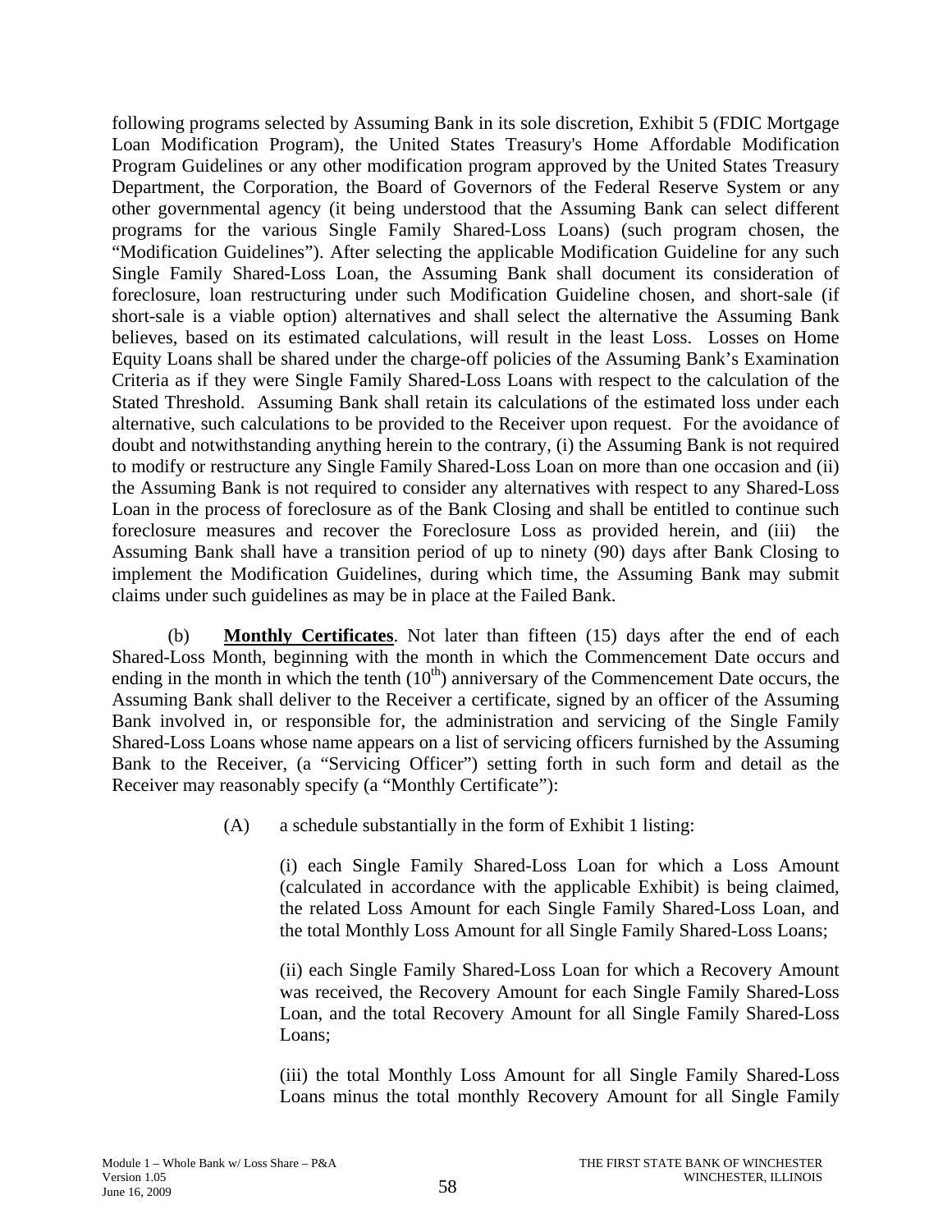following programs selected by Assuming Bank in its sole discretion, Exhibit 5 (FDIC Mortgage Loan Modification Program), the United States Treasury's Home Affordable Modification Program Guidelines or any other modification program approved by the United States Treasury Department, the Corporation, the Board of Governors of the Federal Reserve System or any other governmental agency (it being understood that the Assuming Bank can select different programs for the various Single Family Shared-Loss Loans) (such program chosen, the "Modification Guidelines"). After selecting the applicable Modification Guideline for any such Single Family Shared-Loss Loan, the Assuming Bank shall document its consideration of foreclosure, loan restructuring under such Modification Guideline chosen, and short-sale (if short-sale is a viable option) alternatives and shall select the alternative the Assuming Bank believes, based on its estimated calculations, will result in the least Loss. Losses on Home Equity Loans shall be shared under the charge-off policies of the Assuming Bank's Examination Criteria as if they were Single Family Shared-Loss Loans with respect to the calculation of the Stated Threshold. Assuming Bank shall retain its calculations of the estimated loss under each alternative, such calculations to be provided to the Receiver upon request. For the avoidance of doubt and notwithstanding anything herein to the contrary, (i) the Assuming Bank is not required to modify or restructure any Single Family Shared-Loss Loan on more than one occasion and (ii) the Assuming Bank is not required to consider any alternatives with respect to any Shared-Loss Loan in the process of foreclosure as of the Bank Closing and shall be entitled to continue such foreclosure measures and recover the Foreclosure Loss as provided herein, and (iii) the Assuming Bank shall have a transition period of up to ninety (90) days after Bank Closing to implement the Modification Guidelines, during which time, the Assuming Bank may submit claims under such guidelines as may be in place at the Failed Bank.

(b) **Monthly Certificates**. Not later than fifteen (15) days after the end of each Shared-Loss Month, beginning with the month in which the Commencement Date occurs and ending in the month in which the tenth ($10^{th}$) anniversary of the Commencement Date occurs, the Assuming Bank shall deliver to the Receiver a certificate, signed by an officer of the Assuming Bank involved in, or responsible for, the administration and servicing of the Single Family Shared-Loss Loans whose name appears on a list of servicing officers furnished by the Assuming Bank to the Receiver, (a "Servicing Officer") setting forth in such form and detail as the Receiver may reasonably specify (a "Monthly Certificate"):

(A) a schedule substantially in the form of Exhibit 1 listing:

(i) each Single Family Shared-Loss Loan for which a Loss Amount (calculated in accordance with the applicable Exhibit) is being claimed, the related Loss Amount for each Single Family Shared-Loss Loan, and the total Monthly Loss Amount for all Single Family Shared-Loss Loans;

(ii) each Single Family Shared-Loss Loan for which a Recovery Amount was received, the Recovery Amount for each Single Family Shared-Loss Loan, and the total Recovery Amount for all Single Family Shared-Loss Loans;

(iii) the total Monthly Loss Amount for all Single Family Shared-Loss Loans minus the total monthly Recovery Amount for all Single Family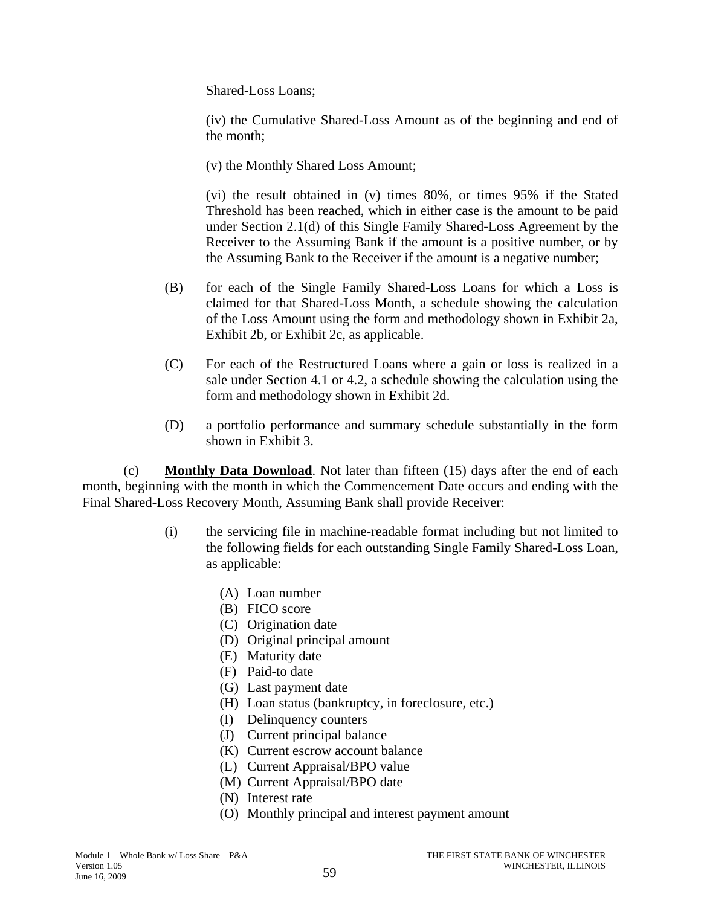Shared-Loss Loans;

(iv) the Cumulative Shared-Loss Amount as of the beginning and end of the month;

(v) the Monthly Shared Loss Amount;

(vi) the result obtained in (v) times 80%, or times 95% if the Stated Threshold has been reached, which in either case is the amount to be paid under Section 2.1(d) of this Single Family Shared-Loss Agreement by the Receiver to the Assuming Bank if the amount is a positive number, or by the Assuming Bank to the Receiver if the amount is a negative number;

(B) for each of the Single Family Shared-Loss Loans for which a Loss is claimed for that Shared-Loss Month, a schedule showing the calculation of the Loss Amount using the form and methodology shown in Exhibit 2a, Exhibit 2b, or Exhibit 2c, as applicable.

(C) For each of the Restructured Loans where a gain or loss is realized in a sale under Section 4.1 or 4.2, a schedule showing the calculation using the form and methodology shown in Exhibit 2d.

(D) a portfolio performance and summary schedule substantially in the form shown in Exhibit 3.

(c) **Monthly Data Download**. Not later than fifteen (15) days after the end of each month, beginning with the month in which the Commencement Date occurs and ending with the Final Shared-Loss Recovery Month, Assuming Bank shall provide Receiver:

(i) the servicing file in machine-readable format including but not limited to the following fields for each outstanding Single Family Shared-Loss Loan, as applicable:

(A) Loan number
(B) FICO score
(C) Origination date
(D) Original principal amount
(E) Maturity date
(F) Paid-to date
(G) Last payment date
(H) Loan status (bankruptcy, in foreclosure, etc.)
(I) Delinquency counters
(J) Current principal balance
(K) Current escrow account balance
(L) Current Appraisal/BPO value
(M) Current Appraisal/BPO date
(N) Interest rate
(O) Monthly principal and interest payment amount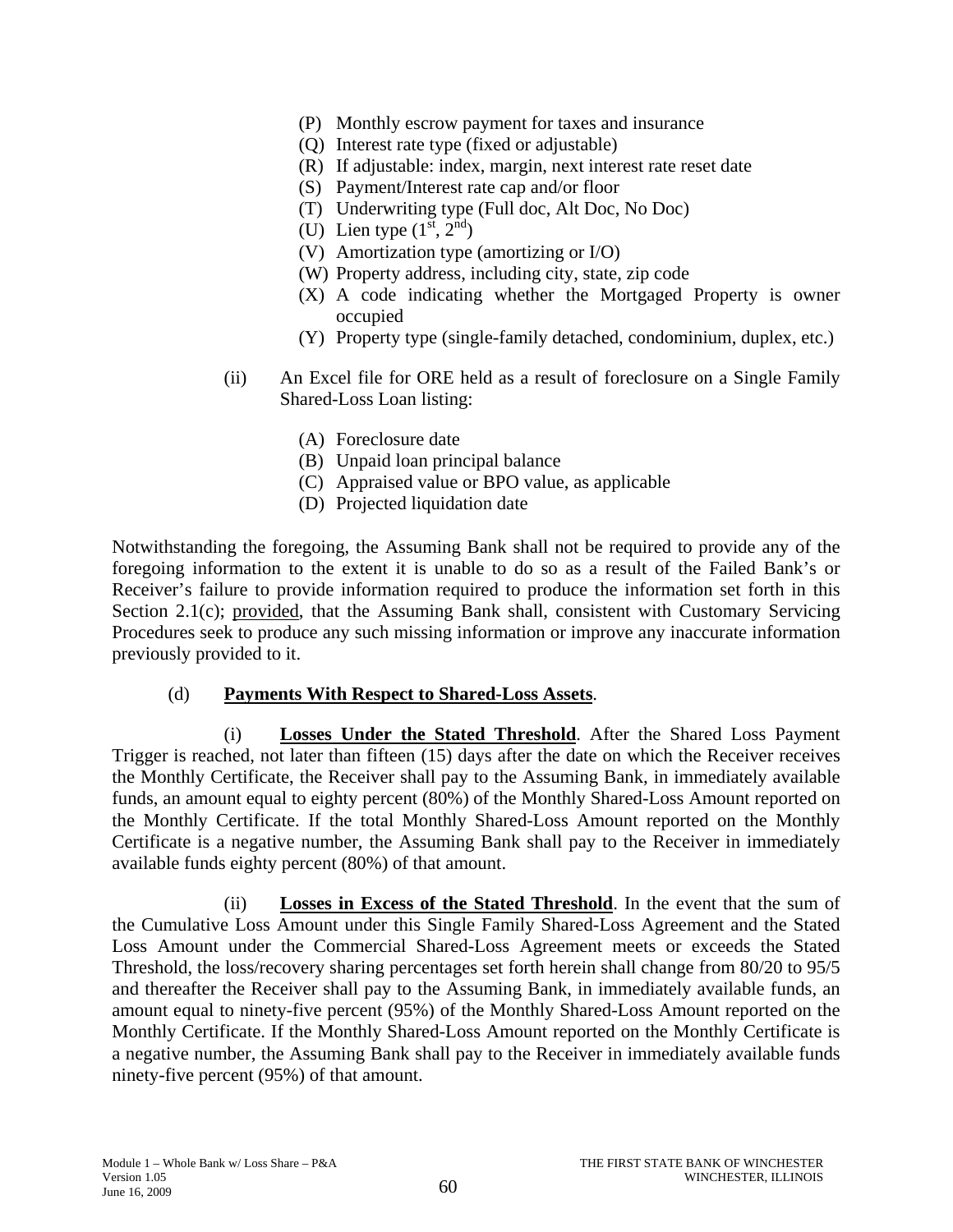(P) Monthly escrow payment for taxes and insurance
(Q) Interest rate type (fixed or adjustable)
(R) If adjustable: index, margin, next interest rate reset date
(S) Payment/Interest rate cap and/or floor
(T) Underwriting type (Full doc, Alt Doc, No Doc)
(U) Lien type (1st, 2nd)
(V) Amortization type (amortizing or I/O)
(W) Property address, including city, state, zip code
(X) A code indicating whether the Mortgaged Property is owner occupied
(Y) Property type (single-family detached, condominium, duplex, etc.)

(ii) An Excel file for ORE held as a result of foreclosure on a Single Family Shared-Loss Loan listing:

(A) Foreclosure date
(B) Unpaid loan principal balance
(C) Appraised value or BPO value, as applicable
(D) Projected liquidation date

Notwithstanding the foregoing, the Assuming Bank shall not be required to provide any of the foregoing information to the extent it is unable to do so as a result of the Failed Bank's or Receiver's failure to provide information required to produce the information set forth in this Section 2.1(c); provided, that the Assuming Bank shall, consistent with Customary Servicing Procedures seek to produce any such missing information or improve any inaccurate information previously provided to it.

(d) **Payments With Respect to Shared-Loss Assets**.

(i) **Losses Under the Stated Threshold**. After the Shared Loss Payment Trigger is reached, not later than fifteen (15) days after the date on which the Receiver receives the Monthly Certificate, the Receiver shall pay to the Assuming Bank, in immediately available funds, an amount equal to eighty percent (80%) of the Monthly Shared-Loss Amount reported on the Monthly Certificate. If the total Monthly Shared-Loss Amount reported on the Monthly Certificate is a negative number, the Assuming Bank shall pay to the Receiver in immediately available funds eighty percent (80%) of that amount.

(ii) **Losses in Excess of the Stated Threshold**. In the event that the sum of the Cumulative Loss Amount under this Single Family Shared-Loss Agreement and the Stated Loss Amount under the Commercial Shared-Loss Agreement meets or exceeds the Stated Threshold, the loss/recovery sharing percentages set forth herein shall change from 80/20 to 95/5 and thereafter the Receiver shall pay to the Assuming Bank, in immediately available funds, an amount equal to ninety-five percent (95%) of the Monthly Shared-Loss Amount reported on the Monthly Certificate. If the Monthly Shared-Loss Amount reported on the Monthly Certificate is a negative number, the Assuming Bank shall pay to the Receiver in immediately available funds ninety-five percent (95%) of that amount.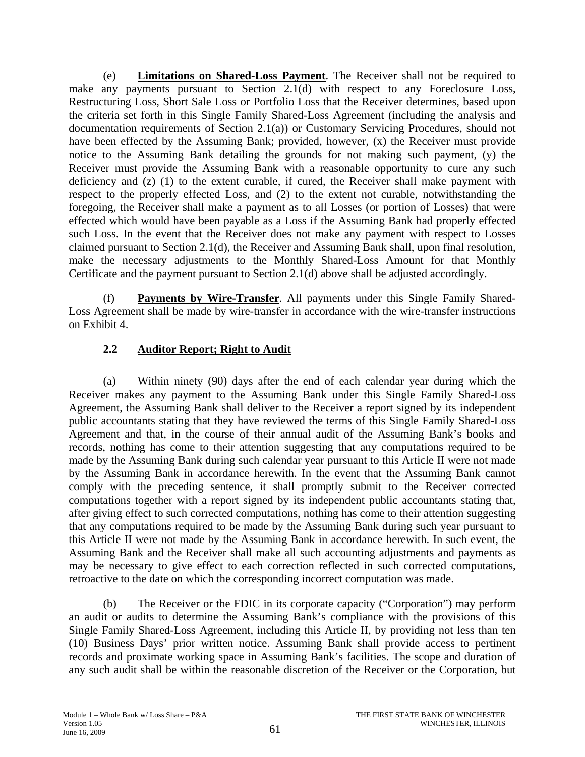(e) **Limitations on Shared-Loss Payment**. The Receiver shall not be required to make any payments pursuant to Section 2.1(d) with respect to any Foreclosure Loss, Restructuring Loss, Short Sale Loss or Portfolio Loss that the Receiver determines, based upon the criteria set forth in this Single Family Shared-Loss Agreement (including the analysis and documentation requirements of Section 2.1(a)) or Customary Servicing Procedures, should not have been effected by the Assuming Bank; provided, however, (x) the Receiver must provide notice to the Assuming Bank detailing the grounds for not making such payment, (y) the Receiver must provide the Assuming Bank with a reasonable opportunity to cure any such deficiency and (z) (1) to the extent curable, if cured, the Receiver shall make payment with respect to the properly effected Loss, and (2) to the extent not curable, notwithstanding the foregoing, the Receiver shall make a payment as to all Losses (or portion of Losses) that were effected which would have been payable as a Loss if the Assuming Bank had properly effected such Loss. In the event that the Receiver does not make any payment with respect to Losses claimed pursuant to Section 2.1(d), the Receiver and Assuming Bank shall, upon final resolution, make the necessary adjustments to the Monthly Shared-Loss Amount for that Monthly Certificate and the payment pursuant to Section 2.1(d) above shall be adjusted accordingly.

(f) **Payments by Wire-Transfer**. All payments under this Single Family Shared-Loss Agreement shall be made by wire-transfer in accordance with the wire-transfer instructions on Exhibit 4.

## 2.2 Auditor Report; Right to Audit

(a) Within ninety (90) days after the end of each calendar year during which the Receiver makes any payment to the Assuming Bank under this Single Family Shared-Loss Agreement, the Assuming Bank shall deliver to the Receiver a report signed by its independent public accountants stating that they have reviewed the terms of this Single Family Shared-Loss Agreement and that, in the course of their annual audit of the Assuming Bank's books and records, nothing has come to their attention suggesting that any computations required to be made by the Assuming Bank during such calendar year pursuant to this Article II were not made by the Assuming Bank in accordance herewith. In the event that the Assuming Bank cannot comply with the preceding sentence, it shall promptly submit to the Receiver corrected computations together with a report signed by its independent public accountants stating that, after giving effect to such corrected computations, nothing has come to their attention suggesting that any computations required to be made by the Assuming Bank during such year pursuant to this Article II were not made by the Assuming Bank in accordance herewith. In such event, the Assuming Bank and the Receiver shall make all such accounting adjustments and payments as may be necessary to give effect to each correction reflected in such corrected computations, retroactive to the date on which the corresponding incorrect computation was made.

(b) The Receiver or the FDIC in its corporate capacity ("Corporation") may perform an audit or audits to determine the Assuming Bank's compliance with the provisions of this Single Family Shared-Loss Agreement, including this Article II, by providing not less than ten (10) Business Days' prior written notice. Assuming Bank shall provide access to pertinent records and proximate working space in Assuming Bank's facilities. The scope and duration of any such audit shall be within the reasonable discretion of the Receiver or the Corporation, but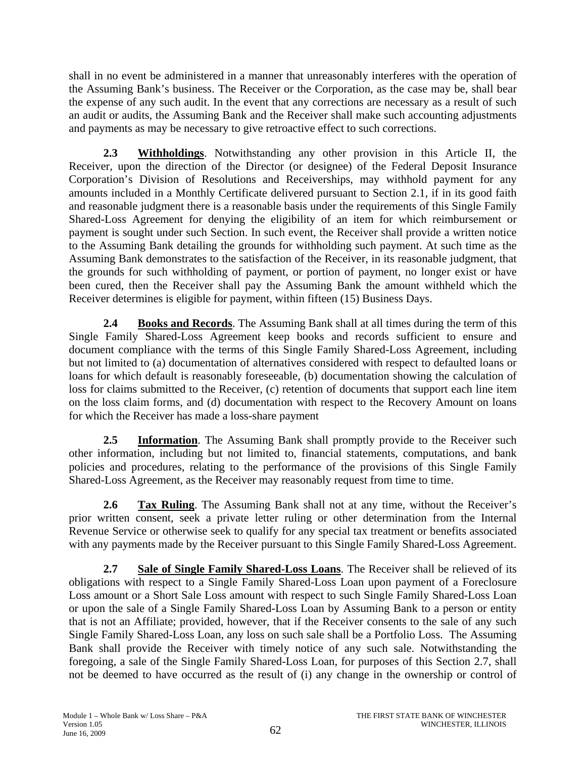shall in no event be administered in a manner that unreasonably interferes with the operation of the Assuming Bank's business. The Receiver or the Corporation, as the case may be, shall bear the expense of any such audit. In the event that any corrections are necessary as a result of such an audit or audits, the Assuming Bank and the Receiver shall make such accounting adjustments and payments as may be necessary to give retroactive effect to such corrections.

**2.3 Withholdings**. Notwithstanding any other provision in this Article II, the Receiver, upon the direction of the Director (or designee) of the Federal Deposit Insurance Corporation's Division of Resolutions and Receiverships, may withhold payment for any amounts included in a Monthly Certificate delivered pursuant to Section 2.1, if in its good faith and reasonable judgment there is a reasonable basis under the requirements of this Single Family Shared-Loss Agreement for denying the eligibility of an item for which reimbursement or payment is sought under such Section. In such event, the Receiver shall provide a written notice to the Assuming Bank detailing the grounds for withholding such payment. At such time as the Assuming Bank demonstrates to the satisfaction of the Receiver, in its reasonable judgment, that the grounds for such withholding of payment, or portion of payment, no longer exist or have been cured, then the Receiver shall pay the Assuming Bank the amount withheld which the Receiver determines is eligible for payment, within fifteen (15) Business Days.

**2.4 Books and Records**. The Assuming Bank shall at all times during the term of this Single Family Shared-Loss Agreement keep books and records sufficient to ensure and document compliance with the terms of this Single Family Shared-Loss Agreement, including but not limited to (a) documentation of alternatives considered with respect to defaulted loans or loans for which default is reasonably foreseeable, (b) documentation showing the calculation of loss for claims submitted to the Receiver, (c) retention of documents that support each line item on the loss claim forms, and (d) documentation with respect to the Recovery Amount on loans for which the Receiver has made a loss-share payment

**2.5 Information**. The Assuming Bank shall promptly provide to the Receiver such other information, including but not limited to, financial statements, computations, and bank policies and procedures, relating to the performance of the provisions of this Single Family Shared-Loss Agreement, as the Receiver may reasonably request from time to time.

**2.6 Tax Ruling**. The Assuming Bank shall not at any time, without the Receiver's prior written consent, seek a private letter ruling or other determination from the Internal Revenue Service or otherwise seek to qualify for any special tax treatment or benefits associated with any payments made by the Receiver pursuant to this Single Family Shared-Loss Agreement.

**2.7 Sale of Single Family Shared-Loss Loans**. The Receiver shall be relieved of its obligations with respect to a Single Family Shared-Loss Loan upon payment of a Foreclosure Loss amount or a Short Sale Loss amount with respect to such Single Family Shared-Loss Loan or upon the sale of a Single Family Shared-Loss Loan by Assuming Bank to a person or entity that is not an Affiliate; provided, however, that if the Receiver consents to the sale of any such Single Family Shared-Loss Loan, any loss on such sale shall be a Portfolio Loss. The Assuming Bank shall provide the Receiver with timely notice of any such sale. Notwithstanding the foregoing, a sale of the Single Family Shared-Loss Loan, for purposes of this Section 2.7, shall not be deemed to have occurred as the result of (i) any change in the ownership or control of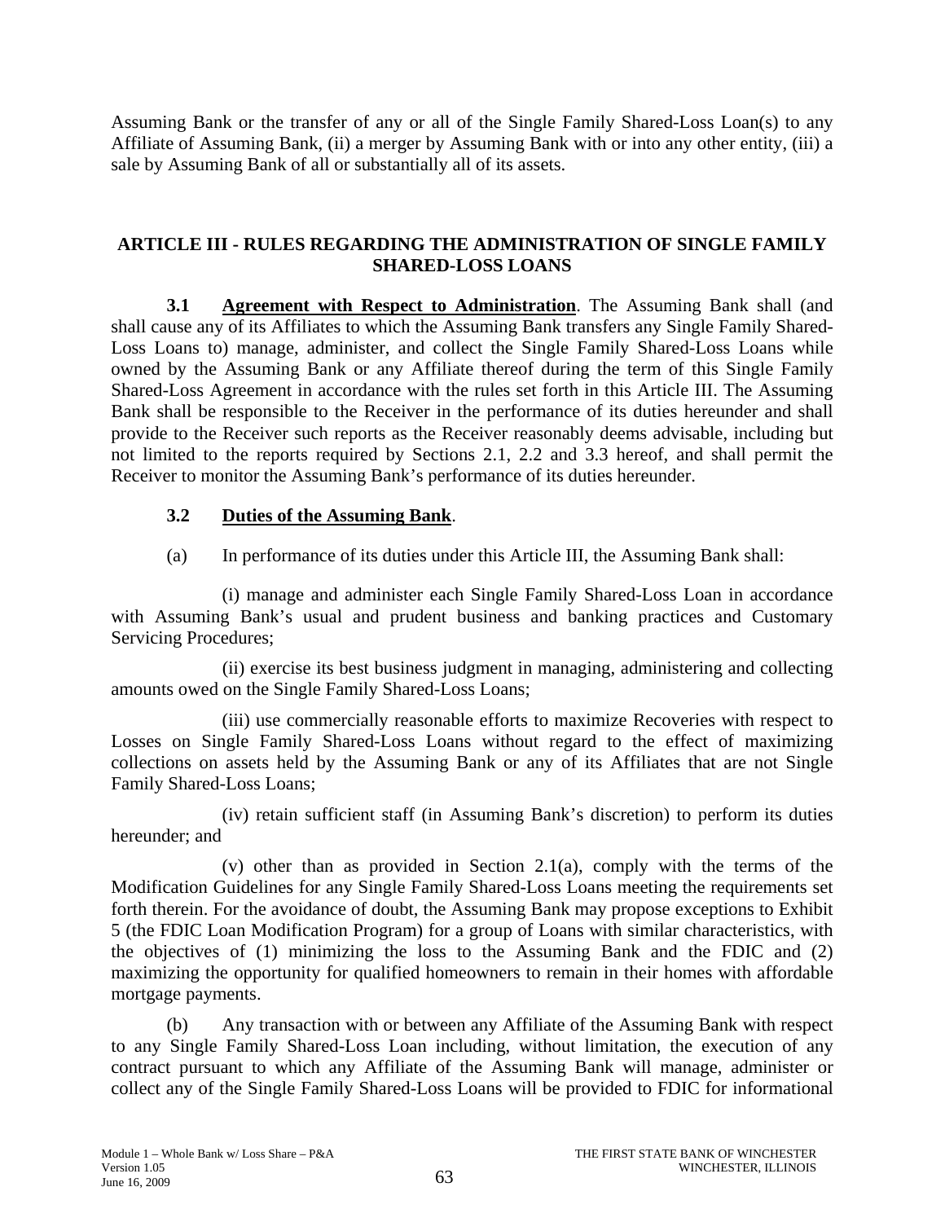Assuming Bank or the transfer of any or all of the Single Family Shared-Loss Loan(s) to any Affiliate of Assuming Bank, (ii) a merger by Assuming Bank with or into any other entity, (iii) a sale by Assuming Bank of all or substantially all of its assets.

## ARTICLE III - RULES REGARDING THE ADMINISTRATION OF SINGLE FAMILY SHARED-LOSS LOANS

**3.1 Agreement with Respect to Administration**. The Assuming Bank shall (and shall cause any of its Affiliates to which the Assuming Bank transfers any Single Family Shared-Loss Loans to) manage, administer, and collect the Single Family Shared-Loss Loans while owned by the Assuming Bank or any Affiliate thereof during the term of this Single Family Shared-Loss Agreement in accordance with the rules set forth in this Article III. The Assuming Bank shall be responsible to the Receiver in the performance of its duties hereunder and shall provide to the Receiver such reports as the Receiver reasonably deems advisable, including but not limited to the reports required by Sections 2.1, 2.2 and 3.3 hereof, and shall permit the Receiver to monitor the Assuming Bank's performance of its duties hereunder.

**3.2 Duties of the Assuming Bank**.

(a) In performance of its duties under this Article III, the Assuming Bank shall:

(i) manage and administer each Single Family Shared-Loss Loan in accordance with Assuming Bank's usual and prudent business and banking practices and Customary Servicing Procedures;

(ii) exercise its best business judgment in managing, administering and collecting amounts owed on the Single Family Shared-Loss Loans;

(iii) use commercially reasonable efforts to maximize Recoveries with respect to Losses on Single Family Shared-Loss Loans without regard to the effect of maximizing collections on assets held by the Assuming Bank or any of its Affiliates that are not Single Family Shared-Loss Loans;

(iv) retain sufficient staff (in Assuming Bank's discretion) to perform its duties hereunder; and

(v) other than as provided in Section 2.1(a), comply with the terms of the Modification Guidelines for any Single Family Shared-Loss Loans meeting the requirements set forth therein. For the avoidance of doubt, the Assuming Bank may propose exceptions to Exhibit 5 (the FDIC Loan Modification Program) for a group of Loans with similar characteristics, with the objectives of (1) minimizing the loss to the Assuming Bank and the FDIC and (2) maximizing the opportunity for qualified homeowners to remain in their homes with affordable mortgage payments.

(b) Any transaction with or between any Affiliate of the Assuming Bank with respect to any Single Family Shared-Loss Loan including, without limitation, the execution of any contract pursuant to which any Affiliate of the Assuming Bank will manage, administer or collect any of the Single Family Shared-Loss Loans will be provided to FDIC for informational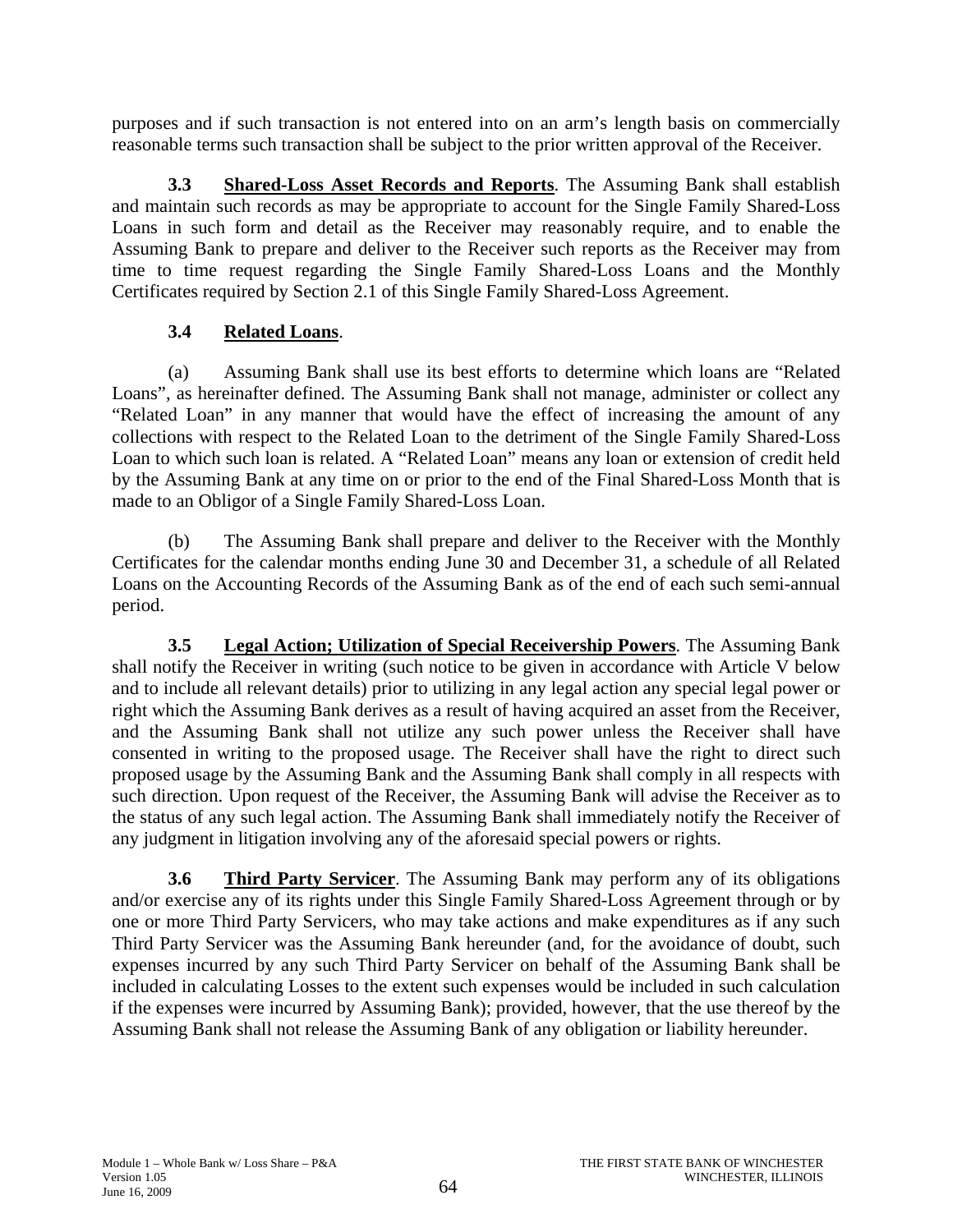purposes and if such transaction is not entered into on an arm's length basis on commercially reasonable terms such transaction shall be subject to the prior written approval of the Receiver.

**3.3 Shared-Loss Asset Records and Reports**. The Assuming Bank shall establish and maintain such records as may be appropriate to account for the Single Family Shared-Loss Loans in such form and detail as the Receiver may reasonably require, and to enable the Assuming Bank to prepare and deliver to the Receiver such reports as the Receiver may from time to time request regarding the Single Family Shared-Loss Loans and the Monthly Certificates required by Section 2.1 of this Single Family Shared-Loss Agreement.

**3.4 Related Loans**.

(a) Assuming Bank shall use its best efforts to determine which loans are "Related Loans", as hereinafter defined. The Assuming Bank shall not manage, administer or collect any "Related Loan" in any manner that would have the effect of increasing the amount of any collections with respect to the Related Loan to the detriment of the Single Family Shared-Loss Loan to which such loan is related. A "Related Loan" means any loan or extension of credit held by the Assuming Bank at any time on or prior to the end of the Final Shared-Loss Month that is made to an Obligor of a Single Family Shared-Loss Loan.

(b) The Assuming Bank shall prepare and deliver to the Receiver with the Monthly Certificates for the calendar months ending June 30 and December 31, a schedule of all Related Loans on the Accounting Records of the Assuming Bank as of the end of each such semi-annual period.

**3.5 Legal Action; Utilization of Special Receivership Powers**. The Assuming Bank shall notify the Receiver in writing (such notice to be given in accordance with Article V below and to include all relevant details) prior to utilizing in any legal action any special legal power or right which the Assuming Bank derives as a result of having acquired an asset from the Receiver, and the Assuming Bank shall not utilize any such power unless the Receiver shall have consented in writing to the proposed usage. The Receiver shall have the right to direct such proposed usage by the Assuming Bank and the Assuming Bank shall comply in all respects with such direction. Upon request of the Receiver, the Assuming Bank will advise the Receiver as to the status of any such legal action. The Assuming Bank shall immediately notify the Receiver of any judgment in litigation involving any of the aforesaid special powers or rights.

**3.6 Third Party Servicer**. The Assuming Bank may perform any of its obligations and/or exercise any of its rights under this Single Family Shared-Loss Agreement through or by one or more Third Party Servicers, who may take actions and make expenditures as if any such Third Party Servicer was the Assuming Bank hereunder (and, for the avoidance of doubt, such expenses incurred by any such Third Party Servicer on behalf of the Assuming Bank shall be included in calculating Losses to the extent such expenses would be included in such calculation if the expenses were incurred by Assuming Bank); provided, however, that the use thereof by the Assuming Bank shall not release the Assuming Bank of any obligation or liability hereunder.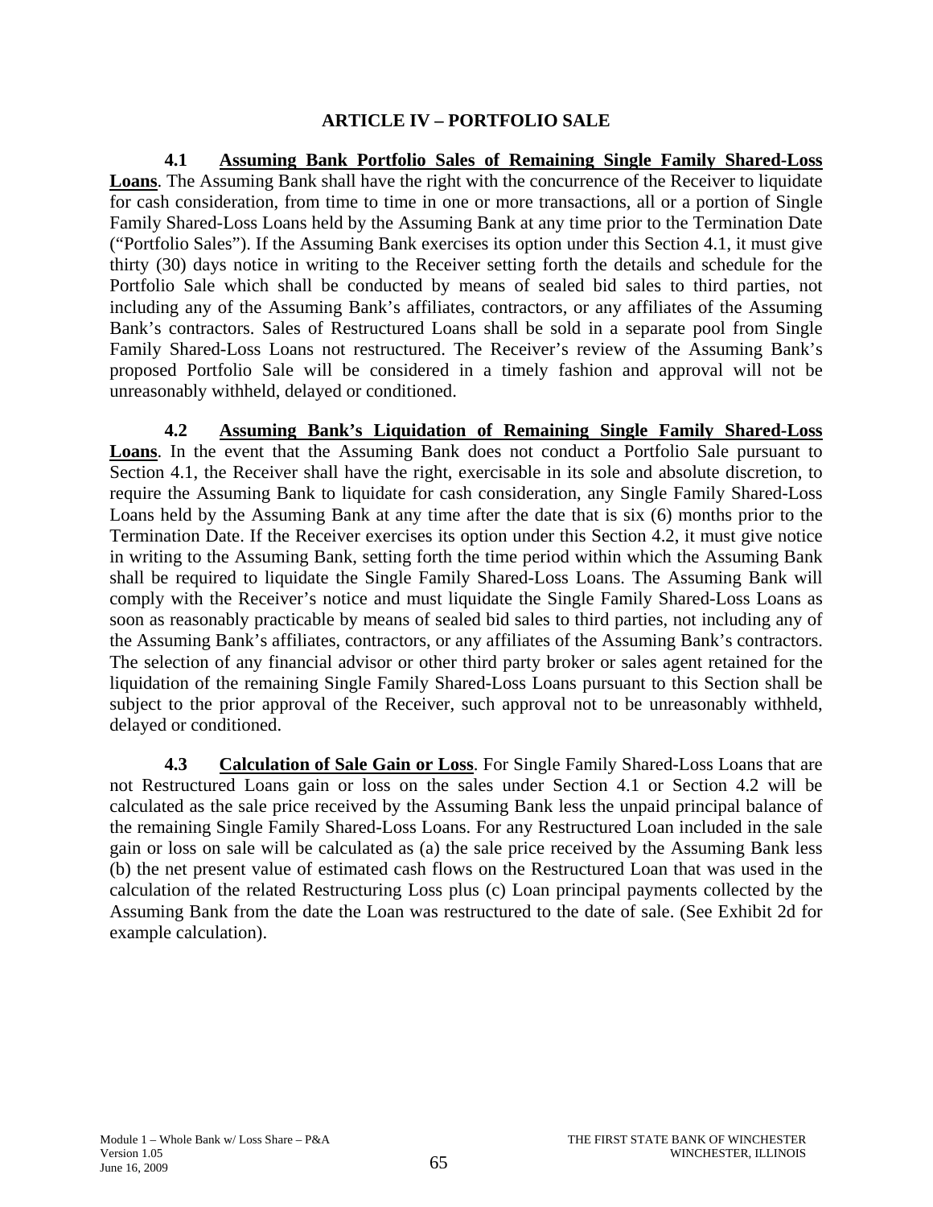## ARTICLE IV – PORTFOLIO SALE

**4.1 <u>Assuming Bank Portfolio Sales of Remaining Single Family Shared-Loss Loans</u>**. The Assuming Bank shall have the right with the concurrence of the Receiver to liquidate for cash consideration, from time to time in one or more transactions, all or a portion of Single Family Shared-Loss Loans held by the Assuming Bank at any time prior to the Termination Date ("Portfolio Sales"). If the Assuming Bank exercises its option under this Section 4.1, it must give thirty (30) days notice in writing to the Receiver setting forth the details and schedule for the Portfolio Sale which shall be conducted by means of sealed bid sales to third parties, not including any of the Assuming Bank's affiliates, contractors, or any affiliates of the Assuming Bank's contractors. Sales of Restructured Loans shall be sold in a separate pool from Single Family Shared-Loss Loans not restructured. The Receiver's review of the Assuming Bank's proposed Portfolio Sale will be considered in a timely fashion and approval will not be unreasonably withheld, delayed or conditioned.

**4.2 <u>Assuming Bank's Liquidation of Remaining Single Family Shared-Loss Loans</u>**. In the event that the Assuming Bank does not conduct a Portfolio Sale pursuant to Section 4.1, the Receiver shall have the right, exercisable in its sole and absolute discretion, to require the Assuming Bank to liquidate for cash consideration, any Single Family Shared-Loss Loans held by the Assuming Bank at any time after the date that is six (6) months prior to the Termination Date. If the Receiver exercises its option under this Section 4.2, it must give notice in writing to the Assuming Bank, setting forth the time period within which the Assuming Bank shall be required to liquidate the Single Family Shared-Loss Loans. The Assuming Bank will comply with the Receiver's notice and must liquidate the Single Family Shared-Loss Loans as soon as reasonably practicable by means of sealed bid sales to third parties, not including any of the Assuming Bank's affiliates, contractors, or any affiliates of the Assuming Bank's contractors. The selection of any financial advisor or other third party broker or sales agent retained for the liquidation of the remaining Single Family Shared-Loss Loans pursuant to this Section shall be subject to the prior approval of the Receiver, such approval not to be unreasonably withheld, delayed or conditioned.

**4.3 <u>Calculation of Sale Gain or Loss</u>**. For Single Family Shared-Loss Loans that are not Restructured Loans gain or loss on the sales under Section 4.1 or Section 4.2 will be calculated as the sale price received by the Assuming Bank less the unpaid principal balance of the remaining Single Family Shared-Loss Loans. For any Restructured Loan included in the sale gain or loss on sale will be calculated as (a) the sale price received by the Assuming Bank less (b) the net present value of estimated cash flows on the Restructured Loan that was used in the calculation of the related Restructuring Loss plus (c) Loan principal payments collected by the Assuming Bank from the date the Loan was restructured to the date of sale. (See Exhibit 2d for example calculation).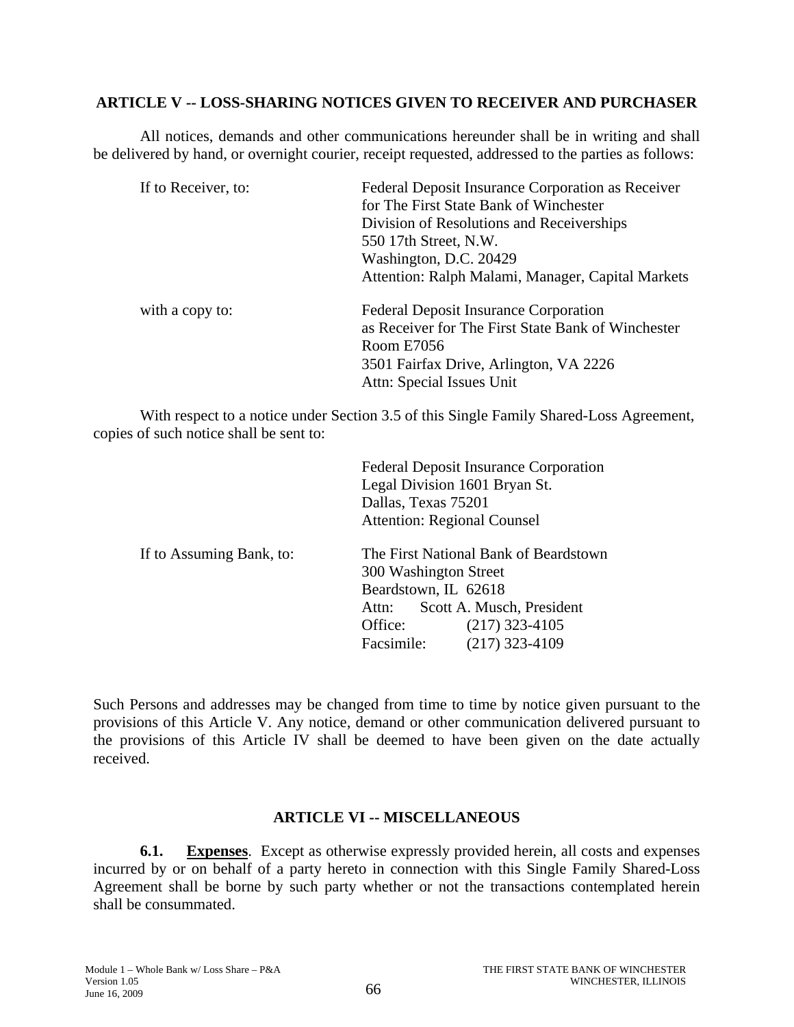## ARTICLE V -- LOSS-SHARING NOTICES GIVEN TO RECEIVER AND PURCHASER

All notices, demands and other communications hereunder shall be in writing and shall be delivered by hand, or overnight courier, receipt requested, addressed to the parties as follows:

If to Receiver, to:

Federal Deposit Insurance Corporation as Receiver  
for The First State Bank of Winchester  
Division of Resolutions and Receiverships  
550 17th Street, N.W.  
Washington, D.C. 20429  
Attention: Ralph Malami, Manager, Capital Markets

with a copy to:

Federal Deposit Insurance Corporation  
as Receiver for The First State Bank of Winchester  
Room E7056  
3501 Fairfax Drive, Arlington, VA 2226  
Attn: Special Issues Unit

With respect to a notice under Section 3.5 of this Single Family Shared-Loss Agreement, copies of such notice shall be sent to:

Federal Deposit Insurance Corporation  
Legal Division 1601 Bryan St.  
Dallas, Texas 75201  
Attention: Regional Counsel

If to Assuming Bank, to:

The First National Bank of Beardstown  
300 Washington Street  
Beardstown, IL 62618  
Attn: Scott A. Musch, President  
Office: (217) 323-4105  
Facsimile: (217) 323-4109

Such Persons and addresses may be changed from time to time by notice given pursuant to the provisions of this Article V. Any notice, demand or other communication delivered pursuant to the provisions of this Article IV shall be deemed to have been given on the date actually received.

## ARTICLE VI -- MISCELLANEOUS

**6.1. Expenses**. Except as otherwise expressly provided herein, all costs and expenses incurred by or on behalf of a party hereto in connection with this Single Family Shared-Loss Agreement shall be borne by such party whether or not the transactions contemplated herein shall be consummated.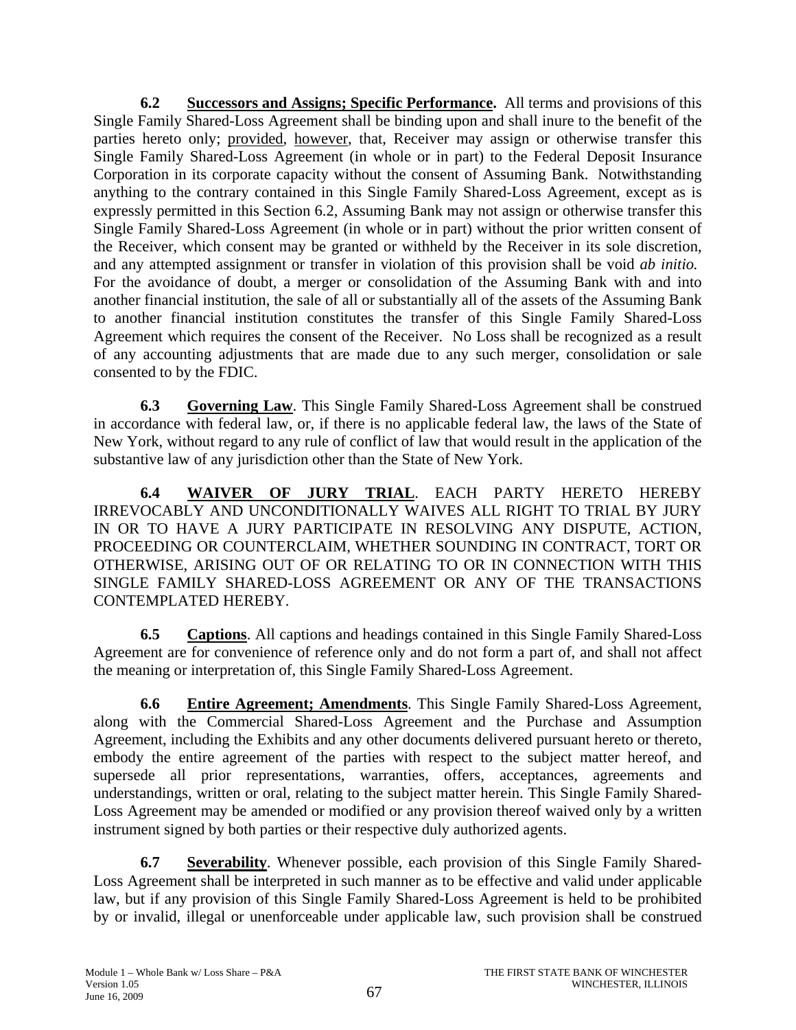**6.2 Successors and Assigns; Specific Performance.** All terms and provisions of this Single Family Shared-Loss Agreement shall be binding upon and shall inure to the benefit of the parties hereto only; provided, however, that, Receiver may assign or otherwise transfer this Single Family Shared-Loss Agreement (in whole or in part) to the Federal Deposit Insurance Corporation in its corporate capacity without the consent of Assuming Bank. Notwithstanding anything to the contrary contained in this Single Family Shared-Loss Agreement, except as is expressly permitted in this Section 6.2, Assuming Bank may not assign or otherwise transfer this Single Family Shared-Loss Agreement (in whole or in part) without the prior written consent of the Receiver, which consent may be granted or withheld by the Receiver in its sole discretion, and any attempted assignment or transfer in violation of this provision shall be void *ab initio.* For the avoidance of doubt, a merger or consolidation of the Assuming Bank with and into another financial institution, the sale of all or substantially all of the assets of the Assuming Bank to another financial institution constitutes the transfer of this Single Family Shared-Loss Agreement which requires the consent of the Receiver. No Loss shall be recognized as a result of any accounting adjustments that are made due to any such merger, consolidation or sale consented to by the FDIC.

**6.3 Governing Law**. This Single Family Shared-Loss Agreement shall be construed in accordance with federal law, or, if there is no applicable federal law, the laws of the State of New York, without regard to any rule of conflict of law that would result in the application of the substantive law of any jurisdiction other than the State of New York.

**6.4 WAIVER OF JURY TRIAL**. EACH PARTY HERETO HEREBY IRREVOCABLY AND UNCONDITIONALLY WAIVES ALL RIGHT TO TRIAL BY JURY IN OR TO HAVE A JURY PARTICIPATE IN RESOLVING ANY DISPUTE, ACTION, PROCEEDING OR COUNTERCLAIM, WHETHER SOUNDING IN CONTRACT, TORT OR OTHERWISE, ARISING OUT OF OR RELATING TO OR IN CONNECTION WITH THIS SINGLE FAMILY SHARED-LOSS AGREEMENT OR ANY OF THE TRANSACTIONS CONTEMPLATED HEREBY.

**6.5 Captions**. All captions and headings contained in this Single Family Shared-Loss Agreement are for convenience of reference only and do not form a part of, and shall not affect the meaning or interpretation of, this Single Family Shared-Loss Agreement.

**6.6 Entire Agreement; Amendments**. This Single Family Shared-Loss Agreement, along with the Commercial Shared-Loss Agreement and the Purchase and Assumption Agreement, including the Exhibits and any other documents delivered pursuant hereto or thereto, embody the entire agreement of the parties with respect to the subject matter hereof, and supersede all prior representations, warranties, offers, acceptances, agreements and understandings, written or oral, relating to the subject matter herein. This Single Family Shared-Loss Agreement may be amended or modified or any provision thereof waived only by a written instrument signed by both parties or their respective duly authorized agents.

**6.7 Severability**. Whenever possible, each provision of this Single Family Shared-Loss Agreement shall be interpreted in such manner as to be effective and valid under applicable law, but if any provision of this Single Family Shared-Loss Agreement is held to be prohibited by or invalid, illegal or unenforceable under applicable law, such provision shall be construed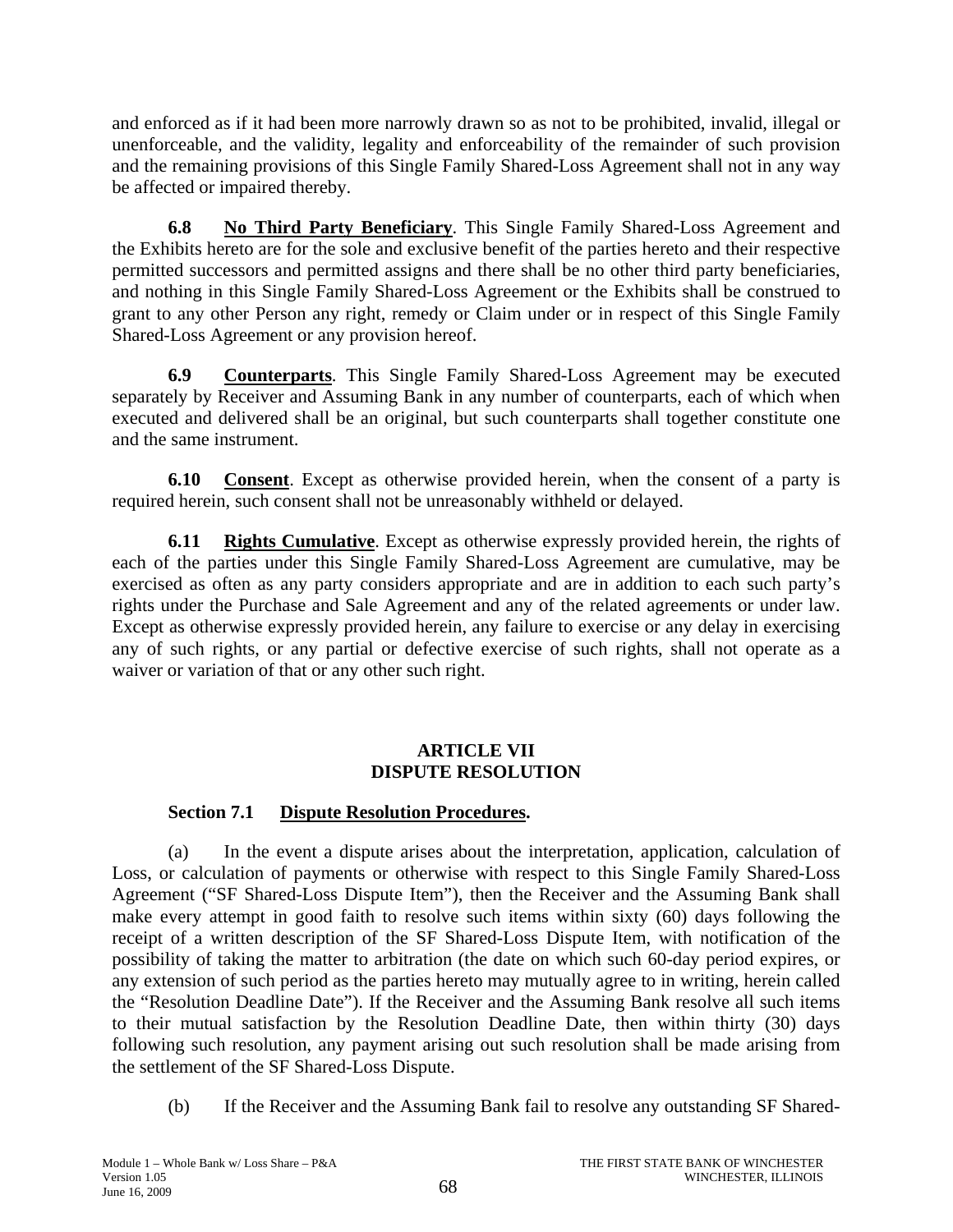and enforced as if it had been more narrowly drawn so as not to be prohibited, invalid, illegal or unenforceable, and the validity, legality and enforceability of the remainder of such provision and the remaining provisions of this Single Family Shared-Loss Agreement shall not in any way be affected or impaired thereby.

**6.8 No Third Party Beneficiary**. This Single Family Shared-Loss Agreement and the Exhibits hereto are for the sole and exclusive benefit of the parties hereto and their respective permitted successors and permitted assigns and there shall be no other third party beneficiaries, and nothing in this Single Family Shared-Loss Agreement or the Exhibits shall be construed to grant to any other Person any right, remedy or Claim under or in respect of this Single Family Shared-Loss Agreement or any provision hereof.

**6.9 Counterparts**. This Single Family Shared-Loss Agreement may be executed separately by Receiver and Assuming Bank in any number of counterparts, each of which when executed and delivered shall be an original, but such counterparts shall together constitute one and the same instrument.

**6.10 Consent**. Except as otherwise provided herein, when the consent of a party is required herein, such consent shall not be unreasonably withheld or delayed.

**6.11 Rights Cumulative**. Except as otherwise expressly provided herein, the rights of each of the parties under this Single Family Shared-Loss Agreement are cumulative, may be exercised as often as any party considers appropriate and are in addition to each such party's rights under the Purchase and Sale Agreement and any of the related agreements or under law. Except as otherwise expressly provided herein, any failure to exercise or any delay in exercising any of such rights, or any partial or defective exercise of such rights, shall not operate as a waiver or variation of that or any other such right.

## ARTICLE VII
## DISPUTE RESOLUTION

**Section 7.1 Dispute Resolution Procedures.**

(a) In the event a dispute arises about the interpretation, application, calculation of Loss, or calculation of payments or otherwise with respect to this Single Family Shared-Loss Agreement ("SF Shared-Loss Dispute Item"), then the Receiver and the Assuming Bank shall make every attempt in good faith to resolve such items within sixty (60) days following the receipt of a written description of the SF Shared-Loss Dispute Item, with notification of the possibility of taking the matter to arbitration (the date on which such 60-day period expires, or any extension of such period as the parties hereto may mutually agree to in writing, herein called the "Resolution Deadline Date"). If the Receiver and the Assuming Bank resolve all such items to their mutual satisfaction by the Resolution Deadline Date, then within thirty (30) days following such resolution, any payment arising out such resolution shall be made arising from the settlement of the SF Shared-Loss Dispute.

(b) If the Receiver and the Assuming Bank fail to resolve any outstanding SF Shared-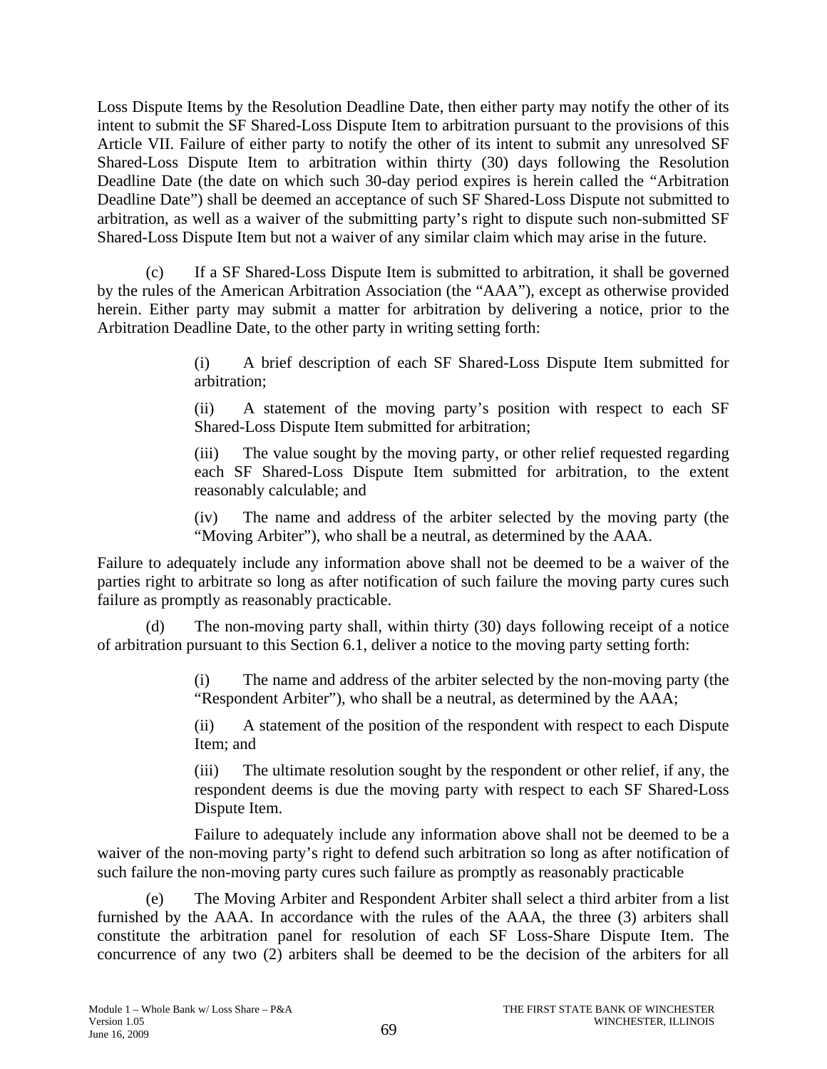Loss Dispute Items by the Resolution Deadline Date, then either party may notify the other of its intent to submit the SF Shared-Loss Dispute Item to arbitration pursuant to the provisions of this Article VII. Failure of either party to notify the other of its intent to submit any unresolved SF Shared-Loss Dispute Item to arbitration within thirty (30) days following the Resolution Deadline Date (the date on which such 30-day period expires is herein called the "Arbitration Deadline Date") shall be deemed an acceptance of such SF Shared-Loss Dispute not submitted to arbitration, as well as a waiver of the submitting party's right to dispute such non-submitted SF Shared-Loss Dispute Item but not a waiver of any similar claim which may arise in the future.

(c) If a SF Shared-Loss Dispute Item is submitted to arbitration, it shall be governed by the rules of the American Arbitration Association (the "AAA"), except as otherwise provided herein. Either party may submit a matter for arbitration by delivering a notice, prior to the Arbitration Deadline Date, to the other party in writing setting forth:

> (i) A brief description of each SF Shared-Loss Dispute Item submitted for arbitration;
>
> (ii) A statement of the moving party's position with respect to each SF Shared-Loss Dispute Item submitted for arbitration;
>
> (iii) The value sought by the moving party, or other relief requested regarding each SF Shared-Loss Dispute Item submitted for arbitration, to the extent reasonably calculable; and
>
> (iv) The name and address of the arbiter selected by the moving party (the "Moving Arbiter"), who shall be a neutral, as determined by the AAA.

Failure to adequately include any information above shall not be deemed to be a waiver of the parties right to arbitrate so long as after notification of such failure the moving party cures such failure as promptly as reasonably practicable.

(d) The non-moving party shall, within thirty (30) days following receipt of a notice of arbitration pursuant to this Section 6.1, deliver a notice to the moving party setting forth:

> (i) The name and address of the arbiter selected by the non-moving party (the "Respondent Arbiter"), who shall be a neutral, as determined by the AAA;
>
> (ii) A statement of the position of the respondent with respect to each Dispute Item; and
>
> (iii) The ultimate resolution sought by the respondent or other relief, if any, the respondent deems is due the moving party with respect to each SF Shared-Loss Dispute Item.

Failure to adequately include any information above shall not be deemed to be a waiver of the non-moving party's right to defend such arbitration so long as after notification of such failure the non-moving party cures such failure as promptly as reasonably practicable

(e) The Moving Arbiter and Respondent Arbiter shall select a third arbiter from a list furnished by the AAA. In accordance with the rules of the AAA, the three (3) arbiters shall constitute the arbitration panel for resolution of each SF Loss-Share Dispute Item. The concurrence of any two (2) arbiters shall be deemed to be the decision of the arbiters for all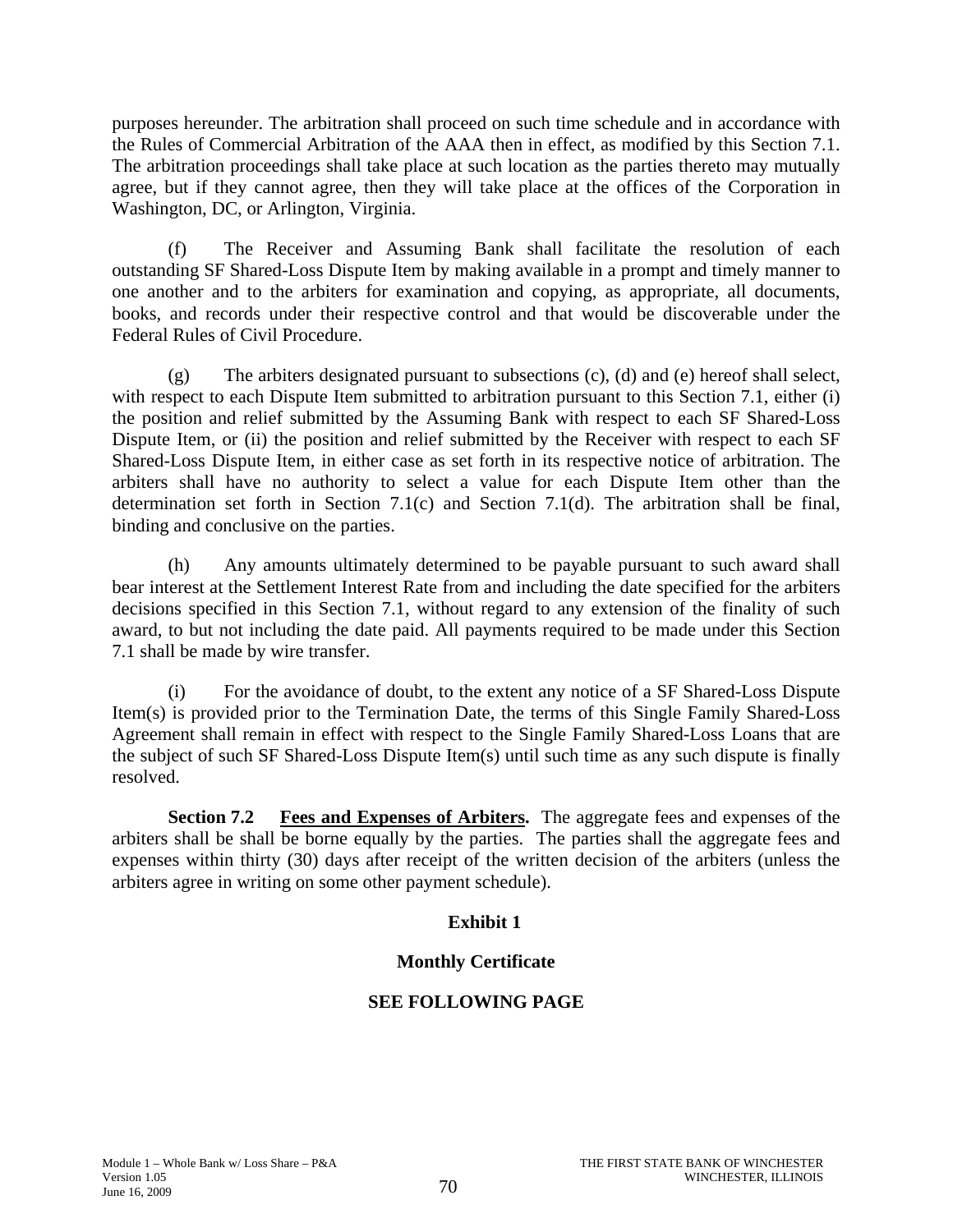purposes hereunder. The arbitration shall proceed on such time schedule and in accordance with the Rules of Commercial Arbitration of the AAA then in effect, as modified by this Section 7.1. The arbitration proceedings shall take place at such location as the parties thereto may mutually agree, but if they cannot agree, then they will take place at the offices of the Corporation in Washington, DC, or Arlington, Virginia.

(f) The Receiver and Assuming Bank shall facilitate the resolution of each outstanding SF Shared-Loss Dispute Item by making available in a prompt and timely manner to one another and to the arbiters for examination and copying, as appropriate, all documents, books, and records under their respective control and that would be discoverable under the Federal Rules of Civil Procedure.

(g) The arbiters designated pursuant to subsections (c), (d) and (e) hereof shall select, with respect to each Dispute Item submitted to arbitration pursuant to this Section 7.1, either (i) the position and relief submitted by the Assuming Bank with respect to each SF Shared-Loss Dispute Item, or (ii) the position and relief submitted by the Receiver with respect to each SF Shared-Loss Dispute Item, in either case as set forth in its respective notice of arbitration. The arbiters shall have no authority to select a value for each Dispute Item other than the determination set forth in Section 7.1(c) and Section 7.1(d). The arbitration shall be final, binding and conclusive on the parties.

(h) Any amounts ultimately determined to be payable pursuant to such award shall bear interest at the Settlement Interest Rate from and including the date specified for the arbiters decisions specified in this Section 7.1, without regard to any extension of the finality of such award, to but not including the date paid. All payments required to be made under this Section 7.1 shall be made by wire transfer.

(i) For the avoidance of doubt, to the extent any notice of a SF Shared-Loss Dispute Item(s) is provided prior to the Termination Date, the terms of this Single Family Shared-Loss Agreement shall remain in effect with respect to the Single Family Shared-Loss Loans that are the subject of such SF Shared-Loss Dispute Item(s) until such time as any such dispute is finally resolved.

**Section 7.2 <u>Fees and Expenses of Arbiters</u>.** The aggregate fees and expenses of the arbiters shall be shall be borne equally by the parties. The parties shall the aggregate fees and expenses within thirty (30) days after receipt of the written decision of the arbiters (unless the arbiters agree in writing on some other payment schedule).

**Exhibit 1**

**Monthly Certificate**

**SEE FOLLOWING PAGE**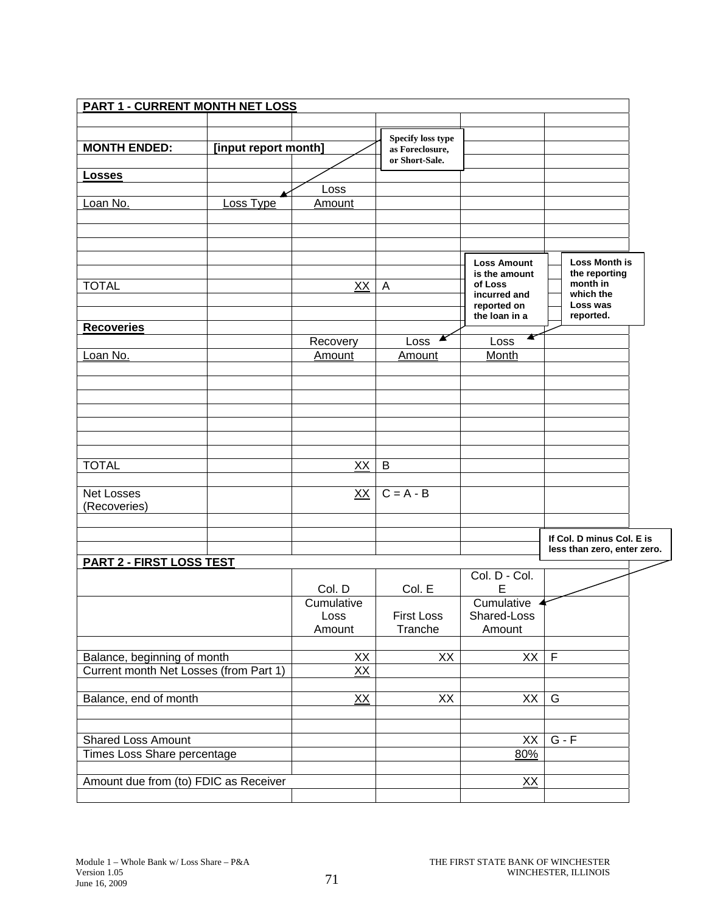## PART 1 - CURRENT MONTH NET LOSS

**MONTH ENDED:** **[input report month]**

> Specify loss type as Foreclosure, or Short-Sale.

### Losses

| Loan No. | Loss Type | Loss Amount | |
|---|---|---|---|
| | | | |
| | | | |
| | | | |
| | | | |
| TOTAL | | XX | A |

> Loss Amount is the amount of Loss incurred and reported on the loan in a

> Loss Month is the reporting month in which the Loss was reported.

### Recoveries

| Loan No. | Recovery Amount | Loss Amount | Loss Month |
|---|---|---|---|
| | | | |
| | | | |
| | | | |
| | | | |
| | | | |
| | | | |
| | | | |
| TOTAL | XX | B | |
| | | | |
| Net Losses (Recoveries) | XX | C = A - B | |

> If Col. D minus Col. E is less than zero, enter zero.

## PART 2 - FIRST LOSS TEST

| | Col. D | Col. E | Col. D - Col. E | |
|---|---|---|---|---|
| | Cumulative Loss Amount | First Loss Tranche | Cumulative Shared-Loss Amount | |
| | | | | |
| Balance, beginning of month | XX | XX | XX | F |
| Current month Net Losses (from Part 1) | XX | | | |
| | | | | |
| Balance, end of month | XX | XX | XX | G |
| | | | | |
| | | | | |
| Shared Loss Amount | | | XX | G - F |
| Times Loss Share percentage | | | 80% | |
| | | | | |
| Amount due from (to) FDIC as Receiver | | | XX | |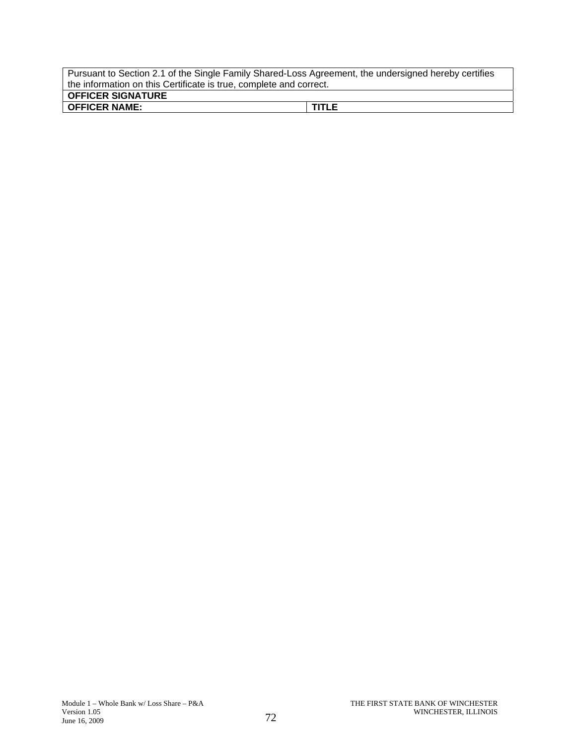| Pursuant to Section 2.1 of the Single Family Shared-Loss Agreement, the undersigned hereby certifies the information on this Certificate is true, complete and correct. | |
|---|---|
| **OFFICER SIGNATURE** | |
| **OFFICER NAME:** | **TITLE** |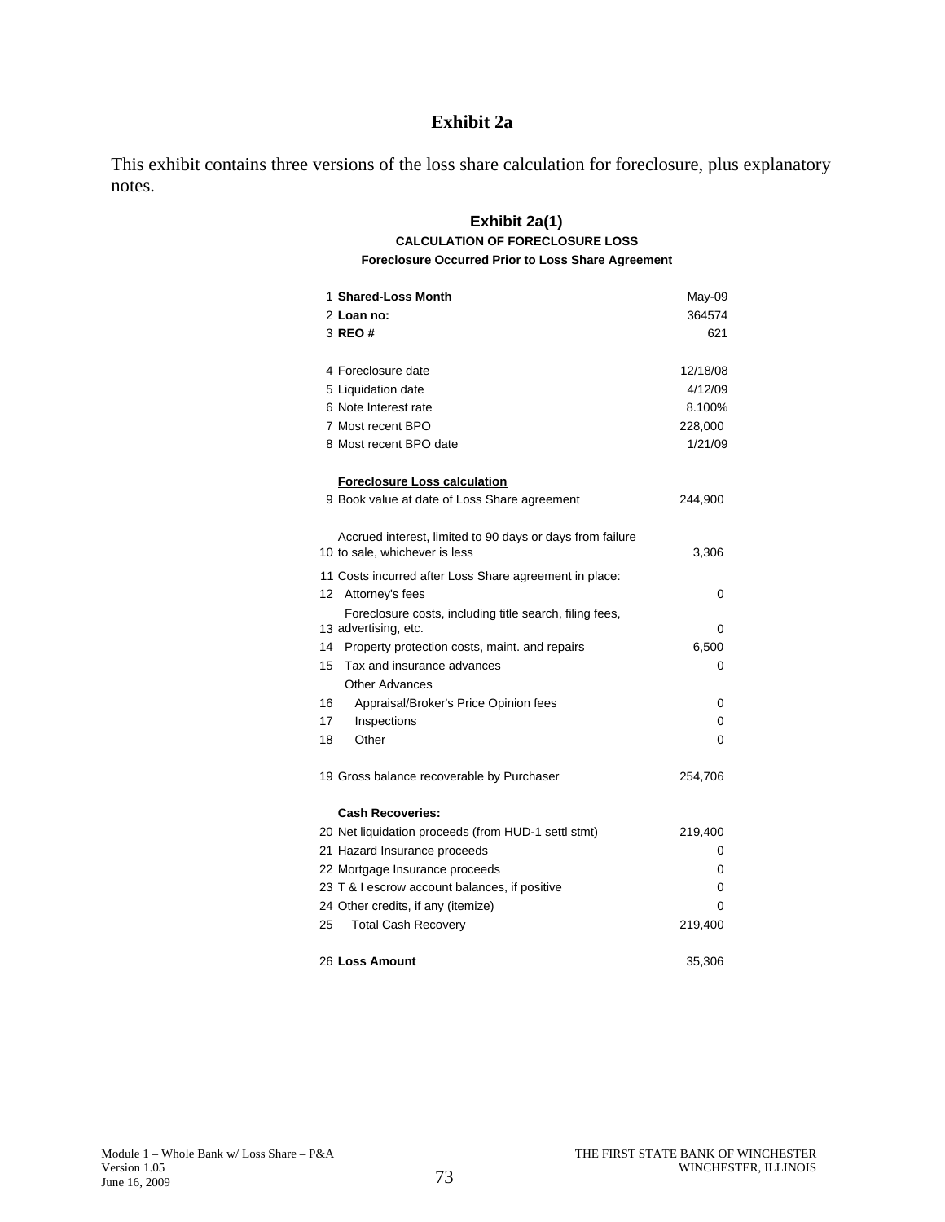# Exhibit 2a

This exhibit contains three versions of the loss share calculation for foreclosure, plus explanatory notes.

## Exhibit 2a(1)

### CALCULATION OF FORECLOSURE LOSS

**Foreclosure Occurred Prior to Loss Share Agreement**

| # | Item | Value |
|---|---|---|
| 1 | **Shared-Loss Month** | May-09 |
| 2 | **Loan no:** | 364574 |
| 3 | **REO #** | 621 |
| | | |
| 4 | Foreclosure date | 12/18/08 |
| 5 | Liquidation date | 4/12/09 |
| 6 | Note Interest rate | 8.100% |
| 7 | Most recent BPO | 228,000 |
| 8 | Most recent BPO date | 1/21/09 |
| | | |
| | **Foreclosure Loss calculation** | |
| 9 | Book value at date of Loss Share agreement | 244,900 |
| | | |
| 10 | Accrued interest, limited to 90 days or days from failure to sale, whichever is less | 3,306 |
| 11 | Costs incurred after Loss Share agreement in place: | |
| 12 | Attorney's fees | 0 |
| 13 | Foreclosure costs, including title search, filing fees, advertising, etc. | 0 |
| 14 | Property protection costs, maint. and repairs | 6,500 |
| 15 | Tax and insurance advances | 0 |
| | Other Advances | |
| 16 | Appraisal/Broker's Price Opinion fees | 0 |
| 17 | Inspections | 0 |
| 18 | Other | 0 |
| | | |
| 19 | Gross balance recoverable by Purchaser | 254,706 |
| | | |
| | **Cash Recoveries:** | |
| 20 | Net liquidation proceeds (from HUD-1 settl stmt) | 219,400 |
| 21 | Hazard Insurance proceeds | 0 |
| 22 | Mortgage Insurance proceeds | 0 |
| 23 | T & I escrow account balances, if positive | 0 |
| 24 | Other credits, if any (itemize) | 0 |
| 25 | Total Cash Recovery | 219,400 |
| | | |
| 26 | **Loss Amount** | 35,306 |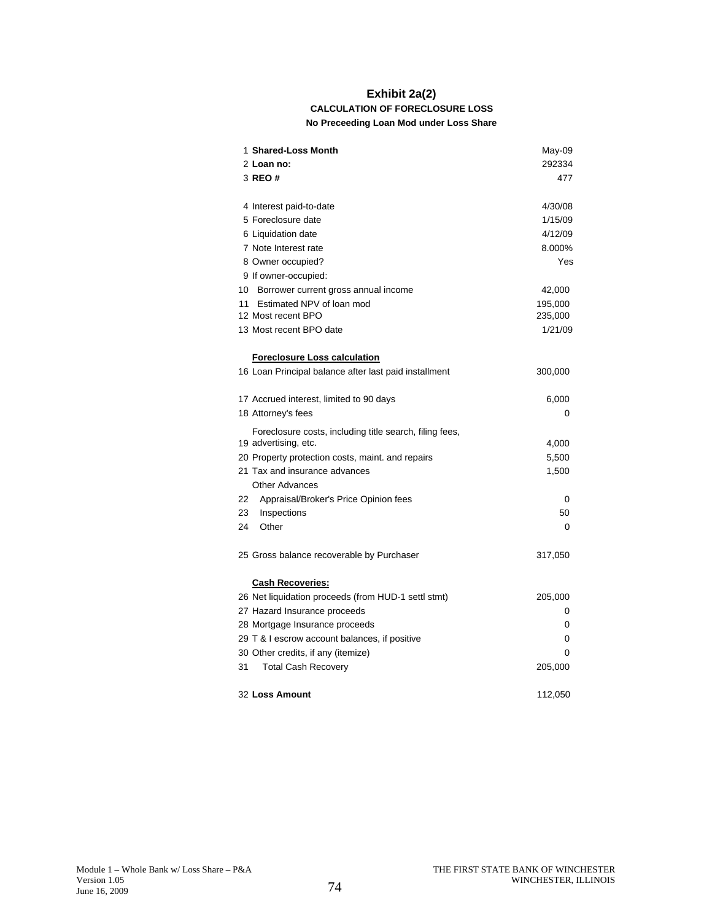# Exhibit 2a(2)

### CALCULATION OF FORECLOSURE LOSS

### No Preceeding Loan Mod under Loss Share

| | | |
|---|---|---|
| 1 | **Shared-Loss Month** | May-09 |
| 2 | **Loan no:** | 292334 |
| 3 | **REO #** | 477 |
| | | |
| 4 | Interest paid-to-date | 4/30/08 |
| 5 | Foreclosure date | 1/15/09 |
| 6 | Liquidation date | 4/12/09 |
| 7 | Note Interest rate | 8.000% |
| 8 | Owner occupied? | Yes |
| 9 | If owner-occupied: | |
| 10 | Borrower current gross annual income | 42,000 |
| 11 | Estimated NPV of loan mod | 195,000 |
| 12 | Most recent BPO | 235,000 |
| 13 | Most recent BPO date | 1/21/09 |
| | | |
| | **Foreclosure Loss calculation** | |
| 16 | Loan Principal balance after last paid installment | 300,000 |
| | | |
| 17 | Accrued interest, limited to 90 days | 6,000 |
| 18 | Attorney's fees | 0 |
| 19 | Foreclosure costs, including title search, filing fees, advertising, etc. | 4,000 |
| 20 | Property protection costs, maint. and repairs | 5,500 |
| 21 | Tax and insurance advances | 1,500 |
| | Other Advances | |
| 22 | Appraisal/Broker's Price Opinion fees | 0 |
| 23 | Inspections | 50 |
| 24 | Other | 0 |
| | | |
| 25 | Gross balance recoverable by Purchaser | 317,050 |
| | | |
| | **Cash Recoveries:** | |
| 26 | Net liquidation proceeds (from HUD-1 settl stmt) | 205,000 |
| 27 | Hazard Insurance proceeds | 0 |
| 28 | Mortgage Insurance proceeds | 0 |
| 29 | T & I escrow account balances, if positive | 0 |
| 30 | Other credits, if any (itemize) | 0 |
| 31 | Total Cash Recovery | 205,000 |
| | | |
| 32 | **Loss Amount** | 112,050 |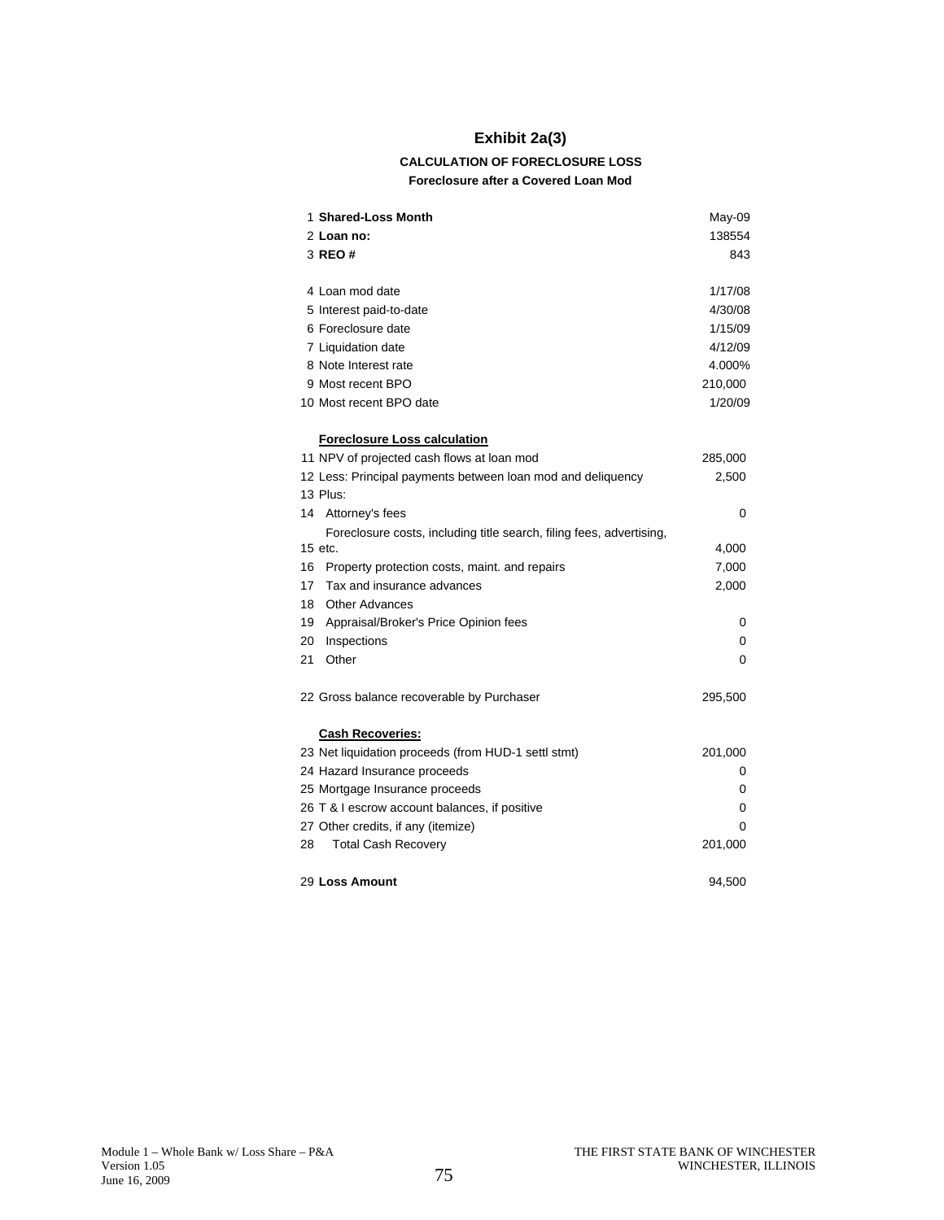# Exhibit 2a(3)

**CALCULATION OF FORECLOSURE LOSS**

**Foreclosure after a Covered Loan Mod**

| | | |
|---|---|---|
| 1 | **Shared-Loss Month** | May-09 |
| 2 | **Loan no:** | 138554 |
| 3 | **REO #** | 843 |
| | | |
| 4 | Loan mod date | 1/17/08 |
| 5 | Interest paid-to-date | 4/30/08 |
| 6 | Foreclosure date | 1/15/09 |
| 7 | Liquidation date | 4/12/09 |
| 8 | Note Interest rate | 4.000% |
| 9 | Most recent BPO | 210,000 |
| 10 | Most recent BPO date | 1/20/09 |
| | | |
| | **Foreclosure Loss calculation** | |
| 11 | NPV of projected cash flows at loan mod | 285,000 |
| 12 | Less: Principal payments between loan mod and deliquency | 2,500 |
| 13 | Plus: | |
| 14 | Attorney's fees | 0 |
| 15 | Foreclosure costs, including title search, filing fees, advertising, etc. | 4,000 |
| 16 | Property protection costs, maint. and repairs | 7,000 |
| 17 | Tax and insurance advances | 2,000 |
| 18 | Other Advances | |
| 19 | Appraisal/Broker's Price Opinion fees | 0 |
| 20 | Inspections | 0 |
| 21 | Other | 0 |
| | | |
| 22 | Gross balance recoverable by Purchaser | 295,500 |
| | | |
| | **Cash Recoveries:** | |
| 23 | Net liquidation proceeds (from HUD-1 settl stmt) | 201,000 |
| 24 | Hazard Insurance proceeds | 0 |
| 25 | Mortgage Insurance proceeds | 0 |
| 26 | T & I escrow account balances, if positive | 0 |
| 27 | Other credits, if any (itemize) | 0 |
| 28 | Total Cash Recovery | 201,000 |
| | | |
| 29 | **Loss Amount** | 94,500 |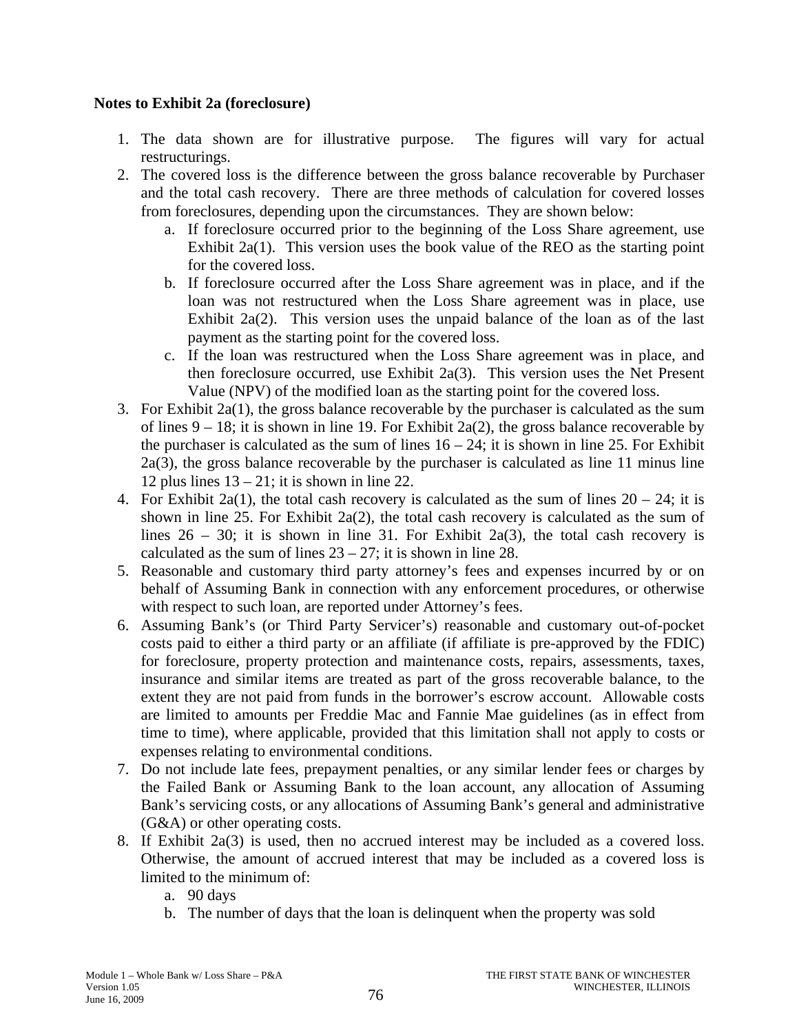**Notes to Exhibit 2a (foreclosure)**

1. The data shown are for illustrative purpose. The figures will vary for actual restructurings.
2. The covered loss is the difference between the gross balance recoverable by Purchaser and the total cash recovery. There are three methods of calculation for covered losses from foreclosures, depending upon the circumstances. They are shown below:
   a. If foreclosure occurred prior to the beginning of the Loss Share agreement, use Exhibit 2a(1). This version uses the book value of the REO as the starting point for the covered loss.
   b. If foreclosure occurred after the Loss Share agreement was in place, and if the loan was not restructured when the Loss Share agreement was in place, use Exhibit 2a(2). This version uses the unpaid balance of the loan as of the last payment as the starting point for the covered loss.
   c. If the loan was restructured when the Loss Share agreement was in place, and then foreclosure occurred, use Exhibit 2a(3). This version uses the Net Present Value (NPV) of the modified loan as the starting point for the covered loss.
3. For Exhibit 2a(1), the gross balance recoverable by the purchaser is calculated as the sum of lines 9 – 18; it is shown in line 19. For Exhibit 2a(2), the gross balance recoverable by the purchaser is calculated as the sum of lines 16 – 24; it is shown in line 25. For Exhibit 2a(3), the gross balance recoverable by the purchaser is calculated as line 11 minus line 12 plus lines 13 – 21; it is shown in line 22.
4. For Exhibit 2a(1), the total cash recovery is calculated as the sum of lines 20 – 24; it is shown in line 25. For Exhibit 2a(2), the total cash recovery is calculated as the sum of lines 26 – 30; it is shown in line 31. For Exhibit 2a(3), the total cash recovery is calculated as the sum of lines 23 – 27; it is shown in line 28.
5. Reasonable and customary third party attorney's fees and expenses incurred by or on behalf of Assuming Bank in connection with any enforcement procedures, or otherwise with respect to such loan, are reported under Attorney's fees.
6. Assuming Bank's (or Third Party Servicer's) reasonable and customary out-of-pocket costs paid to either a third party or an affiliate (if affiliate is pre-approved by the FDIC) for foreclosure, property protection and maintenance costs, repairs, assessments, taxes, insurance and similar items are treated as part of the gross recoverable balance, to the extent they are not paid from funds in the borrower's escrow account. Allowable costs are limited to amounts per Freddie Mac and Fannie Mae guidelines (as in effect from time to time), where applicable, provided that this limitation shall not apply to costs or expenses relating to environmental conditions.
7. Do not include late fees, prepayment penalties, or any similar lender fees or charges by the Failed Bank or Assuming Bank to the loan account, any allocation of Assuming Bank's servicing costs, or any allocations of Assuming Bank's general and administrative (G&A) or other operating costs.
8. If Exhibit 2a(3) is used, then no accrued interest may be included as a covered loss. Otherwise, the amount of accrued interest that may be included as a covered loss is limited to the minimum of:
   a. 90 days
   b. The number of days that the loan is delinquent when the property was sold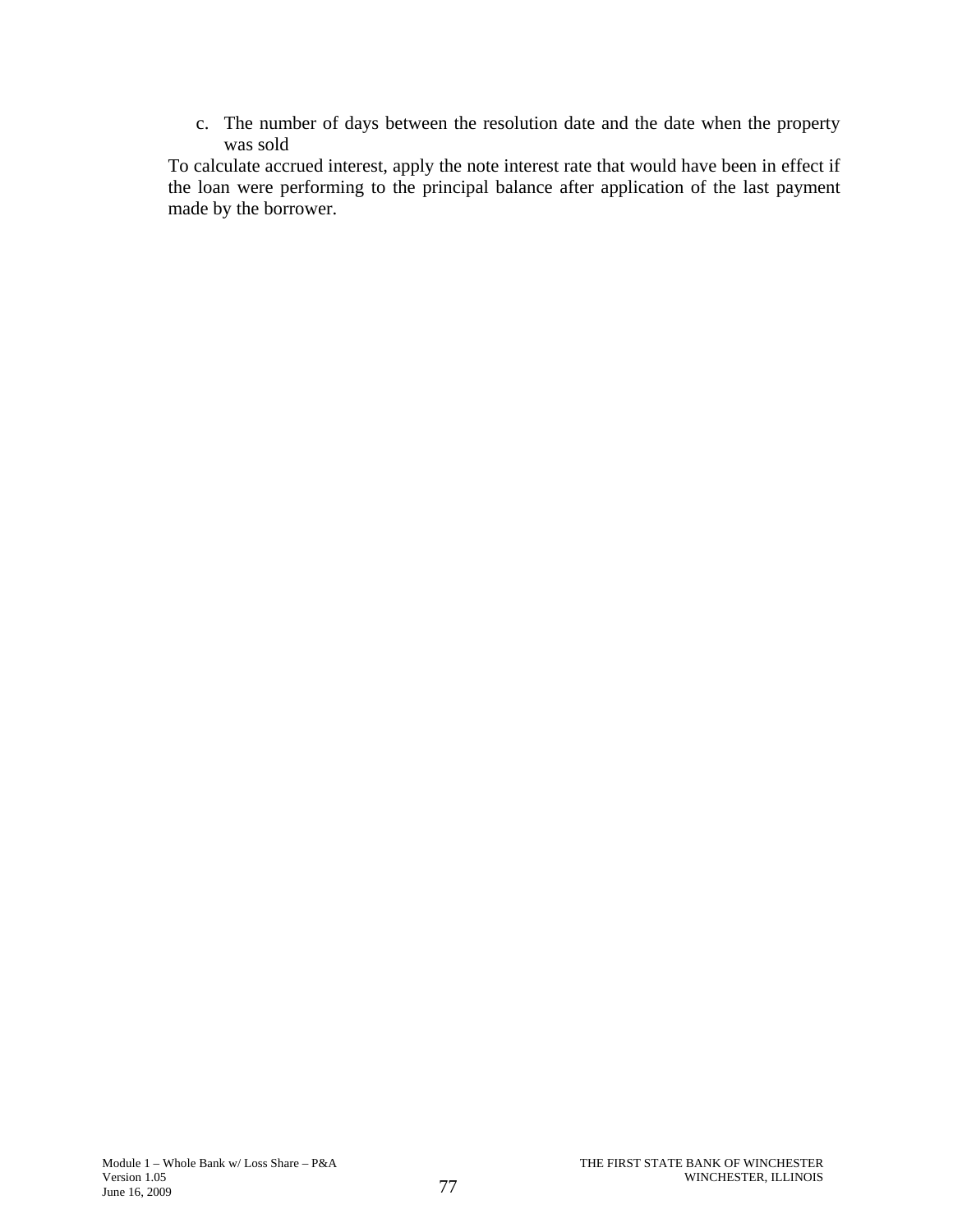c. The number of days between the resolution date and the date when the property was sold

To calculate accrued interest, apply the note interest rate that would have been in effect if the loan were performing to the principal balance after application of the last payment made by the borrower.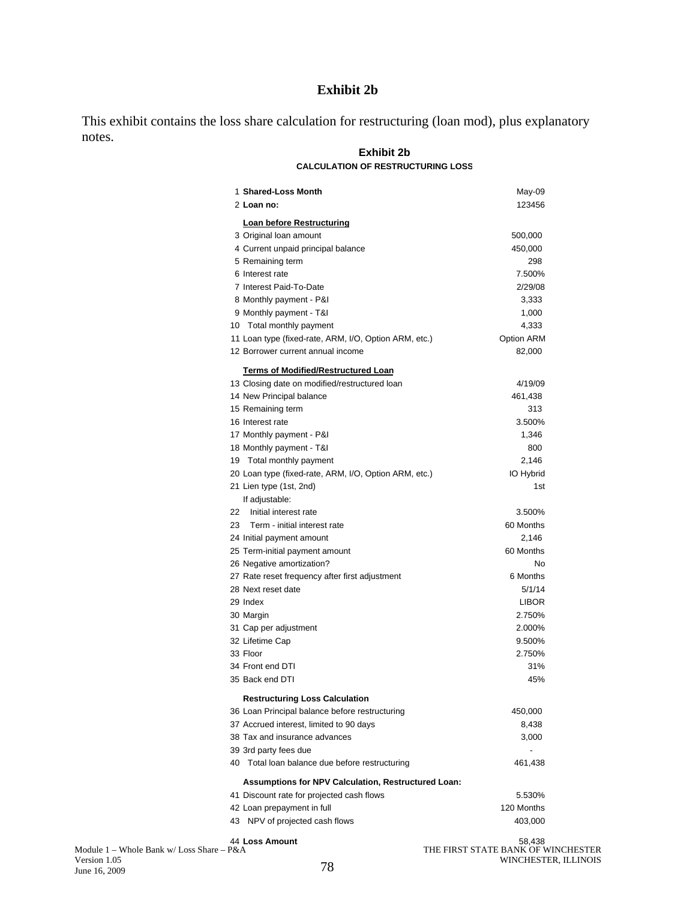# Exhibit 2b

This exhibit contains the loss share calculation for restructuring (loan mod), plus explanatory notes.

## Exhibit 2b

### CALCULATION OF RESTRUCTURING LOSS

| | | |
|---|---|---|
| 1 | **Shared-Loss Month** | May-09 |
| 2 | **Loan no:** | 123456 |
| | **Loan before Restructuring** | |
| 3 | Original loan amount | 500,000 |
| 4 | Current unpaid principal balance | 450,000 |
| 5 | Remaining term | 298 |
| 6 | Interest rate | 7.500% |
| 7 | Interest Paid-To-Date | 2/29/08 |
| 8 | Monthly payment - P&I | 3,333 |
| 9 | Monthly payment - T&I | 1,000 |
| 10 | Total monthly payment | 4,333 |
| 11 | Loan type (fixed-rate, ARM, I/O, Option ARM, etc.) | Option ARM |
| 12 | Borrower current annual income | 82,000 |
| | **Terms of Modified/Restructured Loan** | |
| 13 | Closing date on modified/restructured loan | 4/19/09 |
| 14 | New Principal balance | 461,438 |
| 15 | Remaining term | 313 |
| 16 | Interest rate | 3.500% |
| 17 | Monthly payment - P&I | 1,346 |
| 18 | Monthly payment - T&I | 800 |
| 19 | Total monthly payment | 2,146 |
| 20 | Loan type (fixed-rate, ARM, I/O, Option ARM, etc.) | IO Hybrid |
| 21 | Lien type (1st, 2nd) | 1st |
| | If adjustable: | |
| 22 | Initial interest rate | 3.500% |
| 23 | Term - initial interest rate | 60 Months |
| 24 | Initial payment amount | 2,146 |
| 25 | Term-initial payment amount | 60 Months |
| 26 | Negative amortization? | No |
| 27 | Rate reset frequency after first adjustment | 6 Months |
| 28 | Next reset date | 5/1/14 |
| 29 | Index | LIBOR |
| 30 | Margin | 2.750% |
| 31 | Cap per adjustment | 2.000% |
| 32 | Lifetime Cap | 9.500% |
| 33 | Floor | 2.750% |
| 34 | Front end DTI | 31% |
| 35 | Back end DTI | 45% |
| | **Restructuring Loss Calculation** | |
| 36 | Loan Principal balance before restructuring | 450,000 |
| 37 | Accrued interest, limited to 90 days | 8,438 |
| 38 | Tax and insurance advances | 3,000 |
| 39 | 3rd party fees due | - |
| 40 | Total loan balance due before restructuring | 461,438 |
| | **Assumptions for NPV Calculation, Restructured Loan:** | |
| 41 | Discount rate for projected cash flows | 5.530% |
| 42 | Loan prepayment in full | 120 Months |
| 43 | NPV of projected cash flows | 403,000 |
| 44 | **Loss Amount** | 58,438 |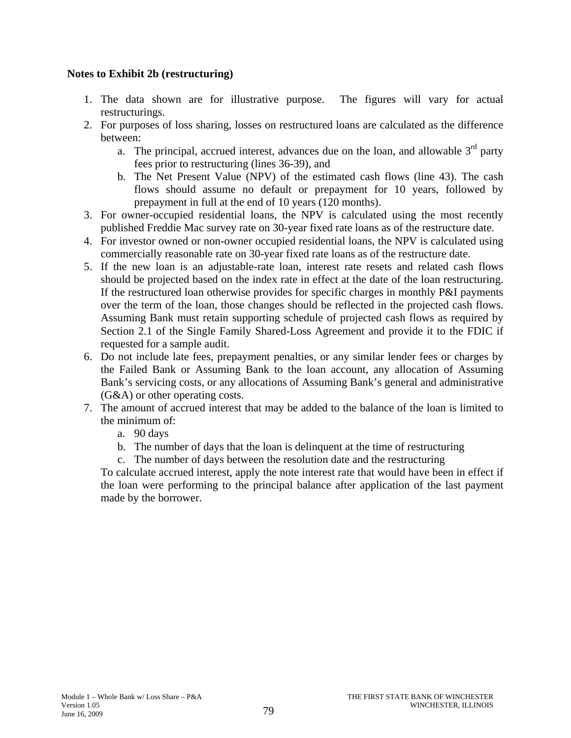**Notes to Exhibit 2b (restructuring)**

1. The data shown are for illustrative purpose. The figures will vary for actual restructurings.
2. For purposes of loss sharing, losses on restructured loans are calculated as the difference between:
   a. The principal, accrued interest, advances due on the loan, and allowable 3rd party fees prior to restructuring (lines 36-39), and
   b. The Net Present Value (NPV) of the estimated cash flows (line 43). The cash flows should assume no default or prepayment for 10 years, followed by prepayment in full at the end of 10 years (120 months).
3. For owner-occupied residential loans, the NPV is calculated using the most recently published Freddie Mac survey rate on 30-year fixed rate loans as of the restructure date.
4. For investor owned or non-owner occupied residential loans, the NPV is calculated using commercially reasonable rate on 30-year fixed rate loans as of the restructure date.
5. If the new loan is an adjustable-rate loan, interest rate resets and related cash flows should be projected based on the index rate in effect at the date of the loan restructuring. If the restructured loan otherwise provides for specific charges in monthly P&I payments over the term of the loan, those changes should be reflected in the projected cash flows. Assuming Bank must retain supporting schedule of projected cash flows as required by Section 2.1 of the Single Family Shared-Loss Agreement and provide it to the FDIC if requested for a sample audit.
6. Do not include late fees, prepayment penalties, or any similar lender fees or charges by the Failed Bank or Assuming Bank to the loan account, any allocation of Assuming Bank's servicing costs, or any allocations of Assuming Bank's general and administrative (G&A) or other operating costs.
7. The amount of accrued interest that may be added to the balance of the loan is limited to the minimum of:
   a. 90 days
   b. The number of days that the loan is delinquent at the time of restructuring
   c. The number of days between the resolution date and the restructuring

   To calculate accrued interest, apply the note interest rate that would have been in effect if the loan were performing to the principal balance after application of the last payment made by the borrower.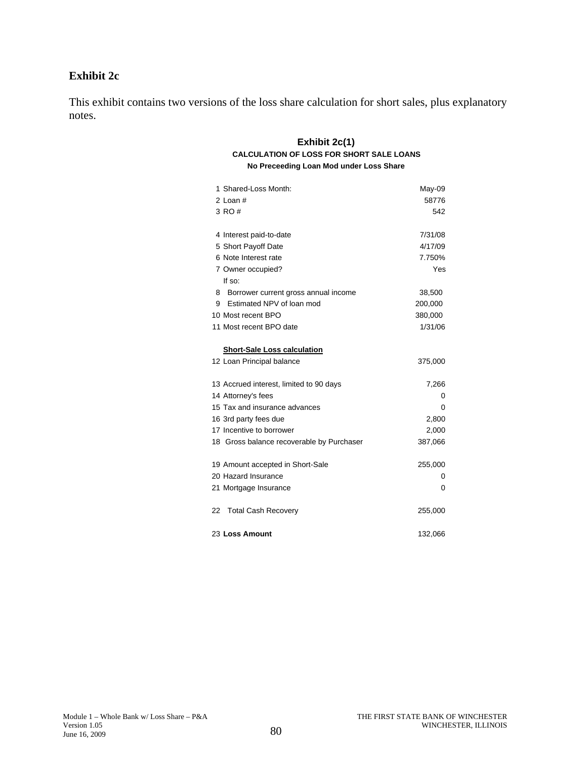## Exhibit 2c

This exhibit contains two versions of the loss share calculation for short sales, plus explanatory notes.

### Exhibit 2c(1)

**CALCULATION OF LOSS FOR SHORT SALE LOANS**

**No Preceeding Loan Mod under Loss Share**

| | | |
|---|---|---|
| 1 | Shared-Loss Month: | May-09 |
| 2 | Loan # | 58776 |
| 3 | RO # | 542 |
| | | |
| 4 | Interest paid-to-date | 7/31/08 |
| 5 | Short Payoff Date | 4/17/09 |
| 6 | Note Interest rate | 7.750% |
| 7 | Owner occupied? | Yes |
| | If so: | |
| 8 | Borrower current gross annual income | 38,500 |
| 9 | Estimated NPV of loan mod | 200,000 |
| 10 | Most recent BPO | 380,000 |
| 11 | Most recent BPO date | 1/31/06 |
| | | |
| | **Short-Sale Loss calculation** | |
| 12 | Loan Principal balance | 375,000 |
| | | |
| 13 | Accrued interest, limited to 90 days | 7,266 |
| 14 | Attorney's fees | 0 |
| 15 | Tax and insurance advances | 0 |
| 16 | 3rd party fees due | 2,800 |
| 17 | Incentive to borrower | 2,000 |
| 18 | Gross balance recoverable by Purchaser | 387,066 |
| | | |
| 19 | Amount accepted in Short-Sale | 255,000 |
| 20 | Hazard Insurance | 0 |
| 21 | Mortgage Insurance | 0 |
| | | |
| 22 | Total Cash Recovery | 255,000 |
| | | |
| 23 | **Loss Amount** | 132,066 |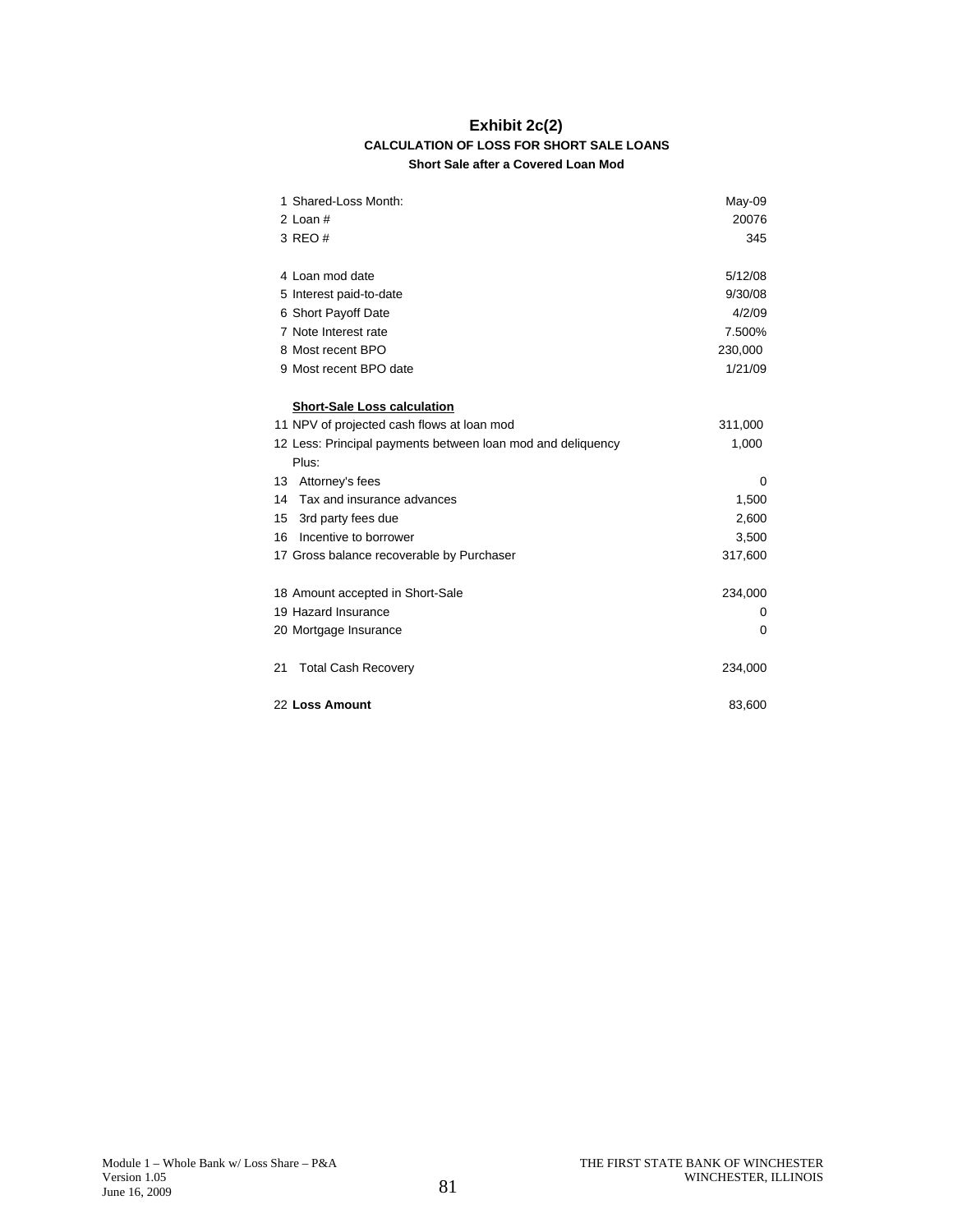# Exhibit 2c(2)

## CALCULATION OF LOSS FOR SHORT SALE LOANS

### Short Sale after a Covered Loan Mod

| | | |
|---|---|---|
| 1 | Shared-Loss Month: | May-09 |
| 2 | Loan # | 20076 |
| 3 | REO # | 345 |
| | | |
| 4 | Loan mod date | 5/12/08 |
| 5 | Interest paid-to-date | 9/30/08 |
| 6 | Short Payoff Date | 4/2/09 |
| 7 | Note Interest rate | 7.500% |
| 8 | Most recent BPO | 230,000 |
| 9 | Most recent BPO date | 1/21/09 |
| | | |
| | **Short-Sale Loss calculation** | |
| 11 | NPV of projected cash flows at loan mod | 311,000 |
| 12 | Less: Principal payments between loan mod and deliquency | 1,000 |
| | Plus: | |
| 13 | Attorney's fees | 0 |
| 14 | Tax and insurance advances | 1,500 |
| 15 | 3rd party fees due | 2,600 |
| 16 | Incentive to borrower | 3,500 |
| 17 | Gross balance recoverable by Purchaser | 317,600 |
| | | |
| 18 | Amount accepted in Short-Sale | 234,000 |
| 19 | Hazard Insurance | 0 |
| 20 | Mortgage Insurance | 0 |
| | | |
| 21 | Total Cash Recovery | 234,000 |
| | | |
| 22 | **Loss Amount** | 83,600 |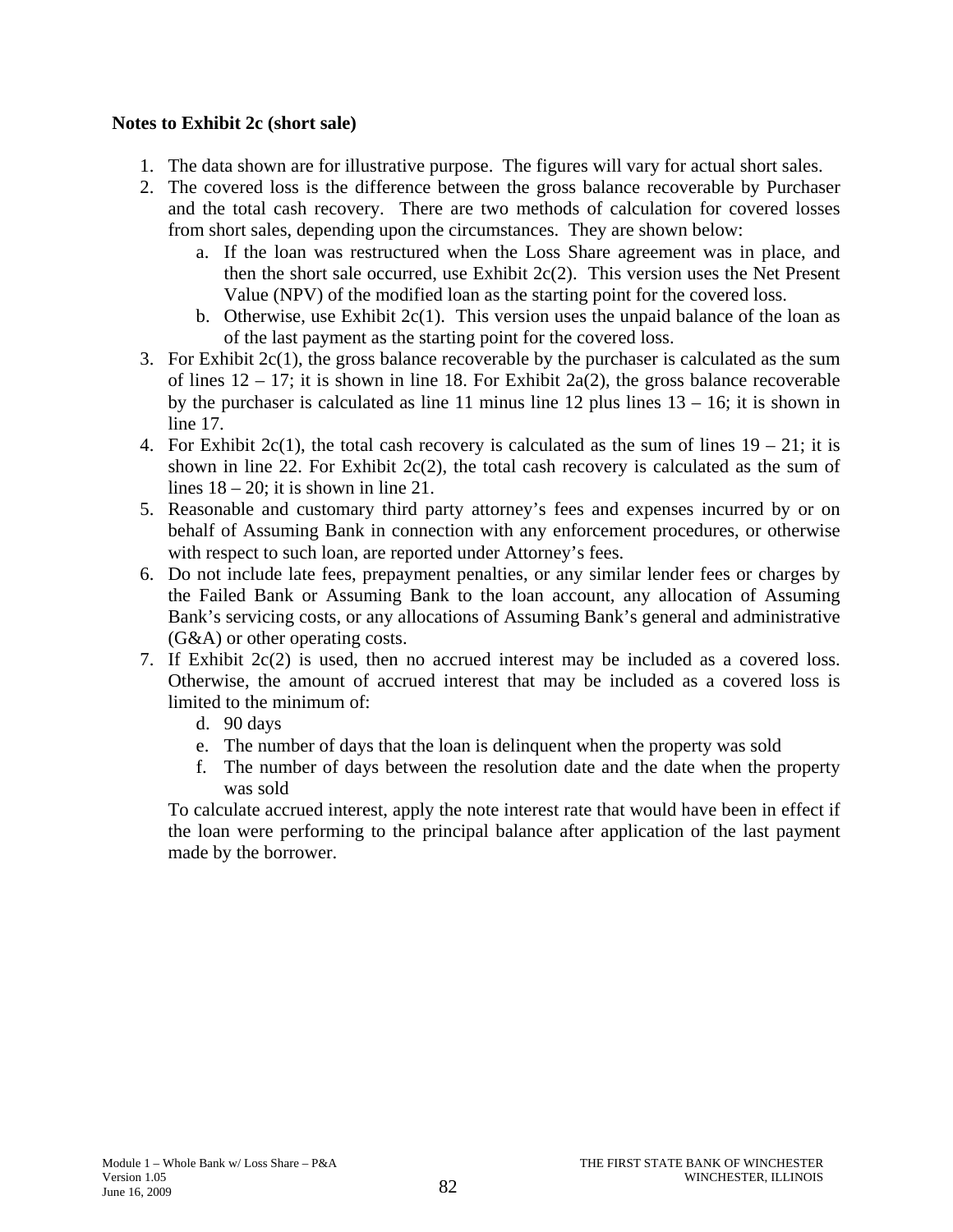**Notes to Exhibit 2c (short sale)**

1. The data shown are for illustrative purpose. The figures will vary for actual short sales.
2. The covered loss is the difference between the gross balance recoverable by Purchaser and the total cash recovery. There are two methods of calculation for covered losses from short sales, depending upon the circumstances. They are shown below:
   a. If the loan was restructured when the Loss Share agreement was in place, and then the short sale occurred, use Exhibit 2c(2). This version uses the Net Present Value (NPV) of the modified loan as the starting point for the covered loss.
   b. Otherwise, use Exhibit 2c(1). This version uses the unpaid balance of the loan as of the last payment as the starting point for the covered loss.
3. For Exhibit 2c(1), the gross balance recoverable by the purchaser is calculated as the sum of lines 12 – 17; it is shown in line 18. For Exhibit 2a(2), the gross balance recoverable by the purchaser is calculated as line 11 minus line 12 plus lines 13 – 16; it is shown in line 17.
4. For Exhibit 2c(1), the total cash recovery is calculated as the sum of lines 19 – 21; it is shown in line 22. For Exhibit 2c(2), the total cash recovery is calculated as the sum of lines 18 – 20; it is shown in line 21.
5. Reasonable and customary third party attorney's fees and expenses incurred by or on behalf of Assuming Bank in connection with any enforcement procedures, or otherwise with respect to such loan, are reported under Attorney's fees.
6. Do not include late fees, prepayment penalties, or any similar lender fees or charges by the Failed Bank or Assuming Bank to the loan account, any allocation of Assuming Bank's servicing costs, or any allocations of Assuming Bank's general and administrative (G&A) or other operating costs.
7. If Exhibit 2c(2) is used, then no accrued interest may be included as a covered loss. Otherwise, the amount of accrued interest that may be included as a covered loss is limited to the minimum of:
   d. 90 days
   e. The number of days that the loan is delinquent when the property was sold
   f. The number of days between the resolution date and the date when the property was sold

   To calculate accrued interest, apply the note interest rate that would have been in effect if the loan were performing to the principal balance after application of the last payment made by the borrower.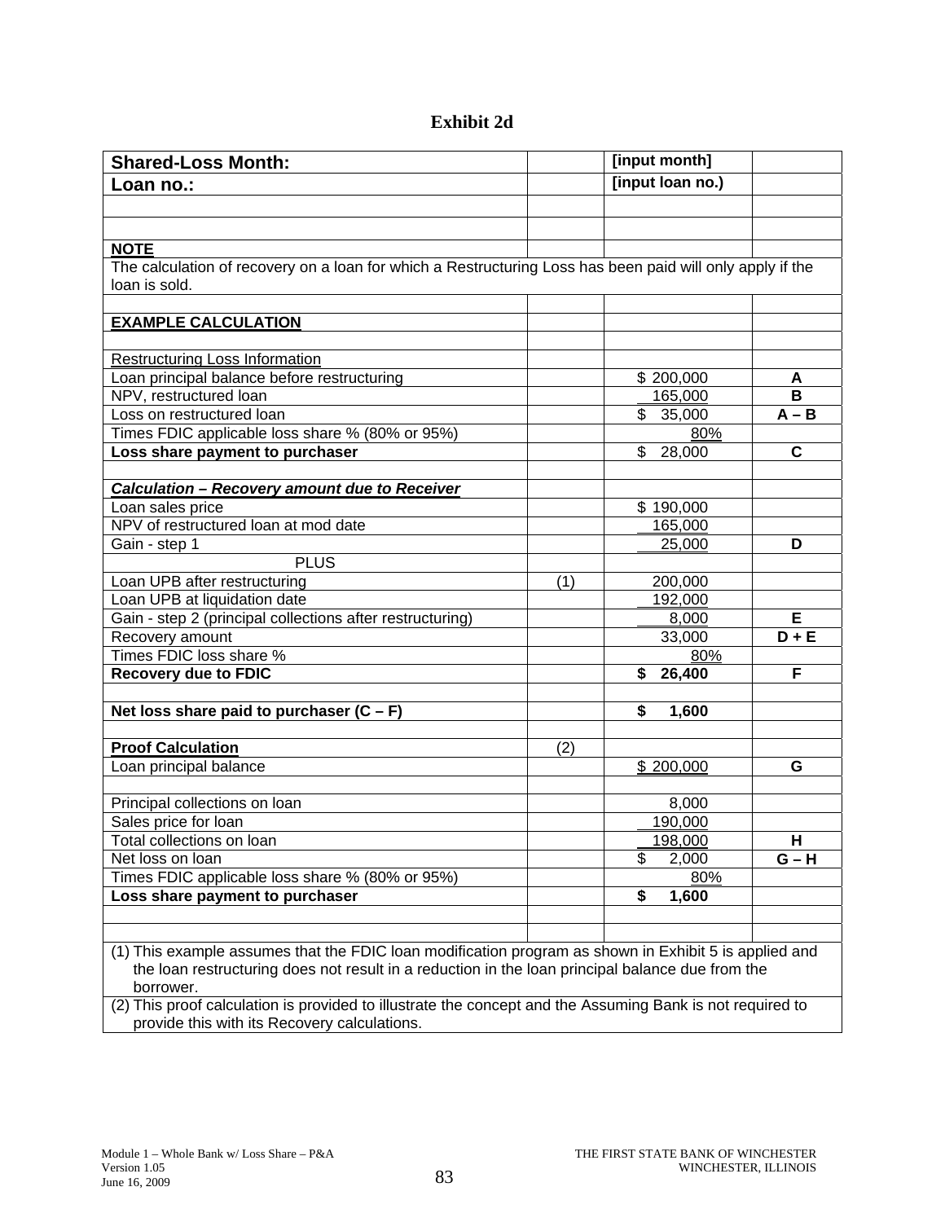# Exhibit 2d

| Shared-Loss Month: | | [input month] | |
|---|---|---|---|
| **Loan no.:** | | **[input loan no.)** | |
| | | | |
| | | | |
| **NOTE** | | | |
| The calculation of recovery on a loan for which a Restructuring Loss has been paid will only apply if the loan is sold. | | | |
| | | | |
| **EXAMPLE CALCULATION** | | | |
| | | | |
| Restructuring Loss Information | | | |
| Loan principal balance before restructuring | | $ 200,000 | **A** |
| NPV, restructured loan | | 165,000 | **B** |
| Loss on restructured loan | | $ 35,000 | **A – B** |
| Times FDIC applicable loss share % (80% or 95%) | | 80% | |
| **Loss share payment to purchaser** | | $ 28,000 | **C** |
| | | | |
| ***Calculation – Recovery amount due to Receiver*** | | | |
| Loan sales price | | $ 190,000 | |
| NPV of restructured loan at mod date | | 165,000 | |
| Gain - step 1 | | 25,000 | **D** |
| PLUS | | | |
| Loan UPB after restructuring | (1) | 200,000 | |
| Loan UPB at liquidation date | | 192,000 | |
| Gain - step 2 (principal collections after restructuring) | | 8,000 | **E** |
| Recovery amount | | 33,000 | **D + E** |
| Times FDIC loss share % | | 80% | |
| **Recovery due to FDIC** | | **$ 26,400** | **F** |
| | | | |
| **Net loss share paid to purchaser (C – F)** | | **$ 1,600** | |
| | | | |
| **Proof Calculation** | (2) | | |
| Loan principal balance | | $ 200,000 | **G** |
| | | | |
| Principal collections on loan | | 8,000 | |
| Sales price for loan | | 190,000 | |
| Total collections on loan | | 198,000 | **H** |
| Net loss on loan | | $ 2,000 | **G – H** |
| Times FDIC applicable loss share % (80% or 95%) | | 80% | |
| **Loss share payment to purchaser** | | **$ 1,600** | |
| | | | |
| | | | |

(1) This example assumes that the FDIC loan modification program as shown in Exhibit 5 is applied and the loan restructuring does not result in a reduction in the loan principal balance due from the borrower.

(2) This proof calculation is provided to illustrate the concept and the Assuming Bank is not required to provide this with its Recovery calculations.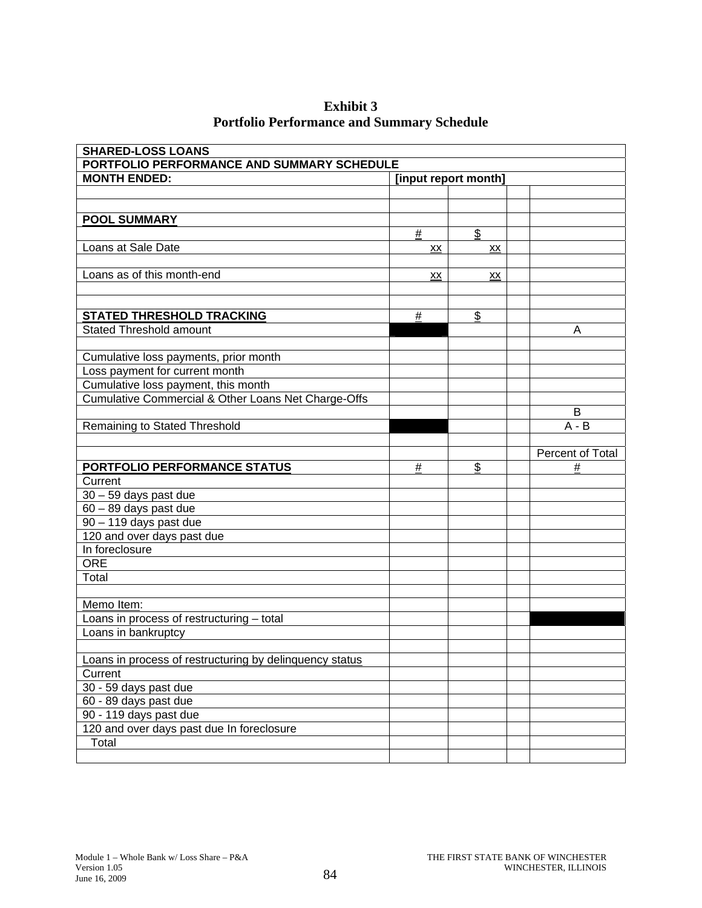**Exhibit 3**
**Portfolio Performance and Summary Schedule**

| SHARED-LOSS LOANS | | | | |
|---|---|---|---|---|
| **PORTFOLIO PERFORMANCE AND SUMMARY SCHEDULE** | | | | |
| **MONTH ENDED:** | **[input report month]** | | | |
| | | | | |
| | | | | |
| **POOL SUMMARY** | | | | |
| | # | $ | | |
| Loans at Sale Date | xx | xx | | |
| | | | | |
| Loans as of this month-end | xx | xx | | |
| | | | | |
| | | | | |
| **STATED THRESHOLD TRACKING** | # | $ | | |
| Stated Threshold amount | | | | A |
| | | | | |
| Cumulative loss payments, prior month | | | | |
| Loss payment for current month | | | | |
| Cumulative loss payment, this month | | | | |
| Cumulative Commercial & Other Loans Net Charge-Offs | | | | |
| | | | | B |
| Remaining to Stated Threshold | | | | A - B |
| | | | | |
| | | | | Percent of Total |
| **PORTFOLIO PERFORMANCE STATUS** | # | $ | | # |
| Current | | | | |
| 30 – 59 days past due | | | | |
| 60 – 89 days past due | | | | |
| 90 – 119 days past due | | | | |
| 120 and over days past due | | | | |
| In foreclosure | | | | |
| ORE | | | | |
| Total | | | | |
| | | | | |
| Memo Item: | | | | |
| Loans in process of restructuring – total | | | | |
| Loans in bankruptcy | | | | |
| | | | | |
| Loans in process of restructuring by delinquency status | | | | |
| Current | | | | |
| 30 - 59 days past due | | | | |
| 60 - 89 days past due | | | | |
| 90 - 119 days past due | | | | |
| 120 and over days past due In foreclosure | | | | |
| Total | | | | |
| | | | | |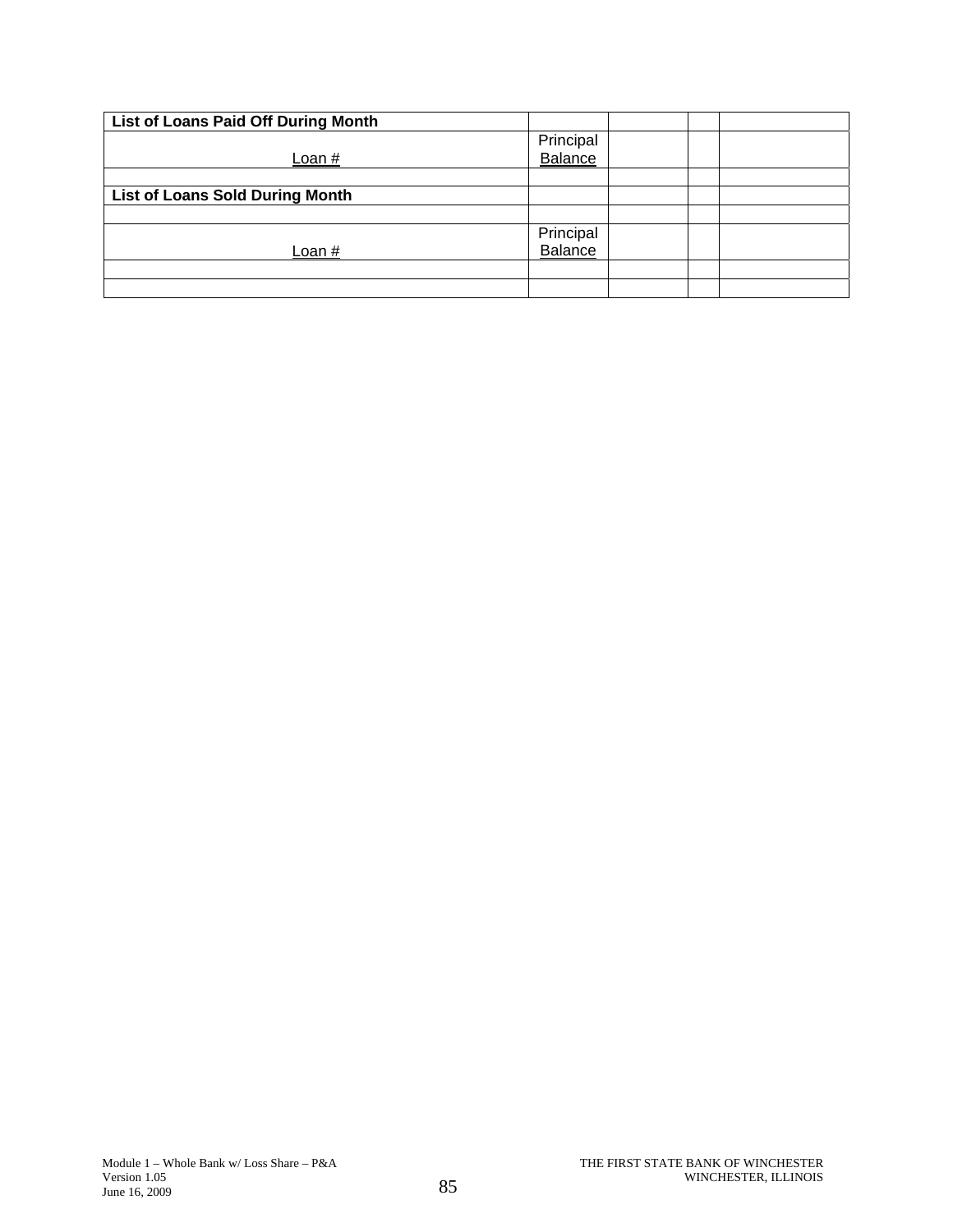| **List of Loans Paid Off During Month** | | | | |
|---|---|---|---|---|
| Loan # | Principal Balance | | | |
| | | | | |
| **List of Loans Sold During Month** | | | | |
| | | | | |
| Loan # | Principal Balance | | | |
| | | | | |
| | | | | |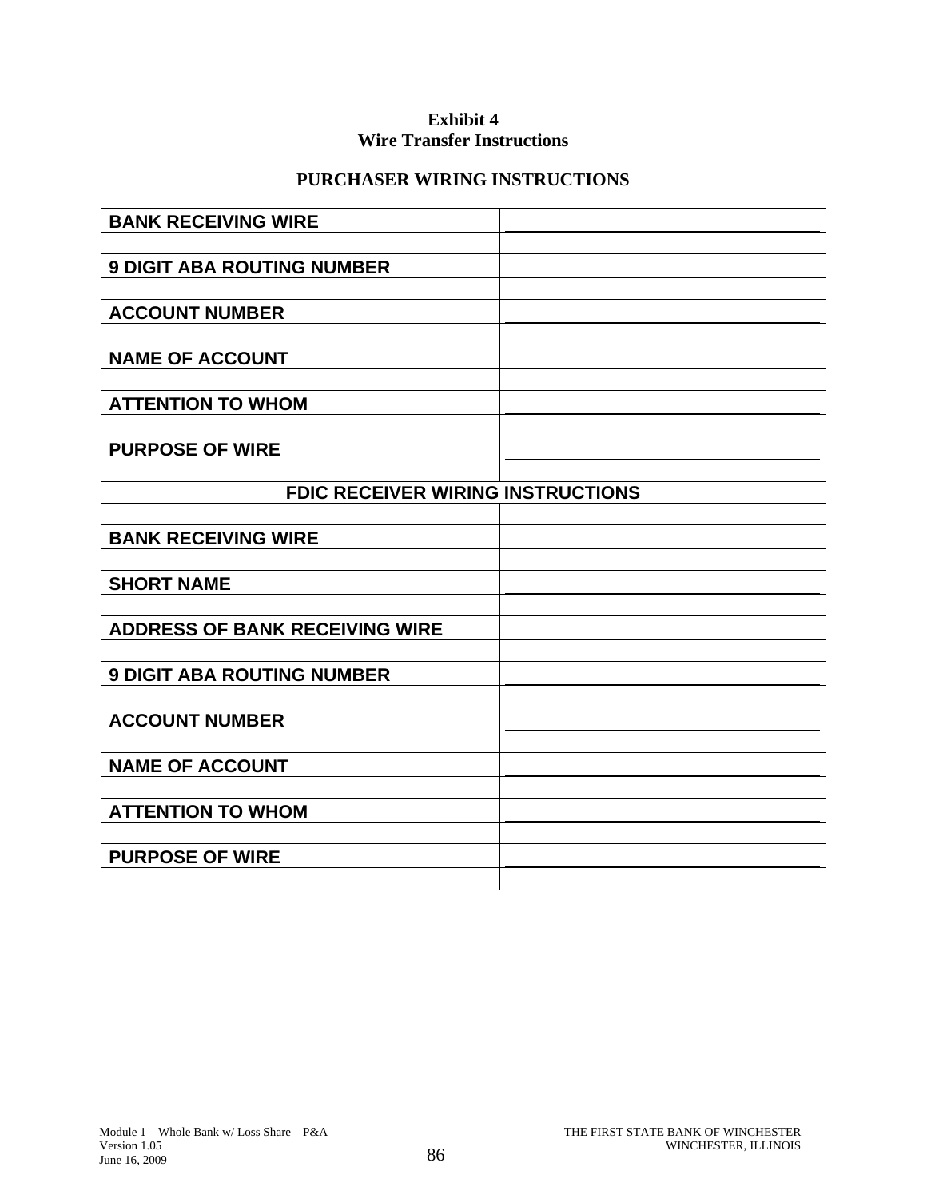**Exhibit 4**
**Wire Transfer Instructions**

**PURCHASER WIRING INSTRUCTIONS**

| | |
|---|---|
| **BANK RECEIVING WIRE** | |
| | |
| **9 DIGIT ABA ROUTING NUMBER** | |
| | |
| **ACCOUNT NUMBER** | |
| | |
| **NAME OF ACCOUNT** | |
| | |
| **ATTENTION TO WHOM** | |
| | |
| **PURPOSE OF WIRE** | |
| | |
| **FDIC RECEIVER WIRING INSTRUCTIONS** | |
| | |
| **BANK RECEIVING WIRE** | |
| | |
| **SHORT NAME** | |
| | |
| **ADDRESS OF BANK RECEIVING WIRE** | |
| | |
| **9 DIGIT ABA ROUTING NUMBER** | |
| | |
| **ACCOUNT NUMBER** | |
| | |
| **NAME OF ACCOUNT** | |
| | |
| **ATTENTION TO WHOM** | |
| | |
| **PURPOSE OF WIRE** | |
| | |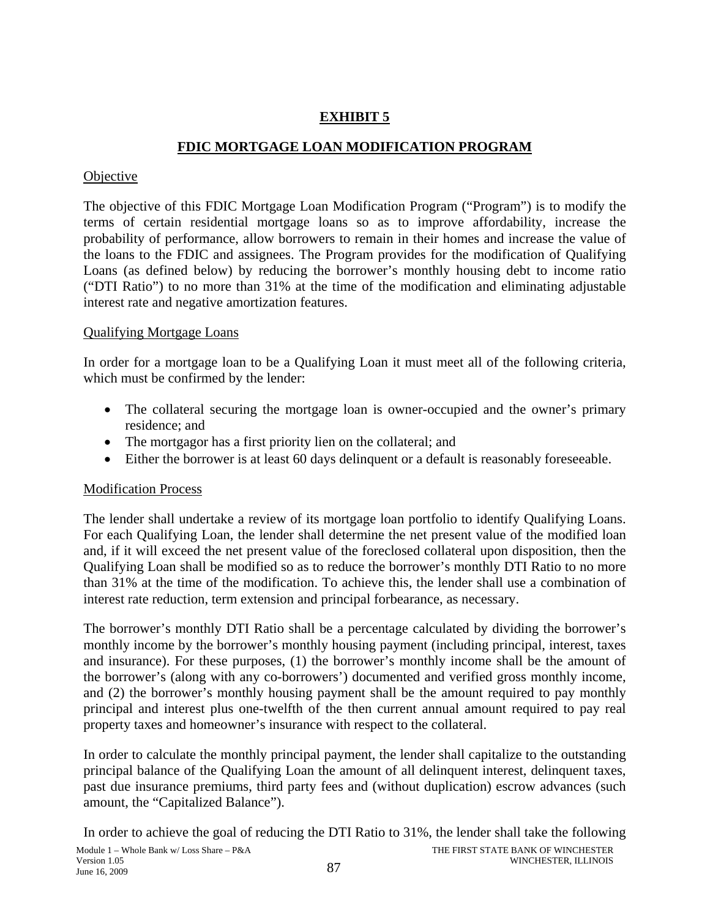**EXHIBIT 5**

**FDIC MORTGAGE LOAN MODIFICATION PROGRAM**

Objective

The objective of this FDIC Mortgage Loan Modification Program ("Program") is to modify the terms of certain residential mortgage loans so as to improve affordability, increase the probability of performance, allow borrowers to remain in their homes and increase the value of the loans to the FDIC and assignees. The Program provides for the modification of Qualifying Loans (as defined below) by reducing the borrower's monthly housing debt to income ratio ("DTI Ratio") to no more than 31% at the time of the modification and eliminating adjustable interest rate and negative amortization features.

Qualifying Mortgage Loans

In order for a mortgage loan to be a Qualifying Loan it must meet all of the following criteria, which must be confirmed by the lender:

- The collateral securing the mortgage loan is owner-occupied and the owner's primary residence; and
- The mortgagor has a first priority lien on the collateral; and
- Either the borrower is at least 60 days delinquent or a default is reasonably foreseeable.

Modification Process

The lender shall undertake a review of its mortgage loan portfolio to identify Qualifying Loans. For each Qualifying Loan, the lender shall determine the net present value of the modified loan and, if it will exceed the net present value of the foreclosed collateral upon disposition, then the Qualifying Loan shall be modified so as to reduce the borrower's monthly DTI Ratio to no more than 31% at the time of the modification. To achieve this, the lender shall use a combination of interest rate reduction, term extension and principal forbearance, as necessary.

The borrower's monthly DTI Ratio shall be a percentage calculated by dividing the borrower's monthly income by the borrower's monthly housing payment (including principal, interest, taxes and insurance). For these purposes, (1) the borrower's monthly income shall be the amount of the borrower's (along with any co-borrowers') documented and verified gross monthly income, and (2) the borrower's monthly housing payment shall be the amount required to pay monthly principal and interest plus one-twelfth of the then current annual amount required to pay real property taxes and homeowner's insurance with respect to the collateral.

In order to calculate the monthly principal payment, the lender shall capitalize to the outstanding principal balance of the Qualifying Loan the amount of all delinquent interest, delinquent taxes, past due insurance premiums, third party fees and (without duplication) escrow advances (such amount, the "Capitalized Balance").

In order to achieve the goal of reducing the DTI Ratio to 31%, the lender shall take the following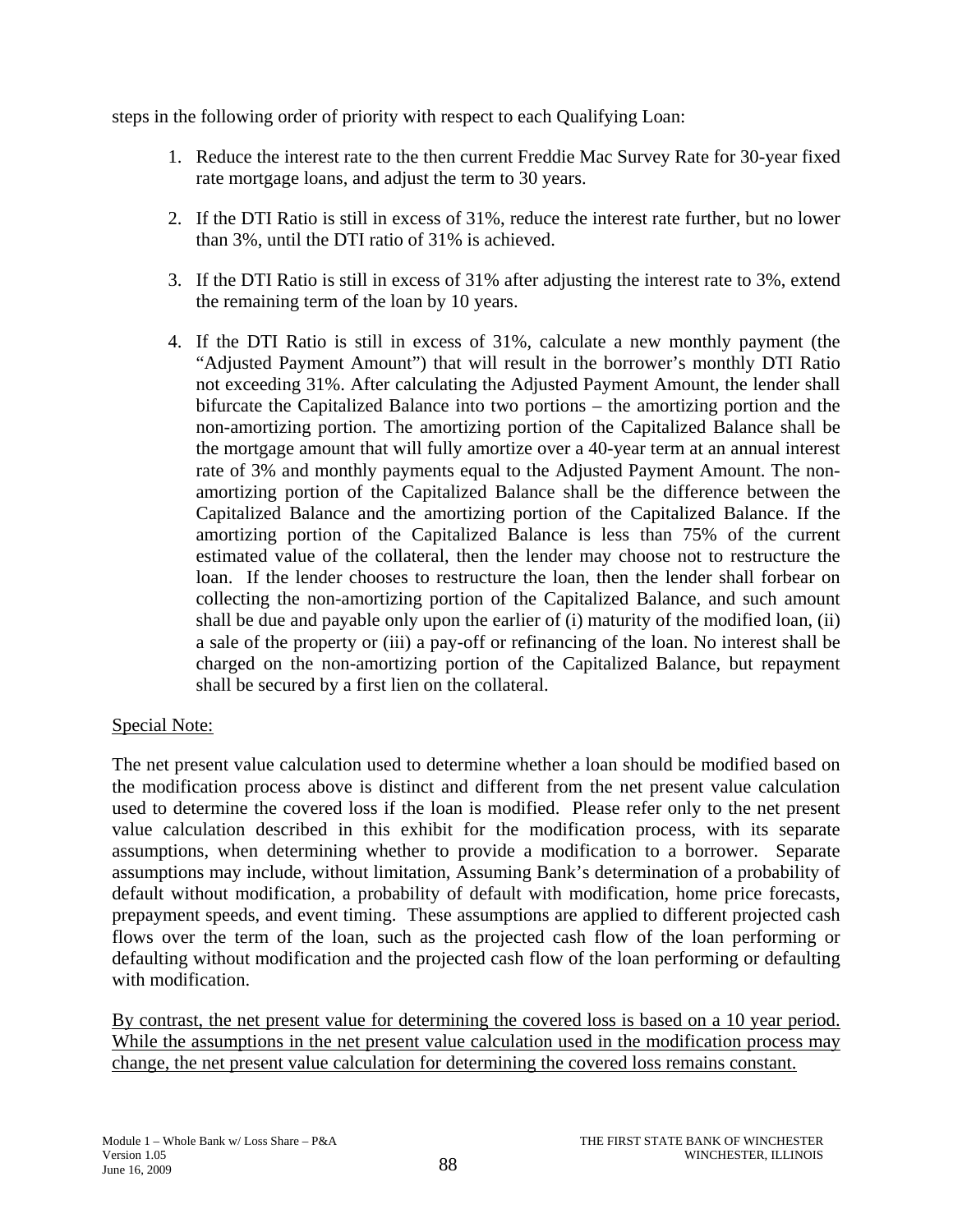steps in the following order of priority with respect to each Qualifying Loan:

1. Reduce the interest rate to the then current Freddie Mac Survey Rate for 30-year fixed rate mortgage loans, and adjust the term to 30 years.

2. If the DTI Ratio is still in excess of 31%, reduce the interest rate further, but no lower than 3%, until the DTI ratio of 31% is achieved.

3. If the DTI Ratio is still in excess of 31% after adjusting the interest rate to 3%, extend the remaining term of the loan by 10 years.

4. If the DTI Ratio is still in excess of 31%, calculate a new monthly payment (the "Adjusted Payment Amount") that will result in the borrower's monthly DTI Ratio not exceeding 31%. After calculating the Adjusted Payment Amount, the lender shall bifurcate the Capitalized Balance into two portions – the amortizing portion and the non-amortizing portion. The amortizing portion of the Capitalized Balance shall be the mortgage amount that will fully amortize over a 40-year term at an annual interest rate of 3% and monthly payments equal to the Adjusted Payment Amount. The non-amortizing portion of the Capitalized Balance shall be the difference between the Capitalized Balance and the amortizing portion of the Capitalized Balance. If the amortizing portion of the Capitalized Balance is less than 75% of the current estimated value of the collateral, then the lender may choose not to restructure the loan. If the lender chooses to restructure the loan, then the lender shall forbear on collecting the non-amortizing portion of the Capitalized Balance, and such amount shall be due and payable only upon the earlier of (i) maturity of the modified loan, (ii) a sale of the property or (iii) a pay-off or refinancing of the loan. No interest shall be charged on the non-amortizing portion of the Capitalized Balance, but repayment shall be secured by a first lien on the collateral.

<u>Special Note:</u>

The net present value calculation used to determine whether a loan should be modified based on the modification process above is distinct and different from the net present value calculation used to determine the covered loss if the loan is modified. Please refer only to the net present value calculation described in this exhibit for the modification process, with its separate assumptions, when determining whether to provide a modification to a borrower. Separate assumptions may include, without limitation, Assuming Bank's determination of a probability of default without modification, a probability of default with modification, home price forecasts, prepayment speeds, and event timing. These assumptions are applied to different projected cash flows over the term of the loan, such as the projected cash flow of the loan performing or defaulting without modification and the projected cash flow of the loan performing or defaulting with modification.

<u>By contrast, the net present value for determining the covered loss is based on a 10 year period. While the assumptions in the net present value calculation used in the modification process may change, the net present value calculation for determining the covered loss remains constant.</u>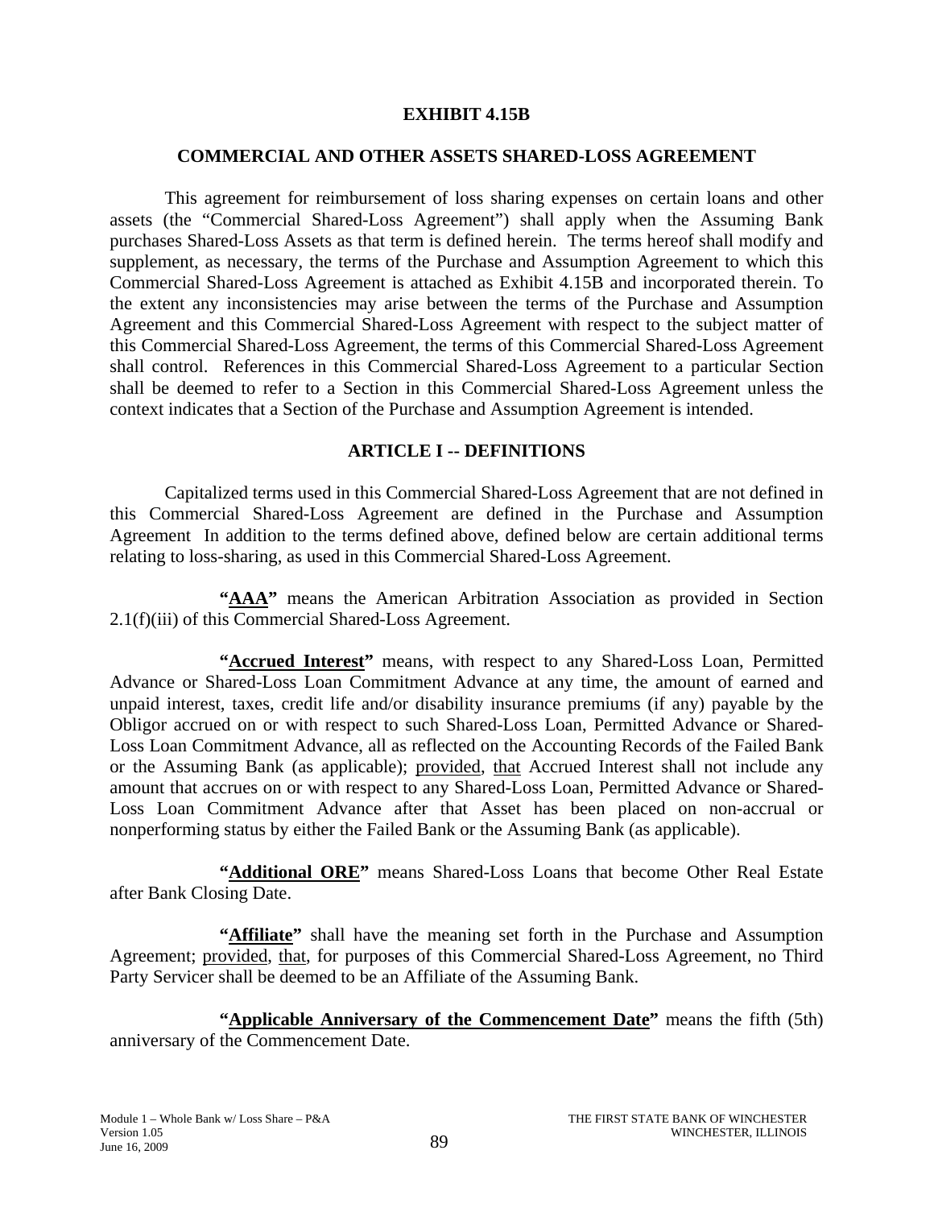# EXHIBIT 4.15B

## COMMERCIAL AND OTHER ASSETS SHARED-LOSS AGREEMENT

This agreement for reimbursement of loss sharing expenses on certain loans and other assets (the "Commercial Shared-Loss Agreement") shall apply when the Assuming Bank purchases Shared-Loss Assets as that term is defined herein. The terms hereof shall modify and supplement, as necessary, the terms of the Purchase and Assumption Agreement to which this Commercial Shared-Loss Agreement is attached as Exhibit 4.15B and incorporated therein. To the extent any inconsistencies may arise between the terms of the Purchase and Assumption Agreement and this Commercial Shared-Loss Agreement with respect to the subject matter of this Commercial Shared-Loss Agreement, the terms of this Commercial Shared-Loss Agreement shall control. References in this Commercial Shared-Loss Agreement to a particular Section shall be deemed to refer to a Section in this Commercial Shared-Loss Agreement unless the context indicates that a Section of the Purchase and Assumption Agreement is intended.

## ARTICLE I -- DEFINITIONS

Capitalized terms used in this Commercial Shared-Loss Agreement that are not defined in this Commercial Shared-Loss Agreement are defined in the Purchase and Assumption Agreement In addition to the terms defined above, defined below are certain additional terms relating to loss-sharing, as used in this Commercial Shared-Loss Agreement.

**"AAA"** means the American Arbitration Association as provided in Section 2.1(f)(iii) of this Commercial Shared-Loss Agreement.

**"Accrued Interest"** means, with respect to any Shared-Loss Loan, Permitted Advance or Shared-Loss Loan Commitment Advance at any time, the amount of earned and unpaid interest, taxes, credit life and/or disability insurance premiums (if any) payable by the Obligor accrued on or with respect to such Shared-Loss Loan, Permitted Advance or Shared-Loss Loan Commitment Advance, all as reflected on the Accounting Records of the Failed Bank or the Assuming Bank (as applicable); provided, that Accrued Interest shall not include any amount that accrues on or with respect to any Shared-Loss Loan, Permitted Advance or Shared-Loss Loan Commitment Advance after that Asset has been placed on non-accrual or nonperforming status by either the Failed Bank or the Assuming Bank (as applicable).

**"Additional ORE"** means Shared-Loss Loans that become Other Real Estate after Bank Closing Date.

**"Affiliate"** shall have the meaning set forth in the Purchase and Assumption Agreement; provided, that, for purposes of this Commercial Shared-Loss Agreement, no Third Party Servicer shall be deemed to be an Affiliate of the Assuming Bank.

**"Applicable Anniversary of the Commencement Date"** means the fifth (5th) anniversary of the Commencement Date.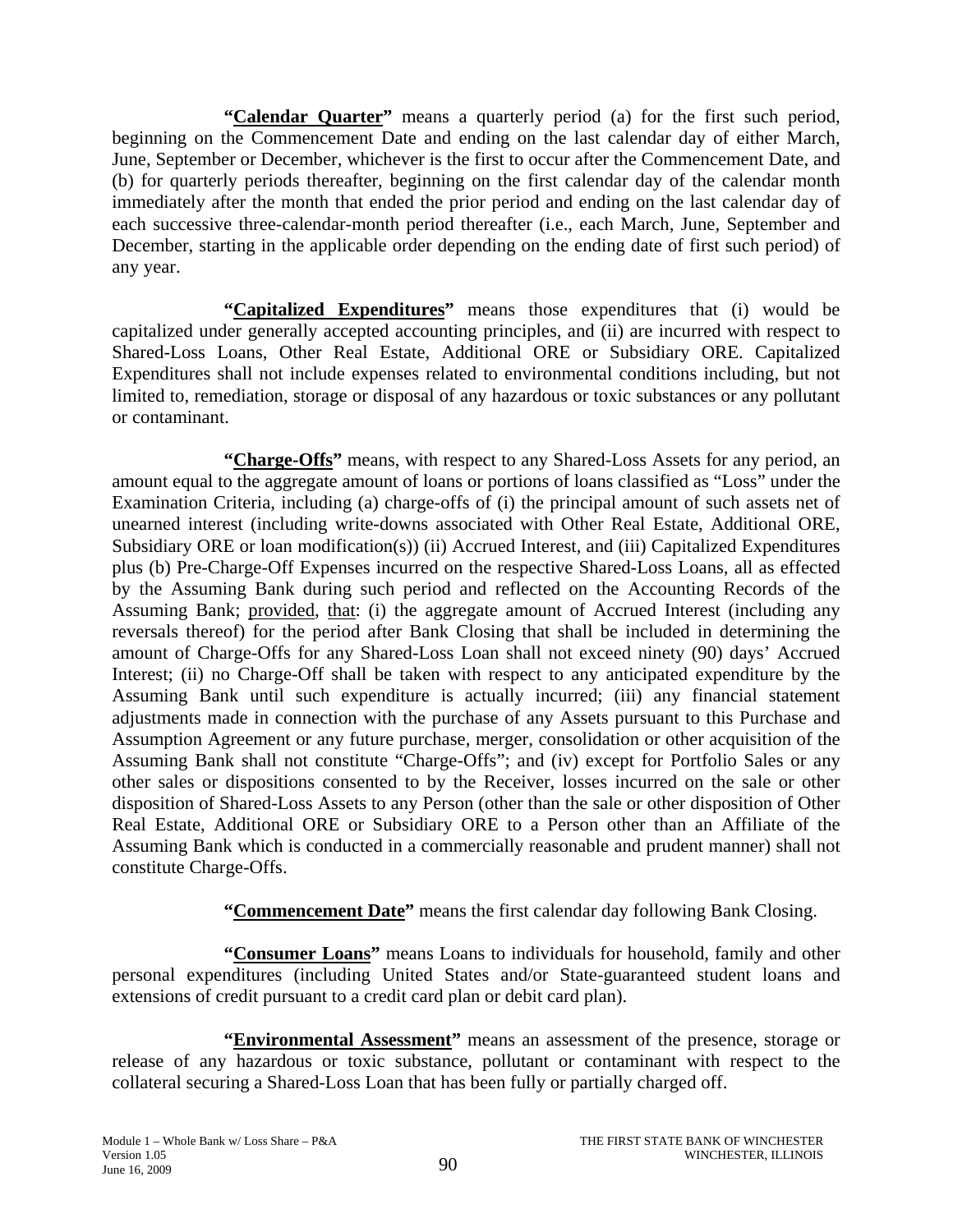**"Calendar Quarter"** means a quarterly period (a) for the first such period, beginning on the Commencement Date and ending on the last calendar day of either March, June, September or December, whichever is the first to occur after the Commencement Date, and (b) for quarterly periods thereafter, beginning on the first calendar day of the calendar month immediately after the month that ended the prior period and ending on the last calendar day of each successive three-calendar-month period thereafter (i.e., each March, June, September and December, starting in the applicable order depending on the ending date of first such period) of any year.

**"Capitalized Expenditures"** means those expenditures that (i) would be capitalized under generally accepted accounting principles, and (ii) are incurred with respect to Shared-Loss Loans, Other Real Estate, Additional ORE or Subsidiary ORE. Capitalized Expenditures shall not include expenses related to environmental conditions including, but not limited to, remediation, storage or disposal of any hazardous or toxic substances or any pollutant or contaminant.

**"Charge-Offs"** means, with respect to any Shared-Loss Assets for any period, an amount equal to the aggregate amount of loans or portions of loans classified as "Loss" under the Examination Criteria, including (a) charge-offs of (i) the principal amount of such assets net of unearned interest (including write-downs associated with Other Real Estate, Additional ORE, Subsidiary ORE or loan modification(s)) (ii) Accrued Interest, and (iii) Capitalized Expenditures plus (b) Pre-Charge-Off Expenses incurred on the respective Shared-Loss Loans, all as effected by the Assuming Bank during such period and reflected on the Accounting Records of the Assuming Bank; provided, that: (i) the aggregate amount of Accrued Interest (including any reversals thereof) for the period after Bank Closing that shall be included in determining the amount of Charge-Offs for any Shared-Loss Loan shall not exceed ninety (90) days' Accrued Interest; (ii) no Charge-Off shall be taken with respect to any anticipated expenditure by the Assuming Bank until such expenditure is actually incurred; (iii) any financial statement adjustments made in connection with the purchase of any Assets pursuant to this Purchase and Assumption Agreement or any future purchase, merger, consolidation or other acquisition of the Assuming Bank shall not constitute "Charge-Offs"; and (iv) except for Portfolio Sales or any other sales or dispositions consented to by the Receiver, losses incurred on the sale or other disposition of Shared-Loss Assets to any Person (other than the sale or other disposition of Other Real Estate, Additional ORE or Subsidiary ORE to a Person other than an Affiliate of the Assuming Bank which is conducted in a commercially reasonable and prudent manner) shall not constitute Charge-Offs.

**"Commencement Date"** means the first calendar day following Bank Closing.

**"Consumer Loans"** means Loans to individuals for household, family and other personal expenditures (including United States and/or State-guaranteed student loans and extensions of credit pursuant to a credit card plan or debit card plan).

**"Environmental Assessment"** means an assessment of the presence, storage or release of any hazardous or toxic substance, pollutant or contaminant with respect to the collateral securing a Shared-Loss Loan that has been fully or partially charged off.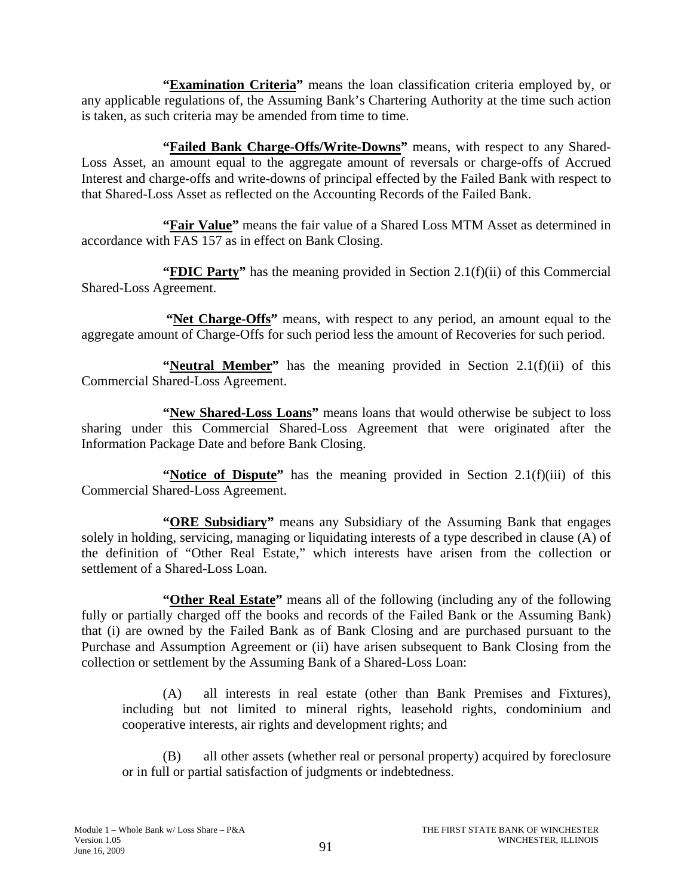**"Examination Criteria"** means the loan classification criteria employed by, or any applicable regulations of, the Assuming Bank's Chartering Authority at the time such action is taken, as such criteria may be amended from time to time.

**"Failed Bank Charge-Offs/Write-Downs"** means, with respect to any Shared-Loss Asset, an amount equal to the aggregate amount of reversals or charge-offs of Accrued Interest and charge-offs and write-downs of principal effected by the Failed Bank with respect to that Shared-Loss Asset as reflected on the Accounting Records of the Failed Bank.

**"Fair Value"** means the fair value of a Shared Loss MTM Asset as determined in accordance with FAS 157 as in effect on Bank Closing.

**"FDIC Party"** has the meaning provided in Section 2.1(f)(ii) of this Commercial Shared-Loss Agreement.

**"Net Charge-Offs"** means, with respect to any period, an amount equal to the aggregate amount of Charge-Offs for such period less the amount of Recoveries for such period.

**"Neutral Member"** has the meaning provided in Section 2.1(f)(ii) of this Commercial Shared-Loss Agreement.

**"New Shared-Loss Loans"** means loans that would otherwise be subject to loss sharing under this Commercial Shared-Loss Agreement that were originated after the Information Package Date and before Bank Closing.

**"Notice of Dispute"** has the meaning provided in Section 2.1(f)(iii) of this Commercial Shared-Loss Agreement.

**"ORE Subsidiary"** means any Subsidiary of the Assuming Bank that engages solely in holding, servicing, managing or liquidating interests of a type described in clause (A) of the definition of "Other Real Estate," which interests have arisen from the collection or settlement of a Shared-Loss Loan.

**"Other Real Estate"** means all of the following (including any of the following fully or partially charged off the books and records of the Failed Bank or the Assuming Bank) that (i) are owned by the Failed Bank as of Bank Closing and are purchased pursuant to the Purchase and Assumption Agreement or (ii) have arisen subsequent to Bank Closing from the collection or settlement by the Assuming Bank of a Shared-Loss Loan:

(A) all interests in real estate (other than Bank Premises and Fixtures), including but not limited to mineral rights, leasehold rights, condominium and cooperative interests, air rights and development rights; and

(B) all other assets (whether real or personal property) acquired by foreclosure or in full or partial satisfaction of judgments or indebtedness.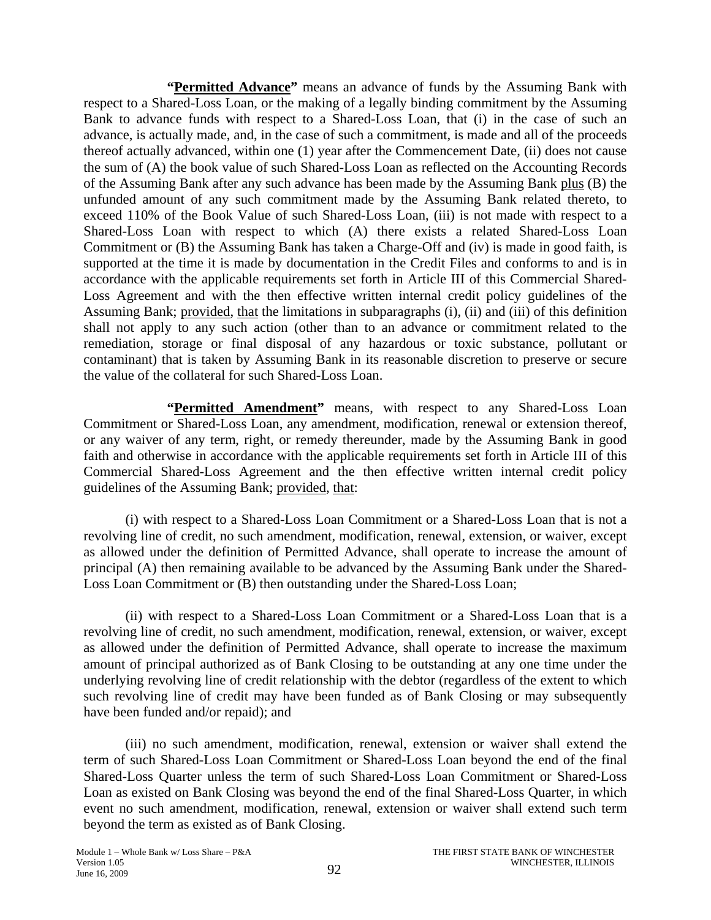**"Permitted Advance"** means an advance of funds by the Assuming Bank with respect to a Shared-Loss Loan, or the making of a legally binding commitment by the Assuming Bank to advance funds with respect to a Shared-Loss Loan, that (i) in the case of such an advance, is actually made, and, in the case of such a commitment, is made and all of the proceeds thereof actually advanced, within one (1) year after the Commencement Date, (ii) does not cause the sum of (A) the book value of such Shared-Loss Loan as reflected on the Accounting Records of the Assuming Bank after any such advance has been made by the Assuming Bank plus (B) the unfunded amount of any such commitment made by the Assuming Bank related thereto, to exceed 110% of the Book Value of such Shared-Loss Loan, (iii) is not made with respect to a Shared-Loss Loan with respect to which (A) there exists a related Shared-Loss Loan Commitment or (B) the Assuming Bank has taken a Charge-Off and (iv) is made in good faith, is supported at the time it is made by documentation in the Credit Files and conforms to and is in accordance with the applicable requirements set forth in Article III of this Commercial Shared-Loss Agreement and with the then effective written internal credit policy guidelines of the Assuming Bank; provided, that the limitations in subparagraphs (i), (ii) and (iii) of this definition shall not apply to any such action (other than to an advance or commitment related to the remediation, storage or final disposal of any hazardous or toxic substance, pollutant or contaminant) that is taken by Assuming Bank in its reasonable discretion to preserve or secure the value of the collateral for such Shared-Loss Loan.

**"Permitted Amendment"** means, with respect to any Shared-Loss Loan Commitment or Shared-Loss Loan, any amendment, modification, renewal or extension thereof, or any waiver of any term, right, or remedy thereunder, made by the Assuming Bank in good faith and otherwise in accordance with the applicable requirements set forth in Article III of this Commercial Shared-Loss Agreement and the then effective written internal credit policy guidelines of the Assuming Bank; provided, that:

(i) with respect to a Shared-Loss Loan Commitment or a Shared-Loss Loan that is not a revolving line of credit, no such amendment, modification, renewal, extension, or waiver, except as allowed under the definition of Permitted Advance, shall operate to increase the amount of principal (A) then remaining available to be advanced by the Assuming Bank under the Shared-Loss Loan Commitment or (B) then outstanding under the Shared-Loss Loan;

(ii) with respect to a Shared-Loss Loan Commitment or a Shared-Loss Loan that is a revolving line of credit, no such amendment, modification, renewal, extension, or waiver, except as allowed under the definition of Permitted Advance, shall operate to increase the maximum amount of principal authorized as of Bank Closing to be outstanding at any one time under the underlying revolving line of credit relationship with the debtor (regardless of the extent to which such revolving line of credit may have been funded as of Bank Closing or may subsequently have been funded and/or repaid); and

(iii) no such amendment, modification, renewal, extension or waiver shall extend the term of such Shared-Loss Loan Commitment or Shared-Loss Loan beyond the end of the final Shared-Loss Quarter unless the term of such Shared-Loss Loan Commitment or Shared-Loss Loan as existed on Bank Closing was beyond the end of the final Shared-Loss Quarter, in which event no such amendment, modification, renewal, extension or waiver shall extend such term beyond the term as existed as of Bank Closing.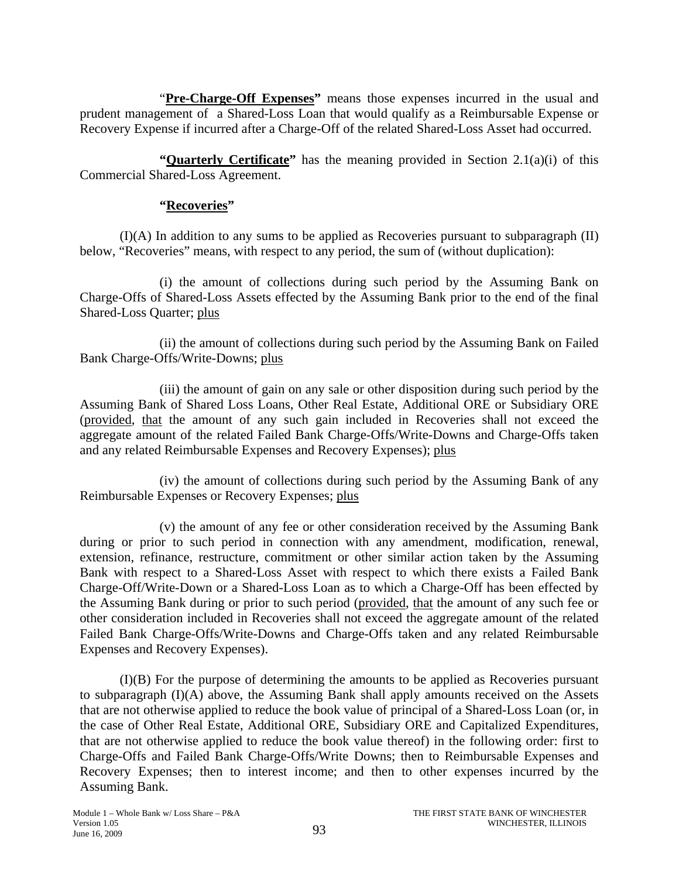"**Pre-Charge-Off Expenses**" means those expenses incurred in the usual and prudent management of a Shared-Loss Loan that would qualify as a Reimbursable Expense or Recovery Expense if incurred after a Charge-Off of the related Shared-Loss Asset had occurred.

**"Quarterly Certificate"** has the meaning provided in Section 2.1(a)(i) of this Commercial Shared-Loss Agreement.

**"Recoveries"**

(I)(A) In addition to any sums to be applied as Recoveries pursuant to subparagraph (II) below, "Recoveries" means, with respect to any period, the sum of (without duplication):

(i) the amount of collections during such period by the Assuming Bank on Charge-Offs of Shared-Loss Assets effected by the Assuming Bank prior to the end of the final Shared-Loss Quarter; plus

(ii) the amount of collections during such period by the Assuming Bank on Failed Bank Charge-Offs/Write-Downs; plus

(iii) the amount of gain on any sale or other disposition during such period by the Assuming Bank of Shared Loss Loans, Other Real Estate, Additional ORE or Subsidiary ORE (provided, that the amount of any such gain included in Recoveries shall not exceed the aggregate amount of the related Failed Bank Charge-Offs/Write-Downs and Charge-Offs taken and any related Reimbursable Expenses and Recovery Expenses); plus

(iv) the amount of collections during such period by the Assuming Bank of any Reimbursable Expenses or Recovery Expenses; plus

(v) the amount of any fee or other consideration received by the Assuming Bank during or prior to such period in connection with any amendment, modification, renewal, extension, refinance, restructure, commitment or other similar action taken by the Assuming Bank with respect to a Shared-Loss Asset with respect to which there exists a Failed Bank Charge-Off/Write-Down or a Shared-Loss Loan as to which a Charge-Off has been effected by the Assuming Bank during or prior to such period (provided, that the amount of any such fee or other consideration included in Recoveries shall not exceed the aggregate amount of the related Failed Bank Charge-Offs/Write-Downs and Charge-Offs taken and any related Reimbursable Expenses and Recovery Expenses).

(I)(B) For the purpose of determining the amounts to be applied as Recoveries pursuant to subparagraph (I)(A) above, the Assuming Bank shall apply amounts received on the Assets that are not otherwise applied to reduce the book value of principal of a Shared-Loss Loan (or, in the case of Other Real Estate, Additional ORE, Subsidiary ORE and Capitalized Expenditures, that are not otherwise applied to reduce the book value thereof) in the following order: first to Charge-Offs and Failed Bank Charge-Offs/Write Downs; then to Reimbursable Expenses and Recovery Expenses; then to interest income; and then to other expenses incurred by the Assuming Bank.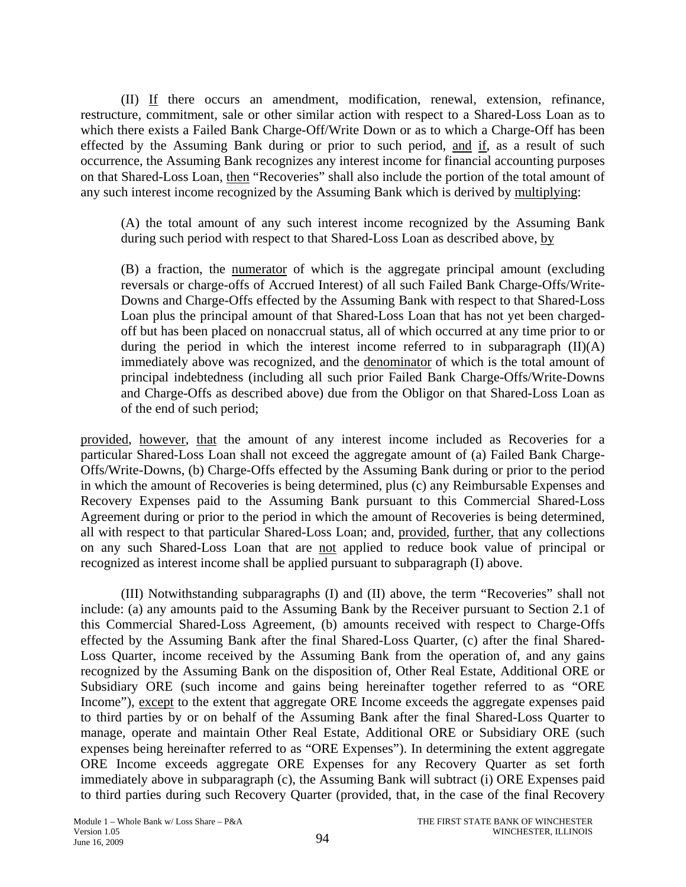(II) If there occurs an amendment, modification, renewal, extension, refinance, restructure, commitment, sale or other similar action with respect to a Shared-Loss Loan as to which there exists a Failed Bank Charge-Off/Write Down or as to which a Charge-Off has been effected by the Assuming Bank during or prior to such period, and if, as a result of such occurrence, the Assuming Bank recognizes any interest income for financial accounting purposes on that Shared-Loss Loan, then "Recoveries" shall also include the portion of the total amount of any such interest income recognized by the Assuming Bank which is derived by multiplying:

(A) the total amount of any such interest income recognized by the Assuming Bank during such period with respect to that Shared-Loss Loan as described above, by

(B) a fraction, the numerator of which is the aggregate principal amount (excluding reversals or charge-offs of Accrued Interest) of all such Failed Bank Charge-Offs/Write-Downs and Charge-Offs effected by the Assuming Bank with respect to that Shared-Loss Loan plus the principal amount of that Shared-Loss Loan that has not yet been charged-off but has been placed on nonaccrual status, all of which occurred at any time prior to or during the period in which the interest income referred to in subparagraph (II)(A) immediately above was recognized, and the denominator of which is the total amount of principal indebtedness (including all such prior Failed Bank Charge-Offs/Write-Downs and Charge-Offs as described above) due from the Obligor on that Shared-Loss Loan as of the end of such period;

provided, however, that the amount of any interest income included as Recoveries for a particular Shared-Loss Loan shall not exceed the aggregate amount of (a) Failed Bank Charge-Offs/Write-Downs, (b) Charge-Offs effected by the Assuming Bank during or prior to the period in which the amount of Recoveries is being determined, plus (c) any Reimbursable Expenses and Recovery Expenses paid to the Assuming Bank pursuant to this Commercial Shared-Loss Agreement during or prior to the period in which the amount of Recoveries is being determined, all with respect to that particular Shared-Loss Loan; and, provided, further, that any collections on any such Shared-Loss Loan that are not applied to reduce book value of principal or recognized as interest income shall be applied pursuant to subparagraph (I) above.

(III) Notwithstanding subparagraphs (I) and (II) above, the term "Recoveries" shall not include: (a) any amounts paid to the Assuming Bank by the Receiver pursuant to Section 2.1 of this Commercial Shared-Loss Agreement, (b) amounts received with respect to Charge-Offs effected by the Assuming Bank after the final Shared-Loss Quarter, (c) after the final Shared-Loss Quarter, income received by the Assuming Bank from the operation of, and any gains recognized by the Assuming Bank on the disposition of, Other Real Estate, Additional ORE or Subsidiary ORE (such income and gains being hereinafter together referred to as "ORE Income"), except to the extent that aggregate ORE Income exceeds the aggregate expenses paid to third parties by or on behalf of the Assuming Bank after the final Shared-Loss Quarter to manage, operate and maintain Other Real Estate, Additional ORE or Subsidiary ORE (such expenses being hereinafter referred to as "ORE Expenses"). In determining the extent aggregate ORE Income exceeds aggregate ORE Expenses for any Recovery Quarter as set forth immediately above in subparagraph (c), the Assuming Bank will subtract (i) ORE Expenses paid to third parties during such Recovery Quarter (provided, that, in the case of the final Recovery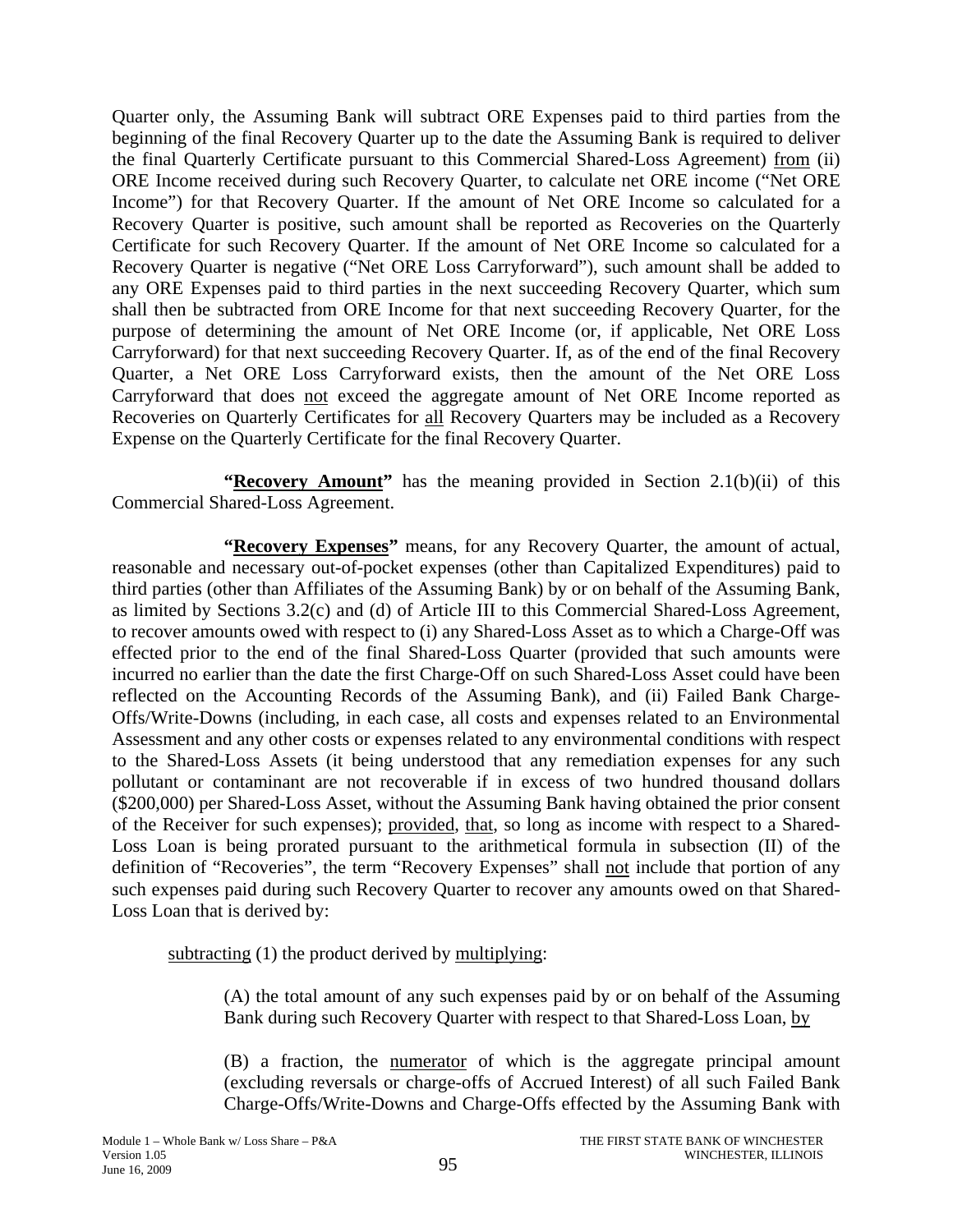Quarter only, the Assuming Bank will subtract ORE Expenses paid to third parties from the beginning of the final Recovery Quarter up to the date the Assuming Bank is required to deliver the final Quarterly Certificate pursuant to this Commercial Shared-Loss Agreement) from (ii) ORE Income received during such Recovery Quarter, to calculate net ORE income ("Net ORE Income") for that Recovery Quarter. If the amount of Net ORE Income so calculated for a Recovery Quarter is positive, such amount shall be reported as Recoveries on the Quarterly Certificate for such Recovery Quarter. If the amount of Net ORE Income so calculated for a Recovery Quarter is negative ("Net ORE Loss Carryforward"), such amount shall be added to any ORE Expenses paid to third parties in the next succeeding Recovery Quarter, which sum shall then be subtracted from ORE Income for that next succeeding Recovery Quarter, for the purpose of determining the amount of Net ORE Income (or, if applicable, Net ORE Loss Carryforward) for that next succeeding Recovery Quarter. If, as of the end of the final Recovery Quarter, a Net ORE Loss Carryforward exists, then the amount of the Net ORE Loss Carryforward that does not exceed the aggregate amount of Net ORE Income reported as Recoveries on Quarterly Certificates for all Recovery Quarters may be included as a Recovery Expense on the Quarterly Certificate for the final Recovery Quarter.

**"Recovery Amount"** has the meaning provided in Section 2.1(b)(ii) of this Commercial Shared-Loss Agreement.

**"Recovery Expenses"** means, for any Recovery Quarter, the amount of actual, reasonable and necessary out-of-pocket expenses (other than Capitalized Expenditures) paid to third parties (other than Affiliates of the Assuming Bank) by or on behalf of the Assuming Bank, as limited by Sections 3.2(c) and (d) of Article III to this Commercial Shared-Loss Agreement, to recover amounts owed with respect to (i) any Shared-Loss Asset as to which a Charge-Off was effected prior to the end of the final Shared-Loss Quarter (provided that such amounts were incurred no earlier than the date the first Charge-Off on such Shared-Loss Asset could have been reflected on the Accounting Records of the Assuming Bank), and (ii) Failed Bank Charge-Offs/Write-Downs (including, in each case, all costs and expenses related to an Environmental Assessment and any other costs or expenses related to any environmental conditions with respect to the Shared-Loss Assets (it being understood that any remediation expenses for any such pollutant or contaminant are not recoverable if in excess of two hundred thousand dollars ($200,000) per Shared-Loss Asset, without the Assuming Bank having obtained the prior consent of the Receiver for such expenses); provided, that, so long as income with respect to a Shared-Loss Loan is being prorated pursuant to the arithmetical formula in subsection (II) of the definition of "Recoveries", the term "Recovery Expenses" shall not include that portion of any such expenses paid during such Recovery Quarter to recover any amounts owed on that Shared-Loss Loan that is derived by:

subtracting (1) the product derived by multiplying:

(A) the total amount of any such expenses paid by or on behalf of the Assuming Bank during such Recovery Quarter with respect to that Shared-Loss Loan, by

(B) a fraction, the numerator of which is the aggregate principal amount (excluding reversals or charge-offs of Accrued Interest) of all such Failed Bank Charge-Offs/Write-Downs and Charge-Offs effected by the Assuming Bank with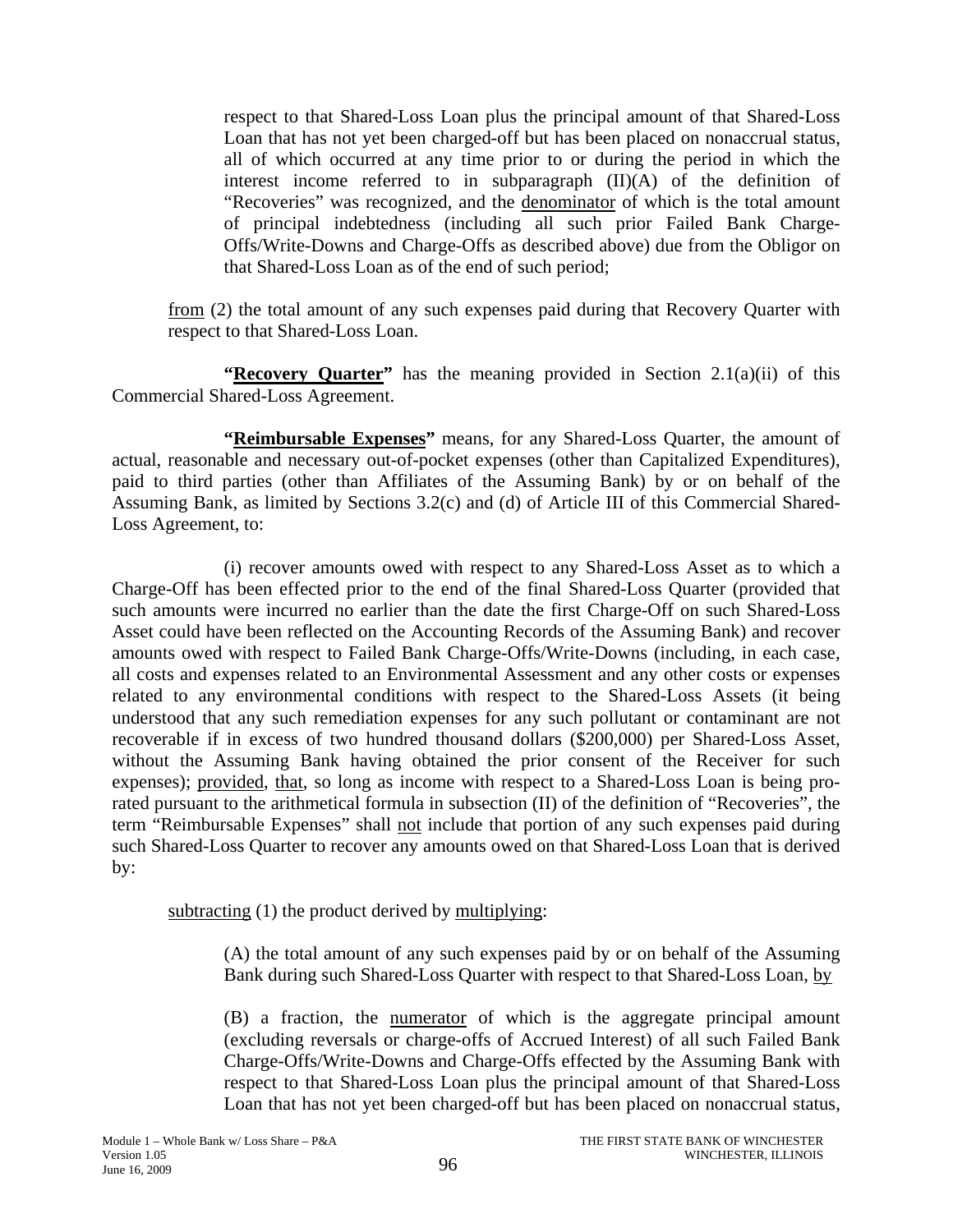respect to that Shared-Loss Loan plus the principal amount of that Shared-Loss Loan that has not yet been charged-off but has been placed on nonaccrual status, all of which occurred at any time prior to or during the period in which the interest income referred to in subparagraph (II)(A) of the definition of "Recoveries" was recognized, and the denominator of which is the total amount of principal indebtedness (including all such prior Failed Bank Charge-Offs/Write-Downs and Charge-Offs as described above) due from the Obligor on that Shared-Loss Loan as of the end of such period;

from (2) the total amount of any such expenses paid during that Recovery Quarter with respect to that Shared-Loss Loan.

**"Recovery Quarter"** has the meaning provided in Section 2.1(a)(ii) of this Commercial Shared-Loss Agreement.

**"Reimbursable Expenses"** means, for any Shared-Loss Quarter, the amount of actual, reasonable and necessary out-of-pocket expenses (other than Capitalized Expenditures), paid to third parties (other than Affiliates of the Assuming Bank) by or on behalf of the Assuming Bank, as limited by Sections 3.2(c) and (d) of Article III of this Commercial Shared-Loss Agreement, to:

(i) recover amounts owed with respect to any Shared-Loss Asset as to which a Charge-Off has been effected prior to the end of the final Shared-Loss Quarter (provided that such amounts were incurred no earlier than the date the first Charge-Off on such Shared-Loss Asset could have been reflected on the Accounting Records of the Assuming Bank) and recover amounts owed with respect to Failed Bank Charge-Offs/Write-Downs (including, in each case, all costs and expenses related to an Environmental Assessment and any other costs or expenses related to any environmental conditions with respect to the Shared-Loss Assets (it being understood that any such remediation expenses for any such pollutant or contaminant are not recoverable if in excess of two hundred thousand dollars ($200,000) per Shared-Loss Asset, without the Assuming Bank having obtained the prior consent of the Receiver for such expenses); provided, that, so long as income with respect to a Shared-Loss Loan is being pro-rated pursuant to the arithmetical formula in subsection (II) of the definition of "Recoveries", the term "Reimbursable Expenses" shall not include that portion of any such expenses paid during such Shared-Loss Quarter to recover any amounts owed on that Shared-Loss Loan that is derived by:

subtracting (1) the product derived by multiplying:

(A) the total amount of any such expenses paid by or on behalf of the Assuming Bank during such Shared-Loss Quarter with respect to that Shared-Loss Loan, by

(B) a fraction, the numerator of which is the aggregate principal amount (excluding reversals or charge-offs of Accrued Interest) of all such Failed Bank Charge-Offs/Write-Downs and Charge-Offs effected by the Assuming Bank with respect to that Shared-Loss Loan plus the principal amount of that Shared-Loss Loan that has not yet been charged-off but has been placed on nonaccrual status,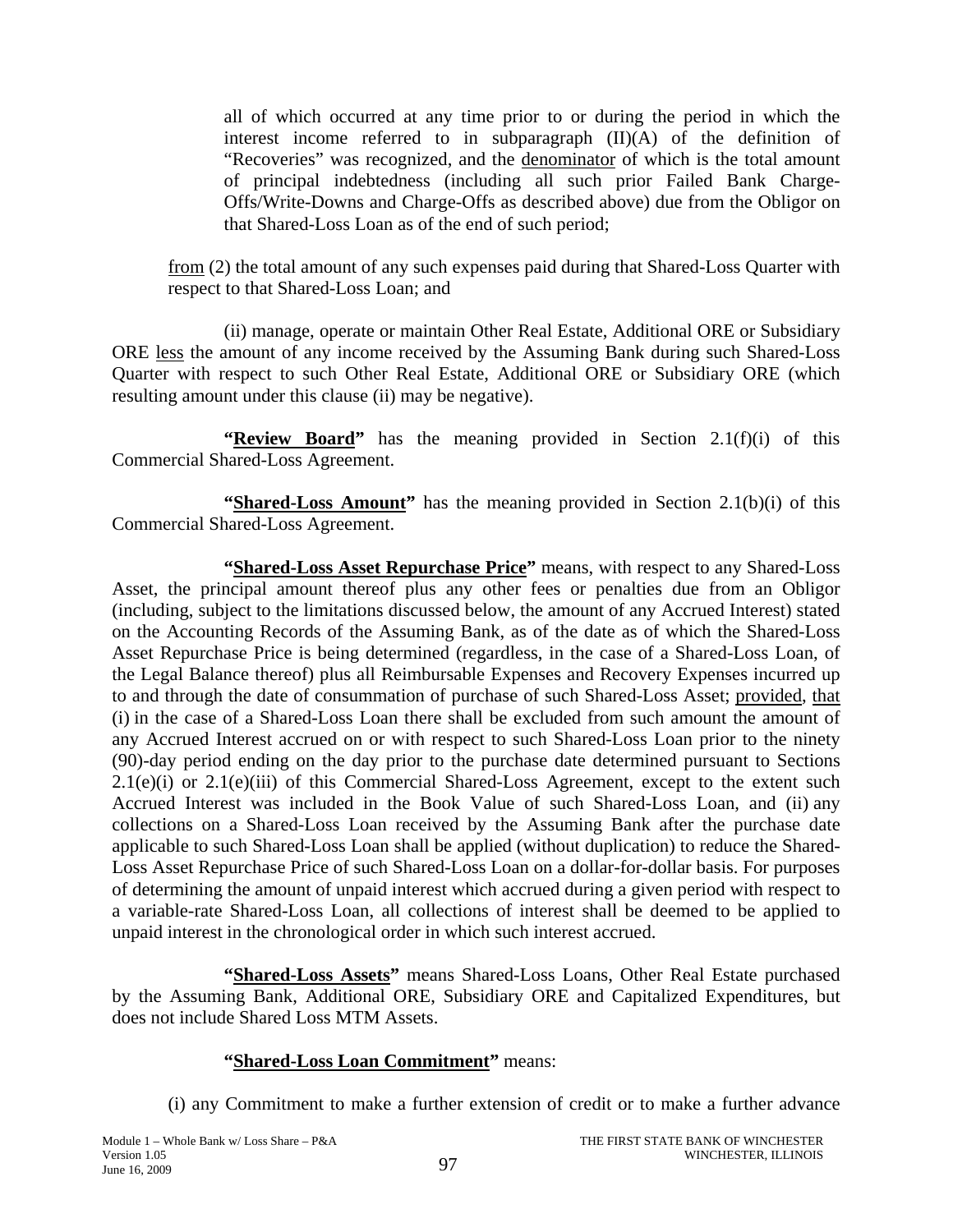all of which occurred at any time prior to or during the period in which the interest income referred to in subparagraph (II)(A) of the definition of "Recoveries" was recognized, and the denominator of which is the total amount of principal indebtedness (including all such prior Failed Bank Charge-Offs/Write-Downs and Charge-Offs as described above) due from the Obligor on that Shared-Loss Loan as of the end of such period;

from (2) the total amount of any such expenses paid during that Shared-Loss Quarter with respect to that Shared-Loss Loan; and

(ii) manage, operate or maintain Other Real Estate, Additional ORE or Subsidiary ORE less the amount of any income received by the Assuming Bank during such Shared-Loss Quarter with respect to such Other Real Estate, Additional ORE or Subsidiary ORE (which resulting amount under this clause (ii) may be negative).

**"Review Board"** has the meaning provided in Section 2.1(f)(i) of this Commercial Shared-Loss Agreement.

**"Shared-Loss Amount"** has the meaning provided in Section 2.1(b)(i) of this Commercial Shared-Loss Agreement.

**"Shared-Loss Asset Repurchase Price"** means, with respect to any Shared-Loss Asset, the principal amount thereof plus any other fees or penalties due from an Obligor (including, subject to the limitations discussed below, the amount of any Accrued Interest) stated on the Accounting Records of the Assuming Bank, as of the date as of which the Shared-Loss Asset Repurchase Price is being determined (regardless, in the case of a Shared-Loss Loan, of the Legal Balance thereof) plus all Reimbursable Expenses and Recovery Expenses incurred up to and through the date of consummation of purchase of such Shared-Loss Asset; provided, that (i) in the case of a Shared-Loss Loan there shall be excluded from such amount the amount of any Accrued Interest accrued on or with respect to such Shared-Loss Loan prior to the ninety (90)-day period ending on the day prior to the purchase date determined pursuant to Sections 2.1(e)(i) or 2.1(e)(iii) of this Commercial Shared-Loss Agreement, except to the extent such Accrued Interest was included in the Book Value of such Shared-Loss Loan, and (ii) any collections on a Shared-Loss Loan received by the Assuming Bank after the purchase date applicable to such Shared-Loss Loan shall be applied (without duplication) to reduce the Shared-Loss Asset Repurchase Price of such Shared-Loss Loan on a dollar-for-dollar basis. For purposes of determining the amount of unpaid interest which accrued during a given period with respect to a variable-rate Shared-Loss Loan, all collections of interest shall be deemed to be applied to unpaid interest in the chronological order in which such interest accrued.

**"Shared-Loss Assets"** means Shared-Loss Loans, Other Real Estate purchased by the Assuming Bank, Additional ORE, Subsidiary ORE and Capitalized Expenditures, but does not include Shared Loss MTM Assets.

**"Shared-Loss Loan Commitment"** means:

(i) any Commitment to make a further extension of credit or to make a further advance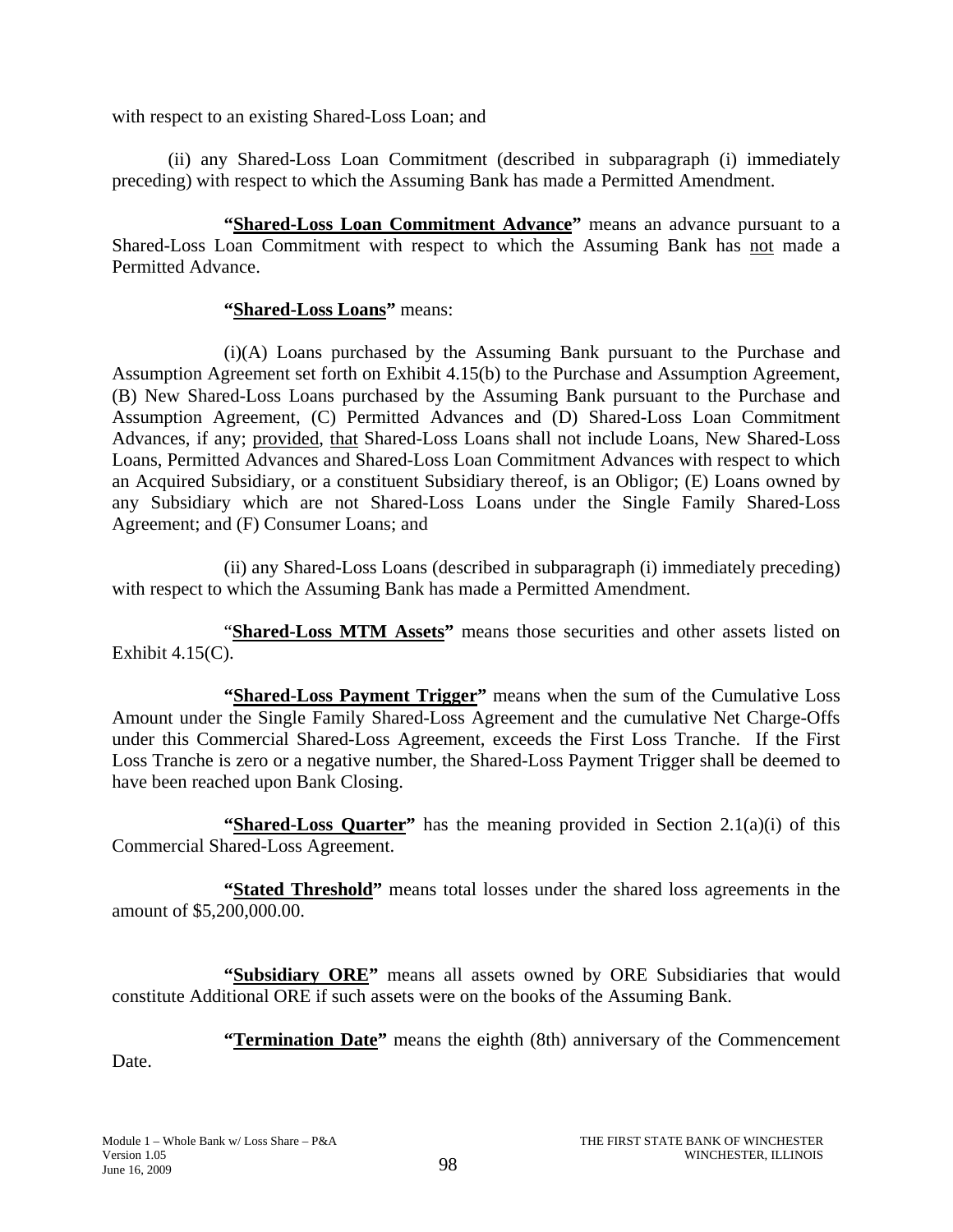with respect to an existing Shared-Loss Loan; and

(ii) any Shared-Loss Loan Commitment (described in subparagraph (i) immediately preceding) with respect to which the Assuming Bank has made a Permitted Amendment.

**"Shared-Loss Loan Commitment Advance"** means an advance pursuant to a Shared-Loss Loan Commitment with respect to which the Assuming Bank has not made a Permitted Advance.

**"Shared-Loss Loans"** means:

(i)(A) Loans purchased by the Assuming Bank pursuant to the Purchase and Assumption Agreement set forth on Exhibit 4.15(b) to the Purchase and Assumption Agreement, (B) New Shared-Loss Loans purchased by the Assuming Bank pursuant to the Purchase and Assumption Agreement, (C) Permitted Advances and (D) Shared-Loss Loan Commitment Advances, if any; provided, that Shared-Loss Loans shall not include Loans, New Shared-Loss Loans, Permitted Advances and Shared-Loss Loan Commitment Advances with respect to which an Acquired Subsidiary, or a constituent Subsidiary thereof, is an Obligor; (E) Loans owned by any Subsidiary which are not Shared-Loss Loans under the Single Family Shared-Loss Agreement; and (F) Consumer Loans; and

(ii) any Shared-Loss Loans (described in subparagraph (i) immediately preceding) with respect to which the Assuming Bank has made a Permitted Amendment.

**"Shared-Loss MTM Assets"** means those securities and other assets listed on Exhibit 4.15(C).

**"Shared-Loss Payment Trigger"** means when the sum of the Cumulative Loss Amount under the Single Family Shared-Loss Agreement and the cumulative Net Charge-Offs under this Commercial Shared-Loss Agreement, exceeds the First Loss Tranche. If the First Loss Tranche is zero or a negative number, the Shared-Loss Payment Trigger shall be deemed to have been reached upon Bank Closing.

**"Shared-Loss Quarter"** has the meaning provided in Section 2.1(a)(i) of this Commercial Shared-Loss Agreement.

**"Stated Threshold"** means total losses under the shared loss agreements in the amount of $5,200,000.00.

**"Subsidiary ORE"** means all assets owned by ORE Subsidiaries that would constitute Additional ORE if such assets were on the books of the Assuming Bank.

**"Termination Date"** means the eighth (8th) anniversary of the Commencement Date.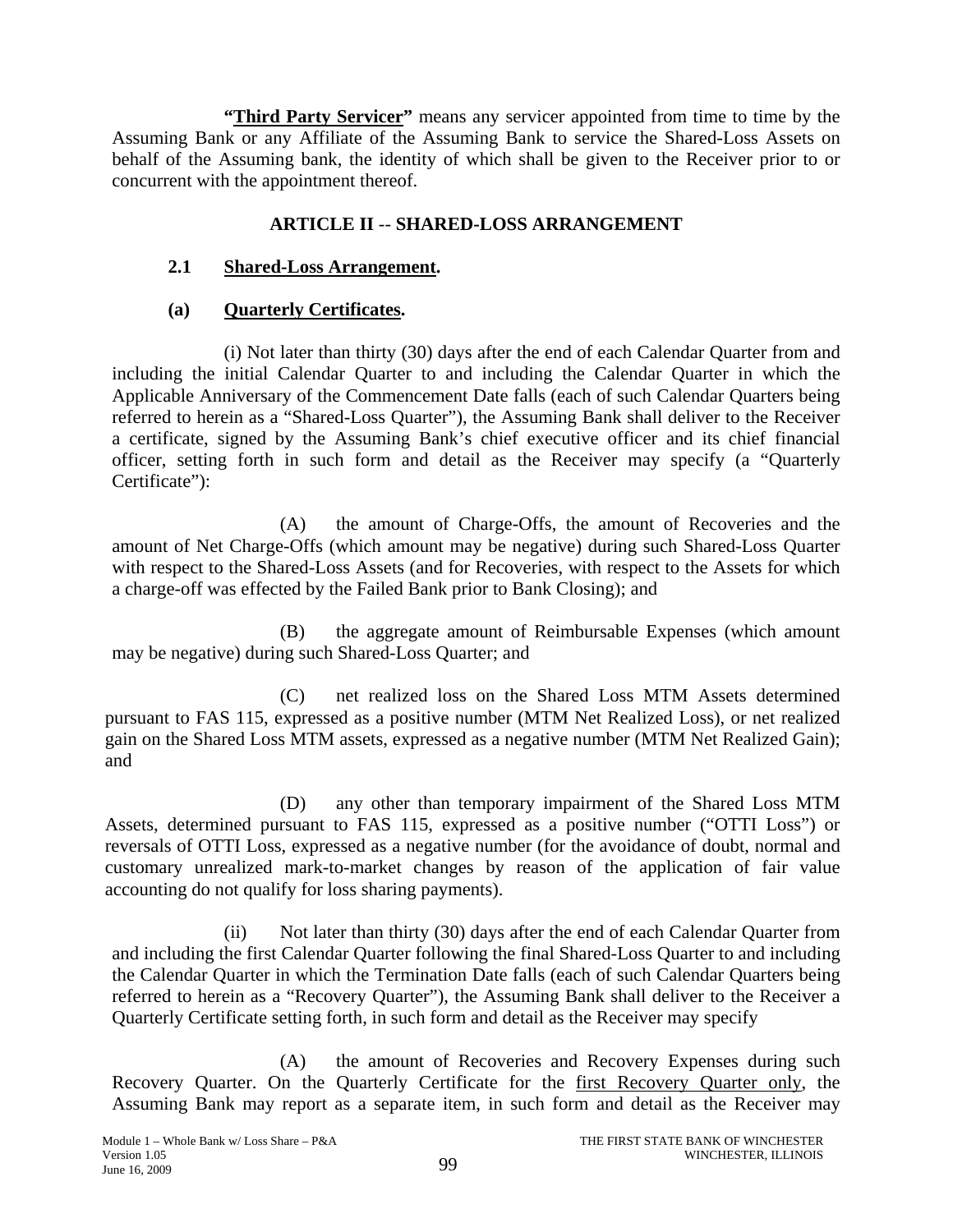**"Third Party Servicer"** means any servicer appointed from time to time by the Assuming Bank or any Affiliate of the Assuming Bank to service the Shared-Loss Assets on behalf of the Assuming bank, the identity of which shall be given to the Receiver prior to or concurrent with the appointment thereof.

## ARTICLE II -- SHARED-LOSS ARRANGEMENT

### 2.1 Shared-Loss Arrangement.

### (a) Quarterly Certificates.

(i) Not later than thirty (30) days after the end of each Calendar Quarter from and including the initial Calendar Quarter to and including the Calendar Quarter in which the Applicable Anniversary of the Commencement Date falls (each of such Calendar Quarters being referred to herein as a "Shared-Loss Quarter"), the Assuming Bank shall deliver to the Receiver a certificate, signed by the Assuming Bank's chief executive officer and its chief financial officer, setting forth in such form and detail as the Receiver may specify (a "Quarterly Certificate"):

(A) the amount of Charge-Offs, the amount of Recoveries and the amount of Net Charge-Offs (which amount may be negative) during such Shared-Loss Quarter with respect to the Shared-Loss Assets (and for Recoveries, with respect to the Assets for which a charge-off was effected by the Failed Bank prior to Bank Closing); and

(B) the aggregate amount of Reimbursable Expenses (which amount may be negative) during such Shared-Loss Quarter; and

(C) net realized loss on the Shared Loss MTM Assets determined pursuant to FAS 115, expressed as a positive number (MTM Net Realized Loss), or net realized gain on the Shared Loss MTM assets, expressed as a negative number (MTM Net Realized Gain); and

(D) any other than temporary impairment of the Shared Loss MTM Assets, determined pursuant to FAS 115, expressed as a positive number ("OTTI Loss") or reversals of OTTI Loss, expressed as a negative number (for the avoidance of doubt, normal and customary unrealized mark-to-market changes by reason of the application of fair value accounting do not qualify for loss sharing payments).

(ii) Not later than thirty (30) days after the end of each Calendar Quarter from and including the first Calendar Quarter following the final Shared-Loss Quarter to and including the Calendar Quarter in which the Termination Date falls (each of such Calendar Quarters being referred to herein as a "Recovery Quarter"), the Assuming Bank shall deliver to the Receiver a Quarterly Certificate setting forth, in such form and detail as the Receiver may specify

(A) the amount of Recoveries and Recovery Expenses during such Recovery Quarter. On the Quarterly Certificate for the <u>first Recovery Quarter only</u>, the Assuming Bank may report as a separate item, in such form and detail as the Receiver may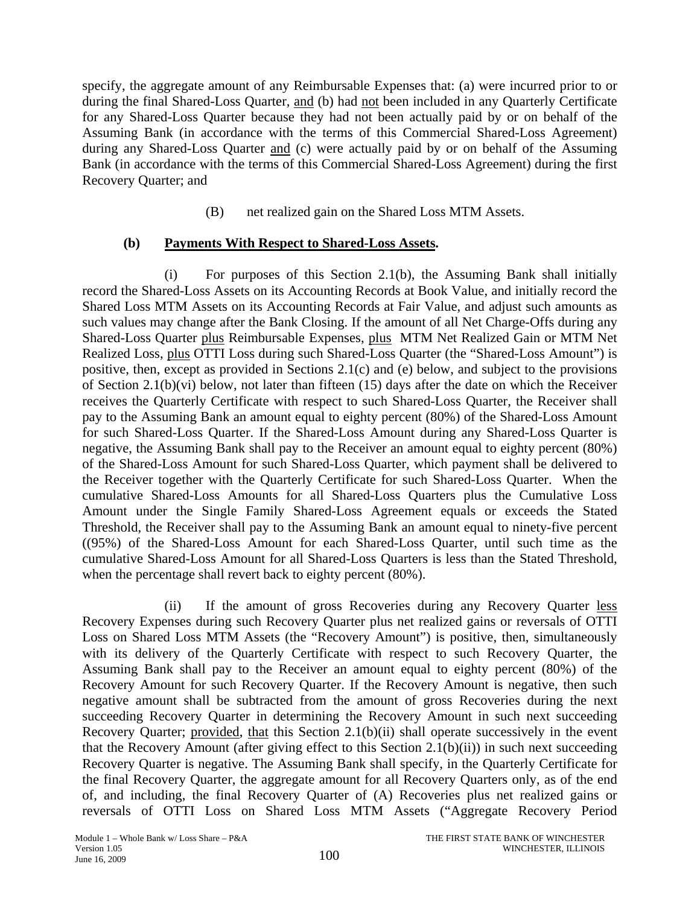specify, the aggregate amount of any Reimbursable Expenses that: (a) were incurred prior to or during the final Shared-Loss Quarter, and (b) had not been included in any Quarterly Certificate for any Shared-Loss Quarter because they had not been actually paid by or on behalf of the Assuming Bank (in accordance with the terms of this Commercial Shared-Loss Agreement) during any Shared-Loss Quarter and (c) were actually paid by or on behalf of the Assuming Bank (in accordance with the terms of this Commercial Shared-Loss Agreement) during the first Recovery Quarter; and

(B) net realized gain on the Shared Loss MTM Assets.

**(b) Payments With Respect to Shared-Loss Assets.**

(i) For purposes of this Section 2.1(b), the Assuming Bank shall initially record the Shared-Loss Assets on its Accounting Records at Book Value, and initially record the Shared Loss MTM Assets on its Accounting Records at Fair Value, and adjust such amounts as such values may change after the Bank Closing. If the amount of all Net Charge-Offs during any Shared-Loss Quarter plus Reimbursable Expenses, plus MTM Net Realized Gain or MTM Net Realized Loss, plus OTTI Loss during such Shared-Loss Quarter (the "Shared-Loss Amount") is positive, then, except as provided in Sections 2.1(c) and (e) below, and subject to the provisions of Section 2.1(b)(vi) below, not later than fifteen (15) days after the date on which the Receiver receives the Quarterly Certificate with respect to such Shared-Loss Quarter, the Receiver shall pay to the Assuming Bank an amount equal to eighty percent (80%) of the Shared-Loss Amount for such Shared-Loss Quarter. If the Shared-Loss Amount during any Shared-Loss Quarter is negative, the Assuming Bank shall pay to the Receiver an amount equal to eighty percent (80%) of the Shared-Loss Amount for such Shared-Loss Quarter, which payment shall be delivered to the Receiver together with the Quarterly Certificate for such Shared-Loss Quarter. When the cumulative Shared-Loss Amounts for all Shared-Loss Quarters plus the Cumulative Loss Amount under the Single Family Shared-Loss Agreement equals or exceeds the Stated Threshold, the Receiver shall pay to the Assuming Bank an amount equal to ninety-five percent ((95%) of the Shared-Loss Amount for each Shared-Loss Quarter, until such time as the cumulative Shared-Loss Amount for all Shared-Loss Quarters is less than the Stated Threshold, when the percentage shall revert back to eighty percent (80%).

(ii) If the amount of gross Recoveries during any Recovery Quarter less Recovery Expenses during such Recovery Quarter plus net realized gains or reversals of OTTI Loss on Shared Loss MTM Assets (the "Recovery Amount") is positive, then, simultaneously with its delivery of the Quarterly Certificate with respect to such Recovery Quarter, the Assuming Bank shall pay to the Receiver an amount equal to eighty percent (80%) of the Recovery Amount for such Recovery Quarter. If the Recovery Amount is negative, then such negative amount shall be subtracted from the amount of gross Recoveries during the next succeeding Recovery Quarter in determining the Recovery Amount in such next succeeding Recovery Quarter; provided, that this Section 2.1(b)(ii) shall operate successively in the event that the Recovery Amount (after giving effect to this Section 2.1(b)(ii)) in such next succeeding Recovery Quarter is negative. The Assuming Bank shall specify, in the Quarterly Certificate for the final Recovery Quarter, the aggregate amount for all Recovery Quarters only, as of the end of, and including, the final Recovery Quarter of (A) Recoveries plus net realized gains or reversals of OTTI Loss on Shared Loss MTM Assets ("Aggregate Recovery Period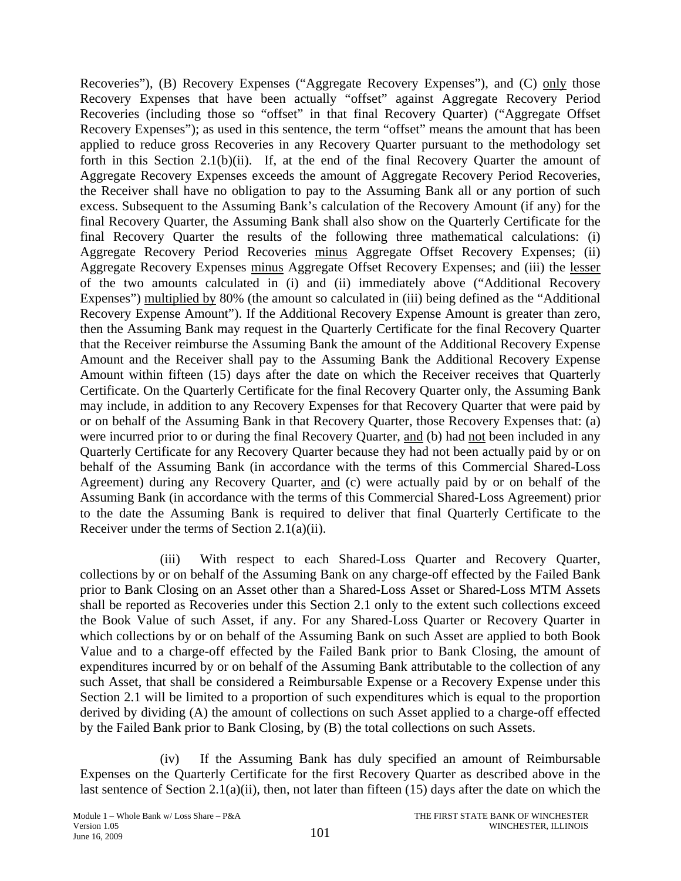Recoveries"), (B) Recovery Expenses ("Aggregate Recovery Expenses"), and (C) only those Recovery Expenses that have been actually "offset" against Aggregate Recovery Period Recoveries (including those so "offset" in that final Recovery Quarter) ("Aggregate Offset Recovery Expenses"); as used in this sentence, the term "offset" means the amount that has been applied to reduce gross Recoveries in any Recovery Quarter pursuant to the methodology set forth in this Section 2.1(b)(ii). If, at the end of the final Recovery Quarter the amount of Aggregate Recovery Expenses exceeds the amount of Aggregate Recovery Period Recoveries, the Receiver shall have no obligation to pay to the Assuming Bank all or any portion of such excess. Subsequent to the Assuming Bank's calculation of the Recovery Amount (if any) for the final Recovery Quarter, the Assuming Bank shall also show on the Quarterly Certificate for the final Recovery Quarter the results of the following three mathematical calculations: (i) Aggregate Recovery Period Recoveries minus Aggregate Offset Recovery Expenses; (ii) Aggregate Recovery Expenses minus Aggregate Offset Recovery Expenses; and (iii) the lesser of the two amounts calculated in (i) and (ii) immediately above ("Additional Recovery Expenses") multiplied by 80% (the amount so calculated in (iii) being defined as the "Additional Recovery Expense Amount"). If the Additional Recovery Expense Amount is greater than zero, then the Assuming Bank may request in the Quarterly Certificate for the final Recovery Quarter that the Receiver reimburse the Assuming Bank the amount of the Additional Recovery Expense Amount and the Receiver shall pay to the Assuming Bank the Additional Recovery Expense Amount within fifteen (15) days after the date on which the Receiver receives that Quarterly Certificate. On the Quarterly Certificate for the final Recovery Quarter only, the Assuming Bank may include, in addition to any Recovery Expenses for that Recovery Quarter that were paid by or on behalf of the Assuming Bank in that Recovery Quarter, those Recovery Expenses that: (a) were incurred prior to or during the final Recovery Quarter, and (b) had not been included in any Quarterly Certificate for any Recovery Quarter because they had not been actually paid by or on behalf of the Assuming Bank (in accordance with the terms of this Commercial Shared-Loss Agreement) during any Recovery Quarter, and (c) were actually paid by or on behalf of the Assuming Bank (in accordance with the terms of this Commercial Shared-Loss Agreement) prior to the date the Assuming Bank is required to deliver that final Quarterly Certificate to the Receiver under the terms of Section 2.1(a)(ii).

(iii) With respect to each Shared-Loss Quarter and Recovery Quarter, collections by or on behalf of the Assuming Bank on any charge-off effected by the Failed Bank prior to Bank Closing on an Asset other than a Shared-Loss Asset or Shared-Loss MTM Assets shall be reported as Recoveries under this Section 2.1 only to the extent such collections exceed the Book Value of such Asset, if any. For any Shared-Loss Quarter or Recovery Quarter in which collections by or on behalf of the Assuming Bank on such Asset are applied to both Book Value and to a charge-off effected by the Failed Bank prior to Bank Closing, the amount of expenditures incurred by or on behalf of the Assuming Bank attributable to the collection of any such Asset, that shall be considered a Reimbursable Expense or a Recovery Expense under this Section 2.1 will be limited to a proportion of such expenditures which is equal to the proportion derived by dividing (A) the amount of collections on such Asset applied to a charge-off effected by the Failed Bank prior to Bank Closing, by (B) the total collections on such Assets.

(iv) If the Assuming Bank has duly specified an amount of Reimbursable Expenses on the Quarterly Certificate for the first Recovery Quarter as described above in the last sentence of Section 2.1(a)(ii), then, not later than fifteen (15) days after the date on which the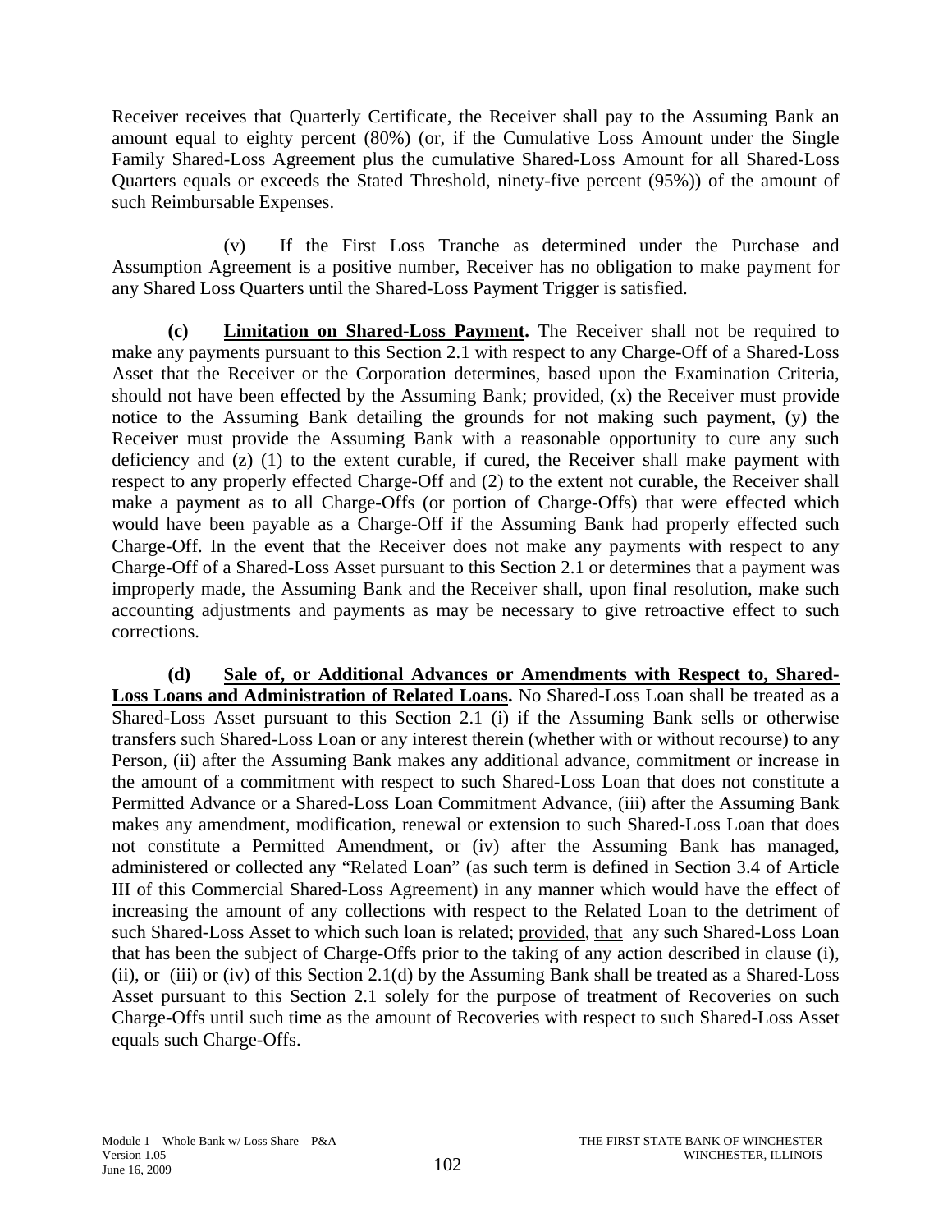Receiver receives that Quarterly Certificate, the Receiver shall pay to the Assuming Bank an amount equal to eighty percent (80%) (or, if the Cumulative Loss Amount under the Single Family Shared-Loss Agreement plus the cumulative Shared-Loss Amount for all Shared-Loss Quarters equals or exceeds the Stated Threshold, ninety-five percent (95%)) of the amount of such Reimbursable Expenses.

(v) If the First Loss Tranche as determined under the Purchase and Assumption Agreement is a positive number, Receiver has no obligation to make payment for any Shared Loss Quarters until the Shared-Loss Payment Trigger is satisfied.

**(c) Limitation on Shared-Loss Payment.** The Receiver shall not be required to make any payments pursuant to this Section 2.1 with respect to any Charge-Off of a Shared-Loss Asset that the Receiver or the Corporation determines, based upon the Examination Criteria, should not have been effected by the Assuming Bank; provided, (x) the Receiver must provide notice to the Assuming Bank detailing the grounds for not making such payment, (y) the Receiver must provide the Assuming Bank with a reasonable opportunity to cure any such deficiency and (z) (1) to the extent curable, if cured, the Receiver shall make payment with respect to any properly effected Charge-Off and (2) to the extent not curable, the Receiver shall make a payment as to all Charge-Offs (or portion of Charge-Offs) that were effected which would have been payable as a Charge-Off if the Assuming Bank had properly effected such Charge-Off. In the event that the Receiver does not make any payments with respect to any Charge-Off of a Shared-Loss Asset pursuant to this Section 2.1 or determines that a payment was improperly made, the Assuming Bank and the Receiver shall, upon final resolution, make such accounting adjustments and payments as may be necessary to give retroactive effect to such corrections.

**(d) Sale of, or Additional Advances or Amendments with Respect to, Shared-Loss Loans and Administration of Related Loans.** No Shared-Loss Loan shall be treated as a Shared-Loss Asset pursuant to this Section 2.1 (i) if the Assuming Bank sells or otherwise transfers such Shared-Loss Loan or any interest therein (whether with or without recourse) to any Person, (ii) after the Assuming Bank makes any additional advance, commitment or increase in the amount of a commitment with respect to such Shared-Loss Loan that does not constitute a Permitted Advance or a Shared-Loss Loan Commitment Advance, (iii) after the Assuming Bank makes any amendment, modification, renewal or extension to such Shared-Loss Loan that does not constitute a Permitted Amendment, or (iv) after the Assuming Bank has managed, administered or collected any "Related Loan" (as such term is defined in Section 3.4 of Article III of this Commercial Shared-Loss Agreement) in any manner which would have the effect of increasing the amount of any collections with respect to the Related Loan to the detriment of such Shared-Loss Asset to which such loan is related; provided, that any such Shared-Loss Loan that has been the subject of Charge-Offs prior to the taking of any action described in clause (i), (ii), or (iii) or (iv) of this Section 2.1(d) by the Assuming Bank shall be treated as a Shared-Loss Asset pursuant to this Section 2.1 solely for the purpose of treatment of Recoveries on such Charge-Offs until such time as the amount of Recoveries with respect to such Shared-Loss Asset equals such Charge-Offs.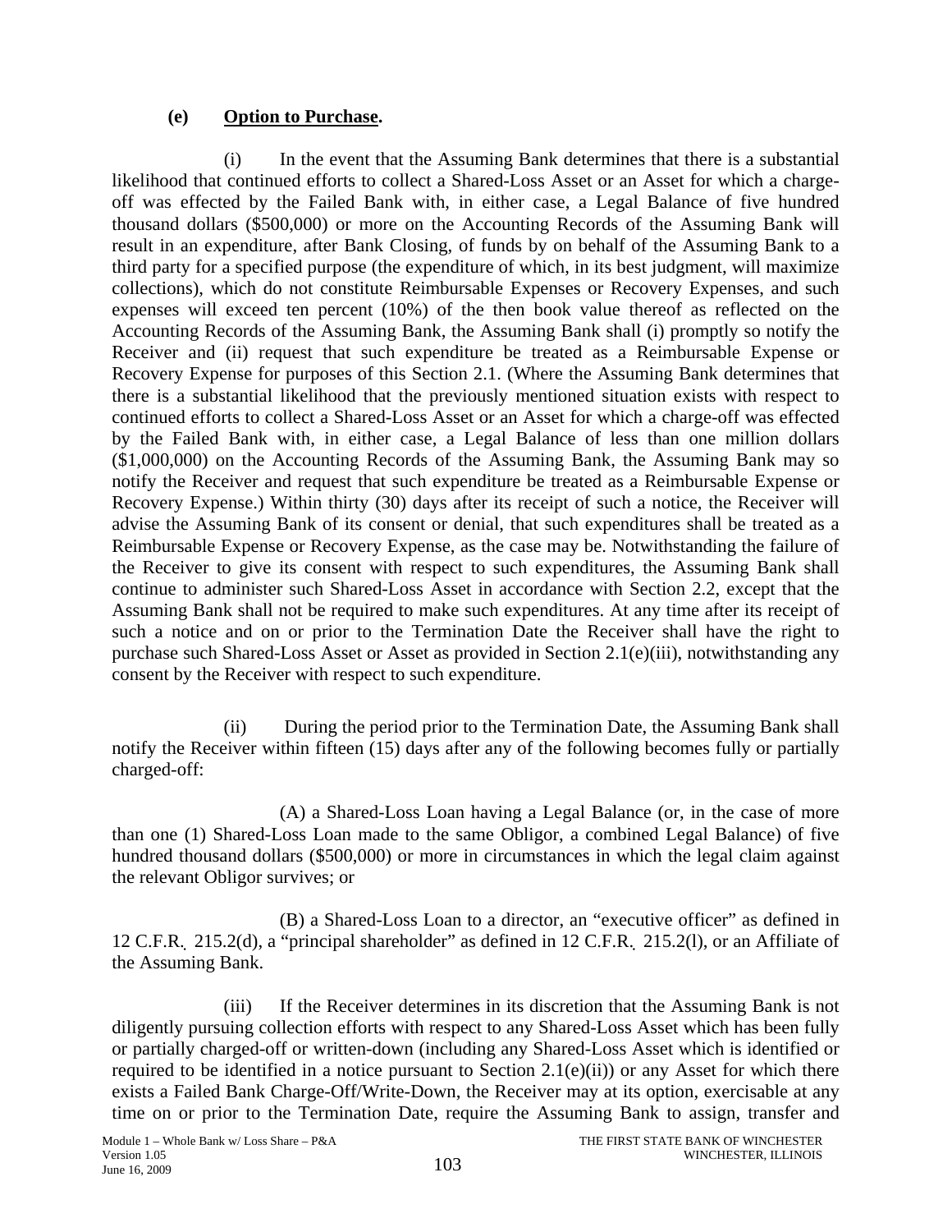**(e) Option to Purchase.**

(i) In the event that the Assuming Bank determines that there is a substantial likelihood that continued efforts to collect a Shared-Loss Asset or an Asset for which a charge-off was effected by the Failed Bank with, in either case, a Legal Balance of five hundred thousand dollars ($500,000) or more on the Accounting Records of the Assuming Bank will result in an expenditure, after Bank Closing, of funds by on behalf of the Assuming Bank to a third party for a specified purpose (the expenditure of which, in its best judgment, will maximize collections), which do not constitute Reimbursable Expenses or Recovery Expenses, and such expenses will exceed ten percent (10%) of the then book value thereof as reflected on the Accounting Records of the Assuming Bank, the Assuming Bank shall (i) promptly so notify the Receiver and (ii) request that such expenditure be treated as a Reimbursable Expense or Recovery Expense for purposes of this Section 2.1. (Where the Assuming Bank determines that there is a substantial likelihood that the previously mentioned situation exists with respect to continued efforts to collect a Shared-Loss Asset or an Asset for which a charge-off was effected by the Failed Bank with, in either case, a Legal Balance of less than one million dollars ($1,000,000) on the Accounting Records of the Assuming Bank, the Assuming Bank may so notify the Receiver and request that such expenditure be treated as a Reimbursable Expense or Recovery Expense.) Within thirty (30) days after its receipt of such a notice, the Receiver will advise the Assuming Bank of its consent or denial, that such expenditures shall be treated as a Reimbursable Expense or Recovery Expense, as the case may be. Notwithstanding the failure of the Receiver to give its consent with respect to such expenditures, the Assuming Bank shall continue to administer such Shared-Loss Asset in accordance with Section 2.2, except that the Assuming Bank shall not be required to make such expenditures. At any time after its receipt of such a notice and on or prior to the Termination Date the Receiver shall have the right to purchase such Shared-Loss Asset or Asset as provided in Section 2.1(e)(iii), notwithstanding any consent by the Receiver with respect to such expenditure.

(ii) During the period prior to the Termination Date, the Assuming Bank shall notify the Receiver within fifteen (15) days after any of the following becomes fully or partially charged-off:

(A) a Shared-Loss Loan having a Legal Balance (or, in the case of more than one (1) Shared-Loss Loan made to the same Obligor, a combined Legal Balance) of five hundred thousand dollars ($500,000) or more in circumstances in which the legal claim against the relevant Obligor survives; or

(B) a Shared-Loss Loan to a director, an "executive officer" as defined in 12 C.F.R. 215.2(d), a "principal shareholder" as defined in 12 C.F.R. 215.2(l), or an Affiliate of the Assuming Bank.

(iii) If the Receiver determines in its discretion that the Assuming Bank is not diligently pursuing collection efforts with respect to any Shared-Loss Asset which has been fully or partially charged-off or written-down (including any Shared-Loss Asset which is identified or required to be identified in a notice pursuant to Section 2.1(e)(ii)) or any Asset for which there exists a Failed Bank Charge-Off/Write-Down, the Receiver may at its option, exercisable at any time on or prior to the Termination Date, require the Assuming Bank to assign, transfer and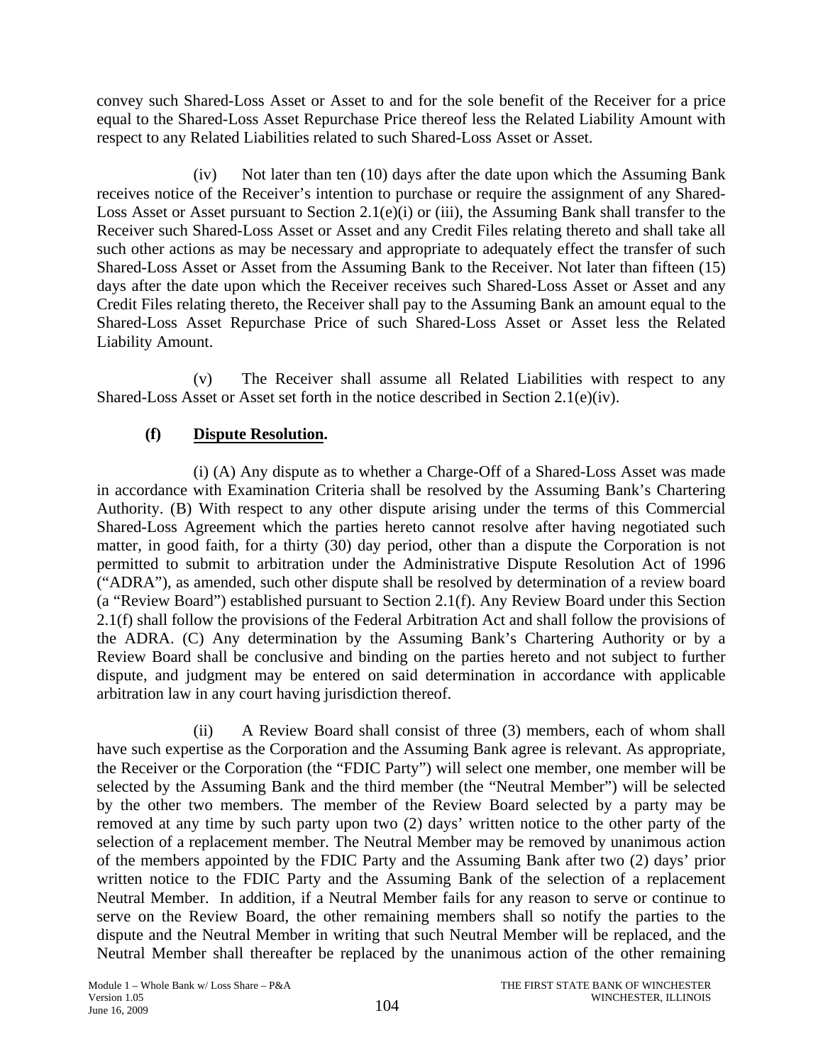convey such Shared-Loss Asset or Asset to and for the sole benefit of the Receiver for a price equal to the Shared-Loss Asset Repurchase Price thereof less the Related Liability Amount with respect to any Related Liabilities related to such Shared-Loss Asset or Asset.

(iv) Not later than ten (10) days after the date upon which the Assuming Bank receives notice of the Receiver's intention to purchase or require the assignment of any Shared-Loss Asset or Asset pursuant to Section 2.1(e)(i) or (iii), the Assuming Bank shall transfer to the Receiver such Shared-Loss Asset or Asset and any Credit Files relating thereto and shall take all such other actions as may be necessary and appropriate to adequately effect the transfer of such Shared-Loss Asset or Asset from the Assuming Bank to the Receiver. Not later than fifteen (15) days after the date upon which the Receiver receives such Shared-Loss Asset or Asset and any Credit Files relating thereto, the Receiver shall pay to the Assuming Bank an amount equal to the Shared-Loss Asset Repurchase Price of such Shared-Loss Asset or Asset less the Related Liability Amount.

(v) The Receiver shall assume all Related Liabilities with respect to any Shared-Loss Asset or Asset set forth in the notice described in Section 2.1(e)(iv).

**(f) Dispute Resolution.**

(i) (A) Any dispute as to whether a Charge-Off of a Shared-Loss Asset was made in accordance with Examination Criteria shall be resolved by the Assuming Bank's Chartering Authority. (B) With respect to any other dispute arising under the terms of this Commercial Shared-Loss Agreement which the parties hereto cannot resolve after having negotiated such matter, in good faith, for a thirty (30) day period, other than a dispute the Corporation is not permitted to submit to arbitration under the Administrative Dispute Resolution Act of 1996 ("ADRA"), as amended, such other dispute shall be resolved by determination of a review board (a "Review Board") established pursuant to Section 2.1(f). Any Review Board under this Section 2.1(f) shall follow the provisions of the Federal Arbitration Act and shall follow the provisions of the ADRA. (C) Any determination by the Assuming Bank's Chartering Authority or by a Review Board shall be conclusive and binding on the parties hereto and not subject to further dispute, and judgment may be entered on said determination in accordance with applicable arbitration law in any court having jurisdiction thereof.

(ii) A Review Board shall consist of three (3) members, each of whom shall have such expertise as the Corporation and the Assuming Bank agree is relevant. As appropriate, the Receiver or the Corporation (the "FDIC Party") will select one member, one member will be selected by the Assuming Bank and the third member (the "Neutral Member") will be selected by the other two members. The member of the Review Board selected by a party may be removed at any time by such party upon two (2) days' written notice to the other party of the selection of a replacement member. The Neutral Member may be removed by unanimous action of the members appointed by the FDIC Party and the Assuming Bank after two (2) days' prior written notice to the FDIC Party and the Assuming Bank of the selection of a replacement Neutral Member. In addition, if a Neutral Member fails for any reason to serve or continue to serve on the Review Board, the other remaining members shall so notify the parties to the dispute and the Neutral Member in writing that such Neutral Member will be replaced, and the Neutral Member shall thereafter be replaced by the unanimous action of the other remaining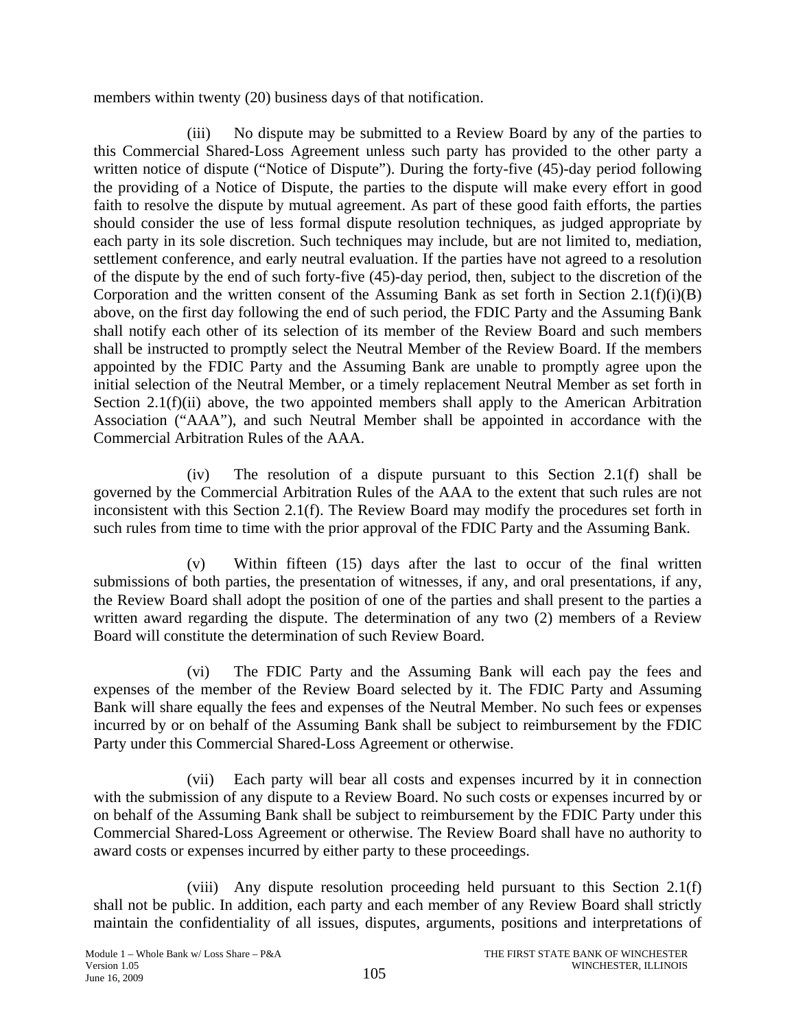members within twenty (20) business days of that notification.

(iii) No dispute may be submitted to a Review Board by any of the parties to this Commercial Shared-Loss Agreement unless such party has provided to the other party a written notice of dispute ("Notice of Dispute"). During the forty-five (45)-day period following the providing of a Notice of Dispute, the parties to the dispute will make every effort in good faith to resolve the dispute by mutual agreement. As part of these good faith efforts, the parties should consider the use of less formal dispute resolution techniques, as judged appropriate by each party in its sole discretion. Such techniques may include, but are not limited to, mediation, settlement conference, and early neutral evaluation. If the parties have not agreed to a resolution of the dispute by the end of such forty-five (45)-day period, then, subject to the discretion of the Corporation and the written consent of the Assuming Bank as set forth in Section 2.1(f)(i)(B) above, on the first day following the end of such period, the FDIC Party and the Assuming Bank shall notify each other of its selection of its member of the Review Board and such members shall be instructed to promptly select the Neutral Member of the Review Board. If the members appointed by the FDIC Party and the Assuming Bank are unable to promptly agree upon the initial selection of the Neutral Member, or a timely replacement Neutral Member as set forth in Section 2.1(f)(ii) above, the two appointed members shall apply to the American Arbitration Association ("AAA"), and such Neutral Member shall be appointed in accordance with the Commercial Arbitration Rules of the AAA.

(iv) The resolution of a dispute pursuant to this Section 2.1(f) shall be governed by the Commercial Arbitration Rules of the AAA to the extent that such rules are not inconsistent with this Section 2.1(f). The Review Board may modify the procedures set forth in such rules from time to time with the prior approval of the FDIC Party and the Assuming Bank.

(v) Within fifteen (15) days after the last to occur of the final written submissions of both parties, the presentation of witnesses, if any, and oral presentations, if any, the Review Board shall adopt the position of one of the parties and shall present to the parties a written award regarding the dispute. The determination of any two (2) members of a Review Board will constitute the determination of such Review Board.

(vi) The FDIC Party and the Assuming Bank will each pay the fees and expenses of the member of the Review Board selected by it. The FDIC Party and Assuming Bank will share equally the fees and expenses of the Neutral Member. No such fees or expenses incurred by or on behalf of the Assuming Bank shall be subject to reimbursement by the FDIC Party under this Commercial Shared-Loss Agreement or otherwise.

(vii) Each party will bear all costs and expenses incurred by it in connection with the submission of any dispute to a Review Board. No such costs or expenses incurred by or on behalf of the Assuming Bank shall be subject to reimbursement by the FDIC Party under this Commercial Shared-Loss Agreement or otherwise. The Review Board shall have no authority to award costs or expenses incurred by either party to these proceedings.

(viii) Any dispute resolution proceeding held pursuant to this Section 2.1(f) shall not be public. In addition, each party and each member of any Review Board shall strictly maintain the confidentiality of all issues, disputes, arguments, positions and interpretations of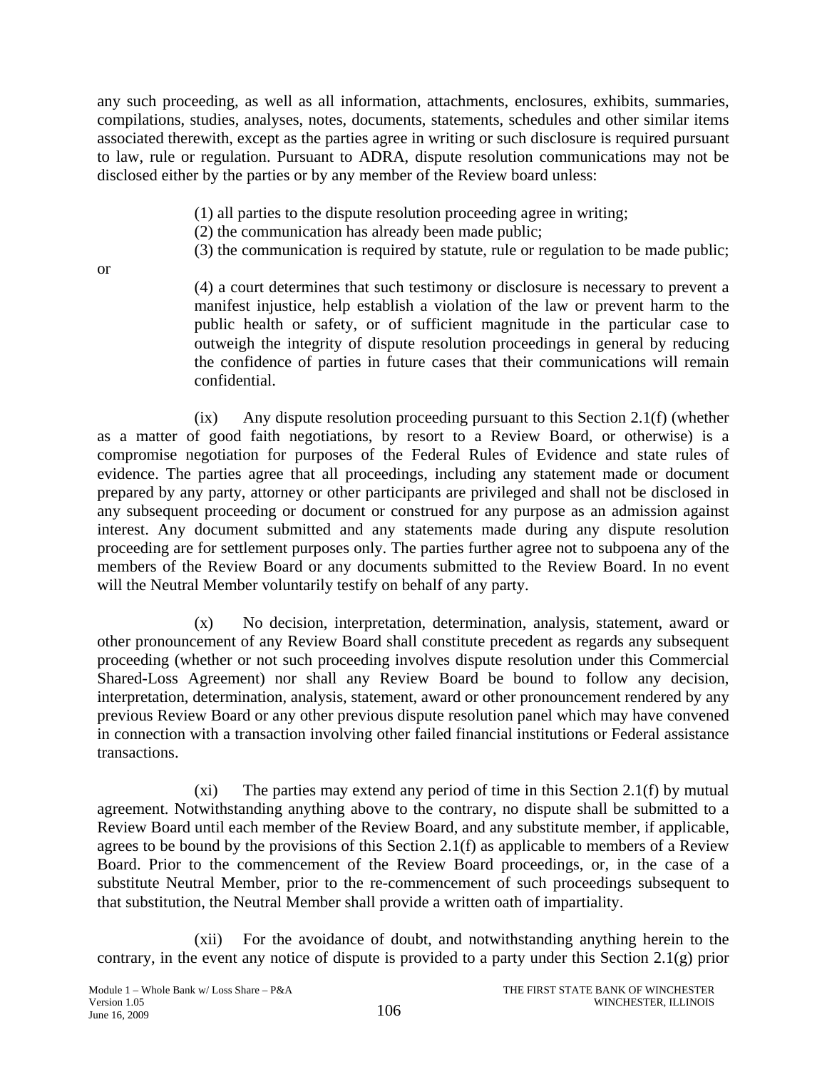any such proceeding, as well as all information, attachments, enclosures, exhibits, summaries, compilations, studies, analyses, notes, documents, statements, schedules and other similar items associated therewith, except as the parties agree in writing or such disclosure is required pursuant to law, rule or regulation. Pursuant to ADRA, dispute resolution communications may not be disclosed either by the parties or by any member of the Review board unless:

(1) all parties to the dispute resolution proceeding agree in writing;
(2) the communication has already been made public;
(3) the communication is required by statute, rule or regulation to be made public;

or

(4) a court determines that such testimony or disclosure is necessary to prevent a manifest injustice, help establish a violation of the law or prevent harm to the public health or safety, or of sufficient magnitude in the particular case to outweigh the integrity of dispute resolution proceedings in general by reducing the confidence of parties in future cases that their communications will remain confidential.

(ix) Any dispute resolution proceeding pursuant to this Section 2.1(f) (whether as a matter of good faith negotiations, by resort to a Review Board, or otherwise) is a compromise negotiation for purposes of the Federal Rules of Evidence and state rules of evidence. The parties agree that all proceedings, including any statement made or document prepared by any party, attorney or other participants are privileged and shall not be disclosed in any subsequent proceeding or document or construed for any purpose as an admission against interest. Any document submitted and any statements made during any dispute resolution proceeding are for settlement purposes only. The parties further agree not to subpoena any of the members of the Review Board or any documents submitted to the Review Board. In no event will the Neutral Member voluntarily testify on behalf of any party.

(x) No decision, interpretation, determination, analysis, statement, award or other pronouncement of any Review Board shall constitute precedent as regards any subsequent proceeding (whether or not such proceeding involves dispute resolution under this Commercial Shared-Loss Agreement) nor shall any Review Board be bound to follow any decision, interpretation, determination, analysis, statement, award or other pronouncement rendered by any previous Review Board or any other previous dispute resolution panel which may have convened in connection with a transaction involving other failed financial institutions or Federal assistance transactions.

(xi) The parties may extend any period of time in this Section 2.1(f) by mutual agreement. Notwithstanding anything above to the contrary, no dispute shall be submitted to a Review Board until each member of the Review Board, and any substitute member, if applicable, agrees to be bound by the provisions of this Section 2.1(f) as applicable to members of a Review Board. Prior to the commencement of the Review Board proceedings, or, in the case of a substitute Neutral Member, prior to the re-commencement of such proceedings subsequent to that substitution, the Neutral Member shall provide a written oath of impartiality.

(xii) For the avoidance of doubt, and notwithstanding anything herein to the contrary, in the event any notice of dispute is provided to a party under this Section 2.1(g) prior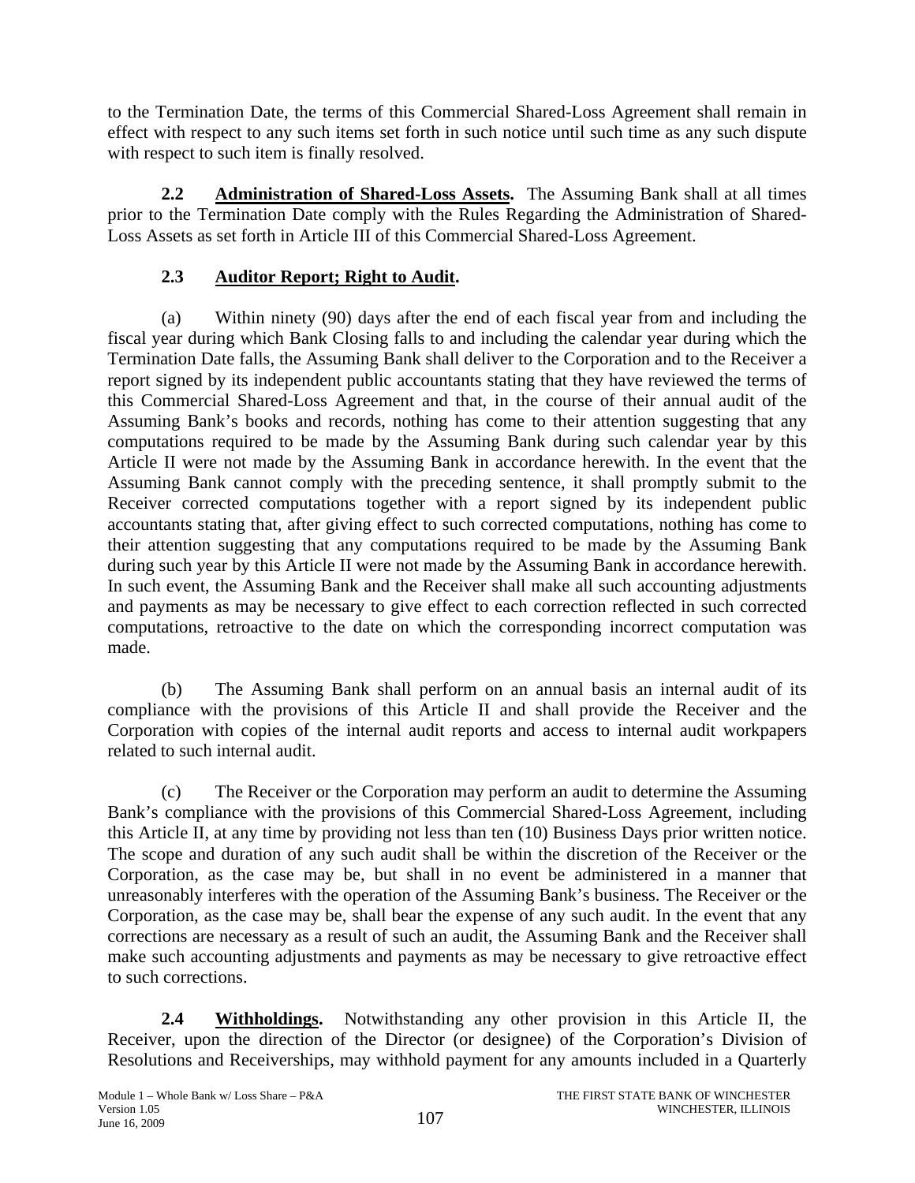to the Termination Date, the terms of this Commercial Shared-Loss Agreement shall remain in effect with respect to any such items set forth in such notice until such time as any such dispute with respect to such item is finally resolved.

**2.2 Administration of Shared-Loss Assets.** The Assuming Bank shall at all times prior to the Termination Date comply with the Rules Regarding the Administration of Shared-Loss Assets as set forth in Article III of this Commercial Shared-Loss Agreement.

**2.3 Auditor Report; Right to Audit.**

(a) Within ninety (90) days after the end of each fiscal year from and including the fiscal year during which Bank Closing falls to and including the calendar year during which the Termination Date falls, the Assuming Bank shall deliver to the Corporation and to the Receiver a report signed by its independent public accountants stating that they have reviewed the terms of this Commercial Shared-Loss Agreement and that, in the course of their annual audit of the Assuming Bank's books and records, nothing has come to their attention suggesting that any computations required to be made by the Assuming Bank during such calendar year by this Article II were not made by the Assuming Bank in accordance herewith. In the event that the Assuming Bank cannot comply with the preceding sentence, it shall promptly submit to the Receiver corrected computations together with a report signed by its independent public accountants stating that, after giving effect to such corrected computations, nothing has come to their attention suggesting that any computations required to be made by the Assuming Bank during such year by this Article II were not made by the Assuming Bank in accordance herewith. In such event, the Assuming Bank and the Receiver shall make all such accounting adjustments and payments as may be necessary to give effect to each correction reflected in such corrected computations, retroactive to the date on which the corresponding incorrect computation was made.

(b) The Assuming Bank shall perform on an annual basis an internal audit of its compliance with the provisions of this Article II and shall provide the Receiver and the Corporation with copies of the internal audit reports and access to internal audit workpapers related to such internal audit.

(c) The Receiver or the Corporation may perform an audit to determine the Assuming Bank's compliance with the provisions of this Commercial Shared-Loss Agreement, including this Article II, at any time by providing not less than ten (10) Business Days prior written notice. The scope and duration of any such audit shall be within the discretion of the Receiver or the Corporation, as the case may be, but shall in no event be administered in a manner that unreasonably interferes with the operation of the Assuming Bank's business. The Receiver or the Corporation, as the case may be, shall bear the expense of any such audit. In the event that any corrections are necessary as a result of such an audit, the Assuming Bank and the Receiver shall make such accounting adjustments and payments as may be necessary to give retroactive effect to such corrections.

**2.4 Withholdings.** Notwithstanding any other provision in this Article II, the Receiver, upon the direction of the Director (or designee) of the Corporation's Division of Resolutions and Receiverships, may withhold payment for any amounts included in a Quarterly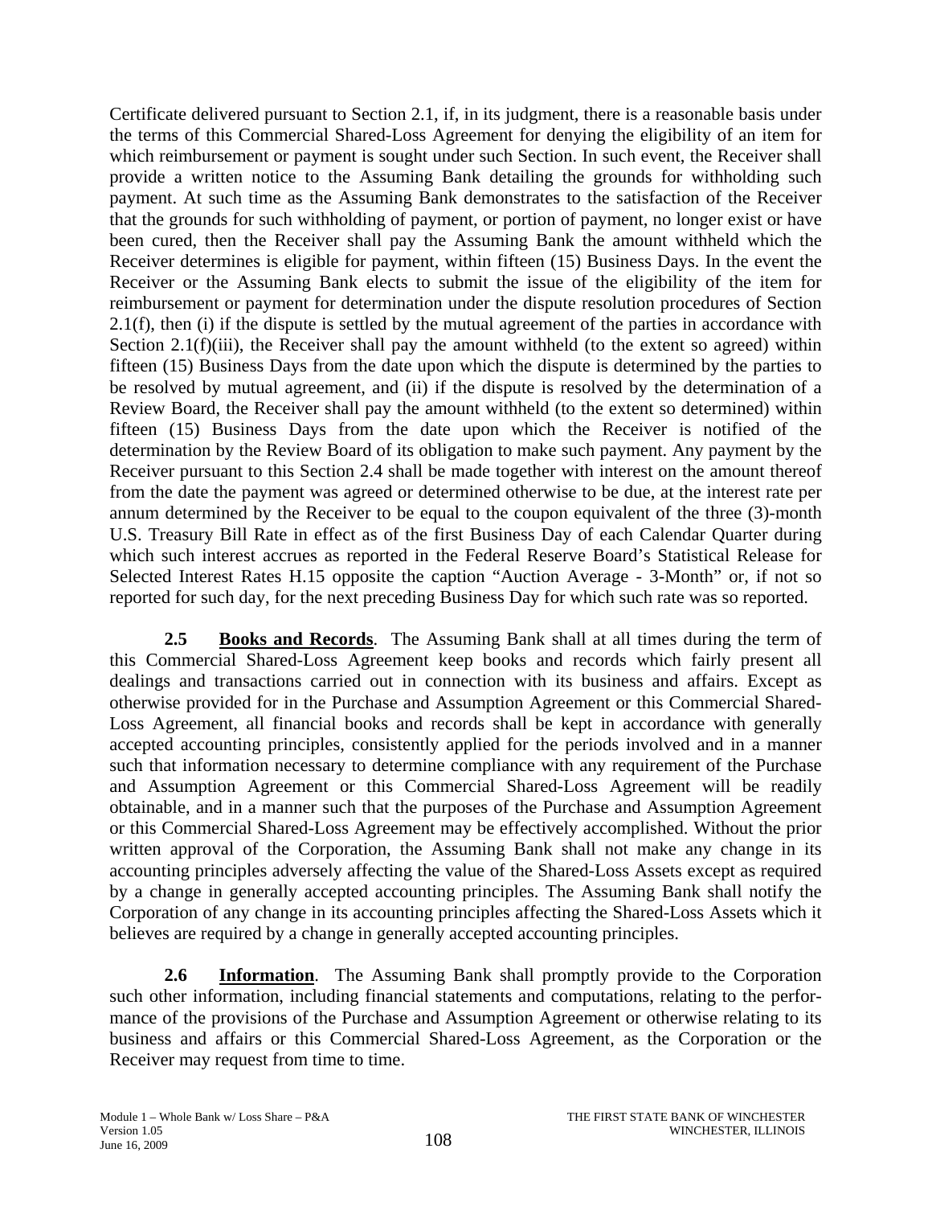Certificate delivered pursuant to Section 2.1, if, in its judgment, there is a reasonable basis under the terms of this Commercial Shared-Loss Agreement for denying the eligibility of an item for which reimbursement or payment is sought under such Section. In such event, the Receiver shall provide a written notice to the Assuming Bank detailing the grounds for withholding such payment. At such time as the Assuming Bank demonstrates to the satisfaction of the Receiver that the grounds for such withholding of payment, or portion of payment, no longer exist or have been cured, then the Receiver shall pay the Assuming Bank the amount withheld which the Receiver determines is eligible for payment, within fifteen (15) Business Days. In the event the Receiver or the Assuming Bank elects to submit the issue of the eligibility of the item for reimbursement or payment for determination under the dispute resolution procedures of Section 2.1(f), then (i) if the dispute is settled by the mutual agreement of the parties in accordance with Section 2.1(f)(iii), the Receiver shall pay the amount withheld (to the extent so agreed) within fifteen (15) Business Days from the date upon which the dispute is determined by the parties to be resolved by mutual agreement, and (ii) if the dispute is resolved by the determination of a Review Board, the Receiver shall pay the amount withheld (to the extent so determined) within fifteen (15) Business Days from the date upon which the Receiver is notified of the determination by the Review Board of its obligation to make such payment. Any payment by the Receiver pursuant to this Section 2.4 shall be made together with interest on the amount thereof from the date the payment was agreed or determined otherwise to be due, at the interest rate per annum determined by the Receiver to be equal to the coupon equivalent of the three (3)-month U.S. Treasury Bill Rate in effect as of the first Business Day of each Calendar Quarter during which such interest accrues as reported in the Federal Reserve Board's Statistical Release for Selected Interest Rates H.15 opposite the caption "Auction Average - 3-Month" or, if not so reported for such day, for the next preceding Business Day for which such rate was so reported.

**2.5 Books and Records**. The Assuming Bank shall at all times during the term of this Commercial Shared-Loss Agreement keep books and records which fairly present all dealings and transactions carried out in connection with its business and affairs. Except as otherwise provided for in the Purchase and Assumption Agreement or this Commercial Shared-Loss Agreement, all financial books and records shall be kept in accordance with generally accepted accounting principles, consistently applied for the periods involved and in a manner such that information necessary to determine compliance with any requirement of the Purchase and Assumption Agreement or this Commercial Shared-Loss Agreement will be readily obtainable, and in a manner such that the purposes of the Purchase and Assumption Agreement or this Commercial Shared-Loss Agreement may be effectively accomplished. Without the prior written approval of the Corporation, the Assuming Bank shall not make any change in its accounting principles adversely affecting the value of the Shared-Loss Assets except as required by a change in generally accepted accounting principles. The Assuming Bank shall notify the Corporation of any change in its accounting principles affecting the Shared-Loss Assets which it believes are required by a change in generally accepted accounting principles.

**2.6 Information**. The Assuming Bank shall promptly provide to the Corporation such other information, including financial statements and computations, relating to the performance of the provisions of the Purchase and Assumption Agreement or otherwise relating to its business and affairs or this Commercial Shared-Loss Agreement, as the Corporation or the Receiver may request from time to time.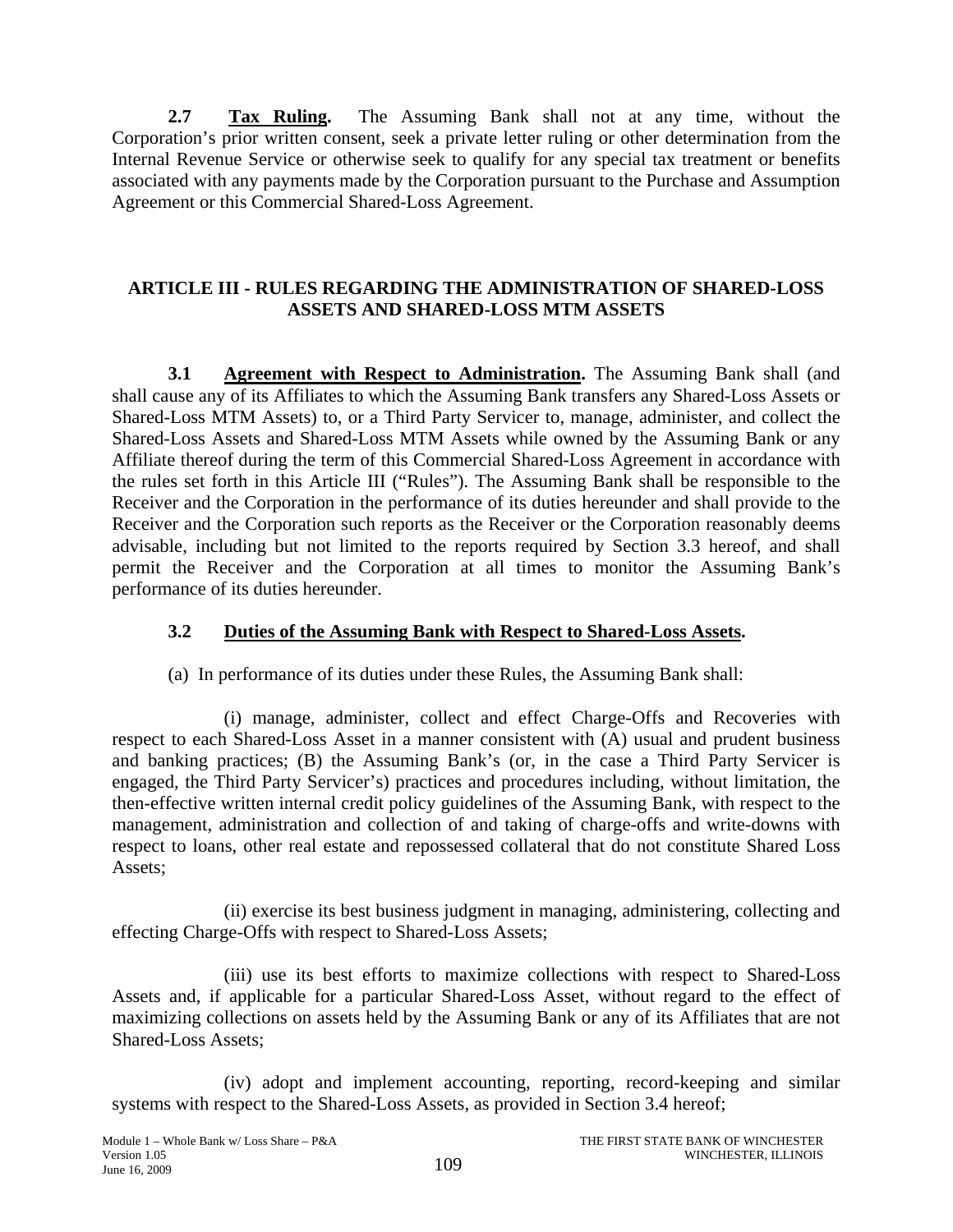**2.7 Tax Ruling.** The Assuming Bank shall not at any time, without the Corporation's prior written consent, seek a private letter ruling or other determination from the Internal Revenue Service or otherwise seek to qualify for any special tax treatment or benefits associated with any payments made by the Corporation pursuant to the Purchase and Assumption Agreement or this Commercial Shared-Loss Agreement.

## ARTICLE III - RULES REGARDING THE ADMINISTRATION OF SHARED-LOSS ASSETS AND SHARED-LOSS MTM ASSETS

**3.1 Agreement with Respect to Administration.** The Assuming Bank shall (and shall cause any of its Affiliates to which the Assuming Bank transfers any Shared-Loss Assets or Shared-Loss MTM Assets) to, or a Third Party Servicer to, manage, administer, and collect the Shared-Loss Assets and Shared-Loss MTM Assets while owned by the Assuming Bank or any Affiliate thereof during the term of this Commercial Shared-Loss Agreement in accordance with the rules set forth in this Article III ("Rules"). The Assuming Bank shall be responsible to the Receiver and the Corporation in the performance of its duties hereunder and shall provide to the Receiver and the Corporation such reports as the Receiver or the Corporation reasonably deems advisable, including but not limited to the reports required by Section 3.3 hereof, and shall permit the Receiver and the Corporation at all times to monitor the Assuming Bank's performance of its duties hereunder.

**3.2 Duties of the Assuming Bank with Respect to Shared-Loss Assets.**

(a) In performance of its duties under these Rules, the Assuming Bank shall:

(i) manage, administer, collect and effect Charge-Offs and Recoveries with respect to each Shared-Loss Asset in a manner consistent with (A) usual and prudent business and banking practices; (B) the Assuming Bank's (or, in the case a Third Party Servicer is engaged, the Third Party Servicer's) practices and procedures including, without limitation, the then-effective written internal credit policy guidelines of the Assuming Bank, with respect to the management, administration and collection of and taking of charge-offs and write-downs with respect to loans, other real estate and repossessed collateral that do not constitute Shared Loss Assets;

(ii) exercise its best business judgment in managing, administering, collecting and effecting Charge-Offs with respect to Shared-Loss Assets;

(iii) use its best efforts to maximize collections with respect to Shared-Loss Assets and, if applicable for a particular Shared-Loss Asset, without regard to the effect of maximizing collections on assets held by the Assuming Bank or any of its Affiliates that are not Shared-Loss Assets;

(iv) adopt and implement accounting, reporting, record-keeping and similar systems with respect to the Shared-Loss Assets, as provided in Section 3.4 hereof;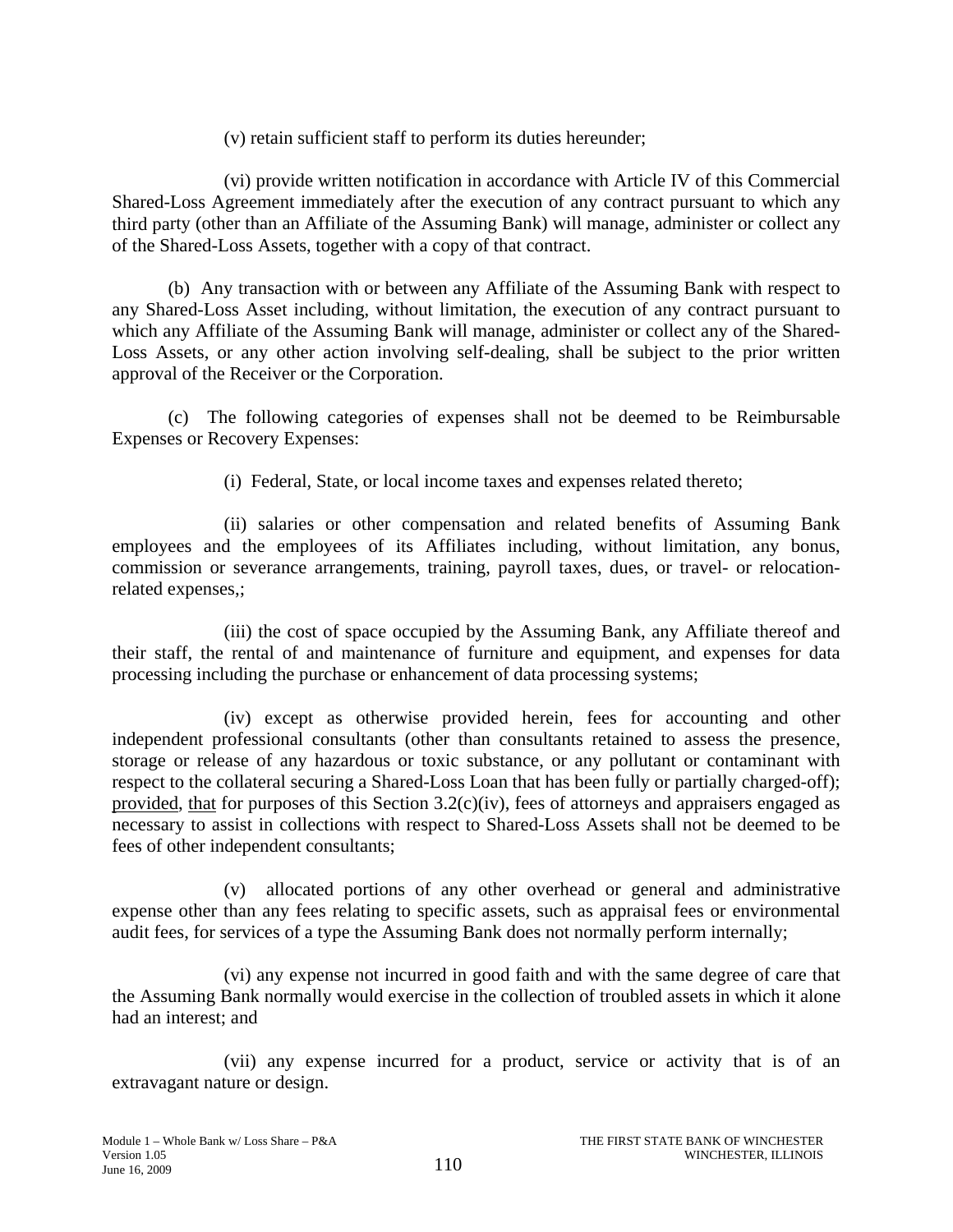(v) retain sufficient staff to perform its duties hereunder;

(vi) provide written notification in accordance with Article IV of this Commercial Shared-Loss Agreement immediately after the execution of any contract pursuant to which any third party (other than an Affiliate of the Assuming Bank) will manage, administer or collect any of the Shared-Loss Assets, together with a copy of that contract.

(b) Any transaction with or between any Affiliate of the Assuming Bank with respect to any Shared-Loss Asset including, without limitation, the execution of any contract pursuant to which any Affiliate of the Assuming Bank will manage, administer or collect any of the Shared-Loss Assets, or any other action involving self-dealing, shall be subject to the prior written approval of the Receiver or the Corporation.

(c) The following categories of expenses shall not be deemed to be Reimbursable Expenses or Recovery Expenses:

(i) Federal, State, or local income taxes and expenses related thereto;

(ii) salaries or other compensation and related benefits of Assuming Bank employees and the employees of its Affiliates including, without limitation, any bonus, commission or severance arrangements, training, payroll taxes, dues, or travel- or relocation-related expenses,;

(iii) the cost of space occupied by the Assuming Bank, any Affiliate thereof and their staff, the rental of and maintenance of furniture and equipment, and expenses for data processing including the purchase or enhancement of data processing systems;

(iv) except as otherwise provided herein, fees for accounting and other independent professional consultants (other than consultants retained to assess the presence, storage or release of any hazardous or toxic substance, or any pollutant or contaminant with respect to the collateral securing a Shared-Loss Loan that has been fully or partially charged-off); provided, that for purposes of this Section 3.2(c)(iv), fees of attorneys and appraisers engaged as necessary to assist in collections with respect to Shared-Loss Assets shall not be deemed to be fees of other independent consultants;

(v) allocated portions of any other overhead or general and administrative expense other than any fees relating to specific assets, such as appraisal fees or environmental audit fees, for services of a type the Assuming Bank does not normally perform internally;

(vi) any expense not incurred in good faith and with the same degree of care that the Assuming Bank normally would exercise in the collection of troubled assets in which it alone had an interest; and

(vii) any expense incurred for a product, service or activity that is of an extravagant nature or design.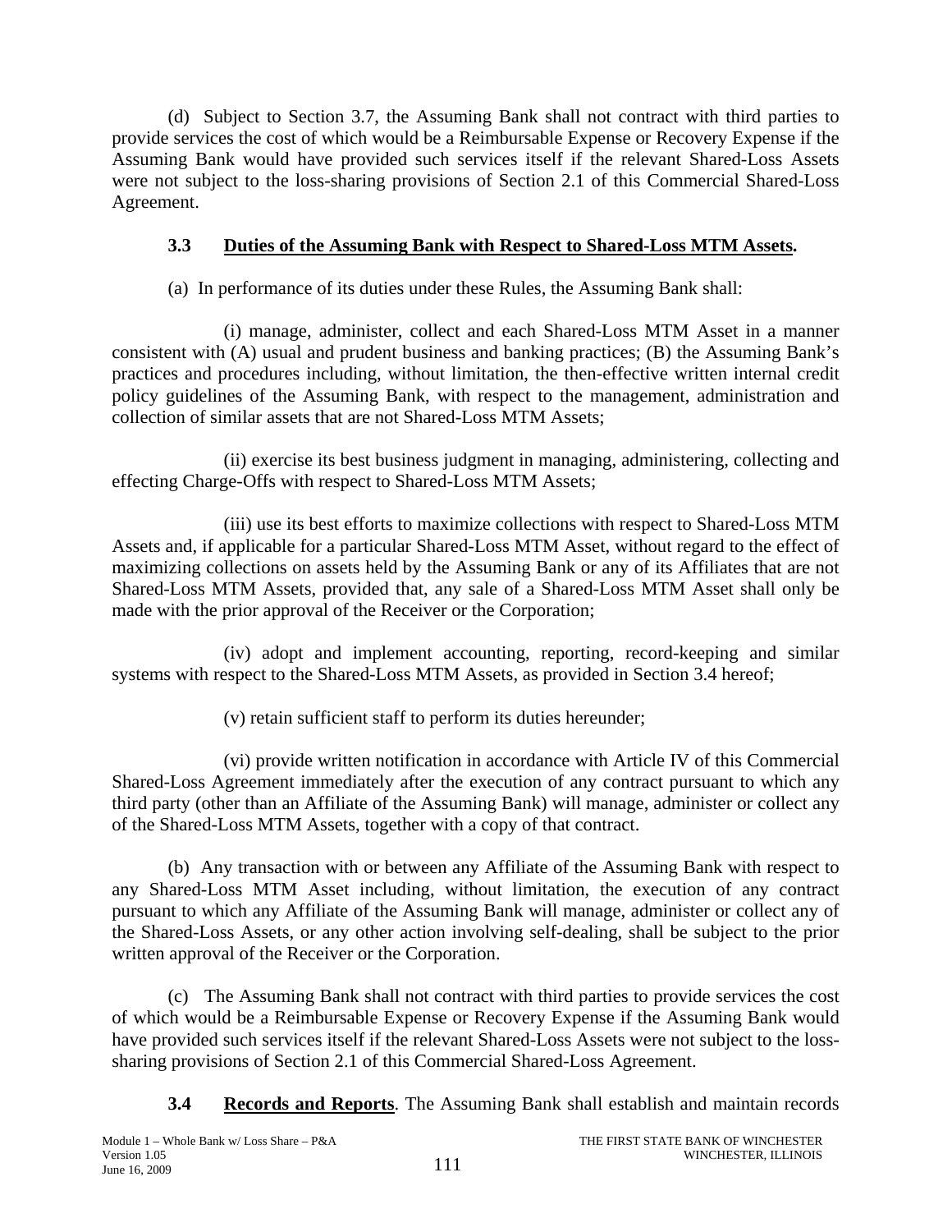(d) Subject to Section 3.7, the Assuming Bank shall not contract with third parties to provide services the cost of which would be a Reimbursable Expense or Recovery Expense if the Assuming Bank would have provided such services itself if the relevant Shared-Loss Assets were not subject to the loss-sharing provisions of Section 2.1 of this Commercial Shared-Loss Agreement.

### 3.3 Duties of the Assuming Bank with Respect to Shared-Loss MTM Assets.

(a) In performance of its duties under these Rules, the Assuming Bank shall:

(i) manage, administer, collect and each Shared-Loss MTM Asset in a manner consistent with (A) usual and prudent business and banking practices; (B) the Assuming Bank's practices and procedures including, without limitation, the then-effective written internal credit policy guidelines of the Assuming Bank, with respect to the management, administration and collection of similar assets that are not Shared-Loss MTM Assets;

(ii) exercise its best business judgment in managing, administering, collecting and effecting Charge-Offs with respect to Shared-Loss MTM Assets;

(iii) use its best efforts to maximize collections with respect to Shared-Loss MTM Assets and, if applicable for a particular Shared-Loss MTM Asset, without regard to the effect of maximizing collections on assets held by the Assuming Bank or any of its Affiliates that are not Shared-Loss MTM Assets, provided that, any sale of a Shared-Loss MTM Asset shall only be made with the prior approval of the Receiver or the Corporation;

(iv) adopt and implement accounting, reporting, record-keeping and similar systems with respect to the Shared-Loss MTM Assets, as provided in Section 3.4 hereof;

(v) retain sufficient staff to perform its duties hereunder;

(vi) provide written notification in accordance with Article IV of this Commercial Shared-Loss Agreement immediately after the execution of any contract pursuant to which any third party (other than an Affiliate of the Assuming Bank) will manage, administer or collect any of the Shared-Loss MTM Assets, together with a copy of that contract.

(b) Any transaction with or between any Affiliate of the Assuming Bank with respect to any Shared-Loss MTM Asset including, without limitation, the execution of any contract pursuant to which any Affiliate of the Assuming Bank will manage, administer or collect any of the Shared-Loss Assets, or any other action involving self-dealing, shall be subject to the prior written approval of the Receiver or the Corporation.

(c) The Assuming Bank shall not contract with third parties to provide services the cost of which would be a Reimbursable Expense or Recovery Expense if the Assuming Bank would have provided such services itself if the relevant Shared-Loss Assets were not subject to the loss-sharing provisions of Section 2.1 of this Commercial Shared-Loss Agreement.

**3.4 Records and Reports**. The Assuming Bank shall establish and maintain records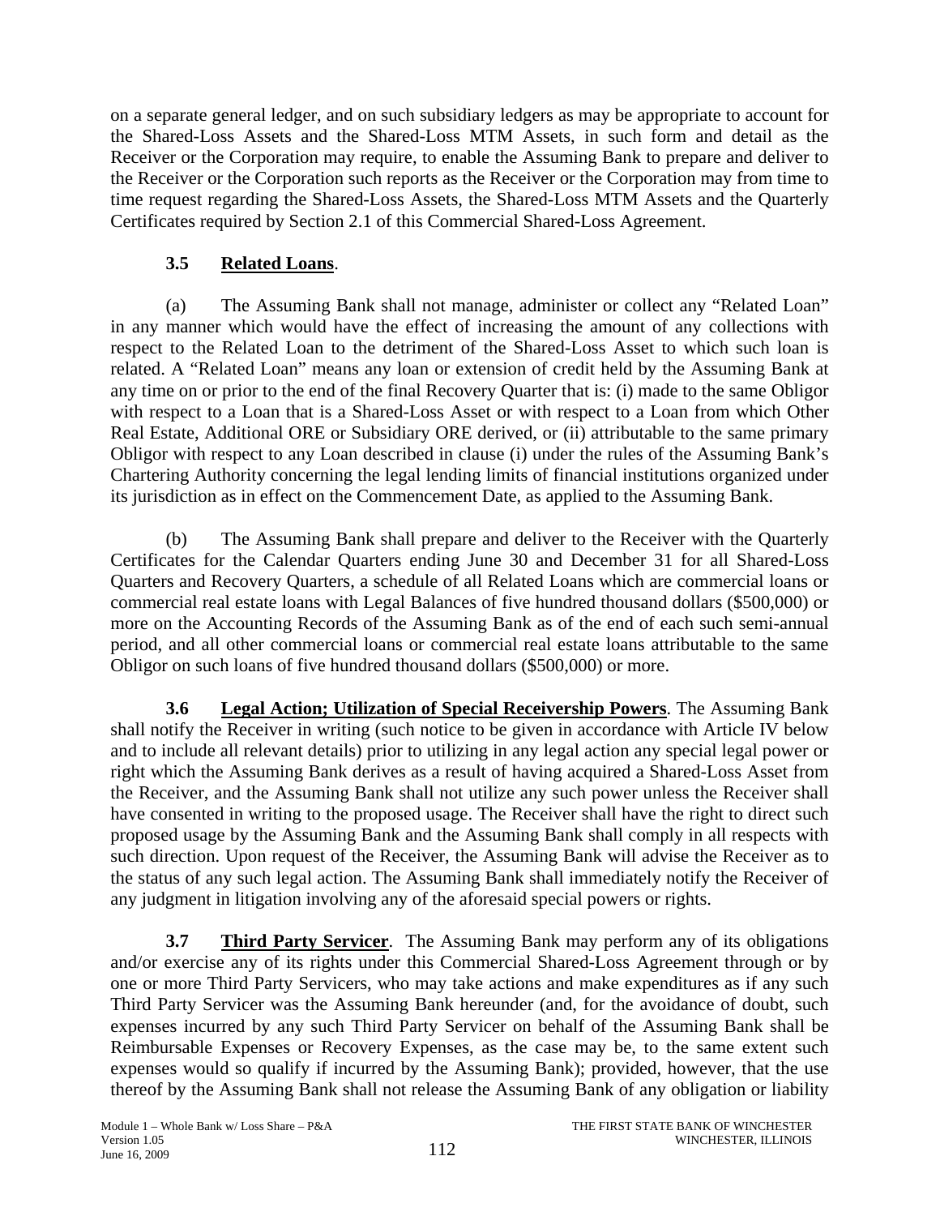on a separate general ledger, and on such subsidiary ledgers as may be appropriate to account for the Shared-Loss Assets and the Shared-Loss MTM Assets, in such form and detail as the Receiver or the Corporation may require, to enable the Assuming Bank to prepare and deliver to the Receiver or the Corporation such reports as the Receiver or the Corporation may from time to time request regarding the Shared-Loss Assets, the Shared-Loss MTM Assets and the Quarterly Certificates required by Section 2.1 of this Commercial Shared-Loss Agreement.

### 3.5 Related Loans.

(a) The Assuming Bank shall not manage, administer or collect any "Related Loan" in any manner which would have the effect of increasing the amount of any collections with respect to the Related Loan to the detriment of the Shared-Loss Asset to which such loan is related. A "Related Loan" means any loan or extension of credit held by the Assuming Bank at any time on or prior to the end of the final Recovery Quarter that is: (i) made to the same Obligor with respect to a Loan that is a Shared-Loss Asset or with respect to a Loan from which Other Real Estate, Additional ORE or Subsidiary ORE derived, or (ii) attributable to the same primary Obligor with respect to any Loan described in clause (i) under the rules of the Assuming Bank's Chartering Authority concerning the legal lending limits of financial institutions organized under its jurisdiction as in effect on the Commencement Date, as applied to the Assuming Bank.

(b) The Assuming Bank shall prepare and deliver to the Receiver with the Quarterly Certificates for the Calendar Quarters ending June 30 and December 31 for all Shared-Loss Quarters and Recovery Quarters, a schedule of all Related Loans which are commercial loans or commercial real estate loans with Legal Balances of five hundred thousand dollars ($500,000) or more on the Accounting Records of the Assuming Bank as of the end of each such semi-annual period, and all other commercial loans or commercial real estate loans attributable to the same Obligor on such loans of five hundred thousand dollars ($500,000) or more.

**3.6 Legal Action; Utilization of Special Receivership Powers**. The Assuming Bank shall notify the Receiver in writing (such notice to be given in accordance with Article IV below and to include all relevant details) prior to utilizing in any legal action any special legal power or right which the Assuming Bank derives as a result of having acquired a Shared-Loss Asset from the Receiver, and the Assuming Bank shall not utilize any such power unless the Receiver shall have consented in writing to the proposed usage. The Receiver shall have the right to direct such proposed usage by the Assuming Bank and the Assuming Bank shall comply in all respects with such direction. Upon request of the Receiver, the Assuming Bank will advise the Receiver as to the status of any such legal action. The Assuming Bank shall immediately notify the Receiver of any judgment in litigation involving any of the aforesaid special powers or rights.

**3.7 Third Party Servicer**. The Assuming Bank may perform any of its obligations and/or exercise any of its rights under this Commercial Shared-Loss Agreement through or by one or more Third Party Servicers, who may take actions and make expenditures as if any such Third Party Servicer was the Assuming Bank hereunder (and, for the avoidance of doubt, such expenses incurred by any such Third Party Servicer on behalf of the Assuming Bank shall be Reimbursable Expenses or Recovery Expenses, as the case may be, to the same extent such expenses would so qualify if incurred by the Assuming Bank); provided, however, that the use thereof by the Assuming Bank shall not release the Assuming Bank of any obligation or liability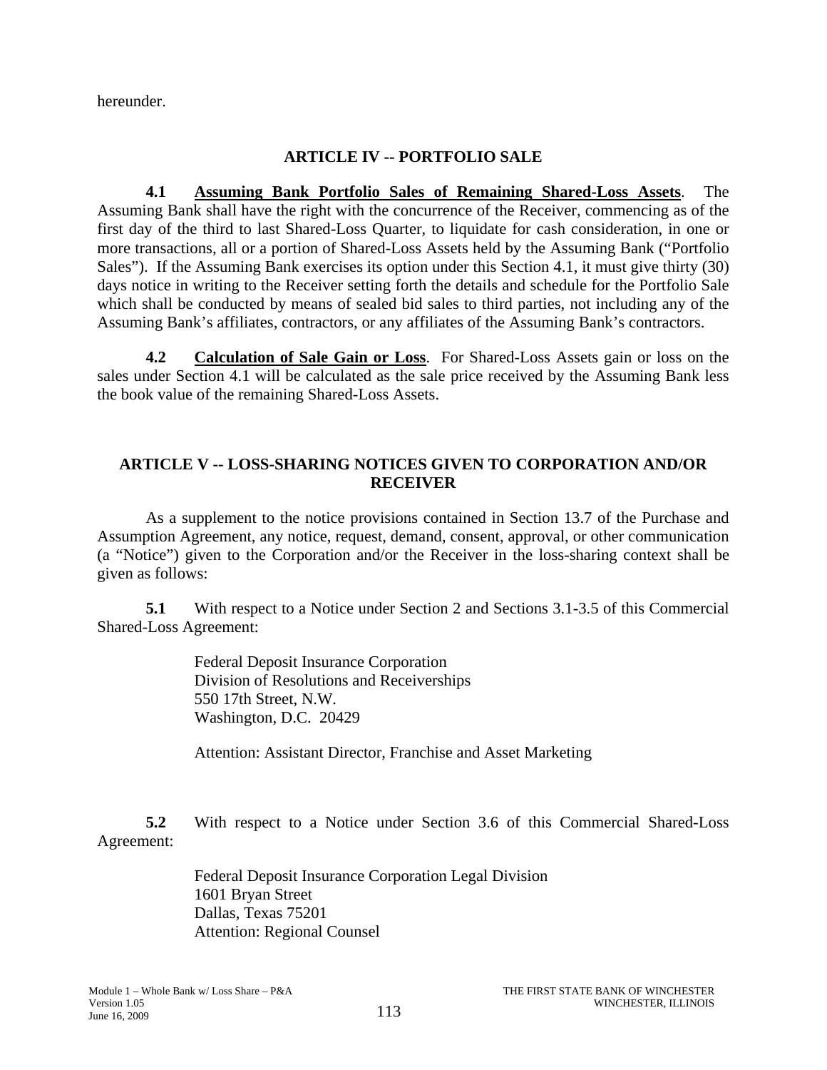hereunder.

## ARTICLE IV -- PORTFOLIO SALE

**4.1 Assuming Bank Portfolio Sales of Remaining Shared-Loss Assets**. The Assuming Bank shall have the right with the concurrence of the Receiver, commencing as of the first day of the third to last Shared-Loss Quarter, to liquidate for cash consideration, in one or more transactions, all or a portion of Shared-Loss Assets held by the Assuming Bank ("Portfolio Sales"). If the Assuming Bank exercises its option under this Section 4.1, it must give thirty (30) days notice in writing to the Receiver setting forth the details and schedule for the Portfolio Sale which shall be conducted by means of sealed bid sales to third parties, not including any of the Assuming Bank's affiliates, contractors, or any affiliates of the Assuming Bank's contractors.

**4.2 Calculation of Sale Gain or Loss**. For Shared-Loss Assets gain or loss on the sales under Section 4.1 will be calculated as the sale price received by the Assuming Bank less the book value of the remaining Shared-Loss Assets.

## ARTICLE V -- LOSS-SHARING NOTICES GIVEN TO CORPORATION AND/OR RECEIVER

As a supplement to the notice provisions contained in Section 13.7 of the Purchase and Assumption Agreement, any notice, request, demand, consent, approval, or other communication (a "Notice") given to the Corporation and/or the Receiver in the loss-sharing context shall be given as follows:

**5.1** With respect to a Notice under Section 2 and Sections 3.1-3.5 of this Commercial Shared-Loss Agreement:

Federal Deposit Insurance Corporation
Division of Resolutions and Receiverships
550 17th Street, N.W.
Washington, D.C. 20429

Attention: Assistant Director, Franchise and Asset Marketing

**5.2** With respect to a Notice under Section 3.6 of this Commercial Shared-Loss Agreement:

Federal Deposit Insurance Corporation Legal Division
1601 Bryan Street
Dallas, Texas 75201
Attention: Regional Counsel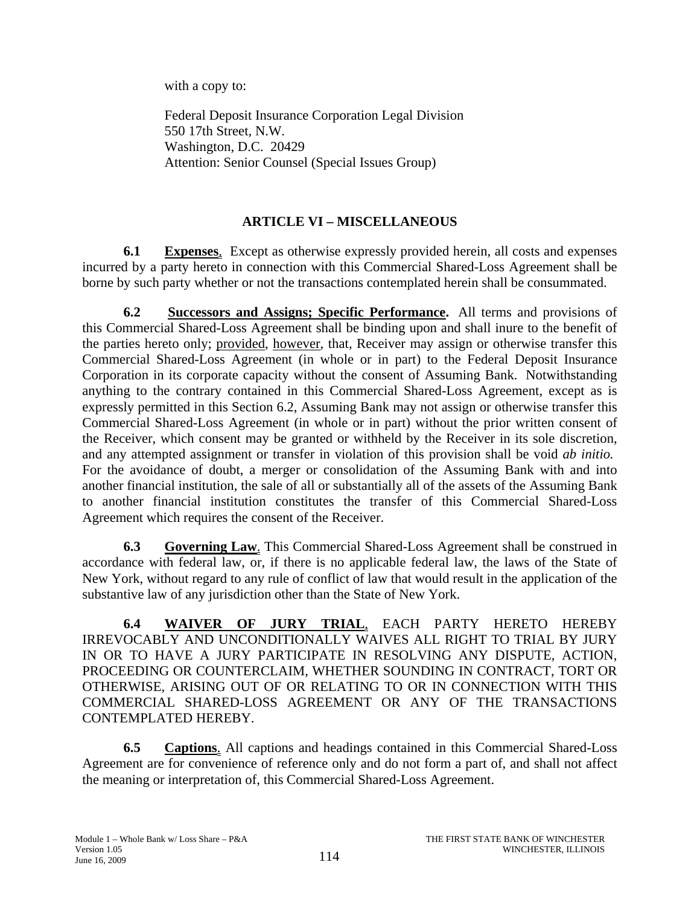with a copy to:

Federal Deposit Insurance Corporation Legal Division
550 17th Street, N.W.
Washington, D.C. 20429
Attention: Senior Counsel (Special Issues Group)

## ARTICLE VI – MISCELLANEOUS

**6.1 Expenses**. Except as otherwise expressly provided herein, all costs and expenses incurred by a party hereto in connection with this Commercial Shared-Loss Agreement shall be borne by such party whether or not the transactions contemplated herein shall be consummated.

**6.2 Successors and Assigns; Specific Performance.** All terms and provisions of this Commercial Shared-Loss Agreement shall be binding upon and shall inure to the benefit of the parties hereto only; provided, however, that, Receiver may assign or otherwise transfer this Commercial Shared-Loss Agreement (in whole or in part) to the Federal Deposit Insurance Corporation in its corporate capacity without the consent of Assuming Bank. Notwithstanding anything to the contrary contained in this Commercial Shared-Loss Agreement, except as is expressly permitted in this Section 6.2, Assuming Bank may not assign or otherwise transfer this Commercial Shared-Loss Agreement (in whole or in part) without the prior written consent of the Receiver, which consent may be granted or withheld by the Receiver in its sole discretion, and any attempted assignment or transfer in violation of this provision shall be void *ab initio.* For the avoidance of doubt, a merger or consolidation of the Assuming Bank with and into another financial institution, the sale of all or substantially all of the assets of the Assuming Bank to another financial institution constitutes the transfer of this Commercial Shared-Loss Agreement which requires the consent of the Receiver.

**6.3 Governing Law**. This Commercial Shared-Loss Agreement shall be construed in accordance with federal law, or, if there is no applicable federal law, the laws of the State of New York, without regard to any rule of conflict of law that would result in the application of the substantive law of any jurisdiction other than the State of New York.

**6.4 WAIVER OF JURY TRIAL**. EACH PARTY HERETO HEREBY IRREVOCABLY AND UNCONDITIONALLY WAIVES ALL RIGHT TO TRIAL BY JURY IN OR TO HAVE A JURY PARTICIPATE IN RESOLVING ANY DISPUTE, ACTION, PROCEEDING OR COUNTERCLAIM, WHETHER SOUNDING IN CONTRACT, TORT OR OTHERWISE, ARISING OUT OF OR RELATING TO OR IN CONNECTION WITH THIS COMMERCIAL SHARED-LOSS AGREEMENT OR ANY OF THE TRANSACTIONS CONTEMPLATED HEREBY.

**6.5 Captions**. All captions and headings contained in this Commercial Shared-Loss Agreement are for convenience of reference only and do not form a part of, and shall not affect the meaning or interpretation of, this Commercial Shared-Loss Agreement.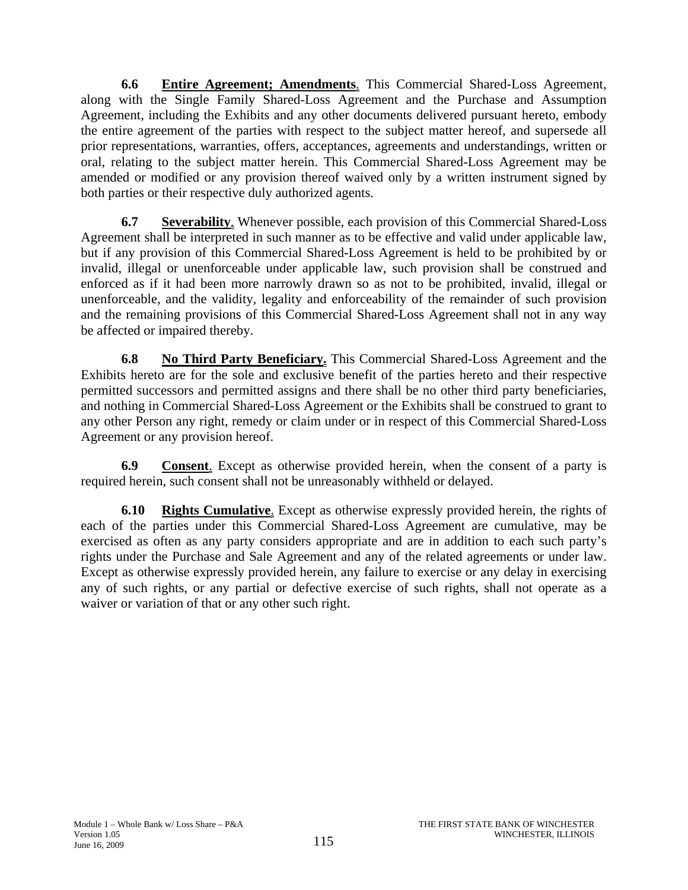**6.6 Entire Agreement; Amendments**. This Commercial Shared-Loss Agreement, along with the Single Family Shared-Loss Agreement and the Purchase and Assumption Agreement, including the Exhibits and any other documents delivered pursuant hereto, embody the entire agreement of the parties with respect to the subject matter hereof, and supersede all prior representations, warranties, offers, acceptances, agreements and understandings, written or oral, relating to the subject matter herein. This Commercial Shared-Loss Agreement may be amended or modified or any provision thereof waived only by a written instrument signed by both parties or their respective duly authorized agents.

**6.7 Severability**. Whenever possible, each provision of this Commercial Shared-Loss Agreement shall be interpreted in such manner as to be effective and valid under applicable law, but if any provision of this Commercial Shared-Loss Agreement is held to be prohibited by or invalid, illegal or unenforceable under applicable law, such provision shall be construed and enforced as if it had been more narrowly drawn so as not to be prohibited, invalid, illegal or unenforceable, and the validity, legality and enforceability of the remainder of such provision and the remaining provisions of this Commercial Shared-Loss Agreement shall not in any way be affected or impaired thereby.

**6.8 No Third Party Beneficiary.** This Commercial Shared-Loss Agreement and the Exhibits hereto are for the sole and exclusive benefit of the parties hereto and their respective permitted successors and permitted assigns and there shall be no other third party beneficiaries, and nothing in Commercial Shared-Loss Agreement or the Exhibits shall be construed to grant to any other Person any right, remedy or claim under or in respect of this Commercial Shared-Loss Agreement or any provision hereof.

**6.9 Consent**. Except as otherwise provided herein, when the consent of a party is required herein, such consent shall not be unreasonably withheld or delayed.

**6.10 Rights Cumulative**. Except as otherwise expressly provided herein, the rights of each of the parties under this Commercial Shared-Loss Agreement are cumulative, may be exercised as often as any party considers appropriate and are in addition to each such party's rights under the Purchase and Sale Agreement and any of the related agreements or under law. Except as otherwise expressly provided herein, any failure to exercise or any delay in exercising any of such rights, or any partial or defective exercise of such rights, shall not operate as a waiver or variation of that or any other such right.